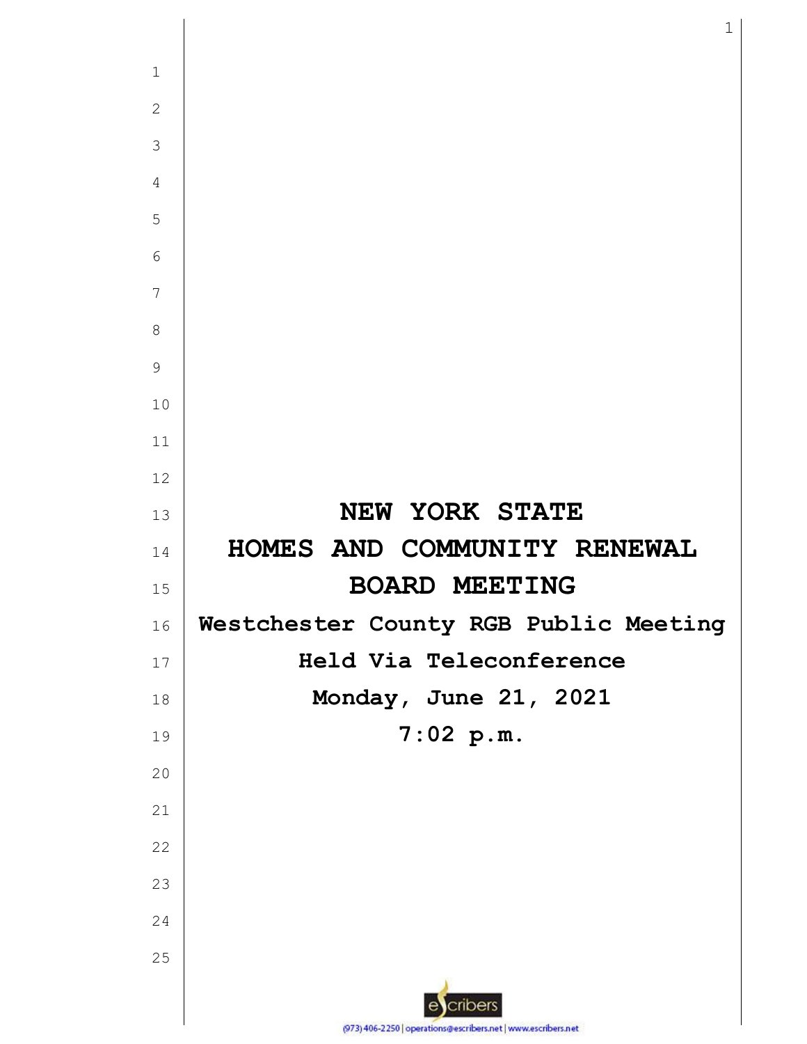# NEW YORK STATE
# HOMES AND COMMUNITY RENEWAL
# BOARD MEETING

**Westchester County RGB Public Meeting**

**Held Via Teleconference**

**Monday, June 21, 2021**

**7:02 p.m.**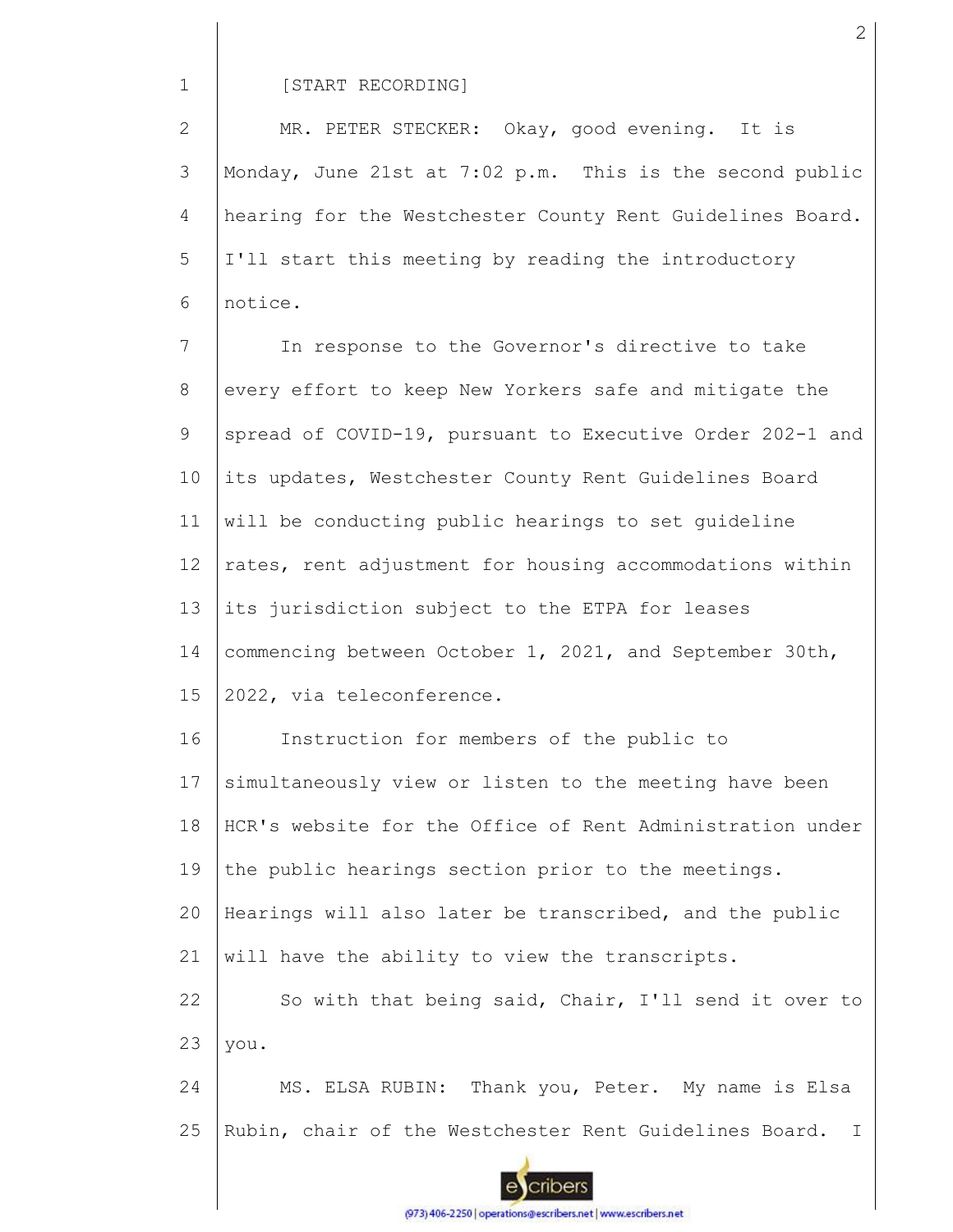[START RECORDING]

MR. PETER STECKER: Okay, good evening. It is Monday, June 21st at 7:02 p.m. This is the second public hearing for the Westchester County Rent Guidelines Board. I'll start this meeting by reading the introductory notice.

In response to the Governor's directive to take every effort to keep New Yorkers safe and mitigate the spread of COVID-19, pursuant to Executive Order 202-1 and its updates, Westchester County Rent Guidelines Board will be conducting public hearings to set guideline rates, rent adjustment for housing accommodations within its jurisdiction subject to the ETPA for leases commencing between October 1, 2021, and September 30th, 2022, via teleconference.

Instruction for members of the public to simultaneously view or listen to the meeting have been HCR's website for the Office of Rent Administration under the public hearings section prior to the meetings. Hearings will also later be transcribed, and the public will have the ability to view the transcripts.

So with that being said, Chair, I'll send it over to you.

MS. ELSA RUBIN: Thank you, Peter. My name is Elsa Rubin, chair of the Westchester Rent Guidelines Board. I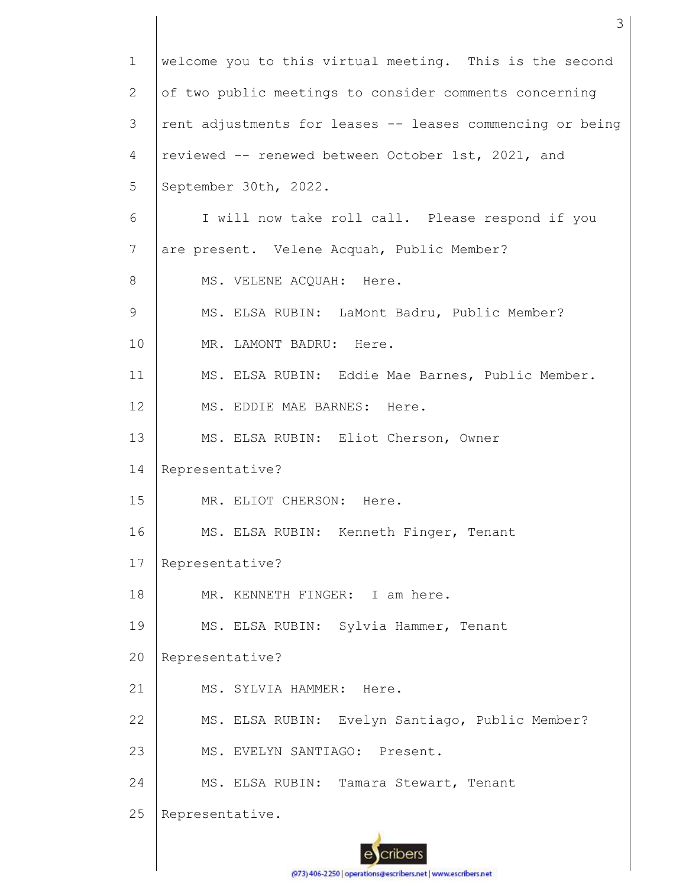welcome you to this virtual meeting. This is the second of two public meetings to consider comments concerning rent adjustments for leases -- leases commencing or being reviewed -- renewed between October 1st, 2021, and September 30th, 2022.

I will now take roll call. Please respond if you are present. Velene Acquah, Public Member?

MS. VELENE ACQUAH: Here.

MS. ELSA RUBIN: LaMont Badru, Public Member?

MR. LAMONT BADRU: Here.

MS. ELSA RUBIN: Eddie Mae Barnes, Public Member.

MS. EDDIE MAE BARNES: Here.

MS. ELSA RUBIN: Eliot Cherson, Owner Representative?

MR. ELIOT CHERSON: Here.

MS. ELSA RUBIN: Kenneth Finger, Tenant Representative?

MR. KENNETH FINGER: I am here.

MS. ELSA RUBIN: Sylvia Hammer, Tenant Representative?

MS. SYLVIA HAMMER: Here.

MS. ELSA RUBIN: Evelyn Santiago, Public Member?

MS. EVELYN SANTIAGO: Present.

MS. ELSA RUBIN: Tamara Stewart, Tenant Representative.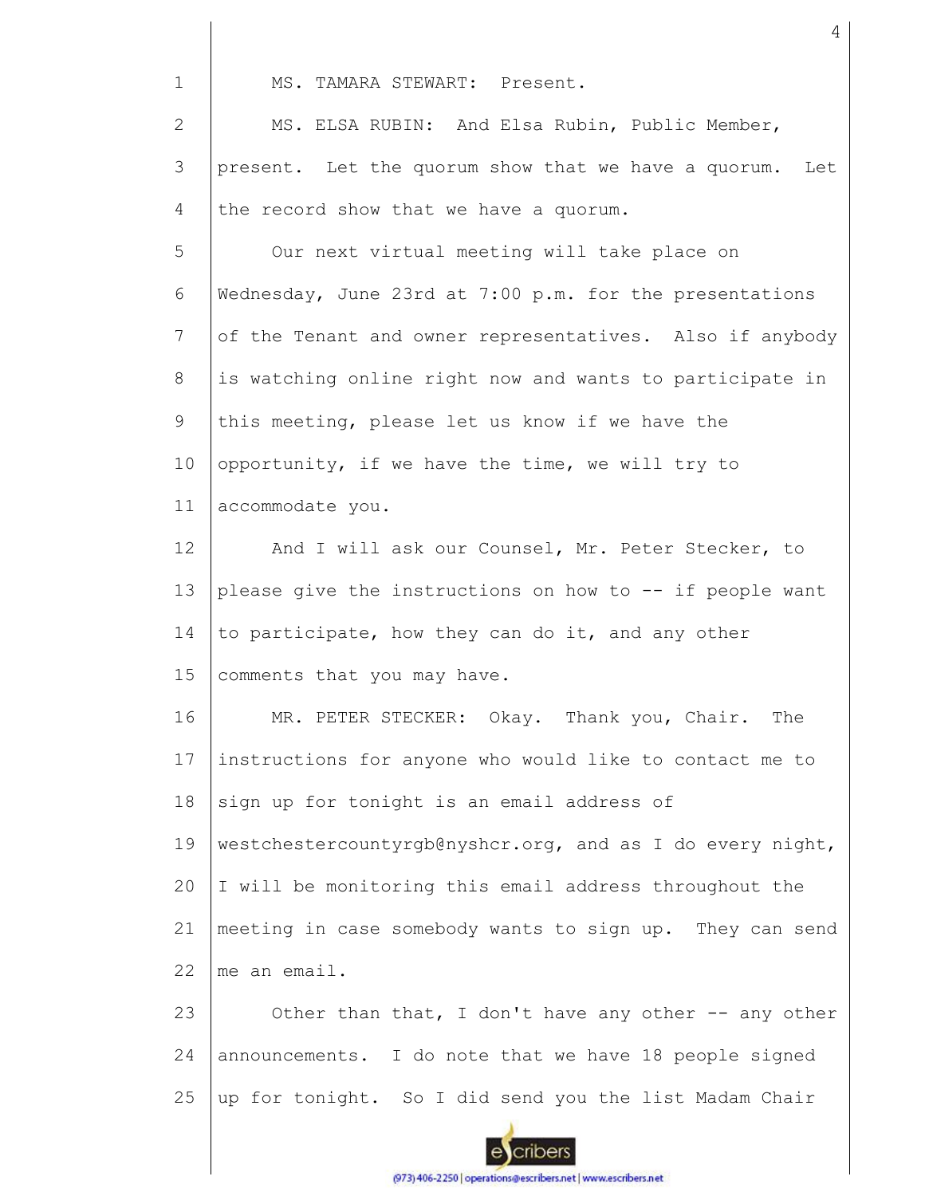MS. TAMARA STEWART: Present.

MS. ELSA RUBIN: And Elsa Rubin, Public Member, present. Let the quorum show that we have a quorum. Let the record show that we have a quorum.

Our next virtual meeting will take place on Wednesday, June 23rd at 7:00 p.m. for the presentations of the Tenant and owner representatives. Also if anybody is watching online right now and wants to participate in this meeting, please let us know if we have the opportunity, if we have the time, we will try to accommodate you.

And I will ask our Counsel, Mr. Peter Stecker, to please give the instructions on how to -- if people want to participate, how they can do it, and any other comments that you may have.

MR. PETER STECKER: Okay. Thank you, Chair. The instructions for anyone who would like to contact me to sign up for tonight is an email address of westchestercountyrgb@nyshcr.org, and as I do every night, I will be monitoring this email address throughout the meeting in case somebody wants to sign up. They can send me an email.

Other than that, I don't have any other -- any other announcements. I do note that we have 18 people signed up for tonight. So I did send you the list Madam Chair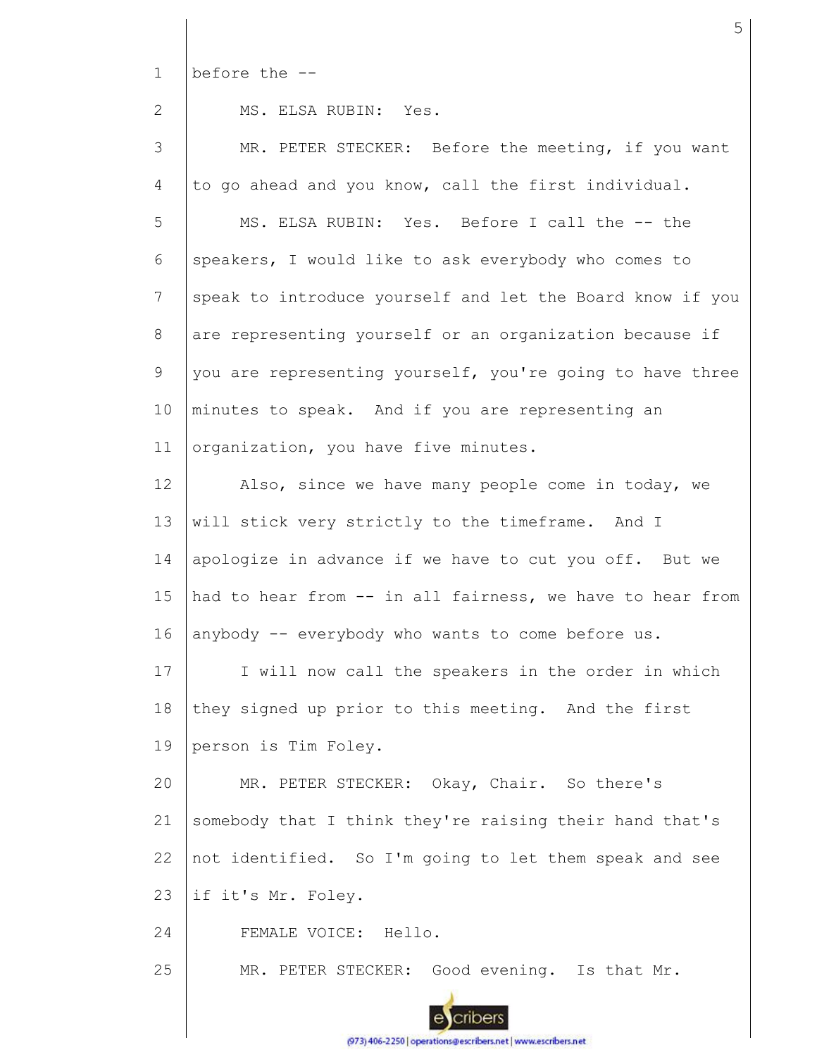before the --

MS. ELSA RUBIN: Yes.

MR. PETER STECKER: Before the meeting, if you want to go ahead and you know, call the first individual.

MS. ELSA RUBIN: Yes. Before I call the -- the speakers, I would like to ask everybody who comes to speak to introduce yourself and let the Board know if you are representing yourself or an organization because if you are representing yourself, you're going to have three minutes to speak. And if you are representing an organization, you have five minutes.

Also, since we have many people come in today, we will stick very strictly to the timeframe. And I apologize in advance if we have to cut you off. But we had to hear from -- in all fairness, we have to hear from anybody -- everybody who wants to come before us.

I will now call the speakers in the order in which they signed up prior to this meeting. And the first person is Tim Foley.

MR. PETER STECKER: Okay, Chair. So there's somebody that I think they're raising their hand that's not identified. So I'm going to let them speak and see if it's Mr. Foley.

FEMALE VOICE: Hello.

MR. PETER STECKER: Good evening. Is that Mr.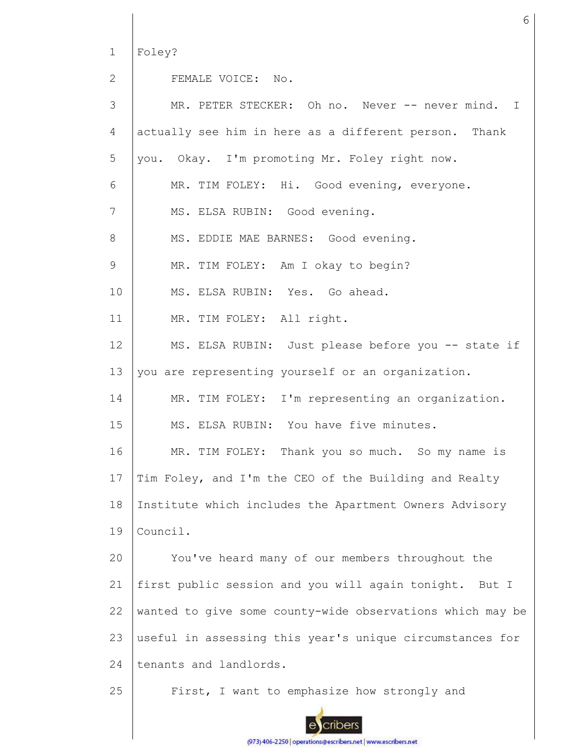Foley?

FEMALE VOICE: No.

MR. PETER STECKER: Oh no. Never -- never mind. I actually see him in here as a different person. Thank you. Okay. I'm promoting Mr. Foley right now.

MR. TIM FOLEY: Hi. Good evening, everyone.

MS. ELSA RUBIN: Good evening.

MS. EDDIE MAE BARNES: Good evening.

MR. TIM FOLEY: Am I okay to begin?

MS. ELSA RUBIN: Yes. Go ahead.

MR. TIM FOLEY: All right.

MS. ELSA RUBIN: Just please before you -- state if you are representing yourself or an organization.

MR. TIM FOLEY: I'm representing an organization.

MS. ELSA RUBIN: You have five minutes.

MR. TIM FOLEY: Thank you so much. So my name is Tim Foley, and I'm the CEO of the Building and Realty Institute which includes the Apartment Owners Advisory Council.

You've heard many of our members throughout the first public session and you will again tonight. But I wanted to give some county-wide observations which may be useful in assessing this year's unique circumstances for tenants and landlords.

First, I want to emphasize how strongly and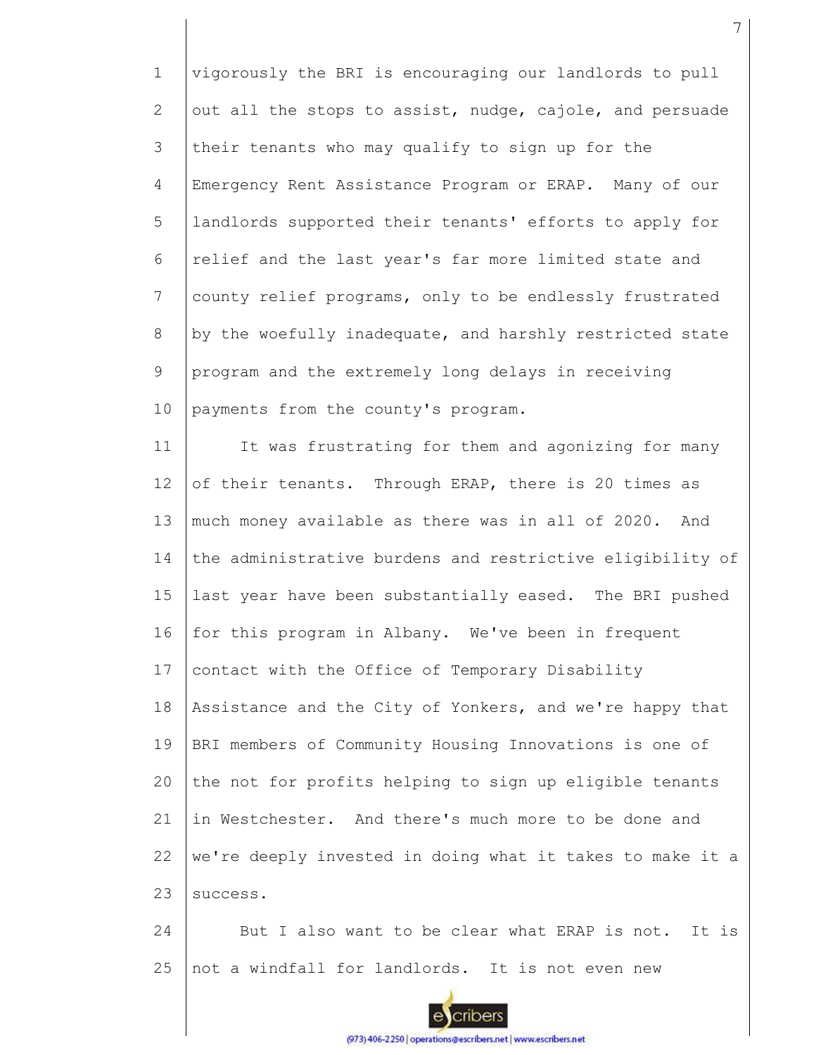vigorously the BRI is encouraging our landlords to pull out all the stops to assist, nudge, cajole, and persuade their tenants who may qualify to sign up for the Emergency Rent Assistance Program or ERAP. Many of our landlords supported their tenants' efforts to apply for relief and the last year's far more limited state and county relief programs, only to be endlessly frustrated by the woefully inadequate, and harshly restricted state program and the extremely long delays in receiving payments from the county's program.

It was frustrating for them and agonizing for many of their tenants. Through ERAP, there is 20 times as much money available as there was in all of 2020. And the administrative burdens and restrictive eligibility of last year have been substantially eased. The BRI pushed for this program in Albany. We've been in frequent contact with the Office of Temporary Disability Assistance and the City of Yonkers, and we're happy that BRI members of Community Housing Innovations is one of the not for profits helping to sign up eligible tenants in Westchester. And there's much more to be done and we're deeply invested in doing what it takes to make it a success.

But I also want to be clear what ERAP is not. It is not a windfall for landlords. It is not even new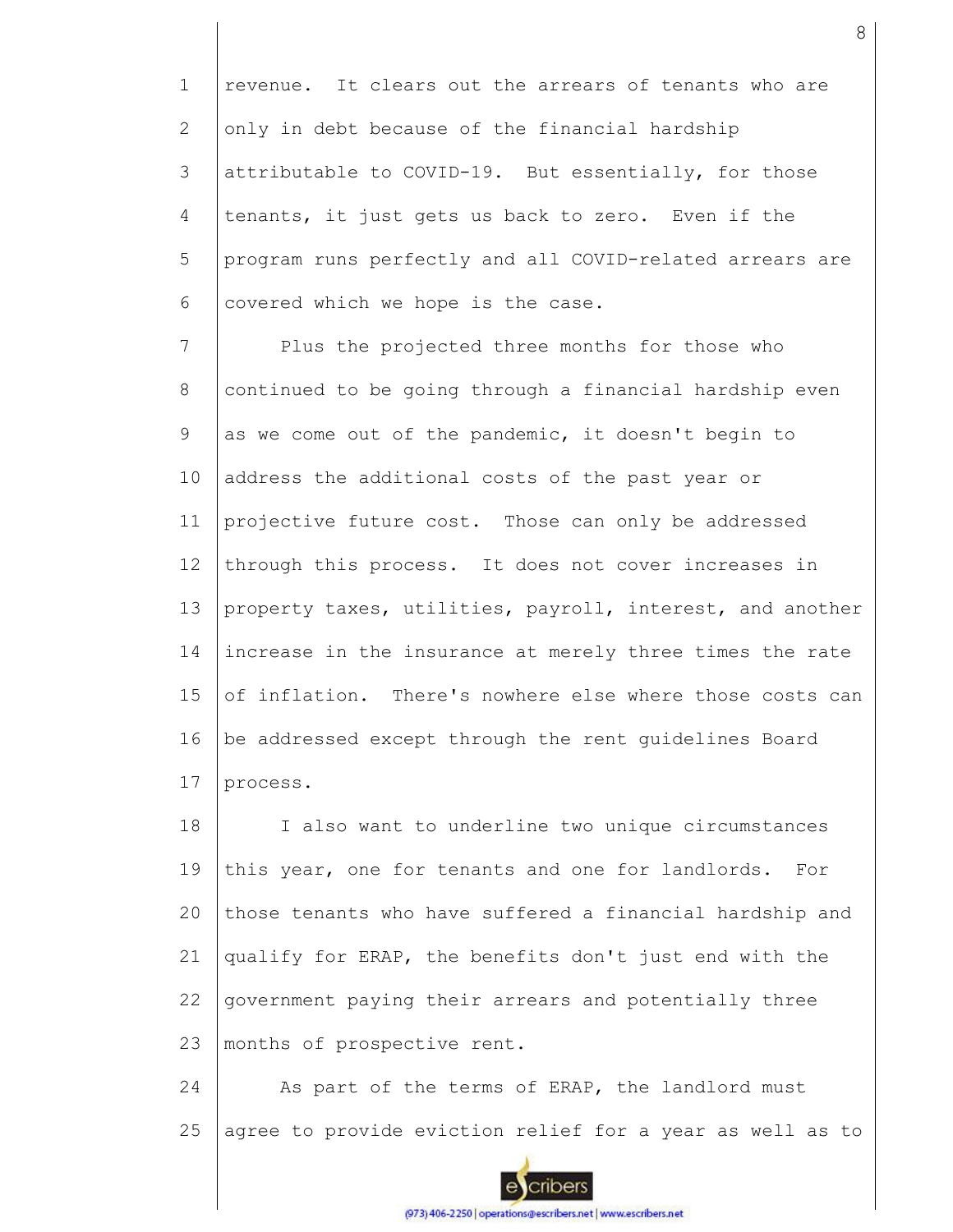revenue. It clears out the arrears of tenants who are only in debt because of the financial hardship attributable to COVID-19. But essentially, for those tenants, it just gets us back to zero. Even if the program runs perfectly and all COVID-related arrears are covered which we hope is the case.

Plus the projected three months for those who continued to be going through a financial hardship even as we come out of the pandemic, it doesn't begin to address the additional costs of the past year or projective future cost. Those can only be addressed through this process. It does not cover increases in property taxes, utilities, payroll, interest, and another increase in the insurance at merely three times the rate of inflation. There's nowhere else where those costs can be addressed except through the rent guidelines Board process.

I also want to underline two unique circumstances this year, one for tenants and one for landlords. For those tenants who have suffered a financial hardship and qualify for ERAP, the benefits don't just end with the government paying their arrears and potentially three months of prospective rent.

As part of the terms of ERAP, the landlord must agree to provide eviction relief for a year as well as to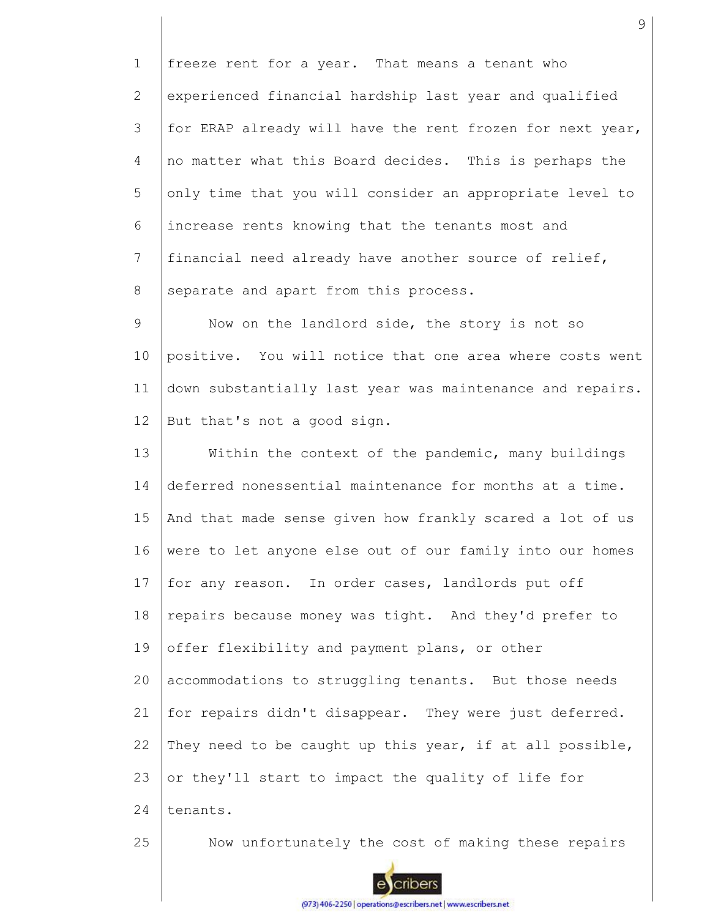freeze rent for a year. That means a tenant who experienced financial hardship last year and qualified for ERAP already will have the rent frozen for next year, no matter what this Board decides. This is perhaps the only time that you will consider an appropriate level to increase rents knowing that the tenants most and financial need already have another source of relief, separate and apart from this process.

Now on the landlord side, the story is not so positive. You will notice that one area where costs went down substantially last year was maintenance and repairs. But that's not a good sign.

Within the context of the pandemic, many buildings deferred nonessential maintenance for months at a time. And that made sense given how frankly scared a lot of us were to let anyone else out of our family into our homes for any reason. In order cases, landlords put off repairs because money was tight. And they'd prefer to offer flexibility and payment plans, or other accommodations to struggling tenants. But those needs for repairs didn't disappear. They were just deferred. They need to be caught up this year, if at all possible, or they'll start to impact the quality of life for tenants.

Now unfortunately the cost of making these repairs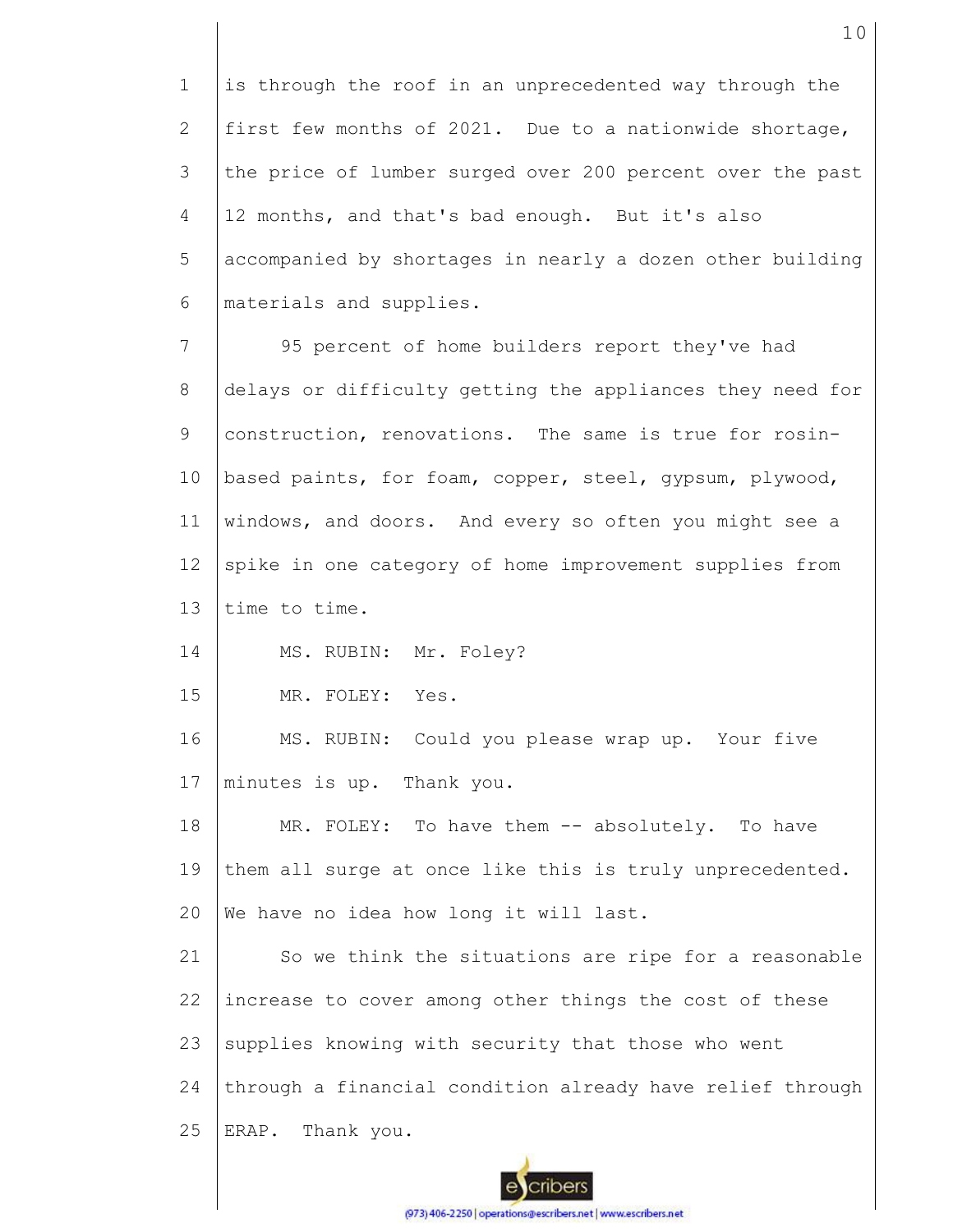is through the roof in an unprecedented way through the first few months of 2021. Due to a nationwide shortage, the price of lumber surged over 200 percent over the past 12 months, and that's bad enough. But it's also accompanied by shortages in nearly a dozen other building materials and supplies.

95 percent of home builders report they've had delays or difficulty getting the appliances they need for construction, renovations. The same is true for rosin-based paints, for foam, copper, steel, gypsum, plywood, windows, and doors. And every so often you might see a spike in one category of home improvement supplies from time to time.

MS. RUBIN: Mr. Foley?

MR. FOLEY: Yes.

MS. RUBIN: Could you please wrap up. Your five minutes is up. Thank you.

MR. FOLEY: To have them -- absolutely. To have them all surge at once like this is truly unprecedented. We have no idea how long it will last.

So we think the situations are ripe for a reasonable increase to cover among other things the cost of these supplies knowing with security that those who went through a financial condition already have relief through ERAP. Thank you.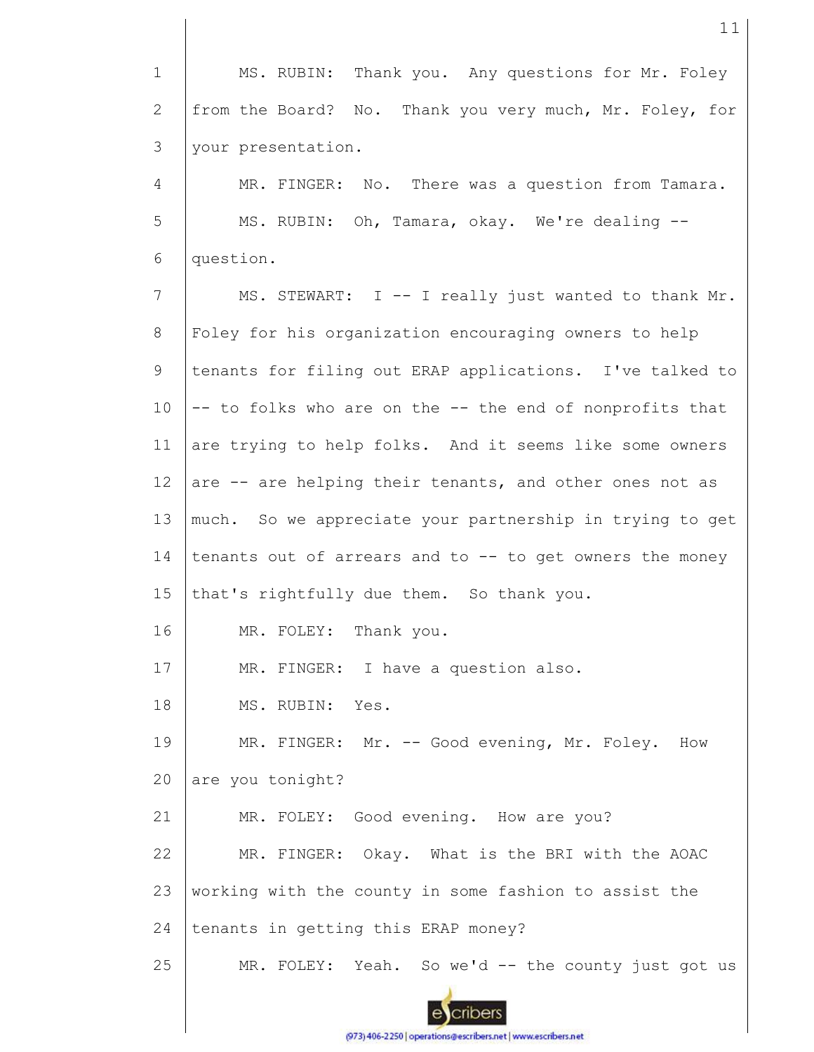MS. RUBIN: Thank you. Any questions for Mr. Foley from the Board? No. Thank you very much, Mr. Foley, for your presentation.

MR. FINGER: No. There was a question from Tamara.

MS. RUBIN: Oh, Tamara, okay. We're dealing -- question.

MS. STEWART: I -- I really just wanted to thank Mr. Foley for his organization encouraging owners to help tenants for filing out ERAP applications. I've talked to -- to folks who are on the -- the end of nonprofits that are trying to help folks. And it seems like some owners are -- are helping their tenants, and other ones not as much. So we appreciate your partnership in trying to get tenants out of arrears and to -- to get owners the money that's rightfully due them. So thank you.

MR. FOLEY: Thank you.

MR. FINGER: I have a question also.

MS. RUBIN: Yes.

MR. FINGER: Mr. -- Good evening, Mr. Foley. How are you tonight?

MR. FOLEY: Good evening. How are you?

MR. FINGER: Okay. What is the BRI with the AOAC working with the county in some fashion to assist the tenants in getting this ERAP money?

MR. FOLEY: Yeah. So we'd -- the county just got us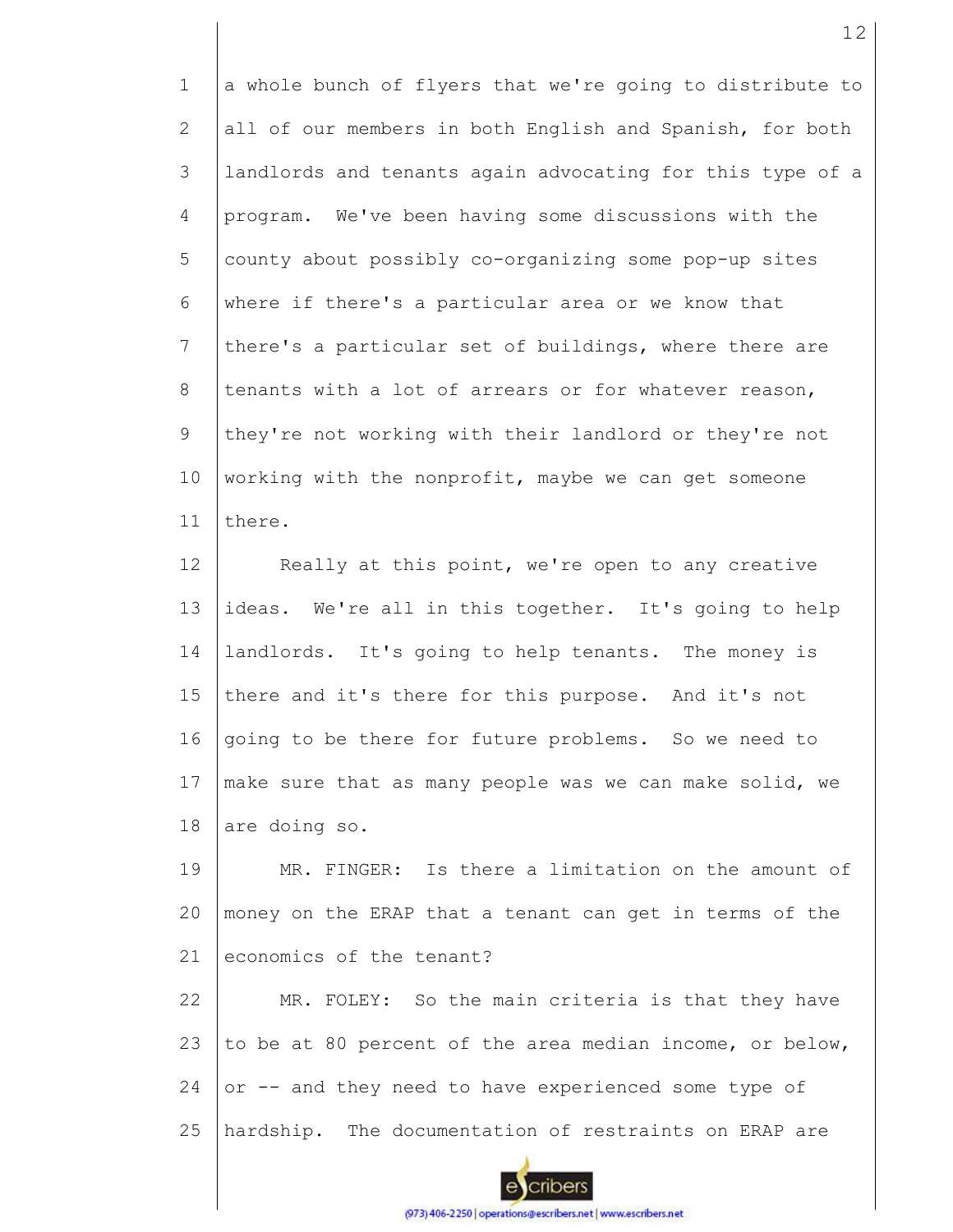a whole bunch of flyers that we're going to distribute to all of our members in both English and Spanish, for both landlords and tenants again advocating for this type of a program. We've been having some discussions with the county about possibly co-organizing some pop-up sites where if there's a particular area or we know that there's a particular set of buildings, where there are tenants with a lot of arrears or for whatever reason, they're not working with their landlord or they're not working with the nonprofit, maybe we can get someone there.

Really at this point, we're open to any creative ideas. We're all in this together. It's going to help landlords. It's going to help tenants. The money is there and it's there for this purpose. And it's not going to be there for future problems. So we need to make sure that as many people was we can make solid, we are doing so.

MR. FINGER: Is there a limitation on the amount of money on the ERAP that a tenant can get in terms of the economics of the tenant?

MR. FOLEY: So the main criteria is that they have to be at 80 percent of the area median income, or below, or -- and they need to have experienced some type of hardship. The documentation of restraints on ERAP are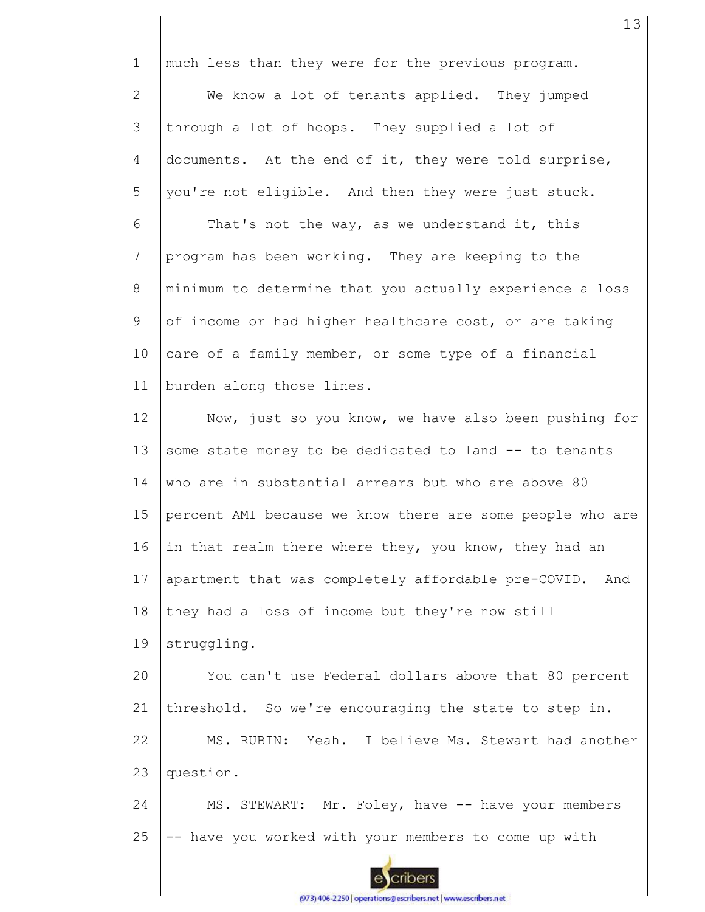much less than they were for the previous program.

We know a lot of tenants applied. They jumped through a lot of hoops. They supplied a lot of documents. At the end of it, they were told surprise, you're not eligible. And then they were just stuck.

That's not the way, as we understand it, this program has been working. They are keeping to the minimum to determine that you actually experience a loss of income or had higher healthcare cost, or are taking care of a family member, or some type of a financial burden along those lines.

Now, just so you know, we have also been pushing for some state money to be dedicated to land -- to tenants who are in substantial arrears but who are above 80 percent AMI because we know there are some people who are in that realm there where they, you know, they had an apartment that was completely affordable pre-COVID. And they had a loss of income but they're now still struggling.

You can't use Federal dollars above that 80 percent threshold. So we're encouraging the state to step in.

MS. RUBIN: Yeah. I believe Ms. Stewart had another question.

MS. STEWART: Mr. Foley, have -- have your members -- have you worked with your members to come up with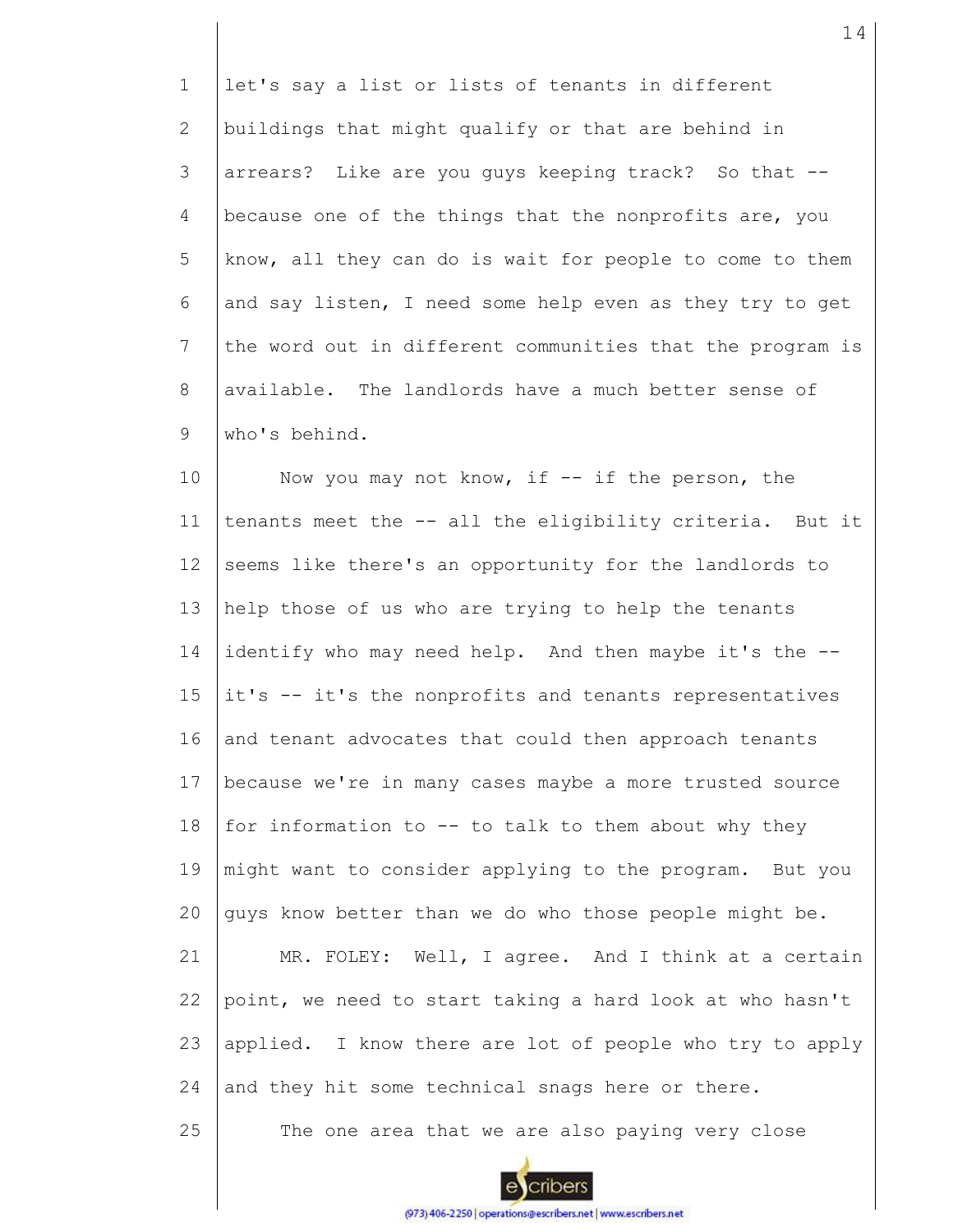let's say a list or lists of tenants in different buildings that might qualify or that are behind in arrears? Like are you guys keeping track? So that -- because one of the things that the nonprofits are, you know, all they can do is wait for people to come to them and say listen, I need some help even as they try to get the word out in different communities that the program is available. The landlords have a much better sense of who's behind.

Now you may not know, if -- if the person, the tenants meet the -- all the eligibility criteria. But it seems like there's an opportunity for the landlords to help those of us who are trying to help the tenants identify who may need help. And then maybe it's the -- it's -- it's the nonprofits and tenants representatives and tenant advocates that could then approach tenants because we're in many cases maybe a more trusted source for information to -- to talk to them about why they might want to consider applying to the program. But you guys know better than we do who those people might be.

MR. FOLEY: Well, I agree. And I think at a certain point, we need to start taking a hard look at who hasn't applied. I know there are lot of people who try to apply and they hit some technical snags here or there.

The one area that we are also paying very close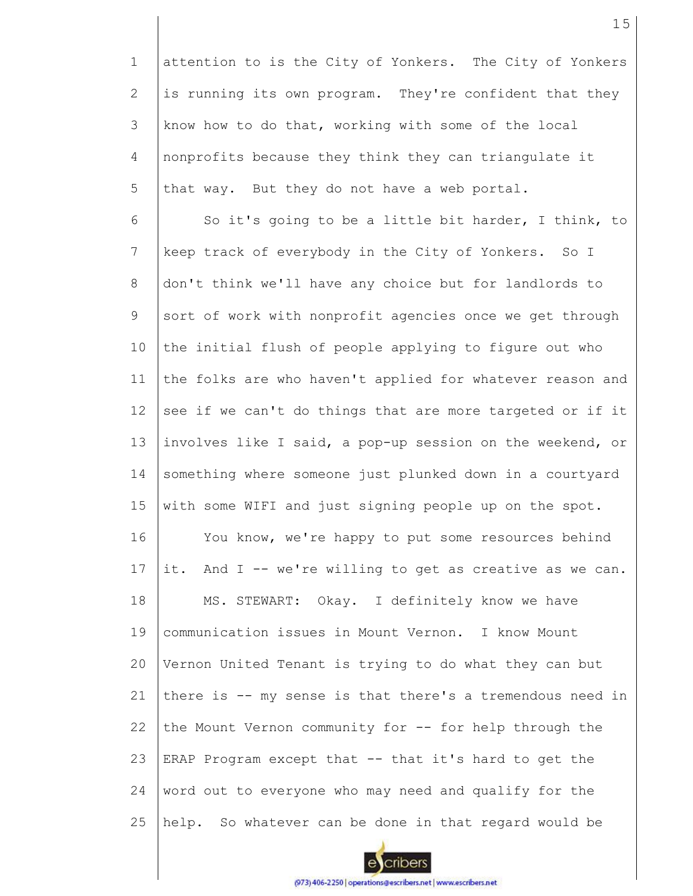attention to is the City of Yonkers. The City of Yonkers is running its own program. They're confident that they know how to do that, working with some of the local nonprofits because they think they can triangulate it that way. But they do not have a web portal.

So it's going to be a little bit harder, I think, to keep track of everybody in the City of Yonkers. So I don't think we'll have any choice but for landlords to sort of work with nonprofit agencies once we get through the initial flush of people applying to figure out who the folks are who haven't applied for whatever reason and see if we can't do things that are more targeted or if it involves like I said, a pop-up session on the weekend, or something where someone just plunked down in a courtyard with some WIFI and just signing people up on the spot.

You know, we're happy to put some resources behind it. And I -- we're willing to get as creative as we can.

MS. STEWART: Okay. I definitely know we have communication issues in Mount Vernon. I know Mount Vernon United Tenant is trying to do what they can but there is -- my sense is that there's a tremendous need in the Mount Vernon community for -- for help through the ERAP Program except that -- that it's hard to get the word out to everyone who may need and qualify for the help. So whatever can be done in that regard would be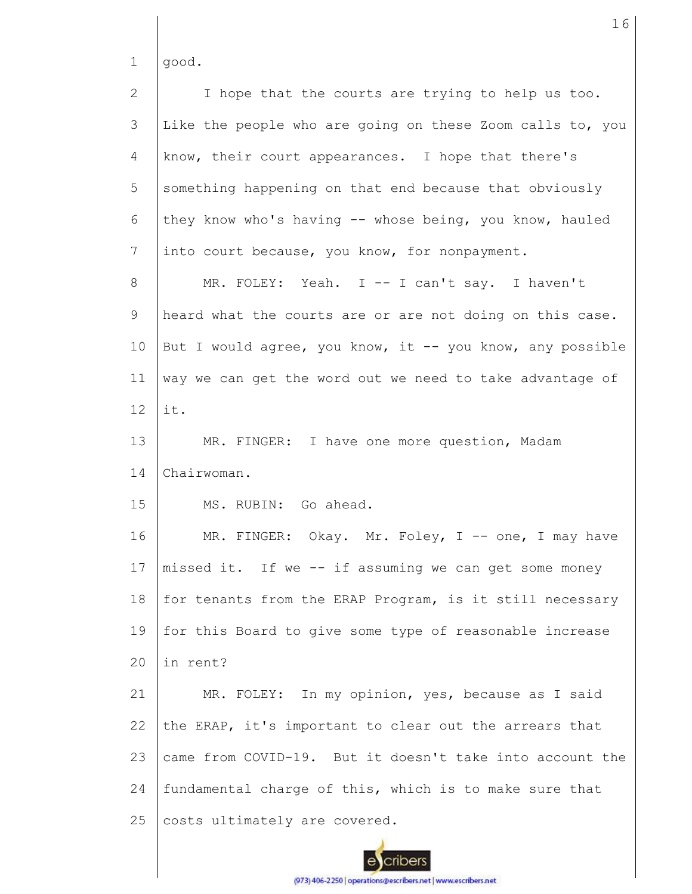good.

I hope that the courts are trying to help us too. Like the people who are going on these Zoom calls to, you know, their court appearances. I hope that there's something happening on that end because that obviously they know who's having -- whose being, you know, hauled into court because, you know, for nonpayment.

MR. FOLEY: Yeah. I -- I can't say. I haven't heard what the courts are or are not doing on this case. But I would agree, you know, it -- you know, any possible way we can get the word out we need to take advantage of it.

MR. FINGER: I have one more question, Madam Chairwoman.

MS. RUBIN: Go ahead.

MR. FINGER: Okay. Mr. Foley, I -- one, I may have missed it. If we -- if assuming we can get some money for tenants from the ERAP Program, is it still necessary for this Board to give some type of reasonable increase in rent?

MR. FOLEY: In my opinion, yes, because as I said the ERAP, it's important to clear out the arrears that came from COVID-19. But it doesn't take into account the fundamental charge of this, which is to make sure that costs ultimately are covered.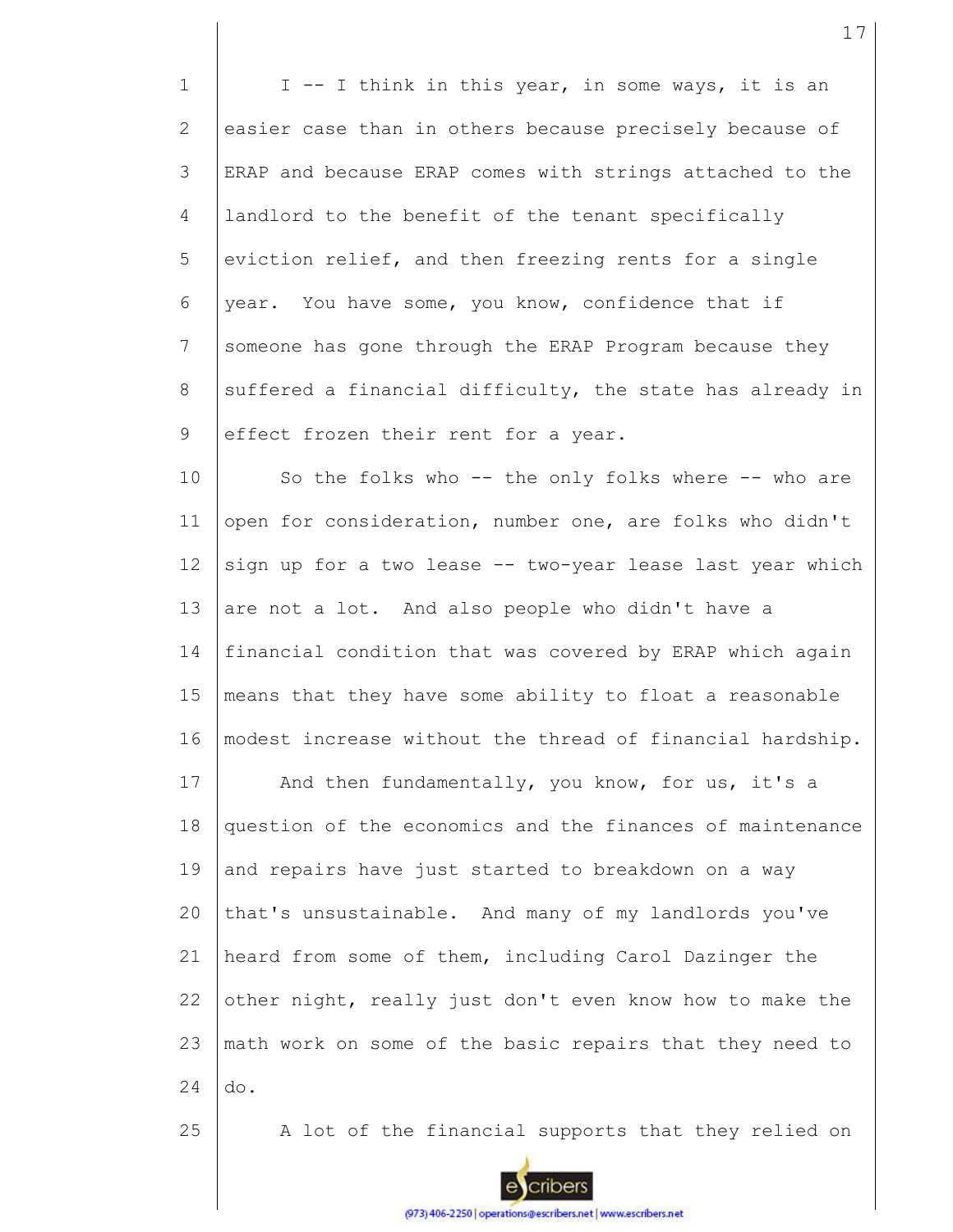I -- I think in this year, in some ways, it is an easier case than in others because precisely because of ERAP and because ERAP comes with strings attached to the landlord to the benefit of the tenant specifically eviction relief, and then freezing rents for a single year. You have some, you know, confidence that if someone has gone through the ERAP Program because they suffered a financial difficulty, the state has already in effect frozen their rent for a year.

So the folks who -- the only folks where -- who are open for consideration, number one, are folks who didn't sign up for a two lease -- two-year lease last year which are not a lot. And also people who didn't have a financial condition that was covered by ERAP which again means that they have some ability to float a reasonable modest increase without the thread of financial hardship.

And then fundamentally, you know, for us, it's a question of the economics and the finances of maintenance and repairs have just started to breakdown on a way that's unsustainable. And many of my landlords you've heard from some of them, including Carol Dazinger the other night, really just don't even know how to make the math work on some of the basic repairs that they need to do.

A lot of the financial supports that they relied on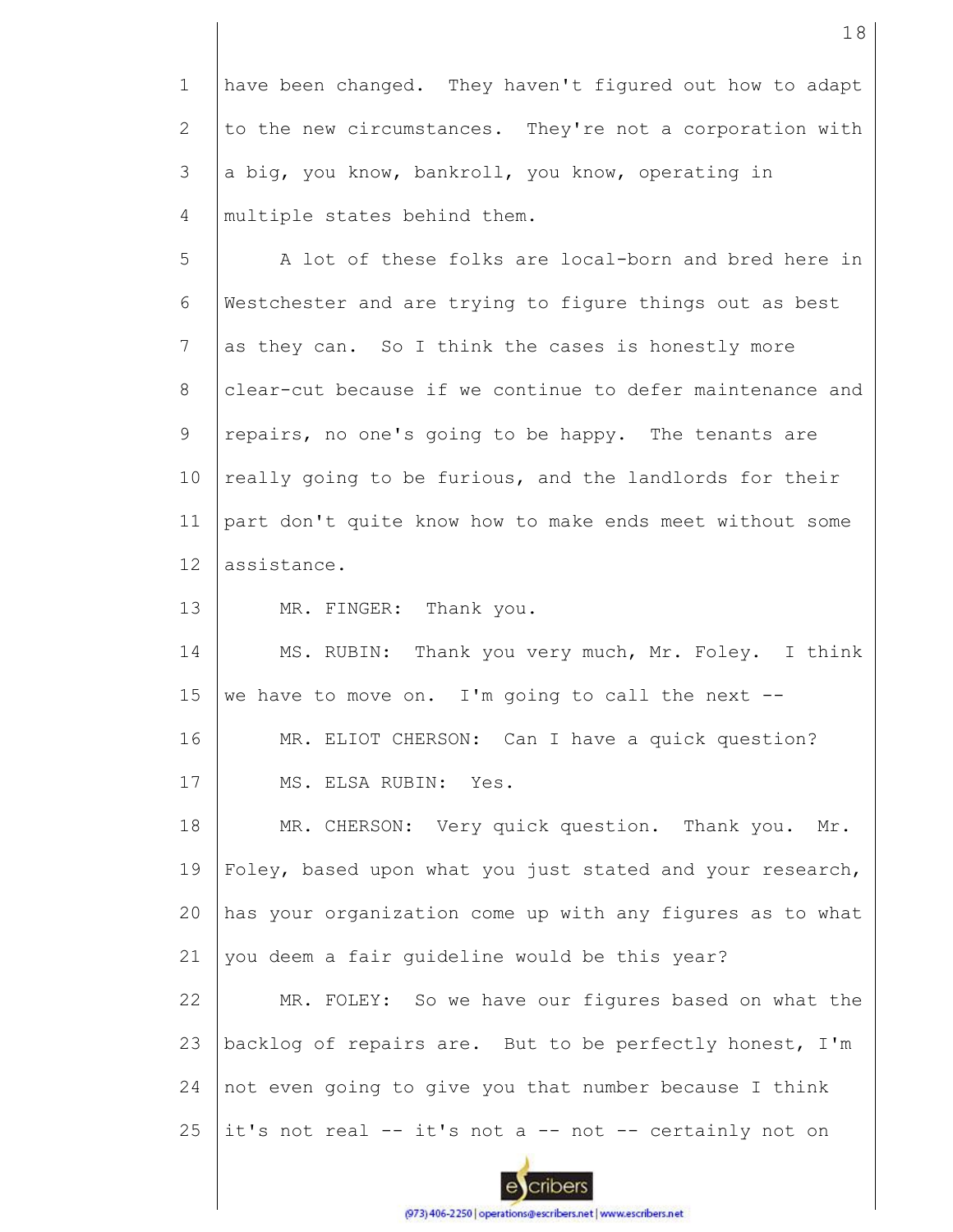have been changed. They haven't figured out how to adapt to the new circumstances. They're not a corporation with a big, you know, bankroll, you know, operating in multiple states behind them.

A lot of these folks are local-born and bred here in Westchester and are trying to figure things out as best as they can. So I think the cases is honestly more clear-cut because if we continue to defer maintenance and repairs, no one's going to be happy. The tenants are really going to be furious, and the landlords for their part don't quite know how to make ends meet without some assistance.

MR. FINGER: Thank you.

MS. RUBIN: Thank you very much, Mr. Foley. I think we have to move on. I'm going to call the next --

MR. ELIOT CHERSON: Can I have a quick question?

MS. ELSA RUBIN: Yes.

MR. CHERSON: Very quick question. Thank you. Mr. Foley, based upon what you just stated and your research, has your organization come up with any figures as to what you deem a fair guideline would be this year?

MR. FOLEY: So we have our figures based on what the backlog of repairs are. But to be perfectly honest, I'm not even going to give you that number because I think it's not real -- it's not a -- not -- certainly not on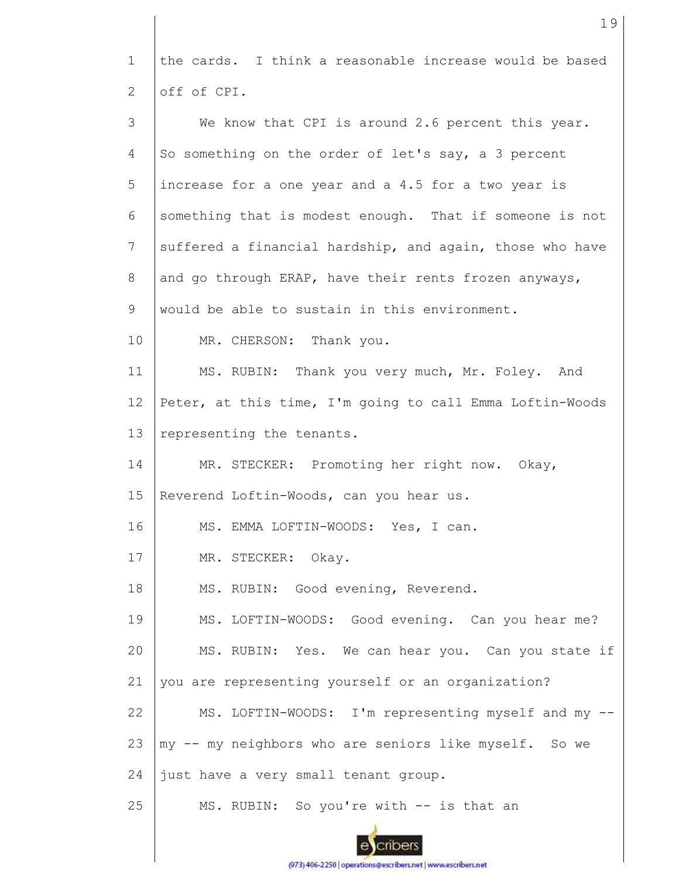the cards. I think a reasonable increase would be based off of CPI.

We know that CPI is around 2.6 percent this year. So something on the order of let's say, a 3 percent increase for a one year and a 4.5 for a two year is something that is modest enough. That if someone is not suffered a financial hardship, and again, those who have and go through ERAP, have their rents frozen anyways, would be able to sustain in this environment.

MR. CHERSON: Thank you.

MS. RUBIN: Thank you very much, Mr. Foley. And Peter, at this time, I'm going to call Emma Loftin-Woods representing the tenants.

MR. STECKER: Promoting her right now. Okay, Reverend Loftin-Woods, can you hear us.

MS. EMMA LOFTIN-WOODS: Yes, I can.

MR. STECKER: Okay.

MS. RUBIN: Good evening, Reverend.

MS. LOFTIN-WOODS: Good evening. Can you hear me?

MS. RUBIN: Yes. We can hear you. Can you state if you are representing yourself or an organization?

MS. LOFTIN-WOODS: I'm representing myself and my -- my -- my neighbors who are seniors like myself. So we just have a very small tenant group.

MS. RUBIN: So you're with -- is that an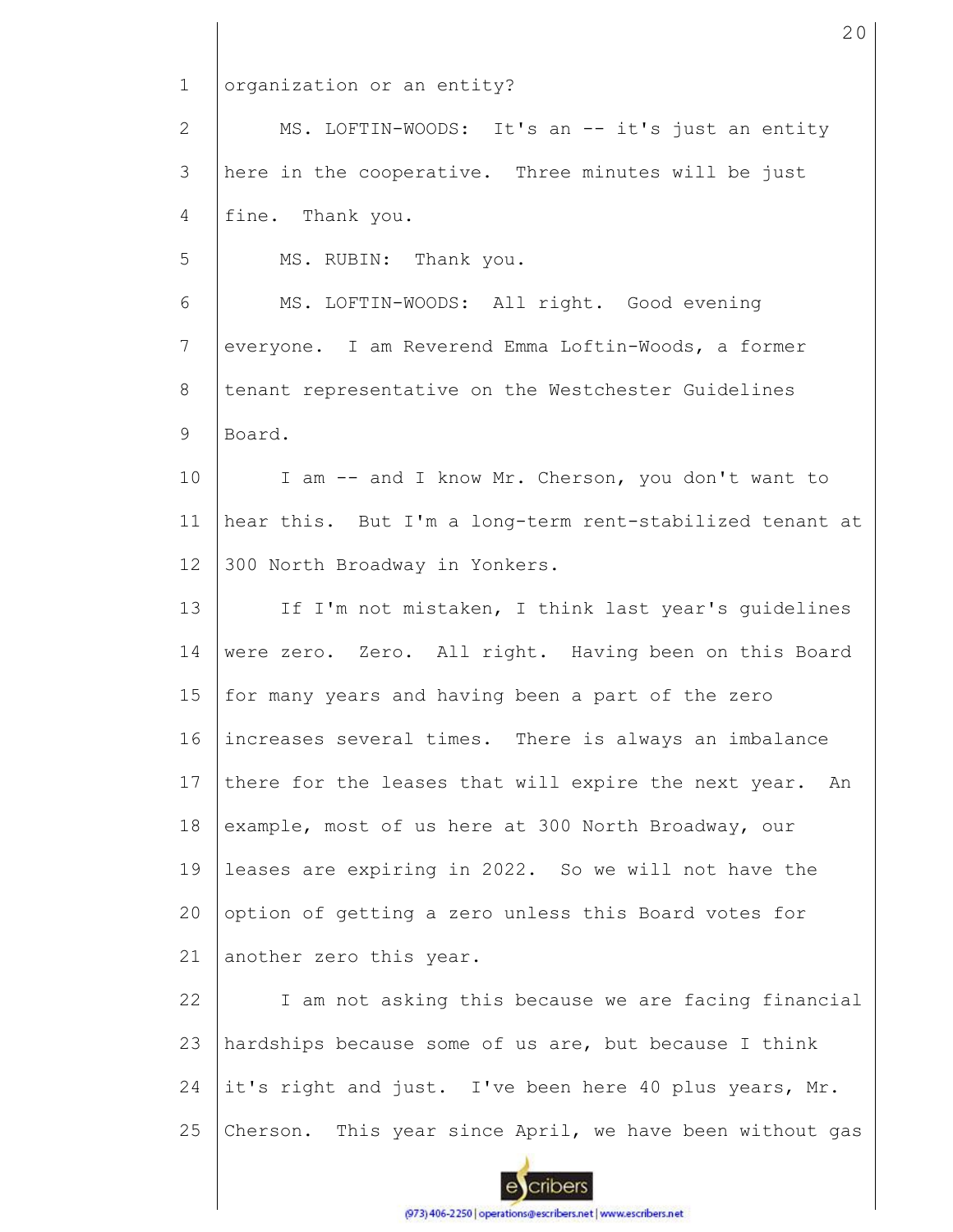organization or an entity?

MS. LOFTIN-WOODS: It's an -- it's just an entity here in the cooperative. Three minutes will be just fine. Thank you.

MS. RUBIN: Thank you.

MS. LOFTIN-WOODS: All right. Good evening everyone. I am Reverend Emma Loftin-Woods, a former tenant representative on the Westchester Guidelines Board.

I am -- and I know Mr. Cherson, you don't want to hear this. But I'm a long-term rent-stabilized tenant at 300 North Broadway in Yonkers.

If I'm not mistaken, I think last year's guidelines were zero. Zero. All right. Having been on this Board for many years and having been a part of the zero increases several times. There is always an imbalance there for the leases that will expire the next year. An example, most of us here at 300 North Broadway, our leases are expiring in 2022. So we will not have the option of getting a zero unless this Board votes for another zero this year.

I am not asking this because we are facing financial hardships because some of us are, but because I think it's right and just. I've been here 40 plus years, Mr. Cherson. This year since April, we have been without gas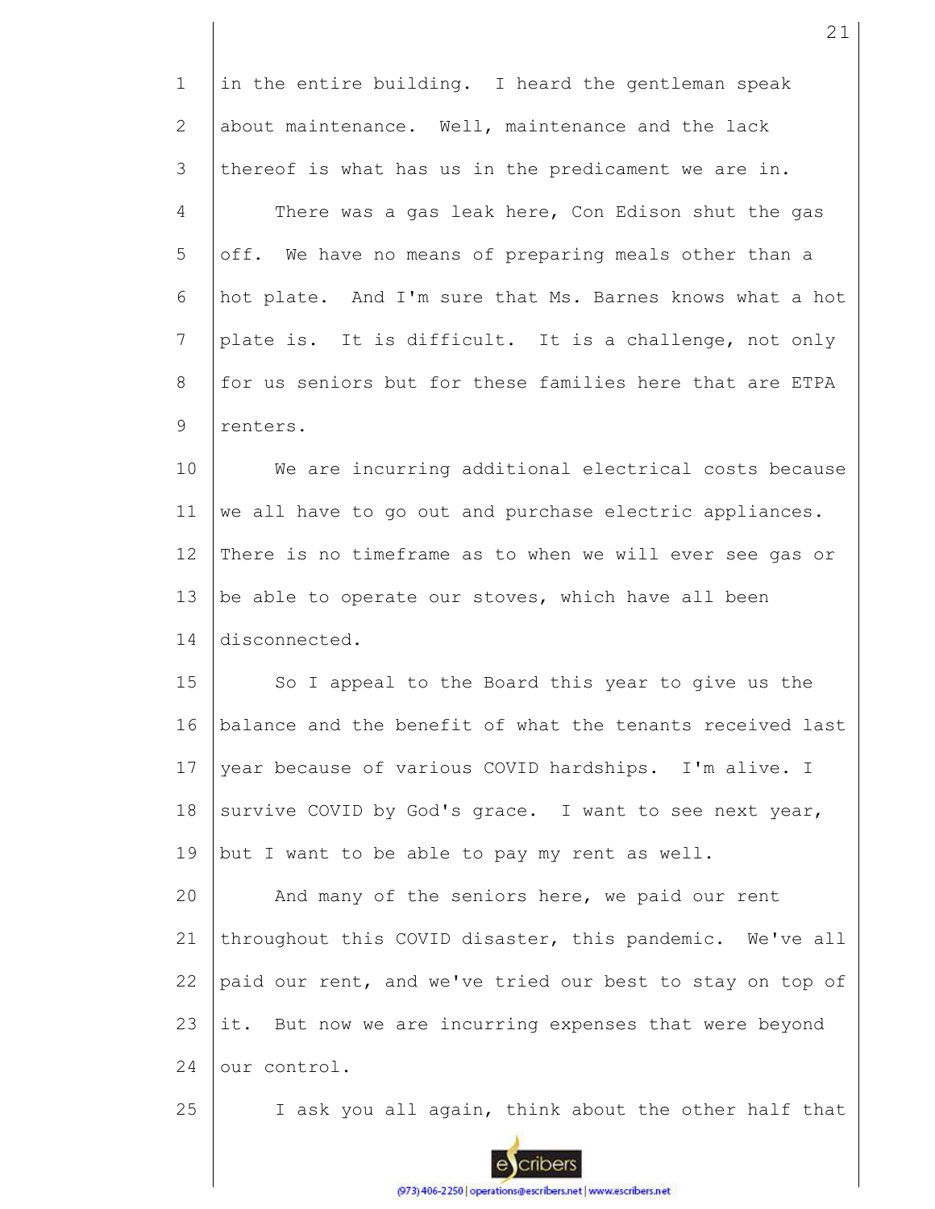in the entire building. I heard the gentleman speak about maintenance. Well, maintenance and the lack thereof is what has us in the predicament we are in.

There was a gas leak here, Con Edison shut the gas off. We have no means of preparing meals other than a hot plate. And I'm sure that Ms. Barnes knows what a hot plate is. It is difficult. It is a challenge, not only for us seniors but for these families here that are ETPA renters.

We are incurring additional electrical costs because we all have to go out and purchase electric appliances. There is no timeframe as to when we will ever see gas or be able to operate our stoves, which have all been disconnected.

So I appeal to the Board this year to give us the balance and the benefit of what the tenants received last year because of various COVID hardships. I'm alive. I survive COVID by God's grace. I want to see next year, but I want to be able to pay my rent as well.

And many of the seniors here, we paid our rent throughout this COVID disaster, this pandemic. We've all paid our rent, and we've tried our best to stay on top of it. But now we are incurring expenses that were beyond our control.

I ask you all again, think about the other half that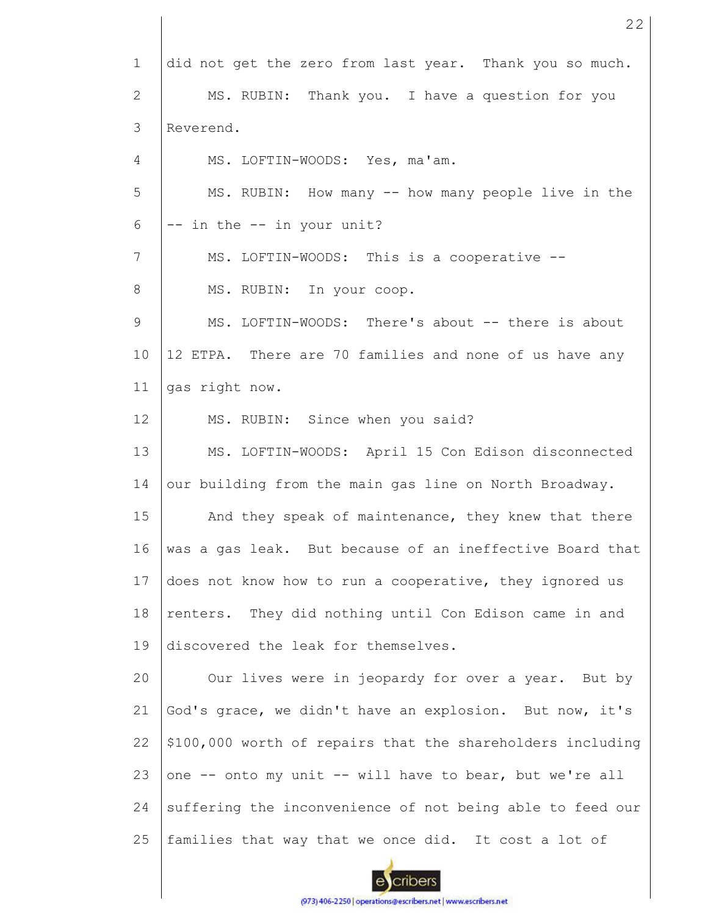did not get the zero from last year. Thank you so much.

MS. RUBIN: Thank you. I have a question for you Reverend.

MS. LOFTIN-WOODS: Yes, ma'am.

MS. RUBIN: How many -- how many people live in the -- in the -- in your unit?

MS. LOFTIN-WOODS: This is a cooperative --

MS. RUBIN: In your coop.

MS. LOFTIN-WOODS: There's about -- there is about 12 ETPA. There are 70 families and none of us have any gas right now.

MS. RUBIN: Since when you said?

MS. LOFTIN-WOODS: April 15 Con Edison disconnected our building from the main gas line on North Broadway.

And they speak of maintenance, they knew that there was a gas leak. But because of an ineffective Board that does not know how to run a cooperative, they ignored us renters. They did nothing until Con Edison came in and discovered the leak for themselves.

Our lives were in jeopardy for over a year. But by God's grace, we didn't have an explosion. But now, it's $100,000 worth of repairs that the shareholders including one -- onto my unit -- will have to bear, but we're all suffering the inconvenience of not being able to feed our families that way that we once did. It cost a lot of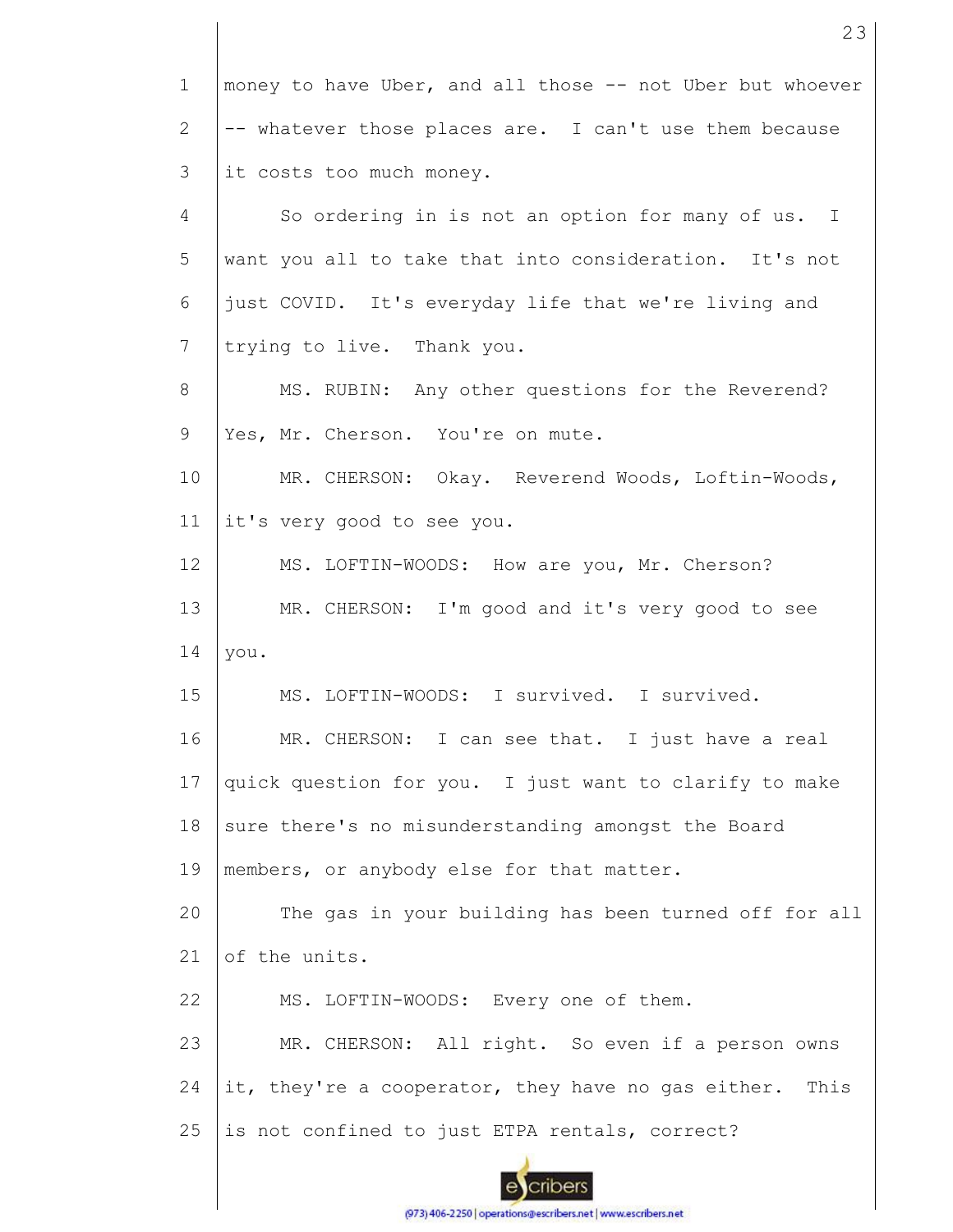money to have Uber, and all those -- not Uber but whoever -- whatever those places are. I can't use them because it costs too much money.

So ordering in is not an option for many of us. I want you all to take that into consideration. It's not just COVID. It's everyday life that we're living and trying to live. Thank you.

MS. RUBIN: Any other questions for the Reverend? Yes, Mr. Cherson. You're on mute.

MR. CHERSON: Okay. Reverend Woods, Loftin-Woods, it's very good to see you.

MS. LOFTIN-WOODS: How are you, Mr. Cherson?

MR. CHERSON: I'm good and it's very good to see you.

MS. LOFTIN-WOODS: I survived. I survived.

MR. CHERSON: I can see that. I just have a real quick question for you. I just want to clarify to make sure there's no misunderstanding amongst the Board members, or anybody else for that matter.

The gas in your building has been turned off for all of the units.

MS. LOFTIN-WOODS: Every one of them.

MR. CHERSON: All right. So even if a person owns it, they're a cooperator, they have no gas either. This is not confined to just ETPA rentals, correct?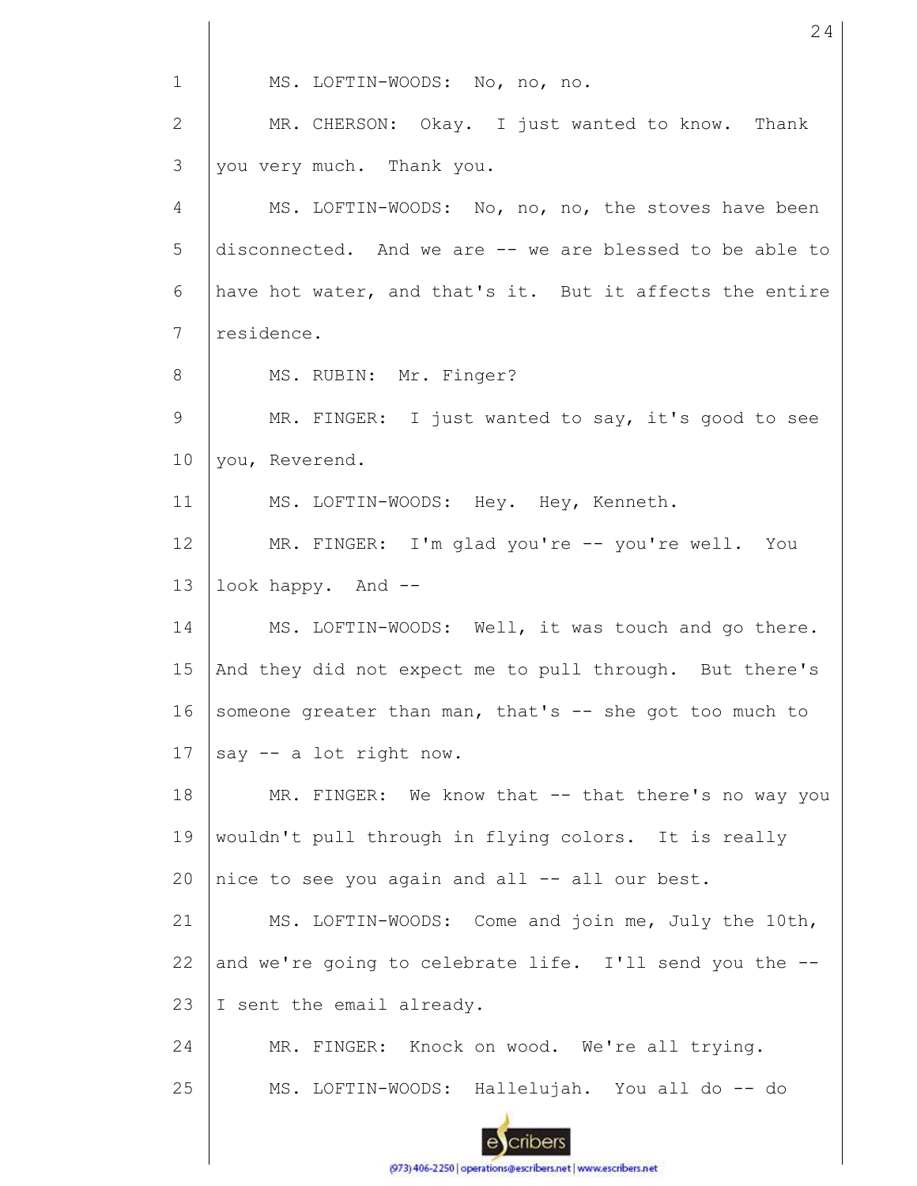MS. LOFTIN-WOODS: No, no, no.

MR. CHERSON: Okay. I just wanted to know. Thank you very much. Thank you.

MS. LOFTIN-WOODS: No, no, no, the stoves have been disconnected. And we are -- we are blessed to be able to have hot water, and that's it. But it affects the entire residence.

MS. RUBIN: Mr. Finger?

MR. FINGER: I just wanted to say, it's good to see you, Reverend.

MS. LOFTIN-WOODS: Hey. Hey, Kenneth.

MR. FINGER: I'm glad you're -- you're well. You look happy. And --

MS. LOFTIN-WOODS: Well, it was touch and go there. And they did not expect me to pull through. But there's someone greater than man, that's -- she got too much to say -- a lot right now.

MR. FINGER: We know that -- that there's no way you wouldn't pull through in flying colors. It is really nice to see you again and all -- all our best.

MS. LOFTIN-WOODS: Come and join me, July the 10th, and we're going to celebrate life. I'll send you the -- I sent the email already.

MR. FINGER: Knock on wood. We're all trying.

MS. LOFTIN-WOODS: Hallelujah. You all do -- do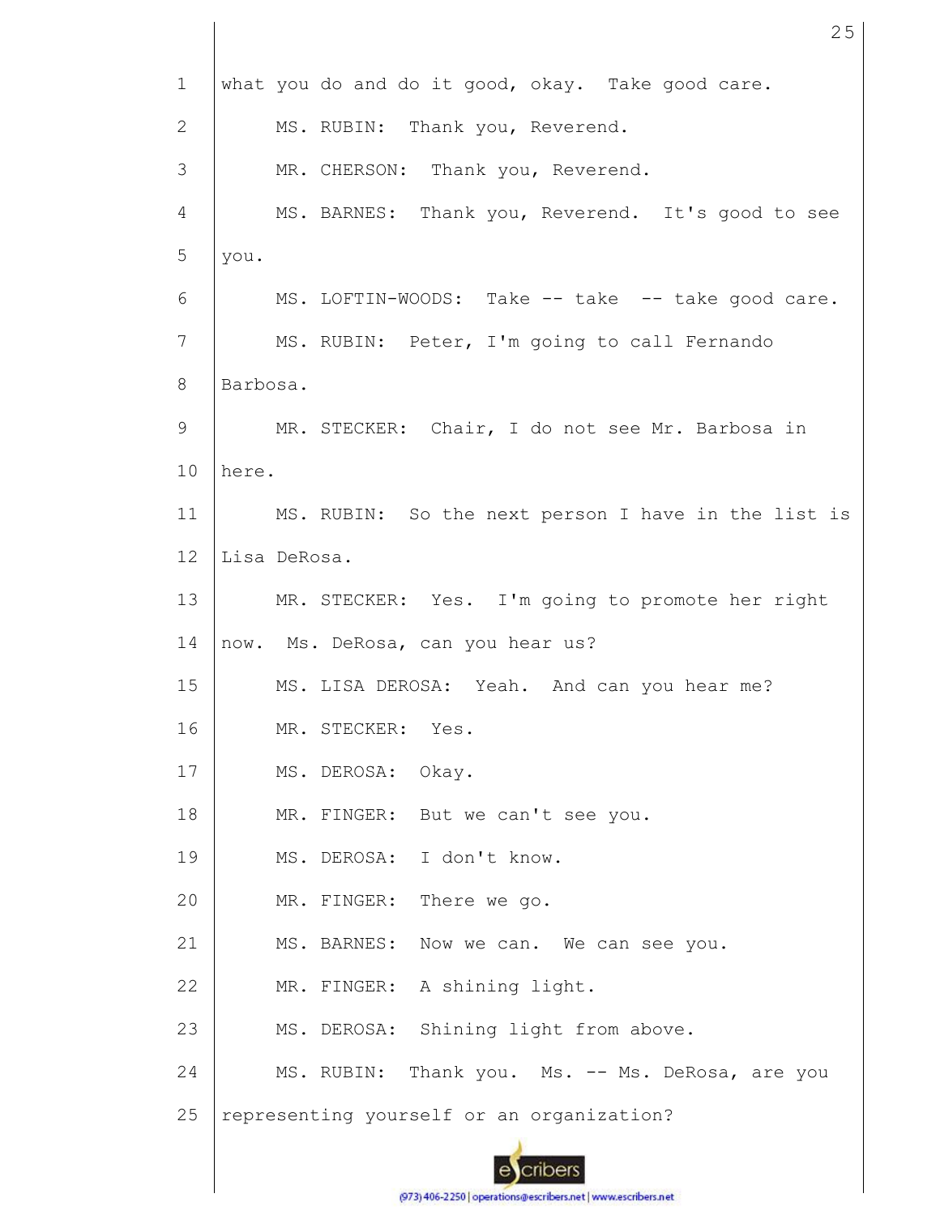what you do and do it good, okay. Take good care.

MS. RUBIN: Thank you, Reverend.

MR. CHERSON: Thank you, Reverend.

MS. BARNES: Thank you, Reverend. It's good to see you.

MS. LOFTIN-WOODS: Take -- take -- take good care.

MS. RUBIN: Peter, I'm going to call Fernando Barbosa.

MR. STECKER: Chair, I do not see Mr. Barbosa in here.

MS. RUBIN: So the next person I have in the list is Lisa DeRosa.

MR. STECKER: Yes. I'm going to promote her right now. Ms. DeRosa, can you hear us?

MS. LISA DEROSA: Yeah. And can you hear me?

MR. STECKER: Yes.

MS. DEROSA: Okay.

MR. FINGER: But we can't see you.

MS. DEROSA: I don't know.

MR. FINGER: There we go.

MS. BARNES: Now we can. We can see you.

MR. FINGER: A shining light.

MS. DEROSA: Shining light from above.

MS. RUBIN: Thank you. Ms. -- Ms. DeRosa, are you representing yourself or an organization?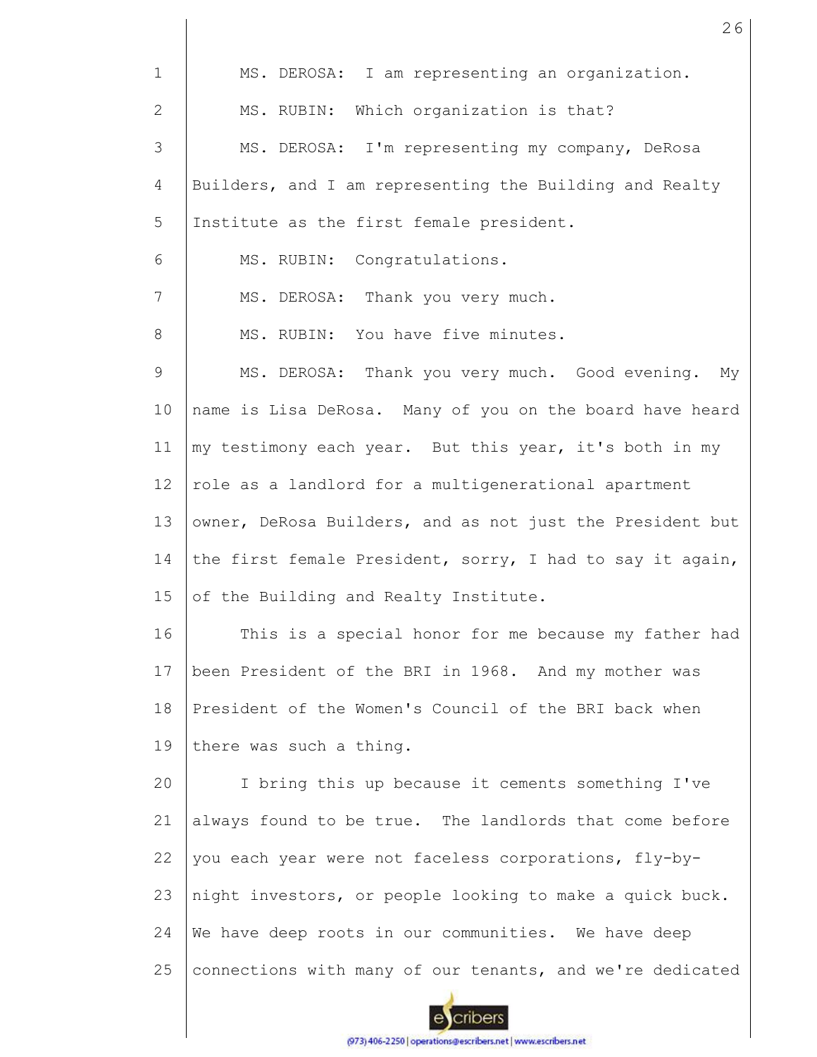MS. DEROSA: I am representing an organization.

MS. RUBIN: Which organization is that?

MS. DEROSA: I'm representing my company, DeRosa Builders, and I am representing the Building and Realty Institute as the first female president.

MS. RUBIN: Congratulations.

MS. DEROSA: Thank you very much.

MS. RUBIN: You have five minutes.

MS. DEROSA: Thank you very much. Good evening. My name is Lisa DeRosa. Many of you on the board have heard my testimony each year. But this year, it's both in my role as a landlord for a multigenerational apartment owner, DeRosa Builders, and as not just the President but the first female President, sorry, I had to say it again, of the Building and Realty Institute.

This is a special honor for me because my father had been President of the BRI in 1968. And my mother was President of the Women's Council of the BRI back when there was such a thing.

I bring this up because it cements something I've always found to be true. The landlords that come before you each year were not faceless corporations, fly-by-night investors, or people looking to make a quick buck. We have deep roots in our communities. We have deep connections with many of our tenants, and we're dedicated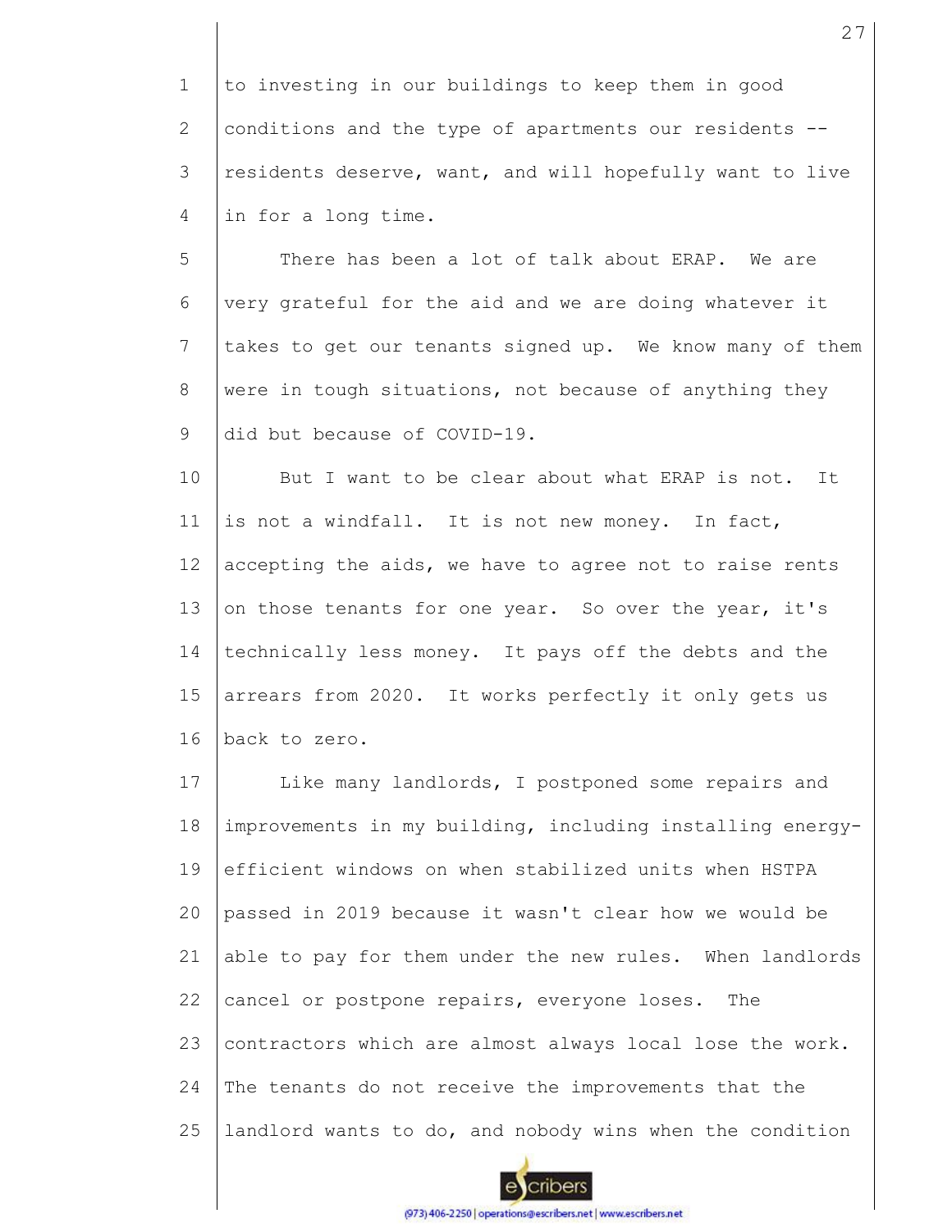to investing in our buildings to keep them in good conditions and the type of apartments our residents -- residents deserve, want, and will hopefully want to live in for a long time.

There has been a lot of talk about ERAP. We are very grateful for the aid and we are doing whatever it takes to get our tenants signed up. We know many of them were in tough situations, not because of anything they did but because of COVID-19.

But I want to be clear about what ERAP is not. It is not a windfall. It is not new money. In fact, accepting the aids, we have to agree not to raise rents on those tenants for one year. So over the year, it's technically less money. It pays off the debts and the arrears from 2020. It works perfectly it only gets us back to zero.

Like many landlords, I postponed some repairs and improvements in my building, including installing energy-efficient windows on when stabilized units when HSTPA passed in 2019 because it wasn't clear how we would be able to pay for them under the new rules. When landlords cancel or postpone repairs, everyone loses. The contractors which are almost always local lose the work. The tenants do not receive the improvements that the landlord wants to do, and nobody wins when the condition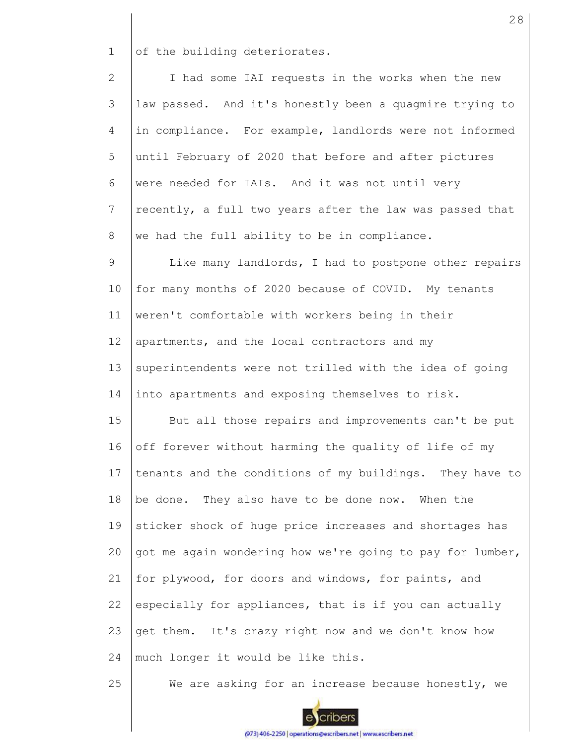of the building deteriorates.

I had some IAI requests in the works when the new law passed. And it's honestly been a quagmire trying to in compliance. For example, landlords were not informed until February of 2020 that before and after pictures were needed for IAIs. And it was not until very recently, a full two years after the law was passed that we had the full ability to be in compliance.

Like many landlords, I had to postpone other repairs for many months of 2020 because of COVID. My tenants weren't comfortable with workers being in their apartments, and the local contractors and my superintendents were not trilled with the idea of going into apartments and exposing themselves to risk.

But all those repairs and improvements can't be put off forever without harming the quality of life of my tenants and the conditions of my buildings. They have to be done. They also have to be done now. When the sticker shock of huge price increases and shortages has got me again wondering how we're going to pay for lumber, for plywood, for doors and windows, for paints, and especially for appliances, that is if you can actually get them. It's crazy right now and we don't know how much longer it would be like this.

We are asking for an increase because honestly, we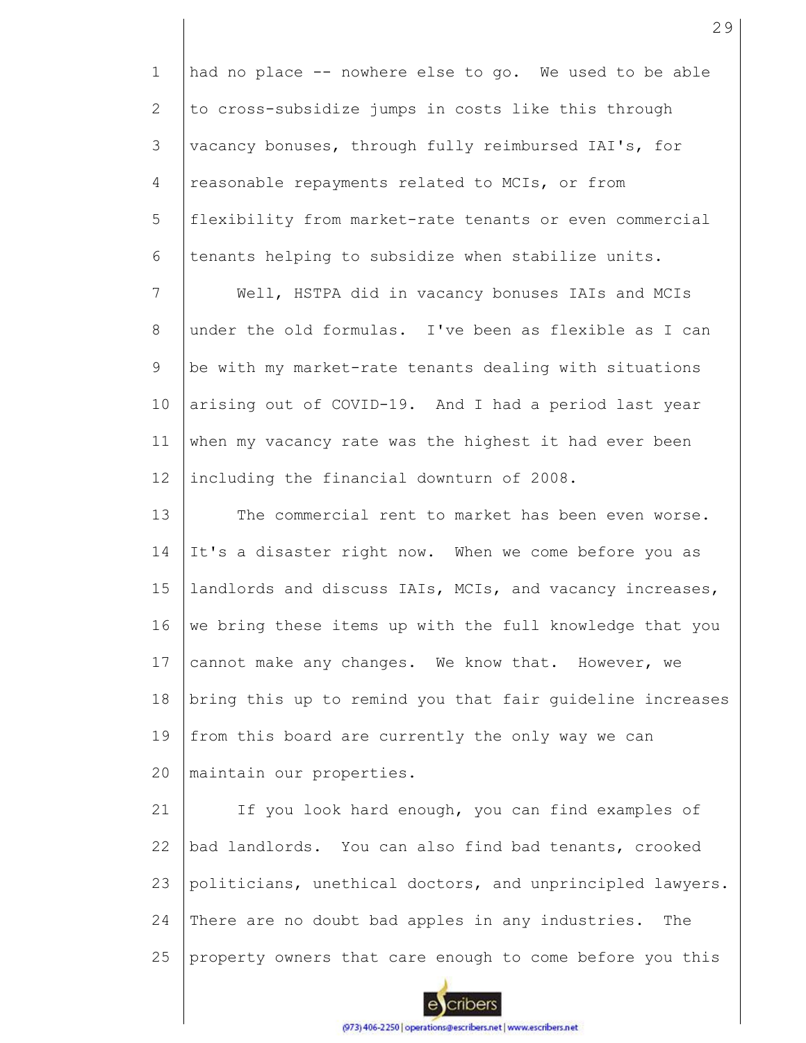had no place -- nowhere else to go. We used to be able to cross-subsidize jumps in costs like this through vacancy bonuses, through fully reimbursed IAI's, for reasonable repayments related to MCIs, or from flexibility from market-rate tenants or even commercial tenants helping to subsidize when stabilize units.

Well, HSTPA did in vacancy bonuses IAIs and MCIs under the old formulas. I've been as flexible as I can be with my market-rate tenants dealing with situations arising out of COVID-19. And I had a period last year when my vacancy rate was the highest it had ever been including the financial downturn of 2008.

The commercial rent to market has been even worse. It's a disaster right now. When we come before you as landlords and discuss IAIs, MCIs, and vacancy increases, we bring these items up with the full knowledge that you cannot make any changes. We know that. However, we bring this up to remind you that fair guideline increases from this board are currently the only way we can maintain our properties.

If you look hard enough, you can find examples of bad landlords. You can also find bad tenants, crooked politicians, unethical doctors, and unprincipled lawyers. There are no doubt bad apples in any industries. The property owners that care enough to come before you this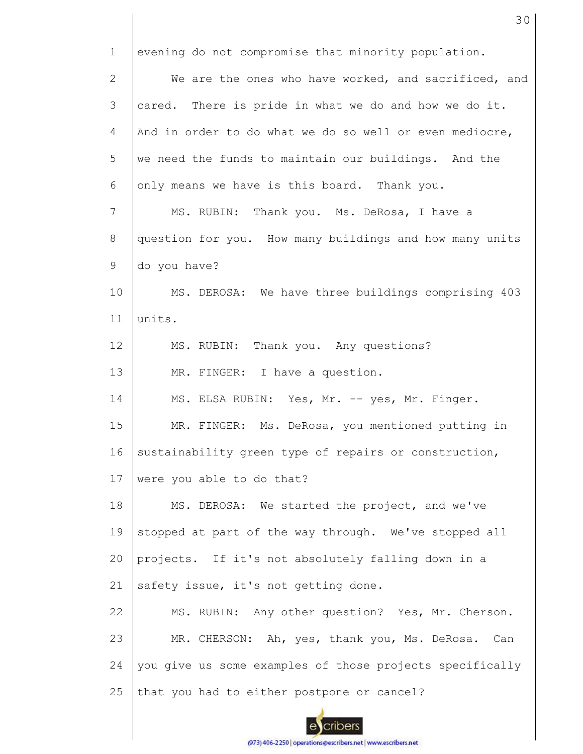evening do not compromise that minority population.

We are the ones who have worked, and sacrificed, and cared. There is pride in what we do and how we do it. And in order to do what we do so well or even mediocre, we need the funds to maintain our buildings. And the only means we have is this board. Thank you.

MS. RUBIN: Thank you. Ms. DeRosa, I have a question for you. How many buildings and how many units do you have?

MS. DEROSA: We have three buildings comprising 403 units.

MS. RUBIN: Thank you. Any questions?

MR. FINGER: I have a question.

MS. ELSA RUBIN: Yes, Mr. -- yes, Mr. Finger.

MR. FINGER: Ms. DeRosa, you mentioned putting in sustainability green type of repairs or construction, were you able to do that?

MS. DEROSA: We started the project, and we've stopped at part of the way through. We've stopped all projects. If it's not absolutely falling down in a safety issue, it's not getting done.

MS. RUBIN: Any other question? Yes, Mr. Cherson.

MR. CHERSON: Ah, yes, thank you, Ms. DeRosa. Can you give us some examples of those projects specifically that you had to either postpone or cancel?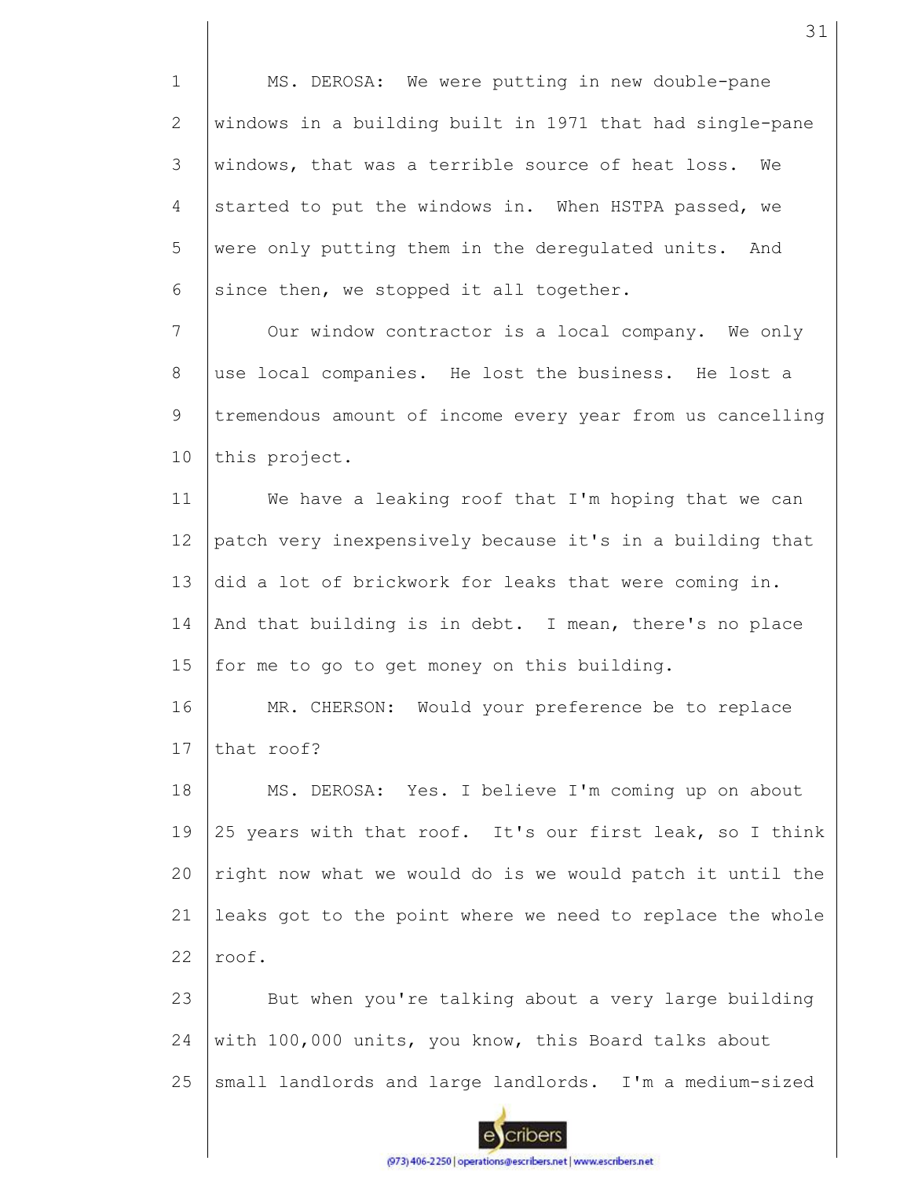MS. DEROSA: We were putting in new double-pane windows in a building built in 1971 that had single-pane windows, that was a terrible source of heat loss. We started to put the windows in. When HSTPA passed, we were only putting them in the deregulated units. And since then, we stopped it all together.

Our window contractor is a local company. We only use local companies. He lost the business. He lost a tremendous amount of income every year from us cancelling this project.

We have a leaking roof that I'm hoping that we can patch very inexpensively because it's in a building that did a lot of brickwork for leaks that were coming in. And that building is in debt. I mean, there's no place for me to go to get money on this building.

MR. CHERSON: Would your preference be to replace that roof?

MS. DEROSA: Yes. I believe I'm coming up on about 25 years with that roof. It's our first leak, so I think right now what we would do is we would patch it until the leaks got to the point where we need to replace the whole roof.

But when you're talking about a very large building with 100,000 units, you know, this Board talks about small landlords and large landlords. I'm a medium-sized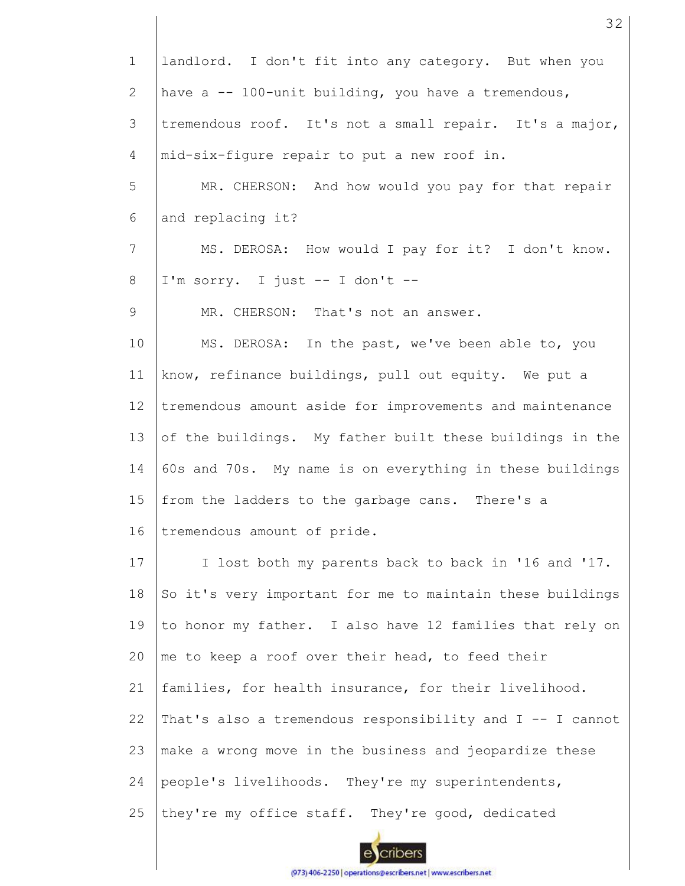landlord. I don't fit into any category. But when you have a -- 100-unit building, you have a tremendous, tremendous roof. It's not a small repair. It's a major, mid-six-figure repair to put a new roof in.

MR. CHERSON: And how would you pay for that repair and replacing it?

MS. DEROSA: How would I pay for it? I don't know. I'm sorry. I just -- I don't --

MR. CHERSON: That's not an answer.

MS. DEROSA: In the past, we've been able to, you know, refinance buildings, pull out equity. We put a tremendous amount aside for improvements and maintenance of the buildings. My father built these buildings in the 60s and 70s. My name is on everything in these buildings from the ladders to the garbage cans. There's a tremendous amount of pride.

I lost both my parents back to back in '16 and '17. So it's very important for me to maintain these buildings to honor my father. I also have 12 families that rely on me to keep a roof over their head, to feed their families, for health insurance, for their livelihood. That's also a tremendous responsibility and I -- I cannot make a wrong move in the business and jeopardize these people's livelihoods. They're my superintendents, they're my office staff. They're good, dedicated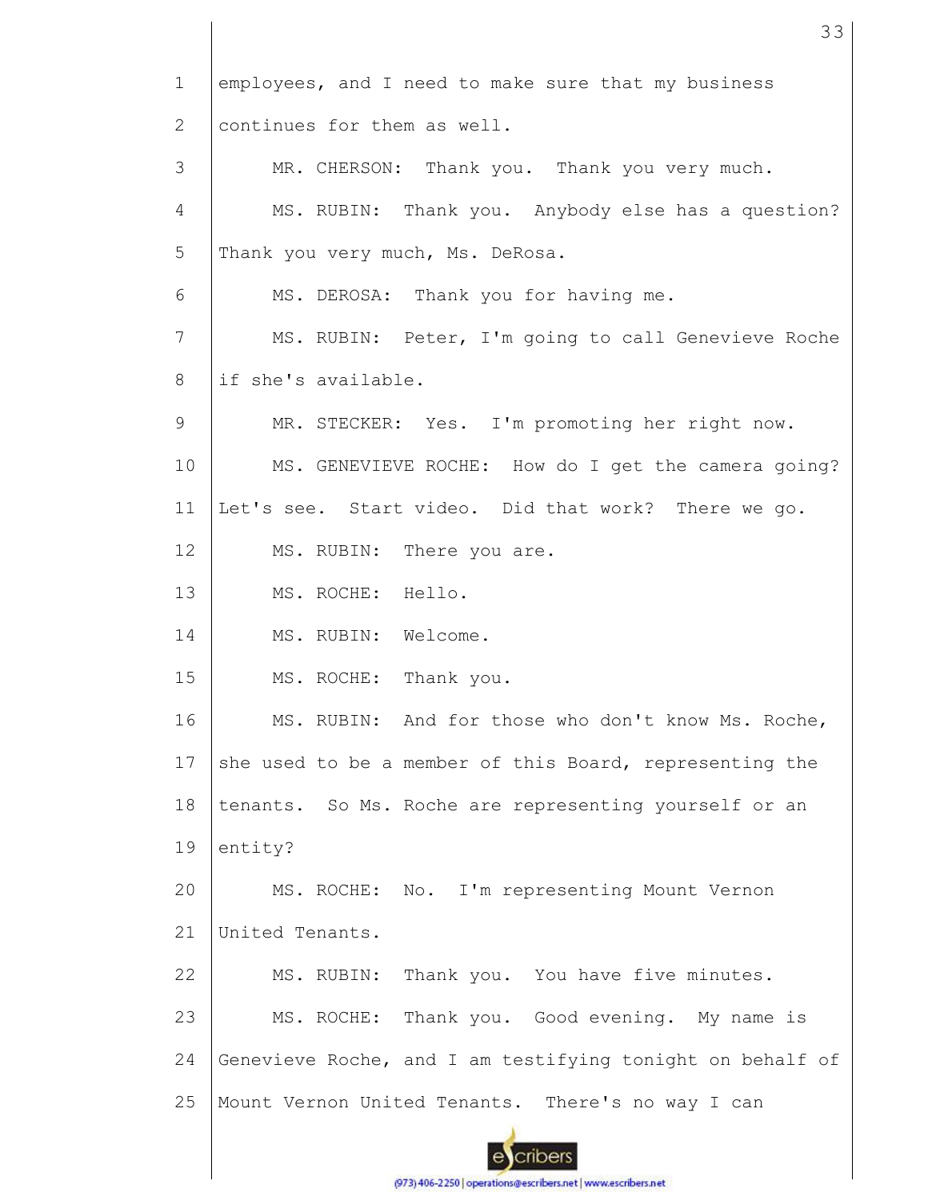employees, and I need to make sure that my business continues for them as well.

MR. CHERSON: Thank you. Thank you very much.

MS. RUBIN: Thank you. Anybody else has a question? Thank you very much, Ms. DeRosa.

MS. DEROSA: Thank you for having me.

MS. RUBIN: Peter, I'm going to call Genevieve Roche if she's available.

MR. STECKER: Yes. I'm promoting her right now.

MS. GENEVIEVE ROCHE: How do I get the camera going? Let's see. Start video. Did that work? There we go.

MS. RUBIN: There you are.

MS. ROCHE: Hello.

MS. RUBIN: Welcome.

MS. ROCHE: Thank you.

MS. RUBIN: And for those who don't know Ms. Roche, she used to be a member of this Board, representing the tenants. So Ms. Roche are representing yourself or an entity?

MS. ROCHE: No. I'm representing Mount Vernon United Tenants.

MS. RUBIN: Thank you. You have five minutes.

MS. ROCHE: Thank you. Good evening. My name is Genevieve Roche, and I am testifying tonight on behalf of Mount Vernon United Tenants. There's no way I can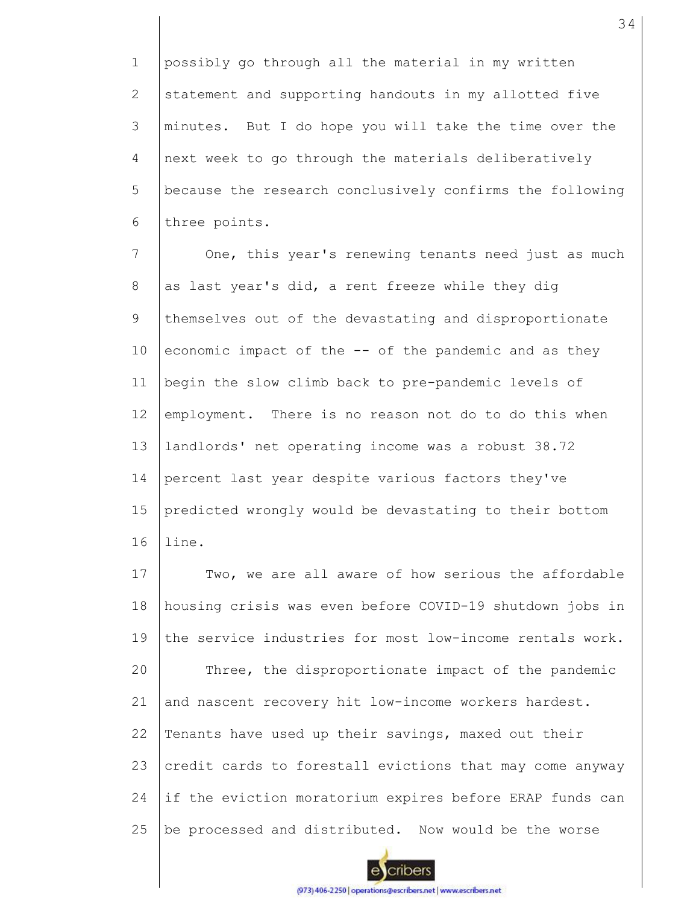possibly go through all the material in my written statement and supporting handouts in my allotted five minutes. But I do hope you will take the time over the next week to go through the materials deliberatively because the research conclusively confirms the following three points.

One, this year's renewing tenants need just as much as last year's did, a rent freeze while they dig themselves out of the devastating and disproportionate economic impact of the -- of the pandemic and as they begin the slow climb back to pre-pandemic levels of employment. There is no reason not do to do this when landlords' net operating income was a robust 38.72 percent last year despite various factors they've predicted wrongly would be devastating to their bottom line.

Two, we are all aware of how serious the affordable housing crisis was even before COVID-19 shutdown jobs in the service industries for most low-income rentals work.

Three, the disproportionate impact of the pandemic and nascent recovery hit low-income workers hardest. Tenants have used up their savings, maxed out their credit cards to forestall evictions that may come anyway if the eviction moratorium expires before ERAP funds can be processed and distributed. Now would be the worse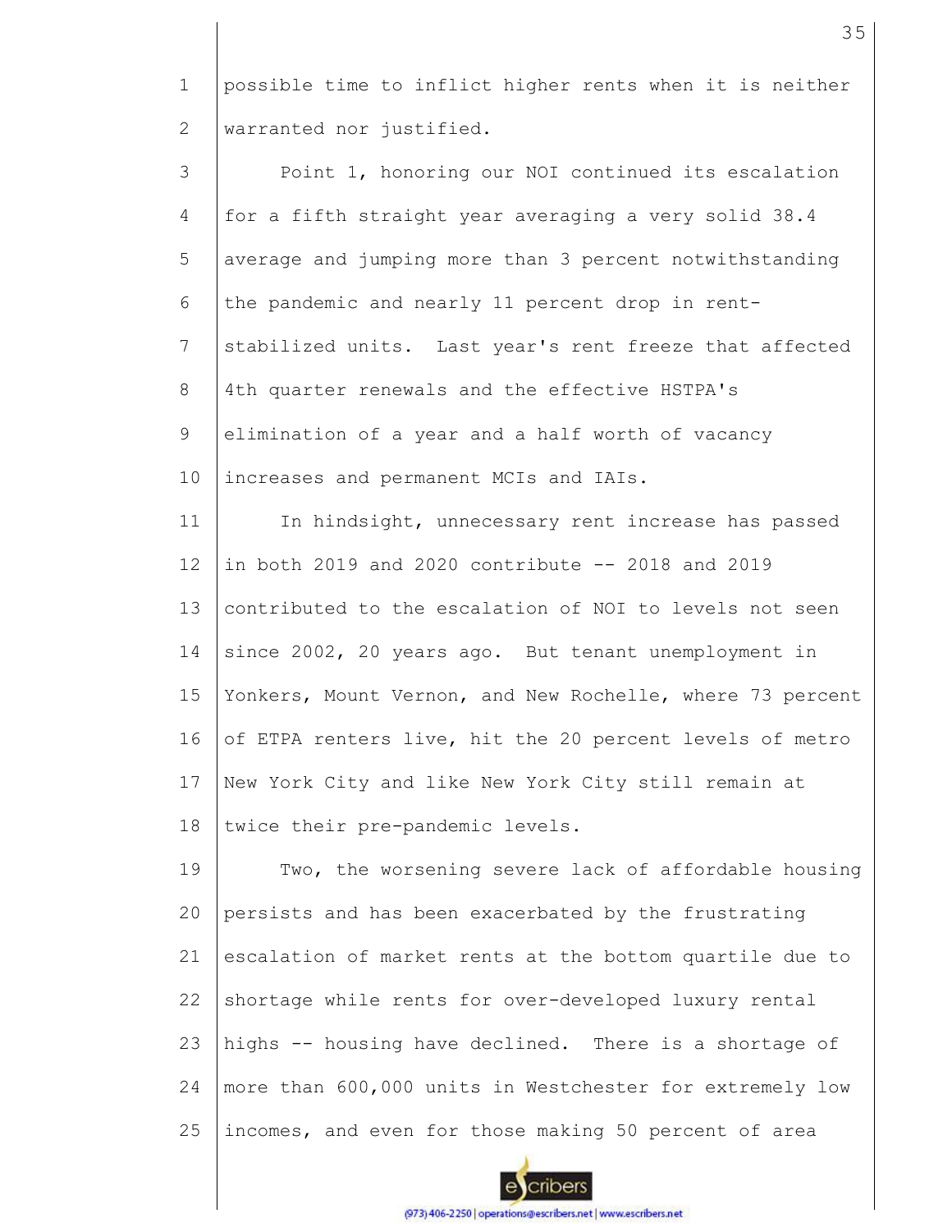possible time to inflict higher rents when it is neither warranted nor justified.

Point 1, honoring our NOI continued its escalation for a fifth straight year averaging a very solid 38.4 average and jumping more than 3 percent notwithstanding the pandemic and nearly 11 percent drop in rent-stabilized units. Last year's rent freeze that affected 4th quarter renewals and the effective HSTPA's elimination of a year and a half worth of vacancy increases and permanent MCIs and IAIs.

In hindsight, unnecessary rent increase has passed in both 2019 and 2020 contribute -- 2018 and 2019 contributed to the escalation of NOI to levels not seen since 2002, 20 years ago. But tenant unemployment in Yonkers, Mount Vernon, and New Rochelle, where 73 percent of ETPA renters live, hit the 20 percent levels of metro New York City and like New York City still remain at twice their pre-pandemic levels.

Two, the worsening severe lack of affordable housing persists and has been exacerbated by the frustrating escalation of market rents at the bottom quartile due to shortage while rents for over-developed luxury rental highs -- housing have declined. There is a shortage of more than 600,000 units in Westchester for extremely low incomes, and even for those making 50 percent of area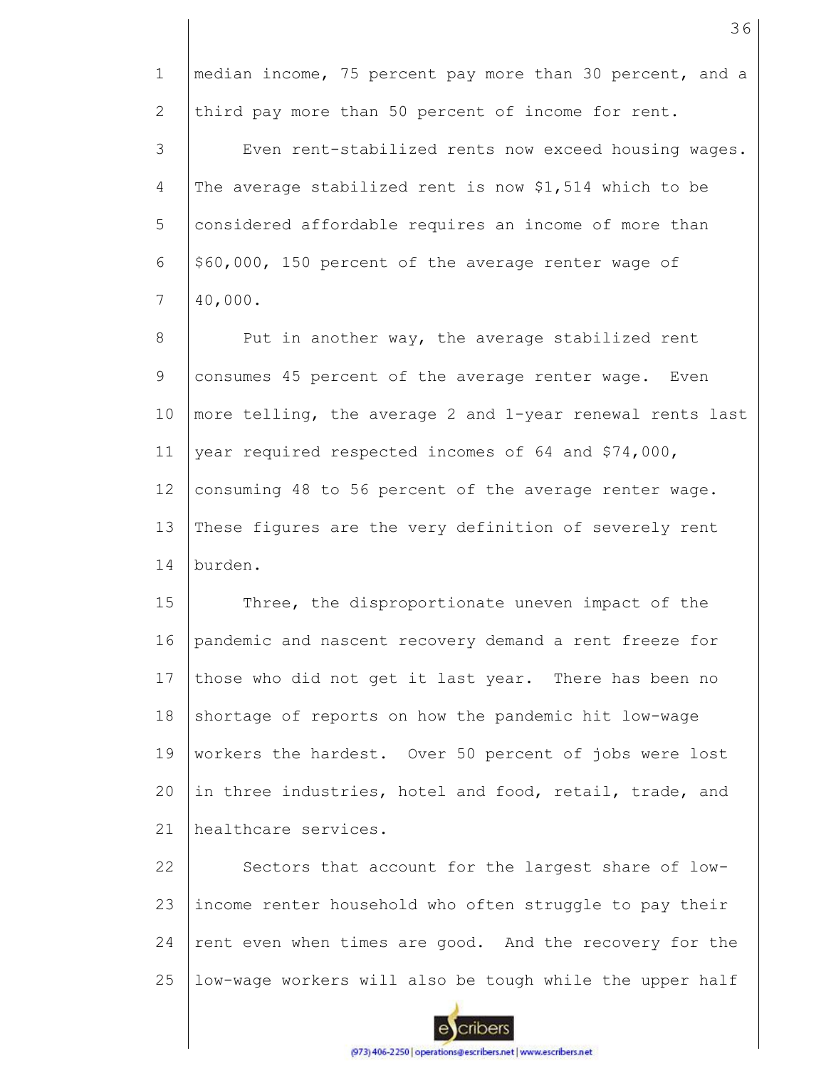median income, 75 percent pay more than 30 percent, and a third pay more than 50 percent of income for rent.

Even rent-stabilized rents now exceed housing wages. The average stabilized rent is now $1,514 which to be considered affordable requires an income of more than $60,000, 150 percent of the average renter wage of 40,000.

Put in another way, the average stabilized rent consumes 45 percent of the average renter wage. Even more telling, the average 2 and 1-year renewal rents last year required respected incomes of 64 and $74,000, consuming 48 to 56 percent of the average renter wage. These figures are the very definition of severely rent burden.

Three, the disproportionate uneven impact of the pandemic and nascent recovery demand a rent freeze for those who did not get it last year. There has been no shortage of reports on how the pandemic hit low-wage workers the hardest. Over 50 percent of jobs were lost in three industries, hotel and food, retail, trade, and healthcare services.

Sectors that account for the largest share of low-income renter household who often struggle to pay their rent even when times are good. And the recovery for the low-wage workers will also be tough while the upper half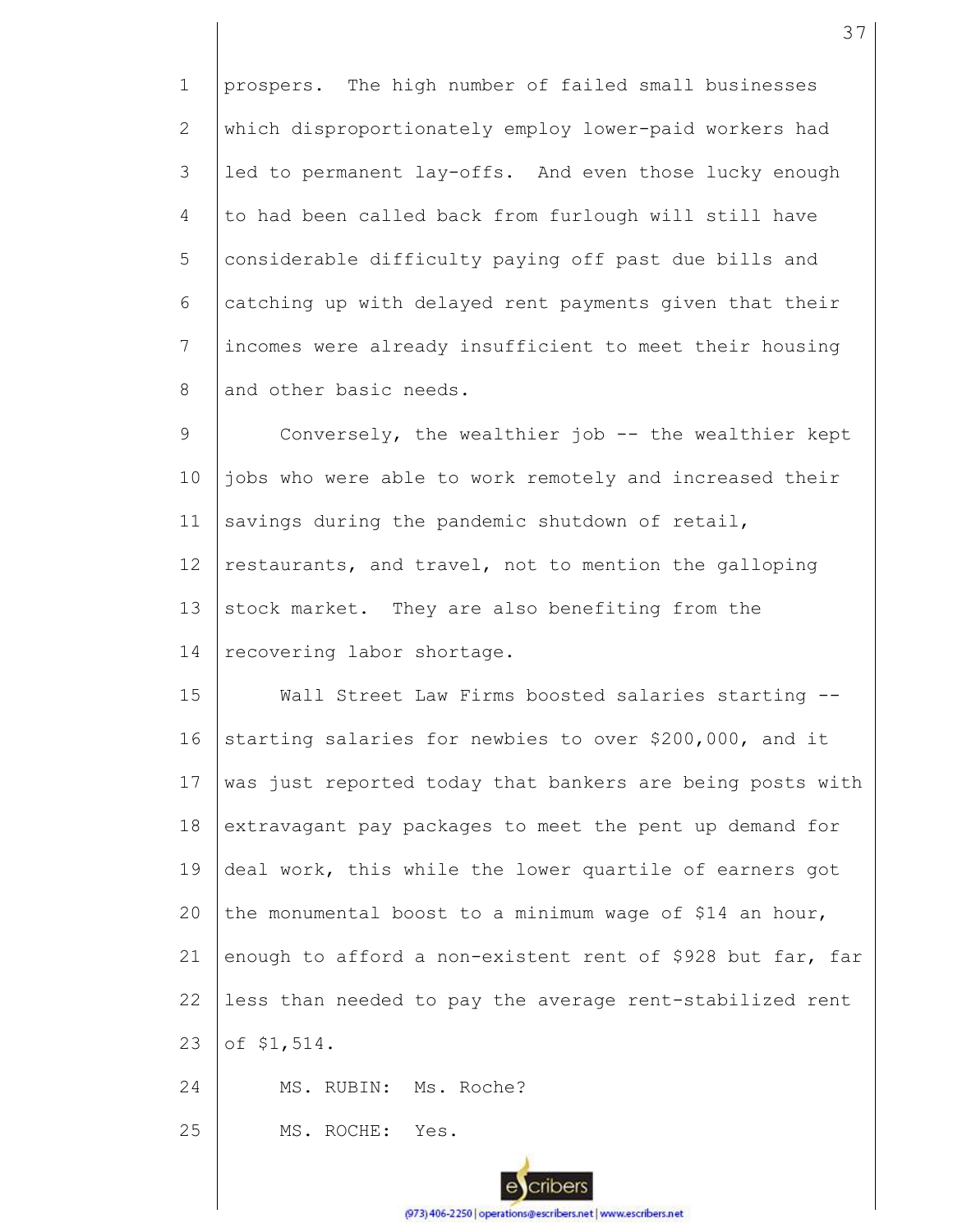prospers. The high number of failed small businesses which disproportionately employ lower-paid workers had led to permanent lay-offs. And even those lucky enough to had been called back from furlough will still have considerable difficulty paying off past due bills and catching up with delayed rent payments given that their incomes were already insufficient to meet their housing and other basic needs.

Conversely, the wealthier job -- the wealthier kept jobs who were able to work remotely and increased their savings during the pandemic shutdown of retail, restaurants, and travel, not to mention the galloping stock market. They are also benefiting from the recovering labor shortage.

Wall Street Law Firms boosted salaries starting -- starting salaries for newbies to over $200,000, and it was just reported today that bankers are being posts with extravagant pay packages to meet the pent up demand for deal work, this while the lower quartile of earners got the monumental boost to a minimum wage of $14 an hour, enough to afford a non-existent rent of $928 but far, far less than needed to pay the average rent-stabilized rent of $1,514.

MS. RUBIN: Ms. Roche?

MS. ROCHE: Yes.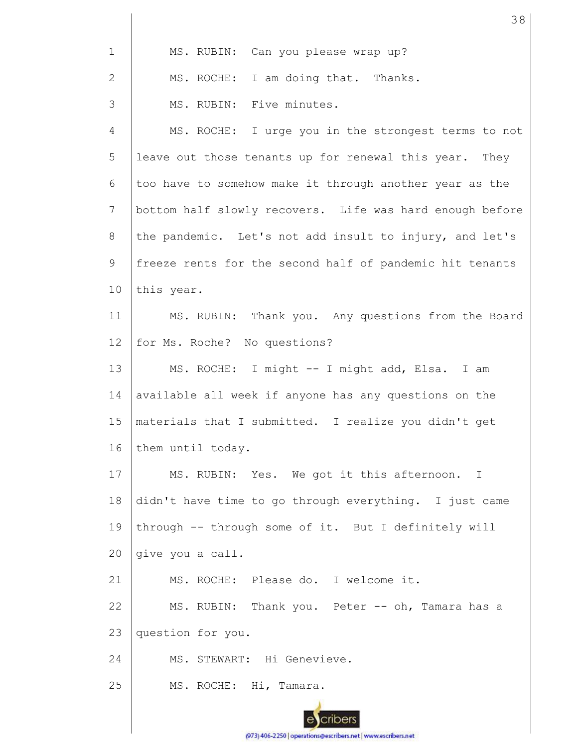MS. RUBIN: Can you please wrap up?

MS. ROCHE: I am doing that. Thanks.

MS. RUBIN: Five minutes.

MS. ROCHE: I urge you in the strongest terms to not leave out those tenants up for renewal this year. They too have to somehow make it through another year as the bottom half slowly recovers. Life was hard enough before the pandemic. Let's not add insult to injury, and let's freeze rents for the second half of pandemic hit tenants this year.

MS. RUBIN: Thank you. Any questions from the Board for Ms. Roche? No questions?

MS. ROCHE: I might -- I might add, Elsa. I am available all week if anyone has any questions on the materials that I submitted. I realize you didn't get them until today.

MS. RUBIN: Yes. We got it this afternoon. I didn't have time to go through everything. I just came through -- through some of it. But I definitely will give you a call.

MS. ROCHE: Please do. I welcome it.

MS. RUBIN: Thank you. Peter -- oh, Tamara has a question for you.

MS. STEWART: Hi Genevieve.

MS. ROCHE: Hi, Tamara.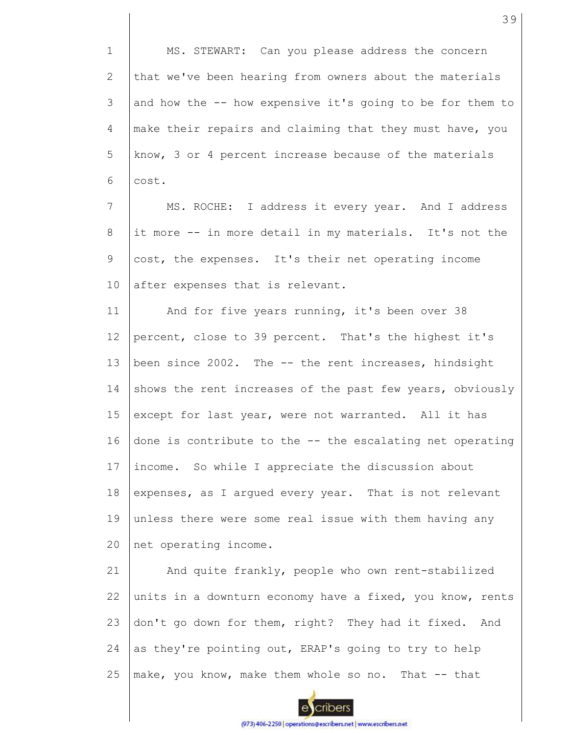MS. STEWART: Can you please address the concern that we've been hearing from owners about the materials and how the -- how expensive it's going to be for them to make their repairs and claiming that they must have, you know, 3 or 4 percent increase because of the materials cost.

MS. ROCHE: I address it every year. And I address it more -- in more detail in my materials. It's not the cost, the expenses. It's their net operating income after expenses that is relevant.

And for five years running, it's been over 38 percent, close to 39 percent. That's the highest it's been since 2002. The -- the rent increases, hindsight shows the rent increases of the past few years, obviously except for last year, were not warranted. All it has done is contribute to the -- the escalating net operating income. So while I appreciate the discussion about expenses, as I argued every year. That is not relevant unless there were some real issue with them having any net operating income.

And quite frankly, people who own rent-stabilized units in a downturn economy have a fixed, you know, rents don't go down for them, right? They had it fixed. And as they're pointing out, ERAP's going to try to help make, you know, make them whole so no. That -- that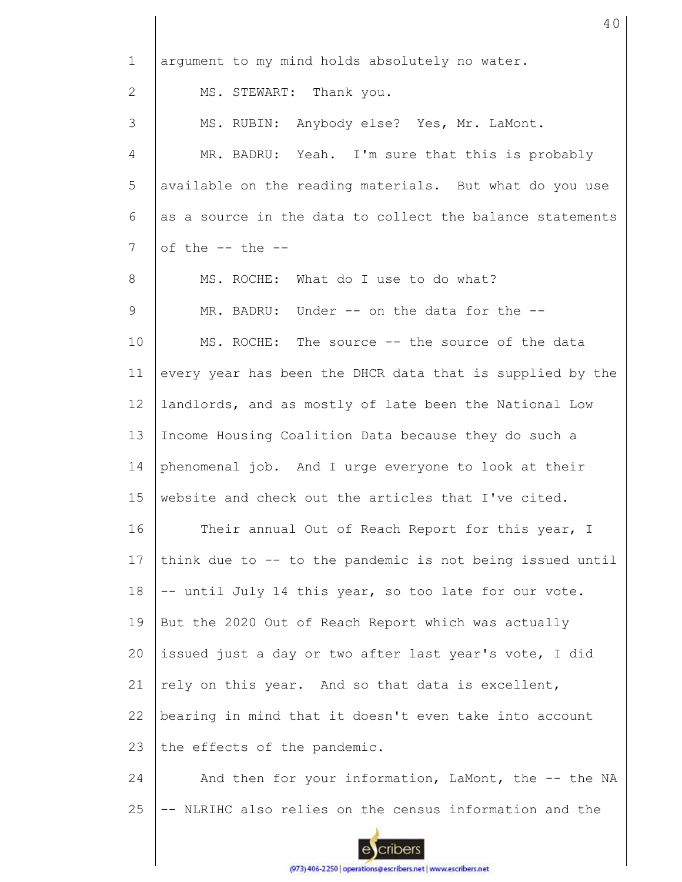argument to my mind holds absolutely no water.

MS. STEWART: Thank you.

MS. RUBIN: Anybody else? Yes, Mr. LaMont.

MR. BADRU: Yeah. I'm sure that this is probably available on the reading materials. But what do you use as a source in the data to collect the balance statements of the -- the --

MS. ROCHE: What do I use to do what?

MR. BADRU: Under -- on the data for the --

MS. ROCHE: The source -- the source of the data every year has been the DHCR data that is supplied by the landlords, and as mostly of late been the National Low Income Housing Coalition Data because they do such a phenomenal job. And I urge everyone to look at their website and check out the articles that I've cited.

Their annual Out of Reach Report for this year, I think due to -- to the pandemic is not being issued until -- until July 14 this year, so too late for our vote. But the 2020 Out of Reach Report which was actually issued just a day or two after last year's vote, I did rely on this year. And so that data is excellent, bearing in mind that it doesn't even take into account the effects of the pandemic.

And then for your information, LaMont, the -- the NA -- NLRIHC also relies on the census information and the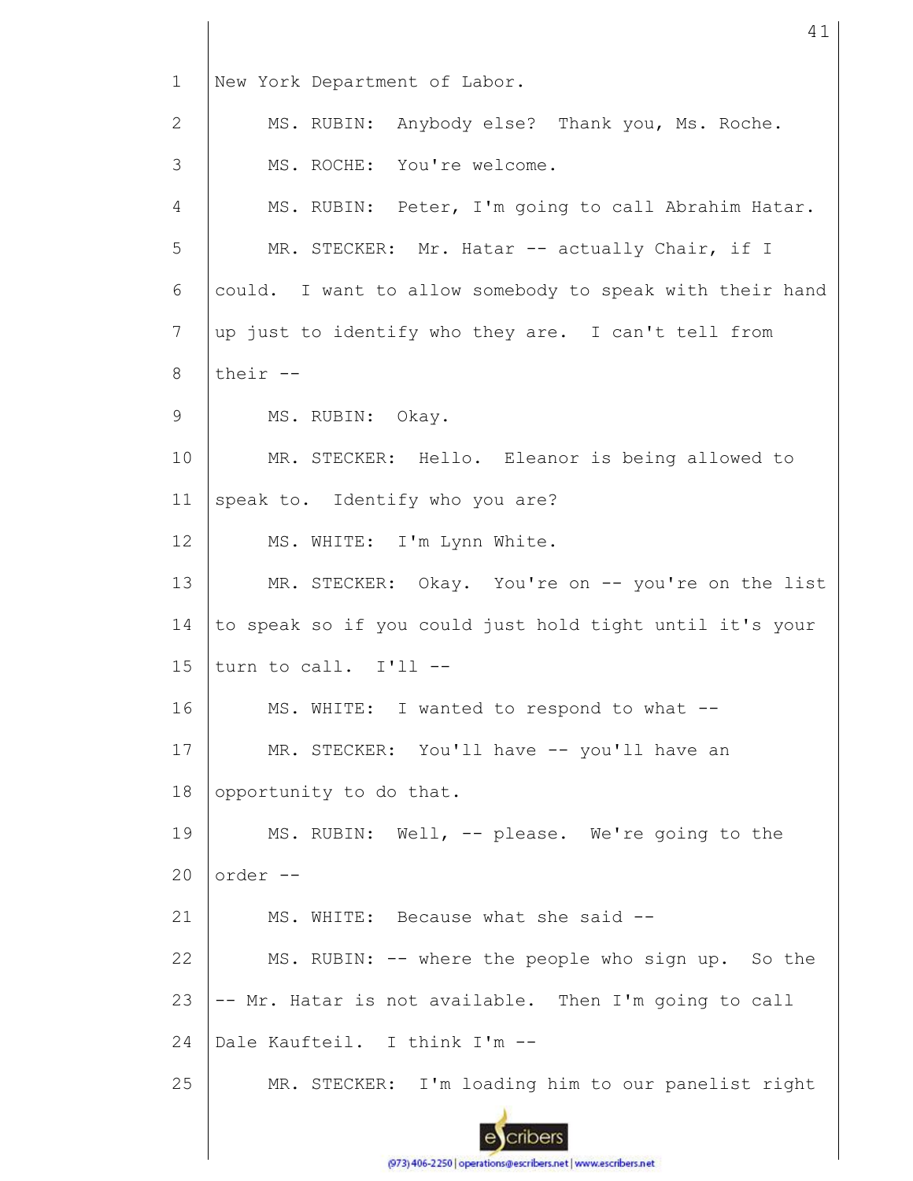1 New York Department of Labor.

2 MS. RUBIN: Anybody else? Thank you, Ms. Roche.

3 MS. ROCHE: You're welcome.

4 MS. RUBIN: Peter, I'm going to call Abrahim Hatar.

5 MR. STECKER: Mr. Hatar -- actually Chair, if I

6 could. I want to allow somebody to speak with their hand

7 up just to identify who they are. I can't tell from

8 their --

9 MS. RUBIN: Okay.

10 MR. STECKER: Hello. Eleanor is being allowed to

11 speak to. Identify who you are?

12 MS. WHITE: I'm Lynn White.

13 MR. STECKER: Okay. You're on -- you're on the list

14 to speak so if you could just hold tight until it's your

15 turn to call. I'll --

16 MS. WHITE: I wanted to respond to what --

17 MR. STECKER: You'll have -- you'll have an

18 opportunity to do that.

19 MS. RUBIN: Well, -- please. We're going to the

20 order --

21 MS. WHITE: Because what she said --

22 MS. RUBIN: -- where the people who sign up. So the

23 -- Mr. Hatar is not available. Then I'm going to call

24 Dale Kaufteil. I think I'm --

25 MR. STECKER: I'm loading him to our panelist right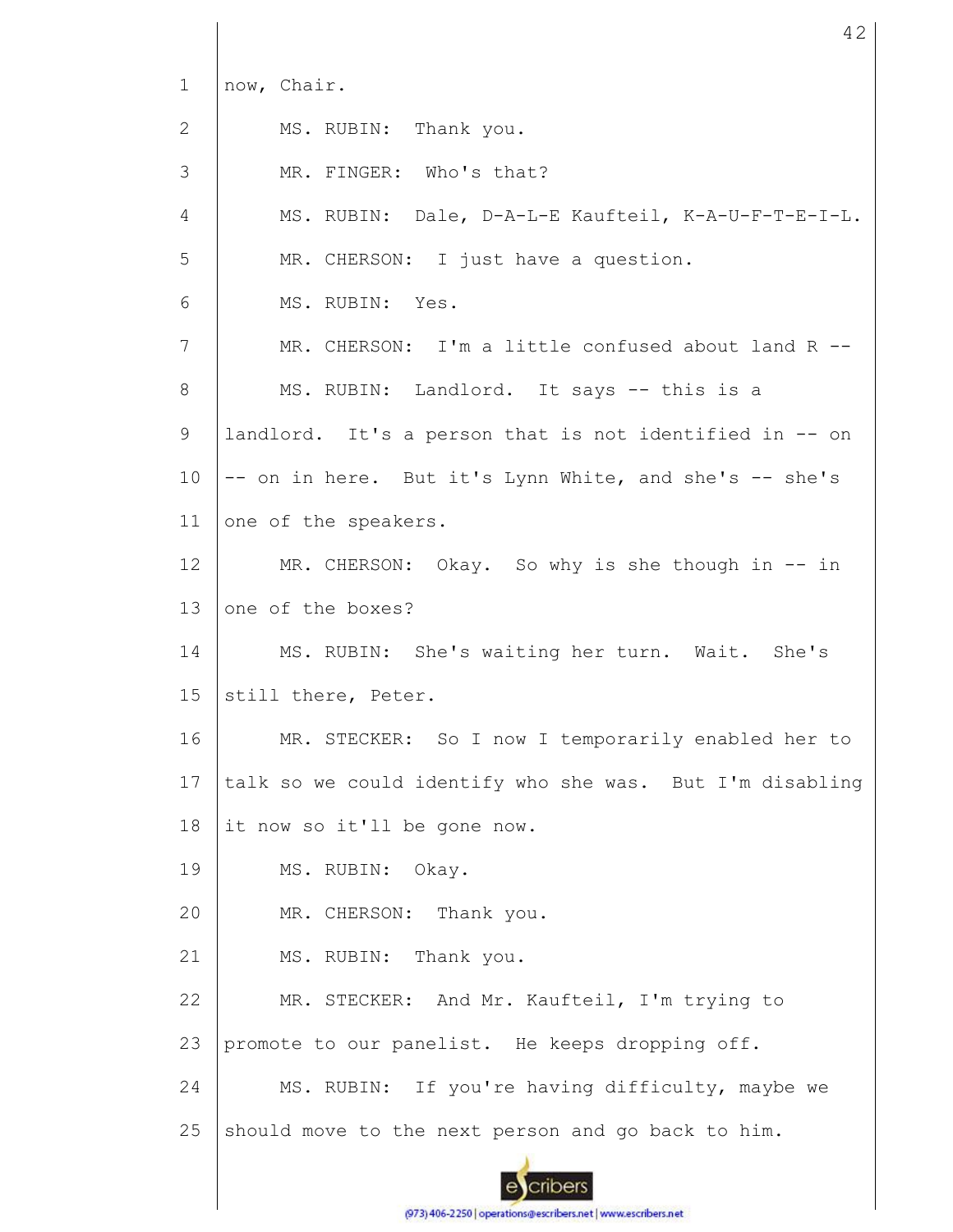now, Chair.

MS. RUBIN: Thank you.

MR. FINGER: Who's that?

MS. RUBIN: Dale, D-A-L-E Kaufteil, K-A-U-F-T-E-I-L.

MR. CHERSON: I just have a question.

MS. RUBIN: Yes.

MR. CHERSON: I'm a little confused about land R --

MS. RUBIN: Landlord. It says -- this is a landlord. It's a person that is not identified in -- on -- on in here. But it's Lynn White, and she's -- she's one of the speakers.

MR. CHERSON: Okay. So why is she though in -- in one of the boxes?

MS. RUBIN: She's waiting her turn. Wait. She's still there, Peter.

MR. STECKER: So I now I temporarily enabled her to talk so we could identify who she was. But I'm disabling it now so it'll be gone now.

MS. RUBIN: Okay.

MR. CHERSON: Thank you.

MS. RUBIN: Thank you.

MR. STECKER: And Mr. Kaufteil, I'm trying to promote to our panelist. He keeps dropping off.

MS. RUBIN: If you're having difficulty, maybe we should move to the next person and go back to him.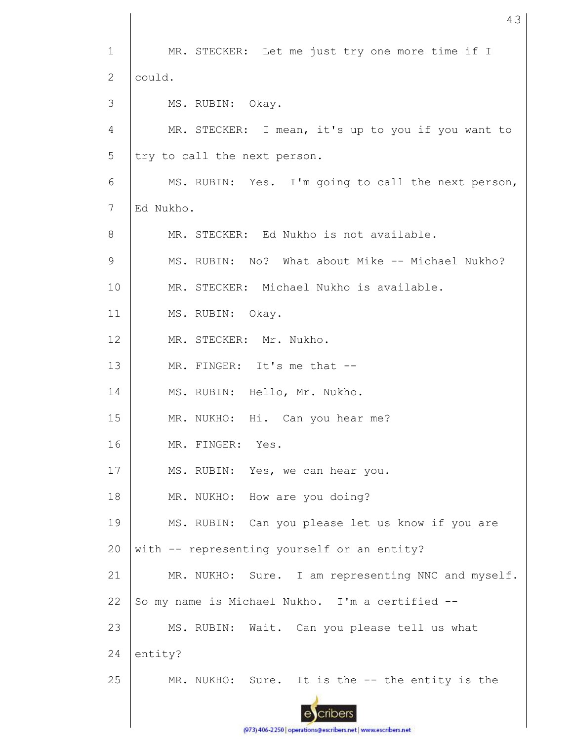1 MR. STECKER: Let me just try one more time if I
2 could.
3 MS. RUBIN: Okay.
4 MR. STECKER: I mean, it's up to you if you want to
5 try to call the next person.
6 MS. RUBIN: Yes. I'm going to call the next person,
7 Ed Nukho.
8 MR. STECKER: Ed Nukho is not available.
9 MS. RUBIN: No? What about Mike -- Michael Nukho?
10 MR. STECKER: Michael Nukho is available.
11 MS. RUBIN: Okay.
12 MR. STECKER: Mr. Nukho.
13 MR. FINGER: It's me that --
14 MS. RUBIN: Hello, Mr. Nukho.
15 MR. NUKHO: Hi. Can you hear me?
16 MR. FINGER: Yes.
17 MS. RUBIN: Yes, we can hear you.
18 MR. NUKHO: How are you doing?
19 MS. RUBIN: Can you please let us know if you are
20 with -- representing yourself or an entity?
21 MR. NUKHO: Sure. I am representing NNC and myself.
22 So my name is Michael Nukho. I'm a certified --
23 MS. RUBIN: Wait. Can you please tell us what
24 entity?
25 MR. NUKHO: Sure. It is the -- the entity is the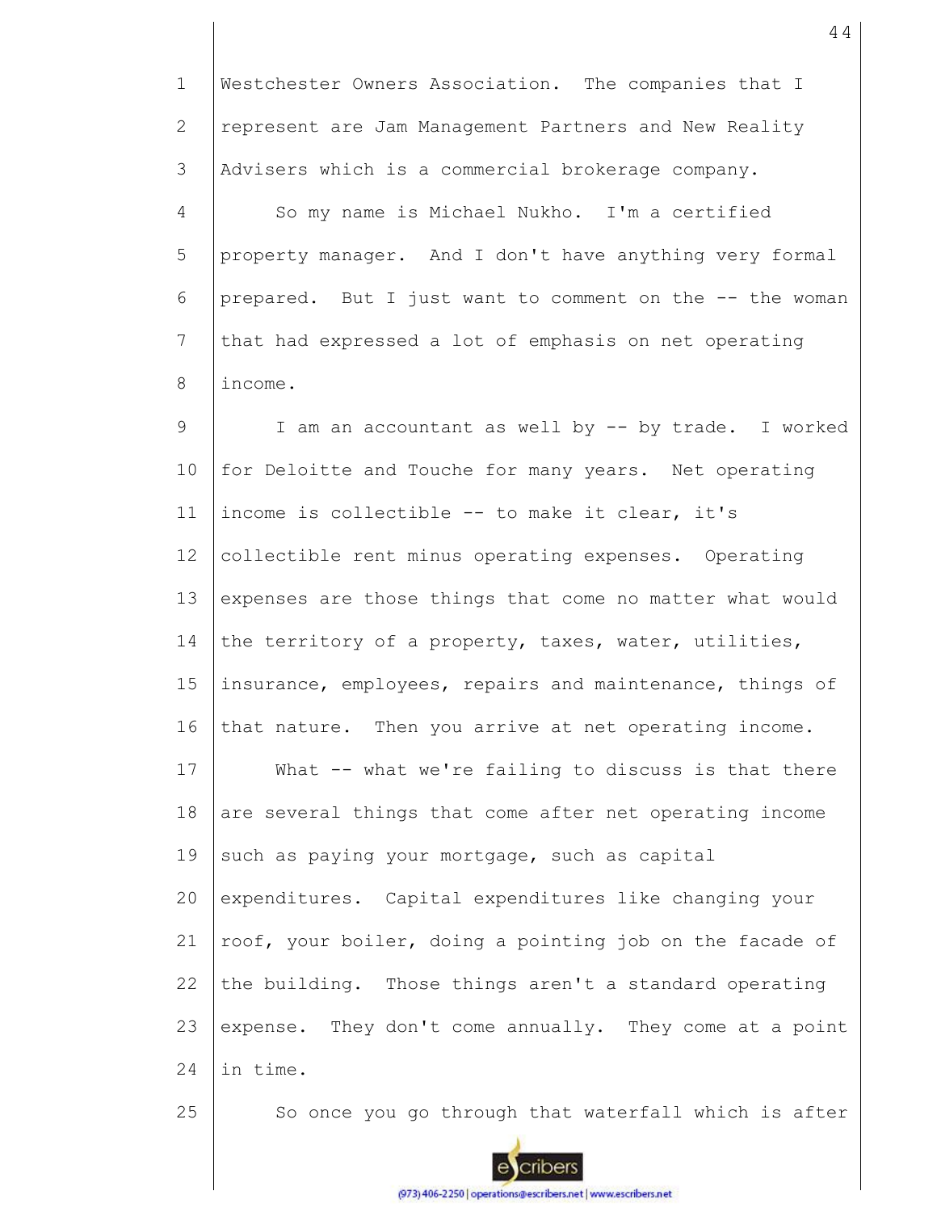Westchester Owners Association. The companies that I represent are Jam Management Partners and New Reality Advisers which is a commercial brokerage company.

So my name is Michael Nukho. I'm a certified property manager. And I don't have anything very formal prepared. But I just want to comment on the -- the woman that had expressed a lot of emphasis on net operating income.

I am an accountant as well by -- by trade. I worked for Deloitte and Touche for many years. Net operating income is collectible -- to make it clear, it's collectible rent minus operating expenses. Operating expenses are those things that come no matter what would the territory of a property, taxes, water, utilities, insurance, employees, repairs and maintenance, things of that nature. Then you arrive at net operating income.

What -- what we're failing to discuss is that there are several things that come after net operating income such as paying your mortgage, such as capital expenditures. Capital expenditures like changing your roof, your boiler, doing a pointing job on the facade of the building. Those things aren't a standard operating expense. They don't come annually. They come at a point in time.

So once you go through that waterfall which is after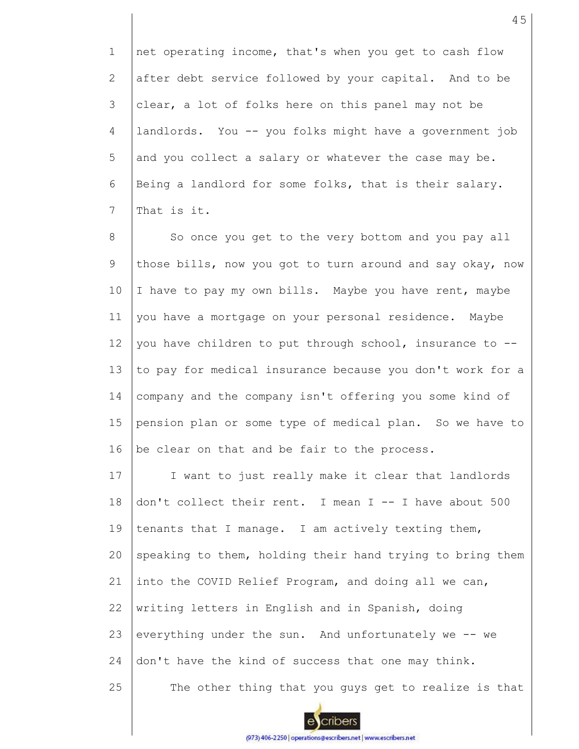net operating income, that's when you get to cash flow after debt service followed by your capital. And to be clear, a lot of folks here on this panel may not be landlords. You -- you folks might have a government job and you collect a salary or whatever the case may be. Being a landlord for some folks, that is their salary. That is it.

So once you get to the very bottom and you pay all those bills, now you got to turn around and say okay, now I have to pay my own bills. Maybe you have rent, maybe you have a mortgage on your personal residence. Maybe you have children to put through school, insurance to -- to pay for medical insurance because you don't work for a company and the company isn't offering you some kind of pension plan or some type of medical plan. So we have to be clear on that and be fair to the process.

I want to just really make it clear that landlords don't collect their rent. I mean I -- I have about 500 tenants that I manage. I am actively texting them, speaking to them, holding their hand trying to bring them into the COVID Relief Program, and doing all we can, writing letters in English and in Spanish, doing everything under the sun. And unfortunately we -- we don't have the kind of success that one may think.

The other thing that you guys get to realize is that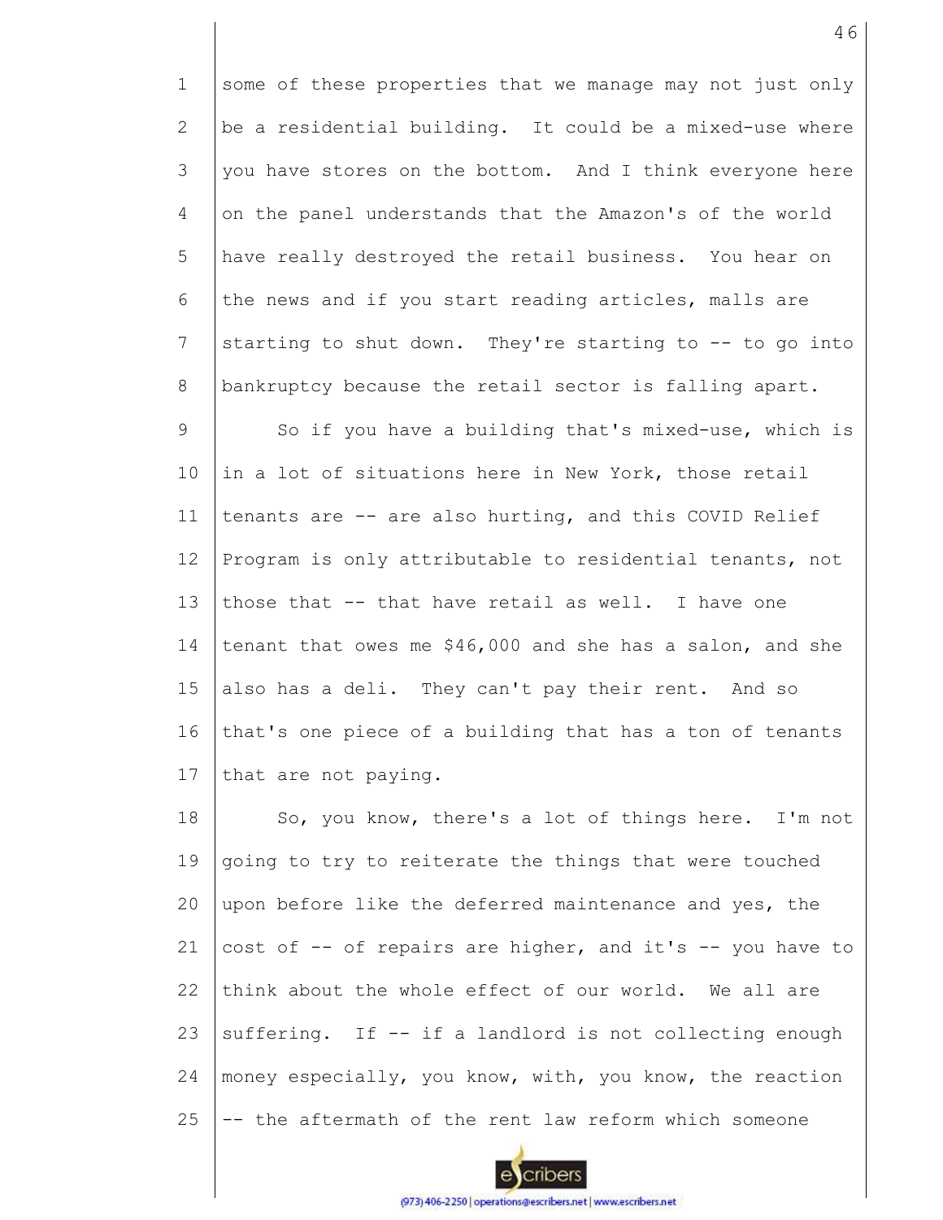some of these properties that we manage may not just only be a residential building. It could be a mixed-use where you have stores on the bottom. And I think everyone here on the panel understands that the Amazon's of the world have really destroyed the retail business. You hear on the news and if you start reading articles, malls are starting to shut down. They're starting to -- to go into bankruptcy because the retail sector is falling apart.

So if you have a building that's mixed-use, which is in a lot of situations here in New York, those retail tenants are -- are also hurting, and this COVID Relief Program is only attributable to residential tenants, not those that -- that have retail as well. I have one tenant that owes me $46,000 and she has a salon, and she also has a deli. They can't pay their rent. And so that's one piece of a building that has a ton of tenants that are not paying.

So, you know, there's a lot of things here. I'm not going to try to reiterate the things that were touched upon before like the deferred maintenance and yes, the cost of -- of repairs are higher, and it's -- you have to think about the whole effect of our world. We all are suffering. If -- if a landlord is not collecting enough money especially, you know, with, you know, the reaction -- the aftermath of the rent law reform which someone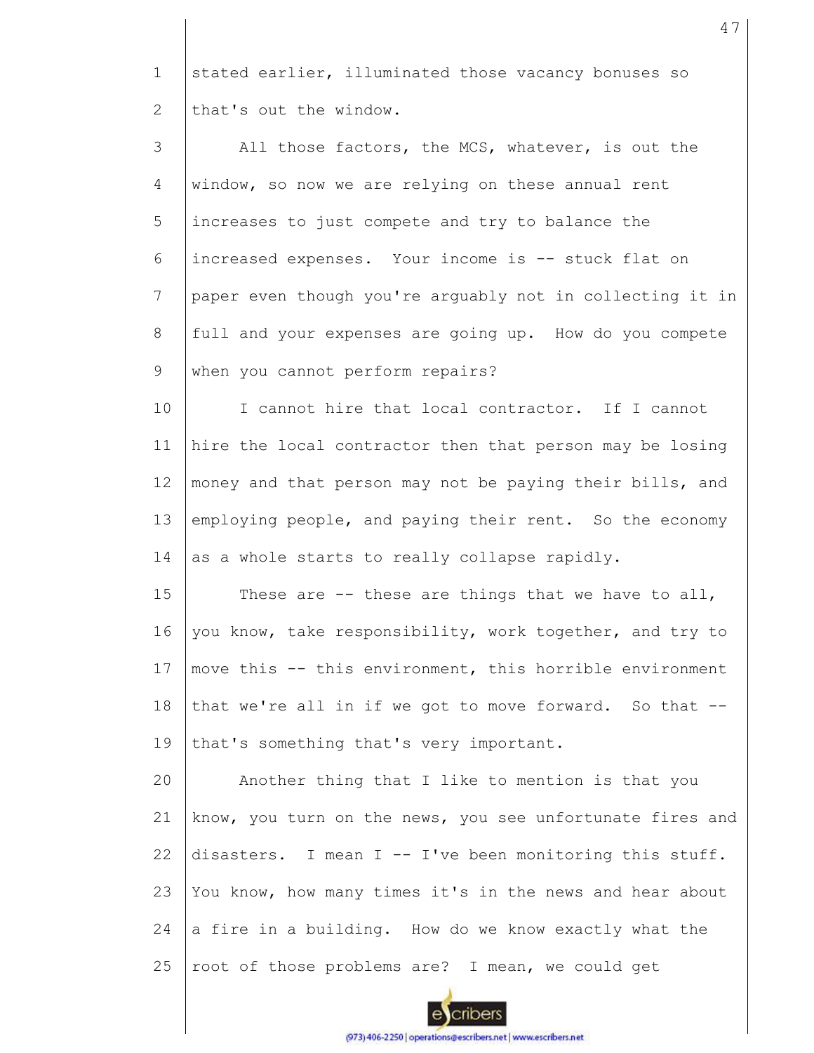stated earlier, illuminated those vacancy bonuses so that's out the window.

All those factors, the MCS, whatever, is out the window, so now we are relying on these annual rent increases to just compete and try to balance the increased expenses. Your income is -- stuck flat on paper even though you're arguably not in collecting it in full and your expenses are going up. How do you compete when you cannot perform repairs?

I cannot hire that local contractor. If I cannot hire the local contractor then that person may be losing money and that person may not be paying their bills, and employing people, and paying their rent. So the economy as a whole starts to really collapse rapidly.

These are -- these are things that we have to all, you know, take responsibility, work together, and try to move this -- this environment, this horrible environment that we're all in if we got to move forward. So that -- that's something that's very important.

Another thing that I like to mention is that you know, you turn on the news, you see unfortunate fires and disasters. I mean I -- I've been monitoring this stuff. You know, how many times it's in the news and hear about a fire in a building. How do we know exactly what the root of those problems are? I mean, we could get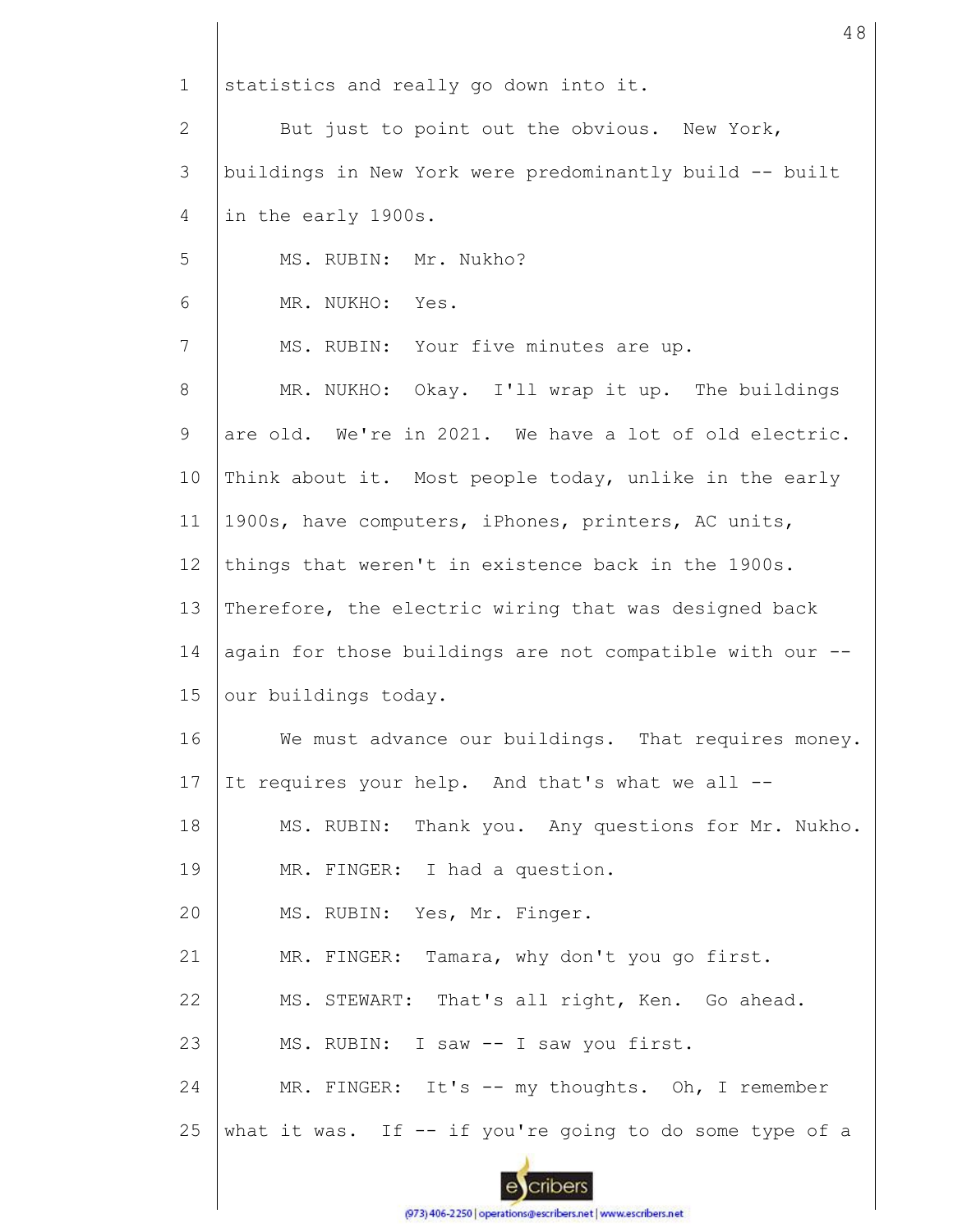statistics and really go down into it.

But just to point out the obvious. New York, buildings in New York were predominantly build -- built in the early 1900s.

MS. RUBIN: Mr. Nukho?

MR. NUKHO: Yes.

MS. RUBIN: Your five minutes are up.

MR. NUKHO: Okay. I'll wrap it up. The buildings are old. We're in 2021. We have a lot of old electric. Think about it. Most people today, unlike in the early 1900s, have computers, iPhones, printers, AC units, things that weren't in existence back in the 1900s. Therefore, the electric wiring that was designed back again for those buildings are not compatible with our -- our buildings today.

We must advance our buildings. That requires money. It requires your help. And that's what we all --

MS. RUBIN: Thank you. Any questions for Mr. Nukho.

MR. FINGER: I had a question.

MS. RUBIN: Yes, Mr. Finger.

MR. FINGER: Tamara, why don't you go first.

MS. STEWART: That's all right, Ken. Go ahead.

MS. RUBIN: I saw -- I saw you first.

MR. FINGER: It's -- my thoughts. Oh, I remember what it was. If -- if you're going to do some type of a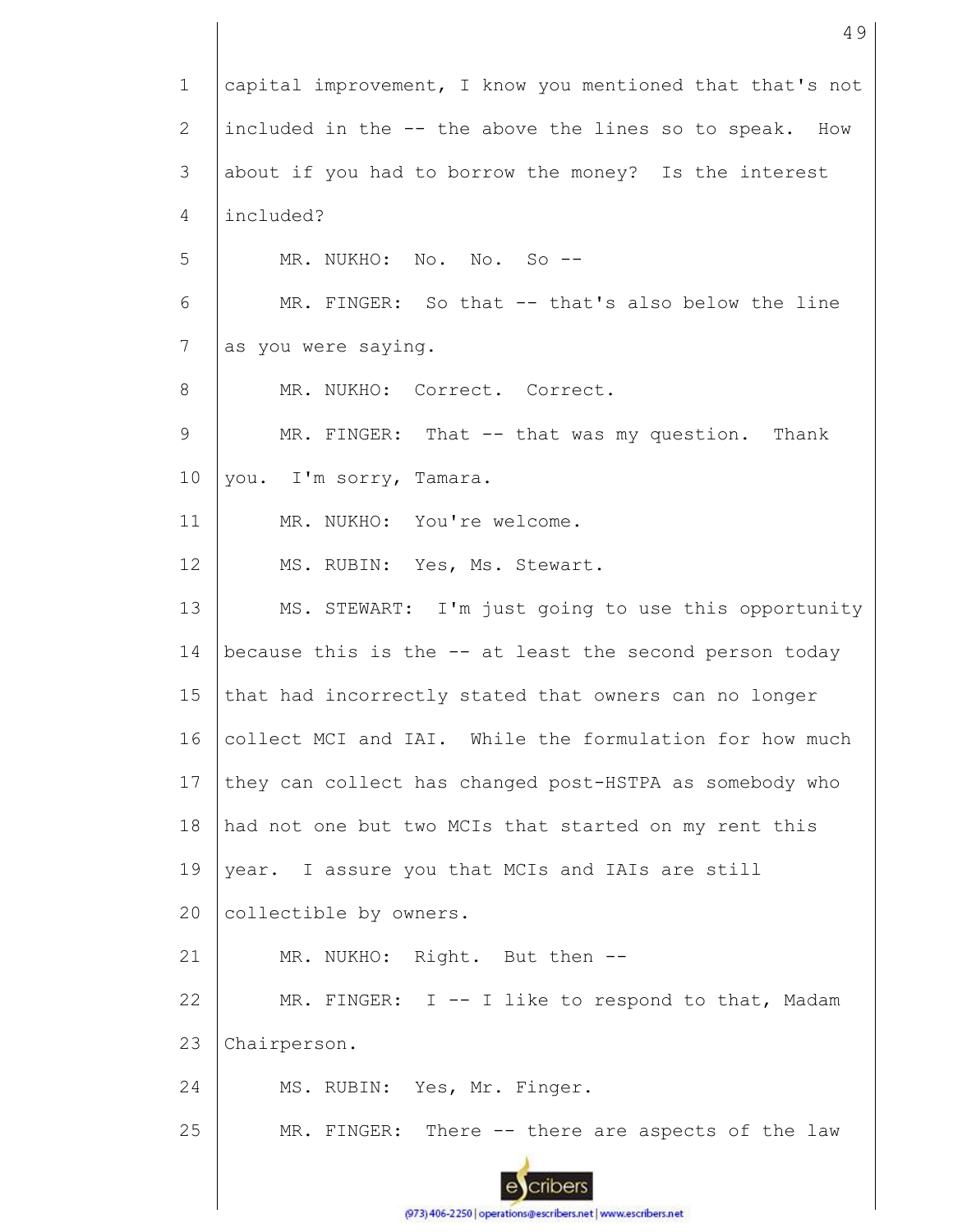capital improvement, I know you mentioned that that's not included in the -- the above the lines so to speak. How about if you had to borrow the money? Is the interest included?

MR. NUKHO: No. No. So --

MR. FINGER: So that -- that's also below the line as you were saying.

MR. NUKHO: Correct. Correct.

MR. FINGER: That -- that was my question. Thank you. I'm sorry, Tamara.

MR. NUKHO: You're welcome.

MS. RUBIN: Yes, Ms. Stewart.

MS. STEWART: I'm just going to use this opportunity because this is the -- at least the second person today that had incorrectly stated that owners can no longer collect MCI and IAI. While the formulation for how much they can collect has changed post-HSTPA as somebody who had not one but two MCIs that started on my rent this year. I assure you that MCIs and IAIs are still collectible by owners.

MR. NUKHO: Right. But then --

MR. FINGER: I -- I like to respond to that, Madam Chairperson.

MS. RUBIN: Yes, Mr. Finger.

MR. FINGER: There -- there are aspects of the law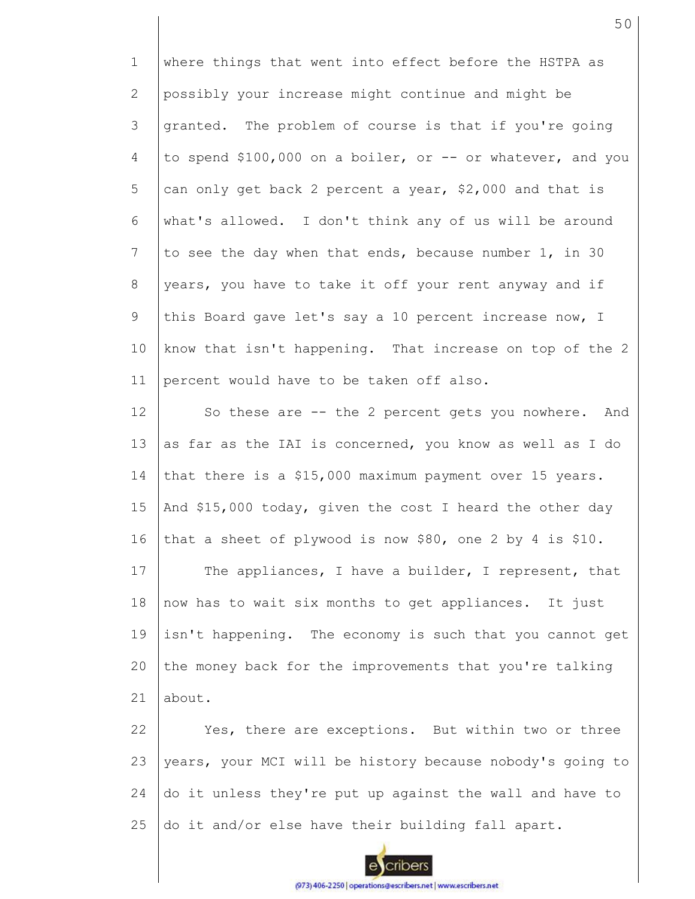where things that went into effect before the HSTPA as possibly your increase might continue and might be granted. The problem of course is that if you're going to spend $100,000 on a boiler, or -- or whatever, and you can only get back 2 percent a year, $2,000 and that is what's allowed. I don't think any of us will be around to see the day when that ends, because number 1, in 30 years, you have to take it off your rent anyway and if this Board gave let's say a 10 percent increase now, I know that isn't happening. That increase on top of the 2 percent would have to be taken off also.

So these are -- the 2 percent gets you nowhere. And as far as the IAI is concerned, you know as well as I do that there is a $15,000 maximum payment over 15 years. And $15,000 today, given the cost I heard the other day that a sheet of plywood is now $80, one 2 by 4 is $10.

The appliances, I have a builder, I represent, that now has to wait six months to get appliances. It just isn't happening. The economy is such that you cannot get the money back for the improvements that you're talking about.

Yes, there are exceptions. But within two or three years, your MCI will be history because nobody's going to do it unless they're put up against the wall and have to do it and/or else have their building fall apart.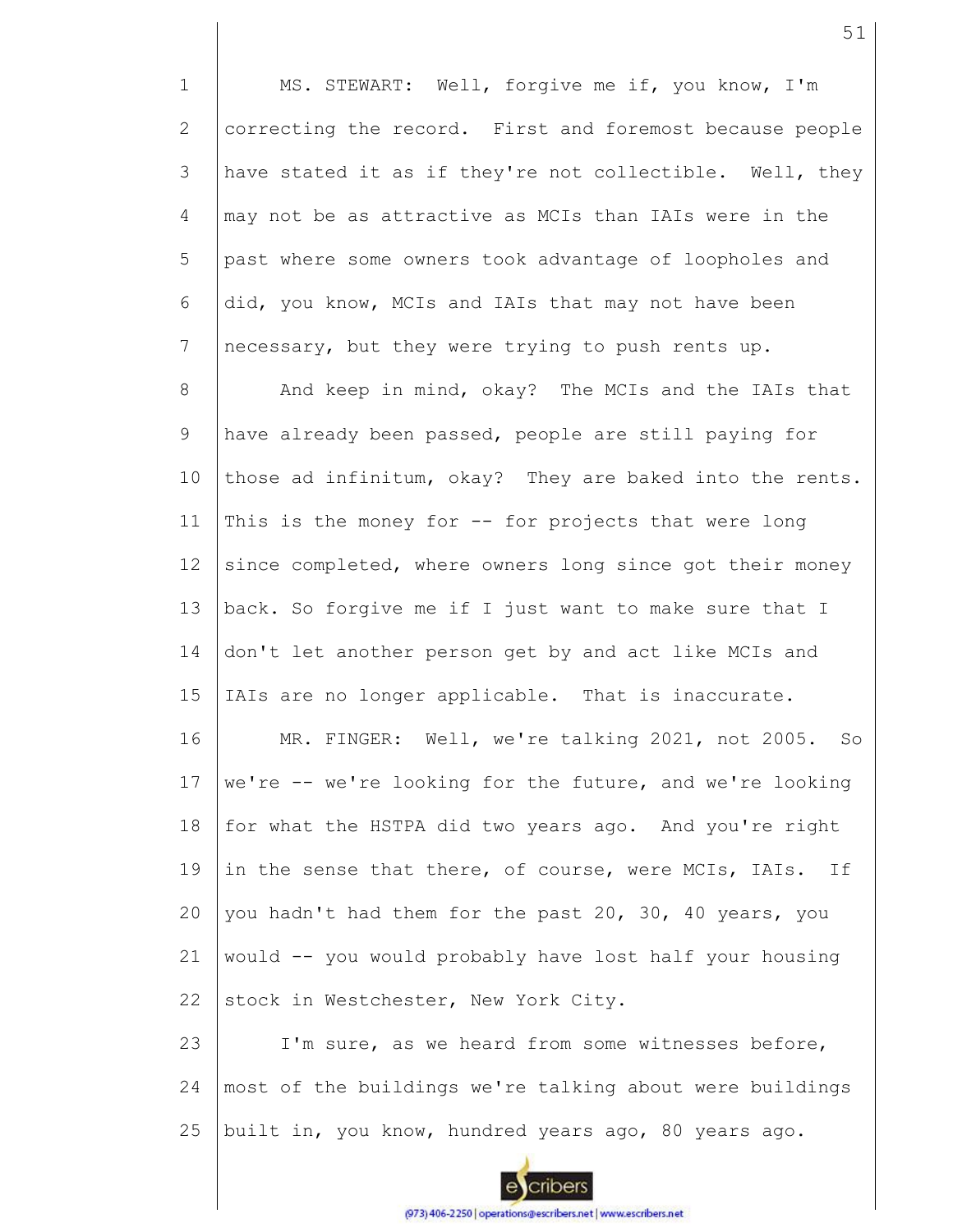MS. STEWART: Well, forgive me if, you know, I'm correcting the record. First and foremost because people have stated it as if they're not collectible. Well, they may not be as attractive as MCIs than IAIs were in the past where some owners took advantage of loopholes and did, you know, MCIs and IAIs that may not have been necessary, but they were trying to push rents up.

And keep in mind, okay? The MCIs and the IAIs that have already been passed, people are still paying for those ad infinitum, okay? They are baked into the rents. This is the money for -- for projects that were long since completed, where owners long since got their money back. So forgive me if I just want to make sure that I don't let another person get by and act like MCIs and IAIs are no longer applicable. That is inaccurate.

MR. FINGER: Well, we're talking 2021, not 2005. So we're -- we're looking for the future, and we're looking for what the HSTPA did two years ago. And you're right in the sense that there, of course, were MCIs, IAIs. If you hadn't had them for the past 20, 30, 40 years, you would -- you would probably have lost half your housing stock in Westchester, New York City.

I'm sure, as we heard from some witnesses before, most of the buildings we're talking about were buildings built in, you know, hundred years ago, 80 years ago.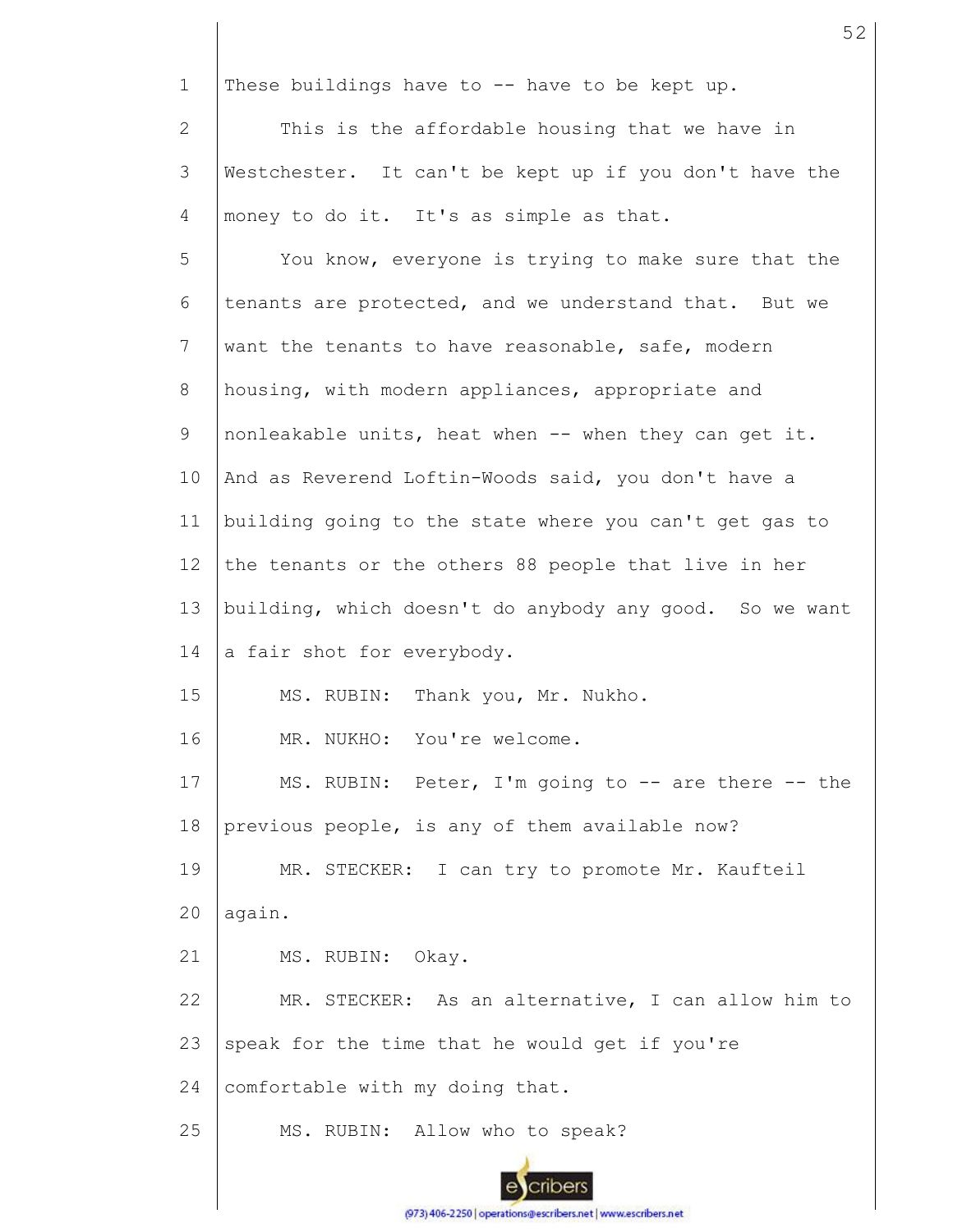These buildings have to -- have to be kept up.

This is the affordable housing that we have in Westchester. It can't be kept up if you don't have the money to do it. It's as simple as that.

You know, everyone is trying to make sure that the tenants are protected, and we understand that. But we want the tenants to have reasonable, safe, modern housing, with modern appliances, appropriate and nonleakable units, heat when -- when they can get it. And as Reverend Loftin-Woods said, you don't have a building going to the state where you can't get gas to the tenants or the others 88 people that live in her building, which doesn't do anybody any good. So we want a fair shot for everybody.

MS. RUBIN: Thank you, Mr. Nukho.

MR. NUKHO: You're welcome.

MS. RUBIN: Peter, I'm going to -- are there -- the previous people, is any of them available now?

MR. STECKER: I can try to promote Mr. Kaufteil again.

MS. RUBIN: Okay.

MR. STECKER: As an alternative, I can allow him to speak for the time that he would get if you're comfortable with my doing that.

MS. RUBIN: Allow who to speak?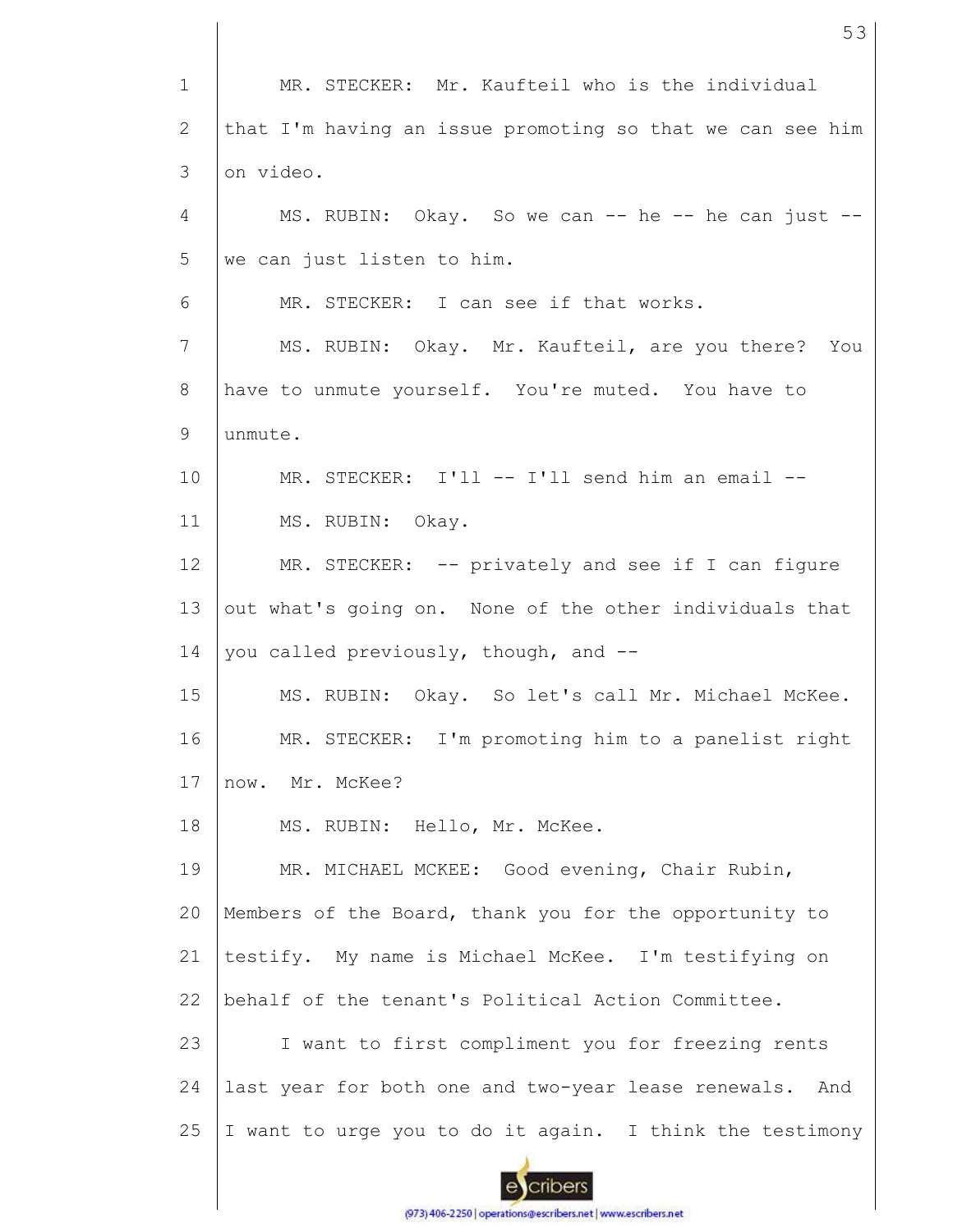MR. STECKER: Mr. Kaufteil who is the individual that I'm having an issue promoting so that we can see him on video.

MS. RUBIN: Okay. So we can -- he -- he can just -- we can just listen to him.

MR. STECKER: I can see if that works.

MS. RUBIN: Okay. Mr. Kaufteil, are you there? You have to unmute yourself. You're muted. You have to unmute.

MR. STECKER: I'll -- I'll send him an email --

MS. RUBIN: Okay.

MR. STECKER: -- privately and see if I can figure out what's going on. None of the other individuals that you called previously, though, and --

MS. RUBIN: Okay. So let's call Mr. Michael McKee.

MR. STECKER: I'm promoting him to a panelist right now. Mr. McKee?

MS. RUBIN: Hello, Mr. McKee.

MR. MICHAEL MCKEE: Good evening, Chair Rubin, Members of the Board, thank you for the opportunity to testify. My name is Michael McKee. I'm testifying on behalf of the tenant's Political Action Committee.

I want to first compliment you for freezing rents last year for both one and two-year lease renewals. And I want to urge you to do it again. I think the testimony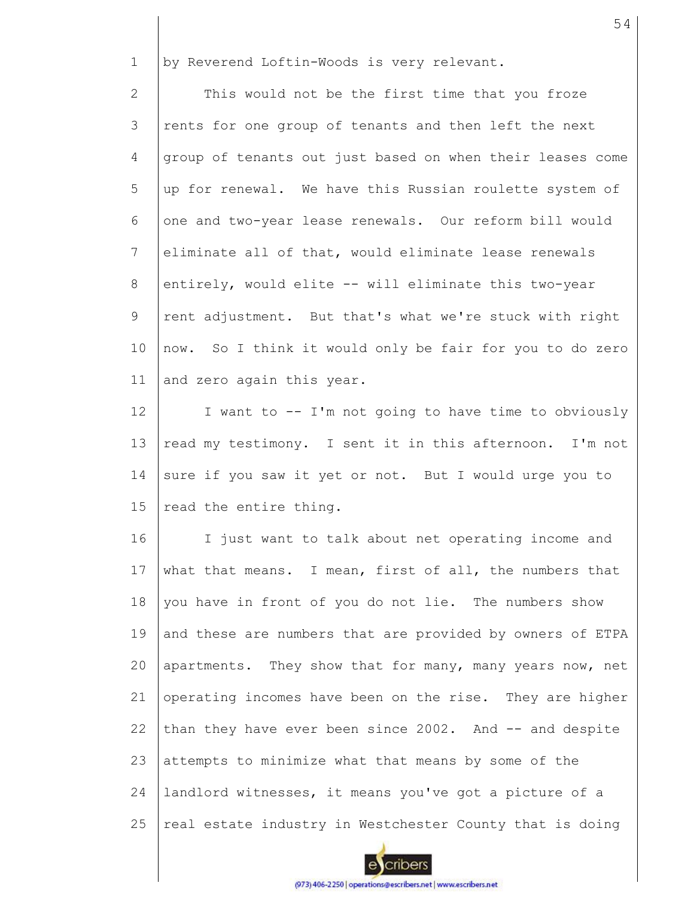by Reverend Loftin-Woods is very relevant.

This would not be the first time that you froze rents for one group of tenants and then left the next group of tenants out just based on when their leases come up for renewal. We have this Russian roulette system of one and two-year lease renewals. Our reform bill would eliminate all of that, would eliminate lease renewals entirely, would elite -- will eliminate this two-year rent adjustment. But that's what we're stuck with right now. So I think it would only be fair for you to do zero and zero again this year.

I want to -- I'm not going to have time to obviously read my testimony. I sent it in this afternoon. I'm not sure if you saw it yet or not. But I would urge you to read the entire thing.

I just want to talk about net operating income and what that means. I mean, first of all, the numbers that you have in front of you do not lie. The numbers show and these are numbers that are provided by owners of ETPA apartments. They show that for many, many years now, net operating incomes have been on the rise. They are higher than they have ever been since 2002. And -- and despite attempts to minimize what that means by some of the landlord witnesses, it means you've got a picture of a real estate industry in Westchester County that is doing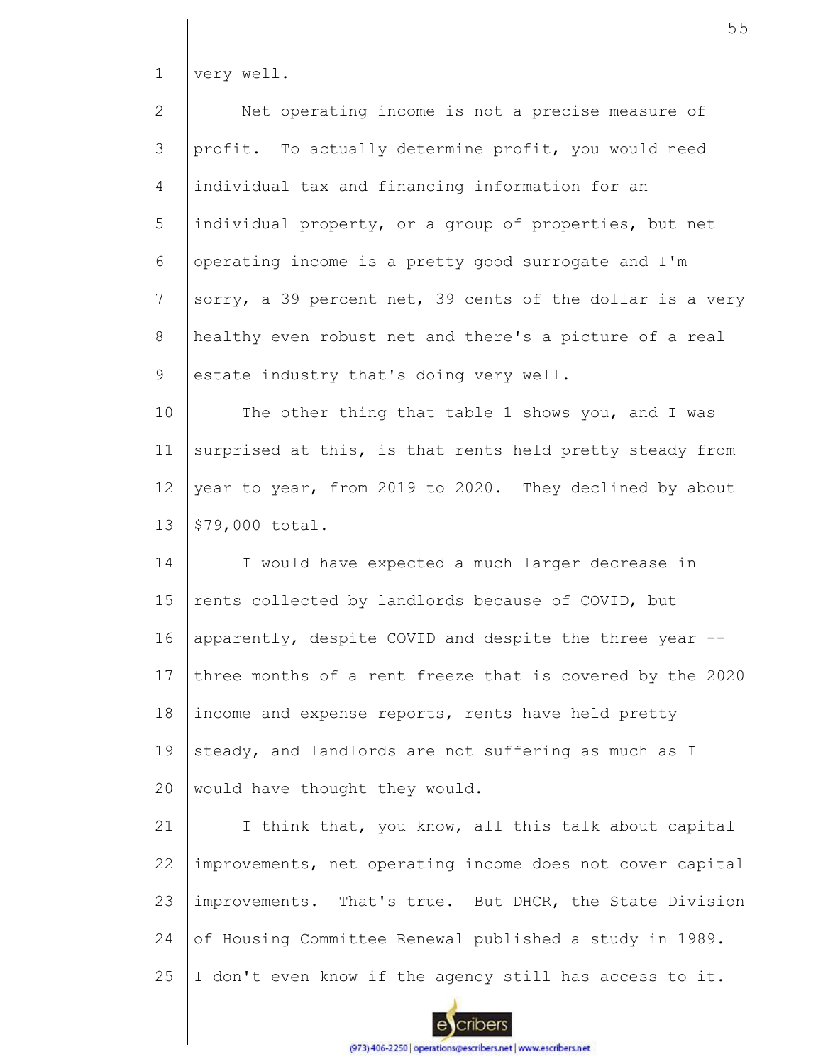very well.

Net operating income is not a precise measure of profit. To actually determine profit, you would need individual tax and financing information for an individual property, or a group of properties, but net operating income is a pretty good surrogate and I'm sorry, a 39 percent net, 39 cents of the dollar is a very healthy even robust net and there's a picture of a real estate industry that's doing very well.

The other thing that table 1 shows you, and I was surprised at this, is that rents held pretty steady from year to year, from 2019 to 2020. They declined by about $79,000 total.

I would have expected a much larger decrease in rents collected by landlords because of COVID, but apparently, despite COVID and despite the three year -- three months of a rent freeze that is covered by the 2020 income and expense reports, rents have held pretty steady, and landlords are not suffering as much as I would have thought they would.

I think that, you know, all this talk about capital improvements, net operating income does not cover capital improvements. That's true. But DHCR, the State Division of Housing Committee Renewal published a study in 1989. I don't even know if the agency still has access to it.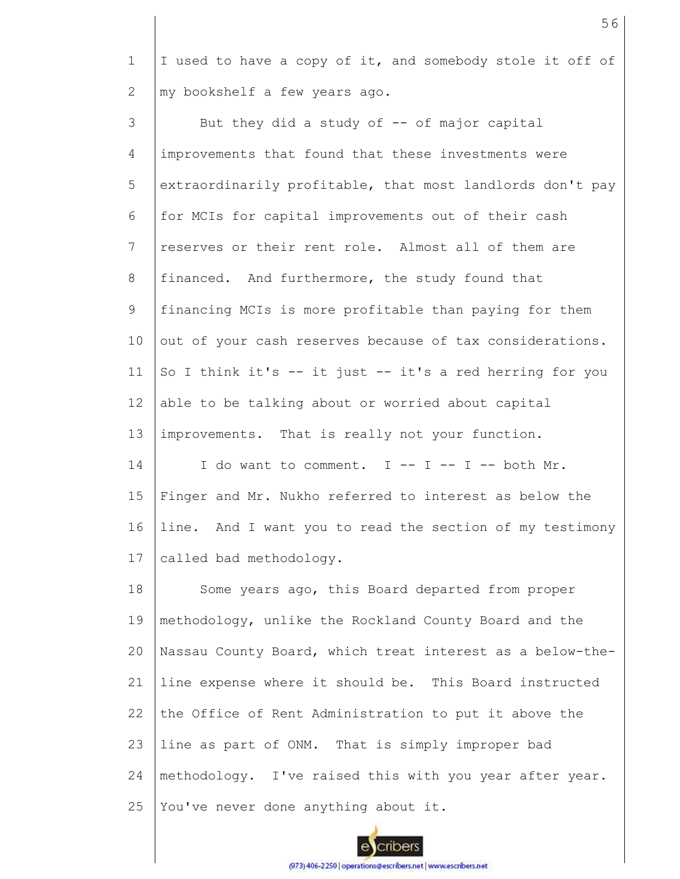I used to have a copy of it, and somebody stole it off of my bookshelf a few years ago.

But they did a study of -- of major capital improvements that found that these investments were extraordinarily profitable, that most landlords don't pay for MCIs for capital improvements out of their cash reserves or their rent role. Almost all of them are financed. And furthermore, the study found that financing MCIs is more profitable than paying for them out of your cash reserves because of tax considerations. So I think it's -- it just -- it's a red herring for you able to be talking about or worried about capital improvements. That is really not your function.

I do want to comment. I -- I -- I -- both Mr. Finger and Mr. Nukho referred to interest as below the line. And I want you to read the section of my testimony called bad methodology.

Some years ago, this Board departed from proper methodology, unlike the Rockland County Board and the Nassau County Board, which treat interest as a below-the-line expense where it should be. This Board instructed the Office of Rent Administration to put it above the line as part of ONM. That is simply improper bad methodology. I've raised this with you year after year. You've never done anything about it.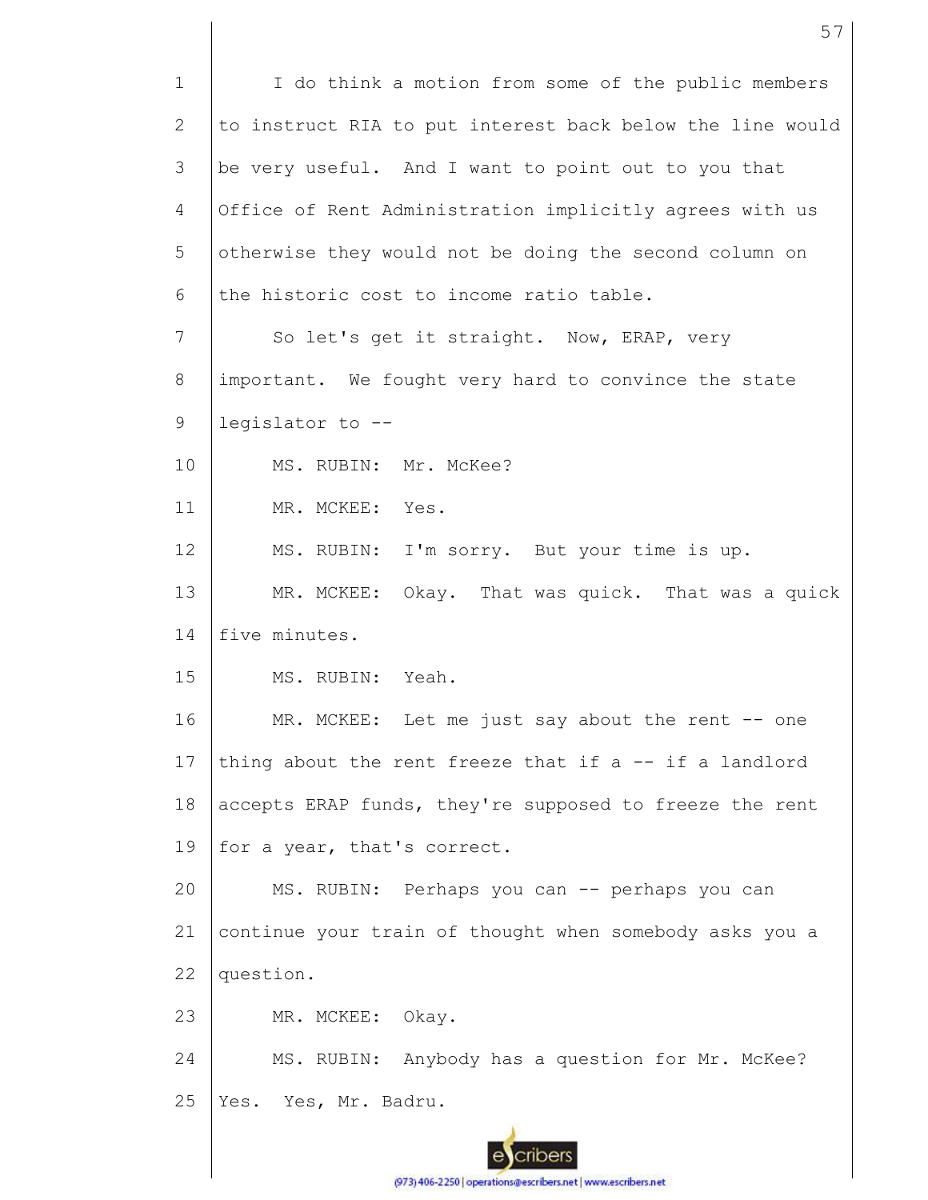I do think a motion from some of the public members to instruct RIA to put interest back below the line would be very useful. And I want to point out to you that Office of Rent Administration implicitly agrees with us otherwise they would not be doing the second column on the historic cost to income ratio table.

So let's get it straight. Now, ERAP, very important. We fought very hard to convince the state legislator to --

MS. RUBIN: Mr. McKee?

MR. MCKEE: Yes.

MS. RUBIN: I'm sorry. But your time is up.

MR. MCKEE: Okay. That was quick. That was a quick five minutes.

MS. RUBIN: Yeah.

MR. MCKEE: Let me just say about the rent -- one thing about the rent freeze that if a -- if a landlord accepts ERAP funds, they're supposed to freeze the rent for a year, that's correct.

MS. RUBIN: Perhaps you can -- perhaps you can continue your train of thought when somebody asks you a question.

MR. MCKEE: Okay.

MS. RUBIN: Anybody has a question for Mr. McKee? Yes. Yes, Mr. Badru.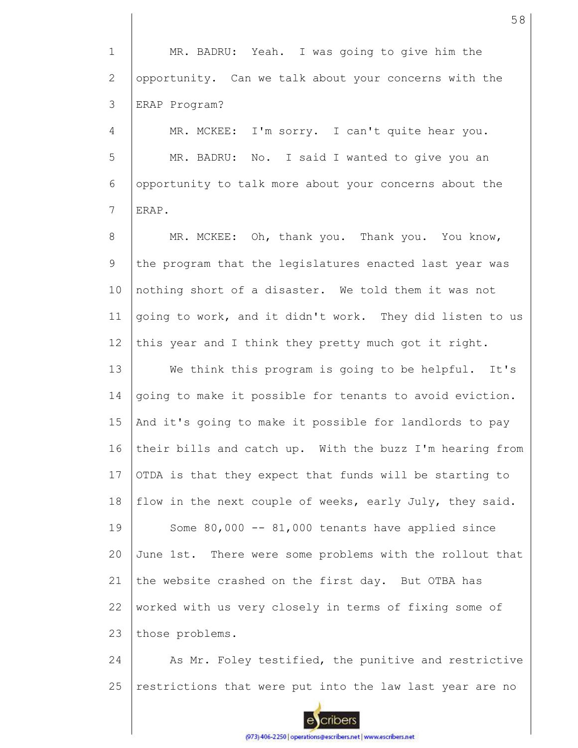MR. BADRU: Yeah. I was going to give him the opportunity. Can we talk about your concerns with the ERAP Program?

MR. MCKEE: I'm sorry. I can't quite hear you.

MR. BADRU: No. I said I wanted to give you an opportunity to talk more about your concerns about the ERAP.

MR. MCKEE: Oh, thank you. Thank you. You know, the program that the legislatures enacted last year was nothing short of a disaster. We told them it was not going to work, and it didn't work. They did listen to us this year and I think they pretty much got it right.

We think this program is going to be helpful. It's going to make it possible for tenants to avoid eviction. And it's going to make it possible for landlords to pay their bills and catch up. With the buzz I'm hearing from OTDA is that they expect that funds will be starting to flow in the next couple of weeks, early July, they said.

Some 80,000 -- 81,000 tenants have applied since June 1st. There were some problems with the rollout that the website crashed on the first day. But OTBA has worked with us very closely in terms of fixing some of those problems.

As Mr. Foley testified, the punitive and restrictive restrictions that were put into the law last year are no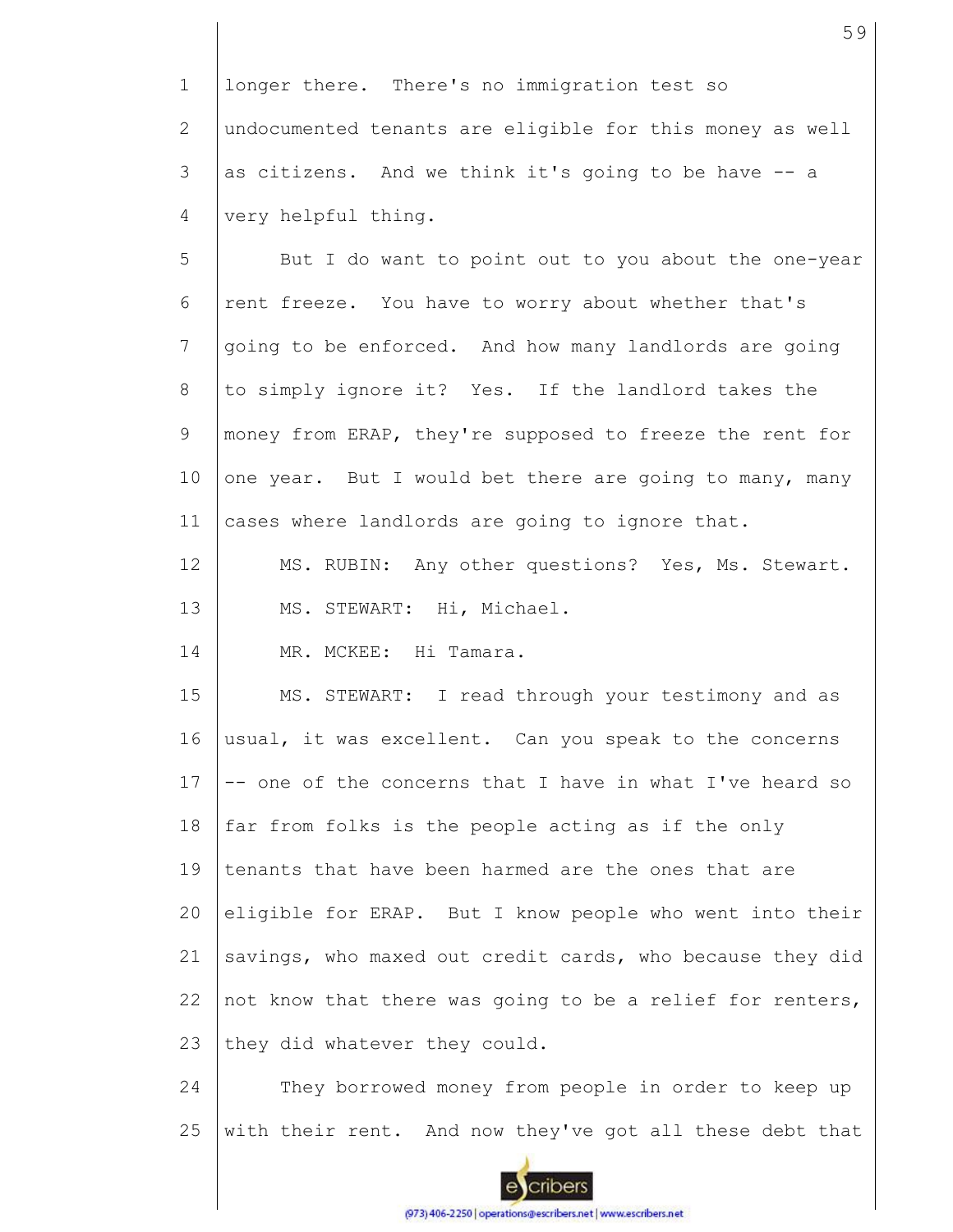longer there. There's no immigration test so undocumented tenants are eligible for this money as well as citizens. And we think it's going to be have -- a very helpful thing.

But I do want to point out to you about the one-year rent freeze. You have to worry about whether that's going to be enforced. And how many landlords are going to simply ignore it? Yes. If the landlord takes the money from ERAP, they're supposed to freeze the rent for one year. But I would bet there are going to many, many cases where landlords are going to ignore that.

MS. RUBIN: Any other questions? Yes, Ms. Stewart.

MS. STEWART: Hi, Michael.

MR. MCKEE: Hi Tamara.

MS. STEWART: I read through your testimony and as usual, it was excellent. Can you speak to the concerns -- one of the concerns that I have in what I've heard so far from folks is the people acting as if the only tenants that have been harmed are the ones that are eligible for ERAP. But I know people who went into their savings, who maxed out credit cards, who because they did not know that there was going to be a relief for renters, they did whatever they could.

They borrowed money from people in order to keep up with their rent. And now they've got all these debt that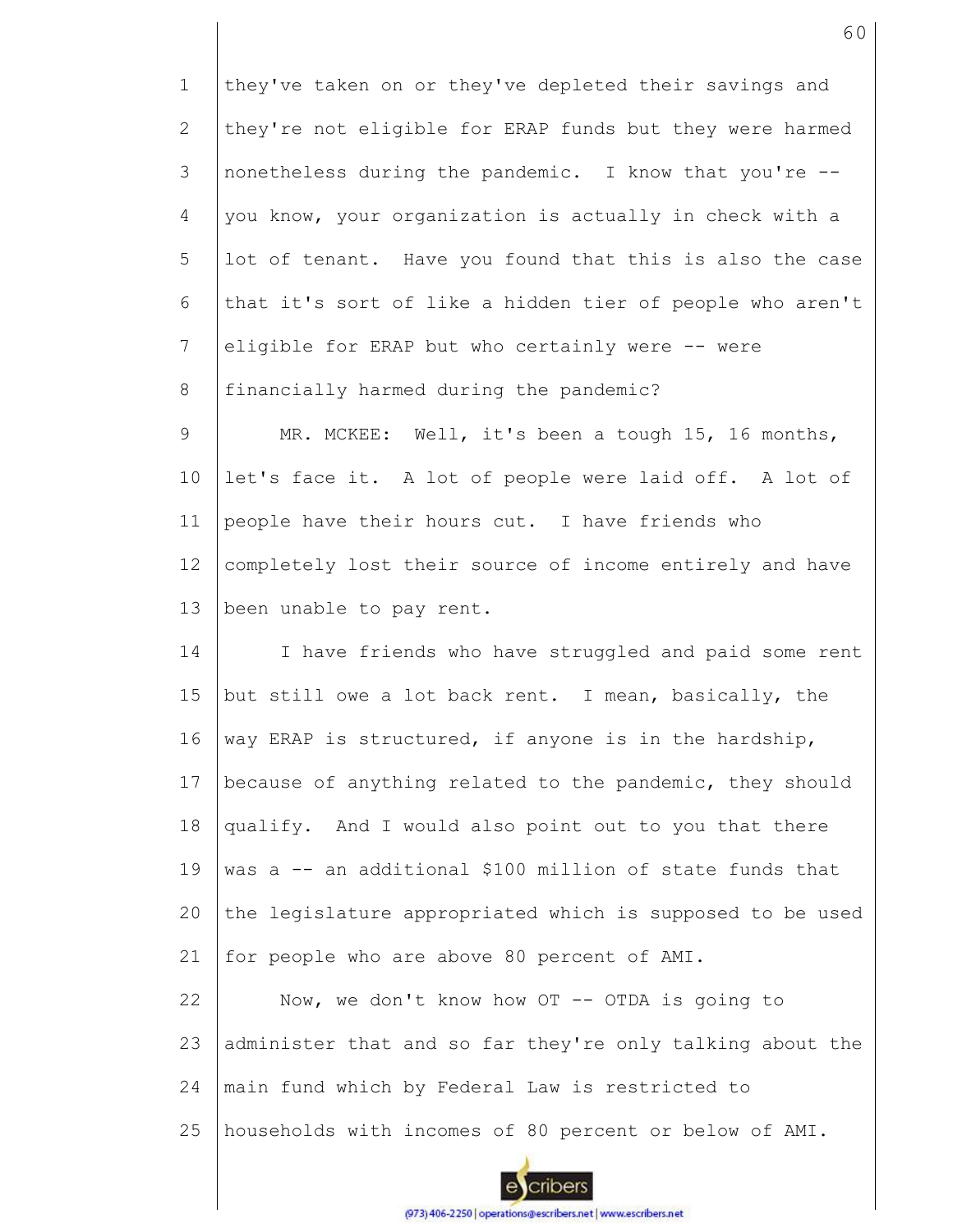they've taken on or they've depleted their savings and they're not eligible for ERAP funds but they were harmed nonetheless during the pandemic. I know that you're -- you know, your organization is actually in check with a lot of tenant. Have you found that this is also the case that it's sort of like a hidden tier of people who aren't eligible for ERAP but who certainly were -- were financially harmed during the pandemic?

MR. MCKEE: Well, it's been a tough 15, 16 months, let's face it. A lot of people were laid off. A lot of people have their hours cut. I have friends who completely lost their source of income entirely and have been unable to pay rent.

I have friends who have struggled and paid some rent but still owe a lot back rent. I mean, basically, the way ERAP is structured, if anyone is in the hardship, because of anything related to the pandemic, they should qualify. And I would also point out to you that there was a -- an additional $100 million of state funds that the legislature appropriated which is supposed to be used for people who are above 80 percent of AMI.

Now, we don't know how OT -- OTDA is going to administer that and so far they're only talking about the main fund which by Federal Law is restricted to households with incomes of 80 percent or below of AMI.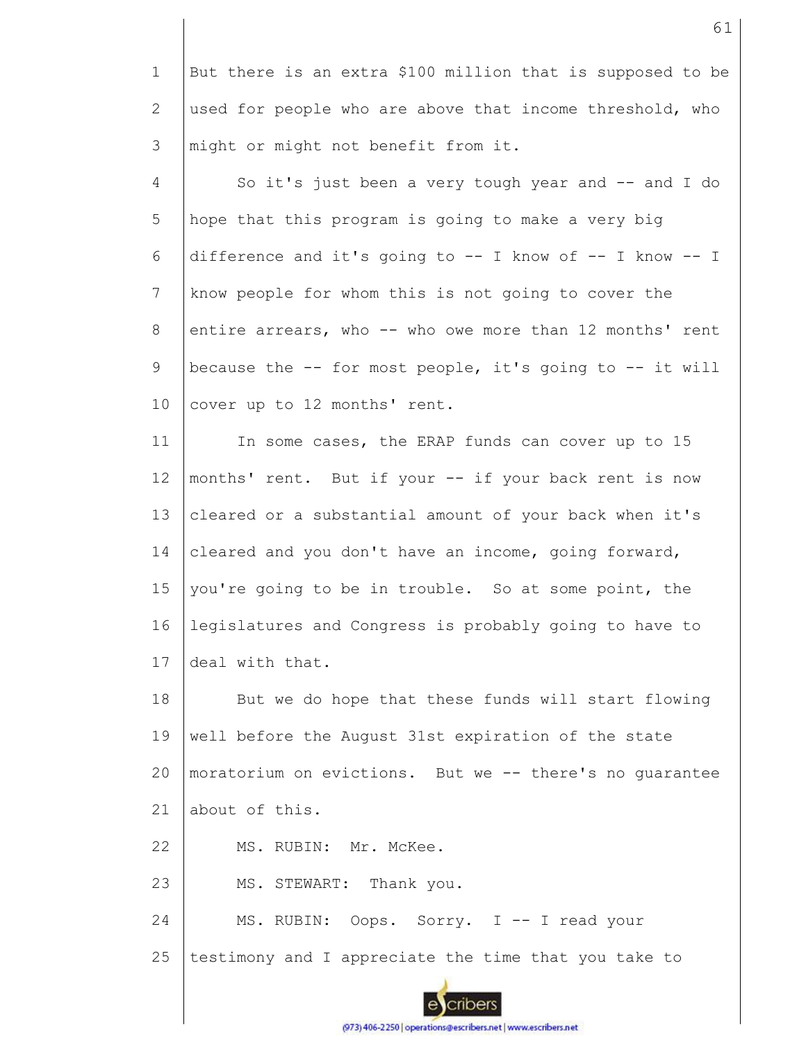But there is an extra $100 million that is supposed to be used for people who are above that income threshold, who might or might not benefit from it.

So it's just been a very tough year and -- and I do hope that this program is going to make a very big difference and it's going to -- I know of -- I know -- I know people for whom this is not going to cover the entire arrears, who -- who owe more than 12 months' rent because the -- for most people, it's going to -- it will cover up to 12 months' rent.

In some cases, the ERAP funds can cover up to 15 months' rent. But if your -- if your back rent is now cleared or a substantial amount of your back when it's cleared and you don't have an income, going forward, you're going to be in trouble. So at some point, the legislatures and Congress is probably going to have to deal with that.

But we do hope that these funds will start flowing well before the August 31st expiration of the state moratorium on evictions. But we -- there's no guarantee about of this.

MS. RUBIN: Mr. McKee.

MS. STEWART: Thank you.

MS. RUBIN: Oops. Sorry. I -- I read your testimony and I appreciate the time that you take to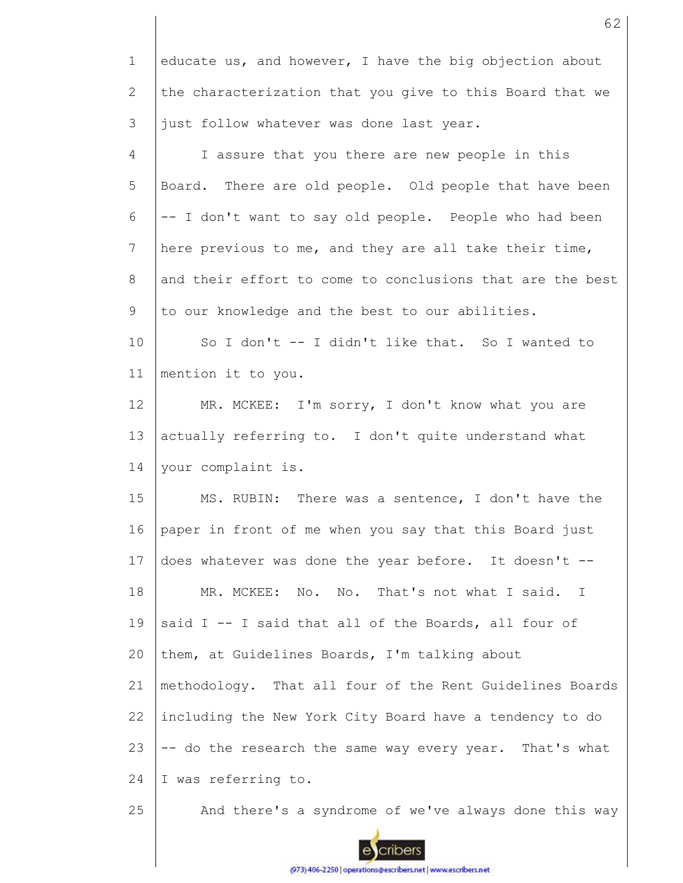1 educate us, and however, I have the big objection about

2 the characterization that you give to this Board that we

3 just follow whatever was done last year.

4 I assure that you there are new people in this

5 Board. There are old people. Old people that have been

6 -- I don't want to say old people. People who had been

7 here previous to me, and they are all take their time,

8 and their effort to come to conclusions that are the best

9 to our knowledge and the best to our abilities.

10 So I don't -- I didn't like that. So I wanted to

11 mention it to you.

12 MR. MCKEE: I'm sorry, I don't know what you are

13 actually referring to. I don't quite understand what

14 your complaint is.

15 MS. RUBIN: There was a sentence, I don't have the

16 paper in front of me when you say that this Board just

17 does whatever was done the year before. It doesn't --

18 MR. MCKEE: No. No. That's not what I said. I

19 said I -- I said that all of the Boards, all four of

20 them, at Guidelines Boards, I'm talking about

21 methodology. That all four of the Rent Guidelines Boards

22 including the New York City Board have a tendency to do

23 -- do the research the same way every year. That's what

24 I was referring to.

25 And there's a syndrome of we've always done this way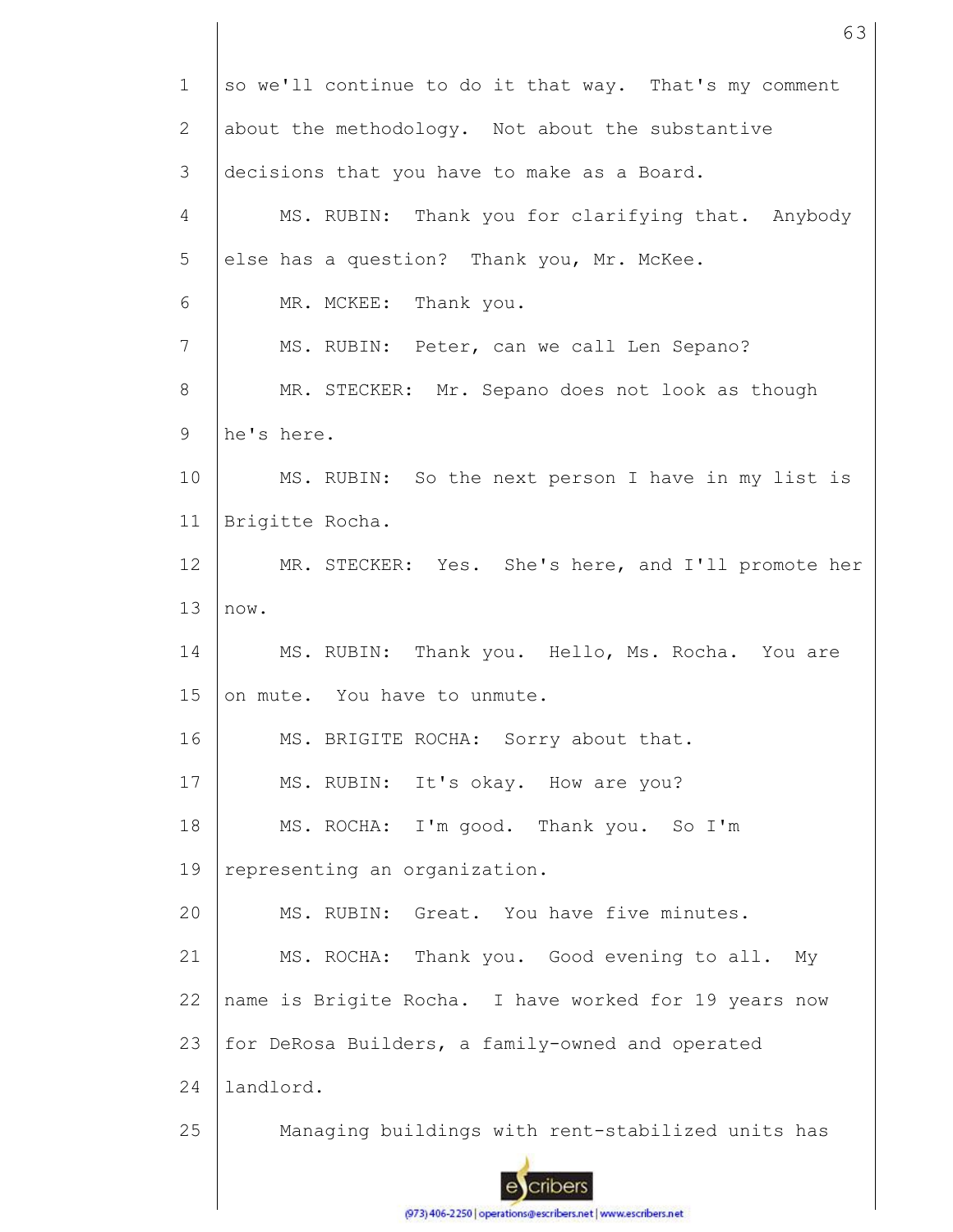so we'll continue to do it that way. That's my comment about the methodology. Not about the substantive decisions that you have to make as a Board.

MS. RUBIN: Thank you for clarifying that. Anybody else has a question? Thank you, Mr. McKee.

MR. MCKEE: Thank you.

MS. RUBIN: Peter, can we call Len Sepano?

MR. STECKER: Mr. Sepano does not look as though he's here.

MS. RUBIN: So the next person I have in my list is Brigitte Rocha.

MR. STECKER: Yes. She's here, and I'll promote her now.

MS. RUBIN: Thank you. Hello, Ms. Rocha. You are on mute. You have to unmute.

MS. BRIGITE ROCHA: Sorry about that.

MS. RUBIN: It's okay. How are you?

MS. ROCHA: I'm good. Thank you. So I'm representing an organization.

MS. RUBIN: Great. You have five minutes.

MS. ROCHA: Thank you. Good evening to all. My name is Brigite Rocha. I have worked for 19 years now for DeRosa Builders, a family-owned and operated landlord.

Managing buildings with rent-stabilized units has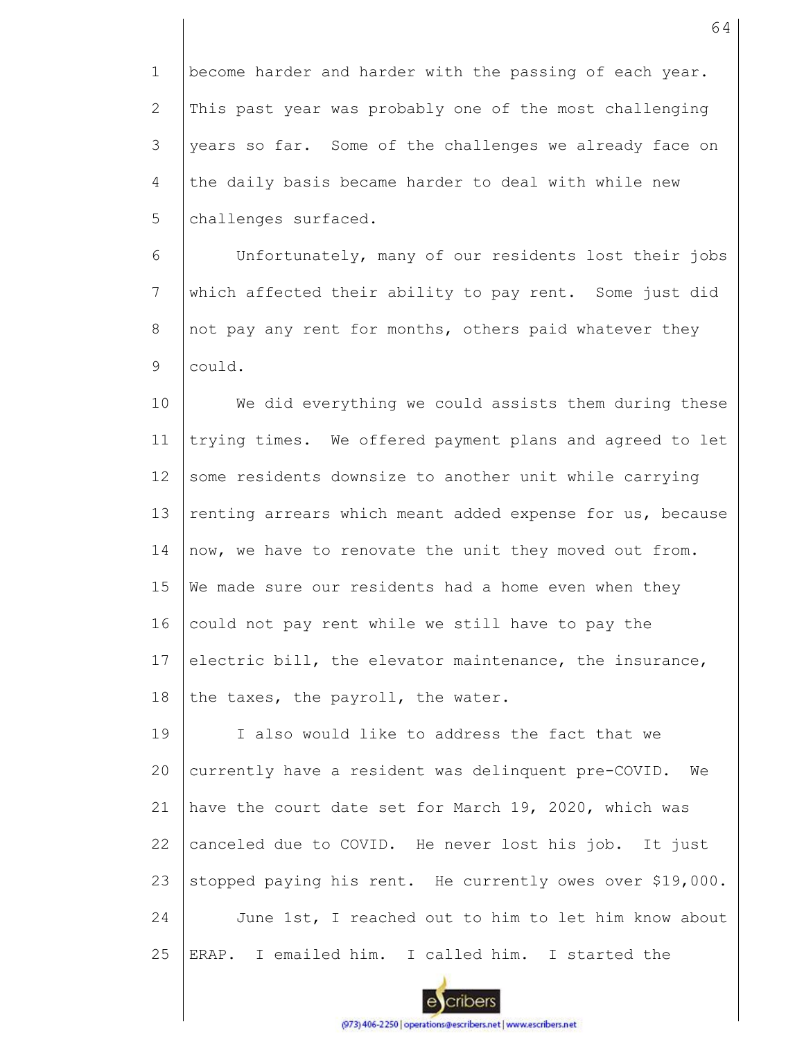become harder and harder with the passing of each year. This past year was probably one of the most challenging years so far. Some of the challenges we already face on the daily basis became harder to deal with while new challenges surfaced.

Unfortunately, many of our residents lost their jobs which affected their ability to pay rent. Some just did not pay any rent for months, others paid whatever they could.

We did everything we could assists them during these trying times. We offered payment plans and agreed to let some residents downsize to another unit while carrying renting arrears which meant added expense for us, because now, we have to renovate the unit they moved out from. We made sure our residents had a home even when they could not pay rent while we still have to pay the electric bill, the elevator maintenance, the insurance, the taxes, the payroll, the water.

I also would like to address the fact that we currently have a resident was delinquent pre-COVID. We have the court date set for March 19, 2020, which was canceled due to COVID. He never lost his job. It just stopped paying his rent. He currently owes over $19,000.

June 1st, I reached out to him to let him know about ERAP. I emailed him. I called him. I started the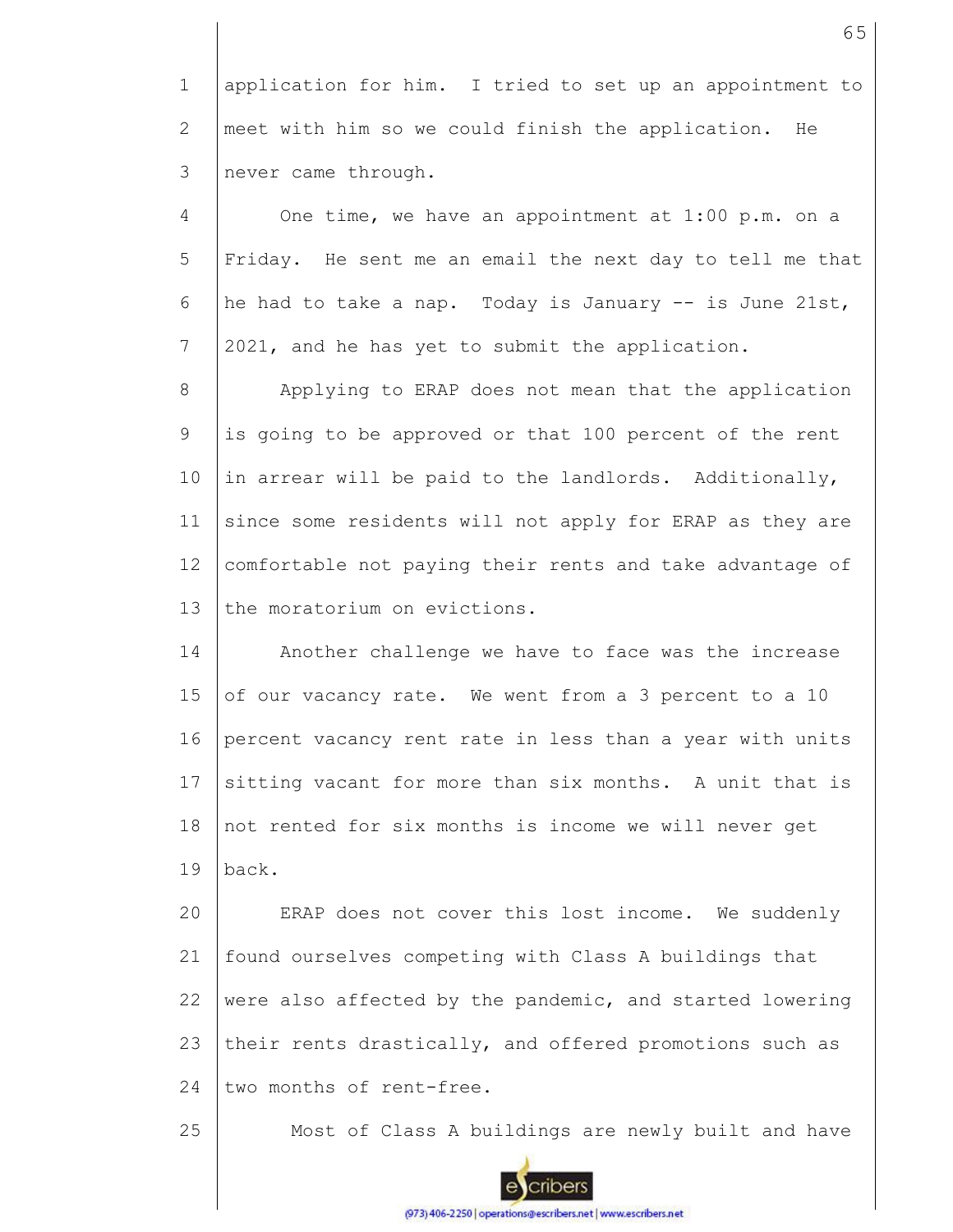application for him. I tried to set up an appointment to meet with him so we could finish the application. He never came through.

One time, we have an appointment at 1:00 p.m. on a Friday. He sent me an email the next day to tell me that he had to take a nap. Today is January -- is June 21st, 2021, and he has yet to submit the application.

Applying to ERAP does not mean that the application is going to be approved or that 100 percent of the rent in arrear will be paid to the landlords. Additionally, since some residents will not apply for ERAP as they are comfortable not paying their rents and take advantage of the moratorium on evictions.

Another challenge we have to face was the increase of our vacancy rate. We went from a 3 percent to a 10 percent vacancy rent rate in less than a year with units sitting vacant for more than six months. A unit that is not rented for six months is income we will never get back.

ERAP does not cover this lost income. We suddenly found ourselves competing with Class A buildings that were also affected by the pandemic, and started lowering their rents drastically, and offered promotions such as two months of rent-free.

Most of Class A buildings are newly built and have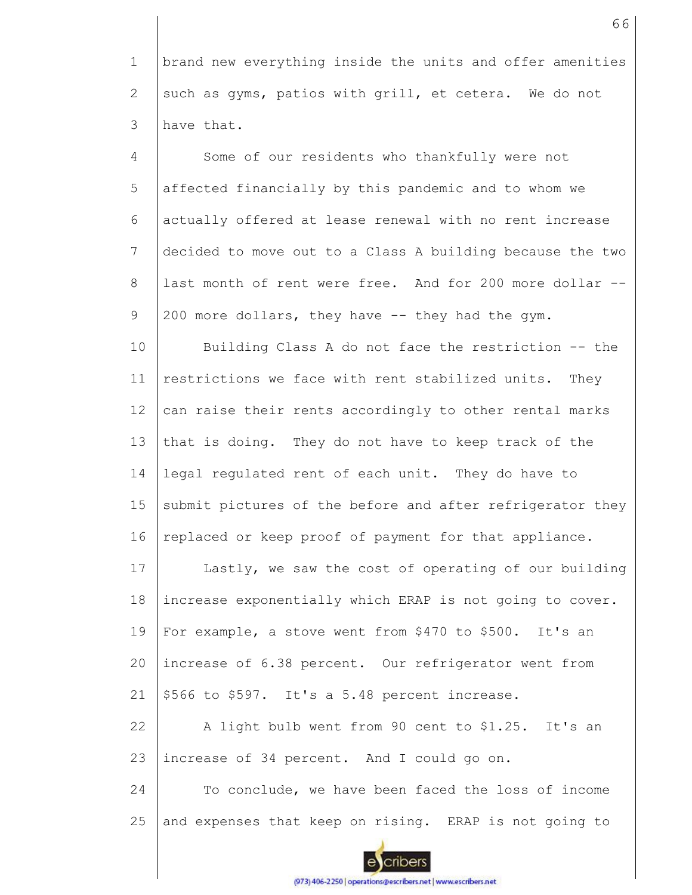brand new everything inside the units and offer amenities such as gyms, patios with grill, et cetera. We do not have that.

Some of our residents who thankfully were not affected financially by this pandemic and to whom we actually offered at lease renewal with no rent increase decided to move out to a Class A building because the two last month of rent were free. And for 200 more dollar -- 200 more dollars, they have -- they had the gym.

Building Class A do not face the restriction -- the restrictions we face with rent stabilized units. They can raise their rents accordingly to other rental marks that is doing. They do not have to keep track of the legal regulated rent of each unit. They do have to submit pictures of the before and after refrigerator they replaced or keep proof of payment for that appliance.

Lastly, we saw the cost of operating of our building increase exponentially which ERAP is not going to cover. For example, a stove went from $470 to $500. It's an increase of 6.38 percent. Our refrigerator went from $566 to $597. It's a 5.48 percent increase.

A light bulb went from 90 cent to $1.25. It's an increase of 34 percent. And I could go on.

To conclude, we have been faced the loss of income and expenses that keep on rising. ERAP is not going to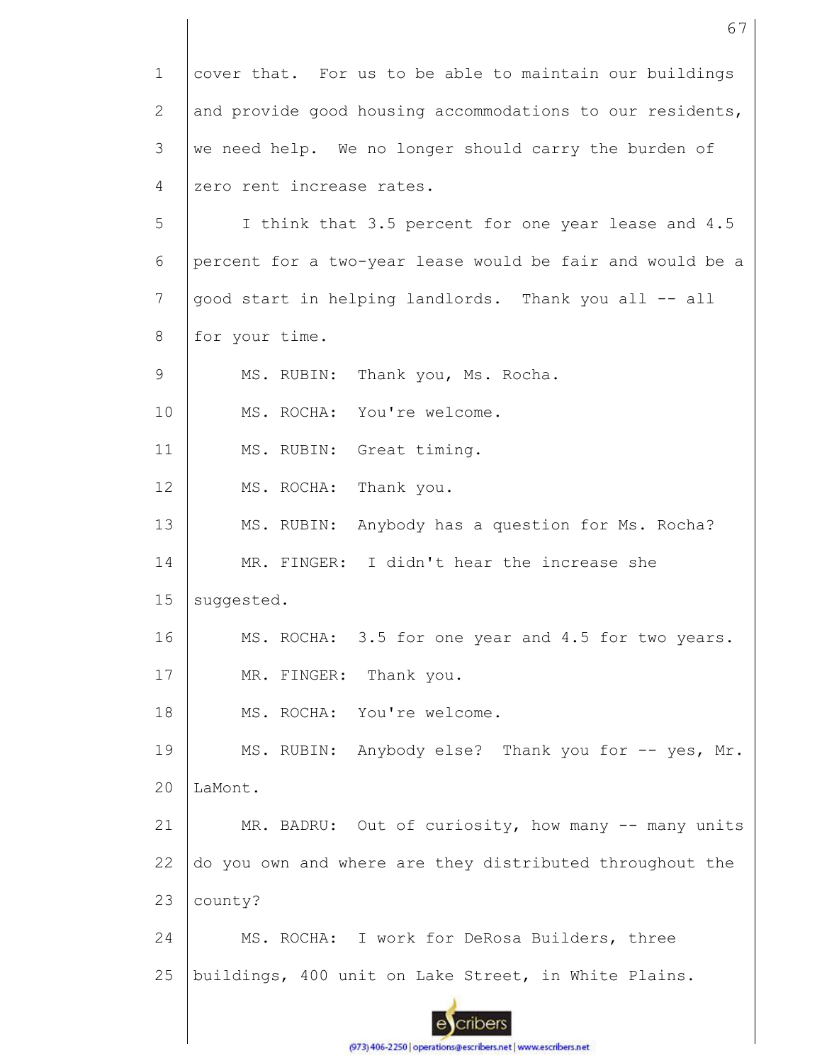cover that. For us to be able to maintain our buildings and provide good housing accommodations to our residents, we need help. We no longer should carry the burden of zero rent increase rates.

I think that 3.5 percent for one year lease and 4.5 percent for a two-year lease would be fair and would be a good start in helping landlords. Thank you all -- all for your time.

MS. RUBIN: Thank you, Ms. Rocha.

MS. ROCHA: You're welcome.

MS. RUBIN: Great timing.

MS. ROCHA: Thank you.

MS. RUBIN: Anybody has a question for Ms. Rocha?

MR. FINGER: I didn't hear the increase she suggested.

MS. ROCHA: 3.5 for one year and 4.5 for two years.

MR. FINGER: Thank you.

MS. ROCHA: You're welcome.

MS. RUBIN: Anybody else? Thank you for -- yes, Mr. LaMont.

MR. BADRU: Out of curiosity, how many -- many units do you own and where are they distributed throughout the county?

MS. ROCHA: I work for DeRosa Builders, three buildings, 400 unit on Lake Street, in White Plains.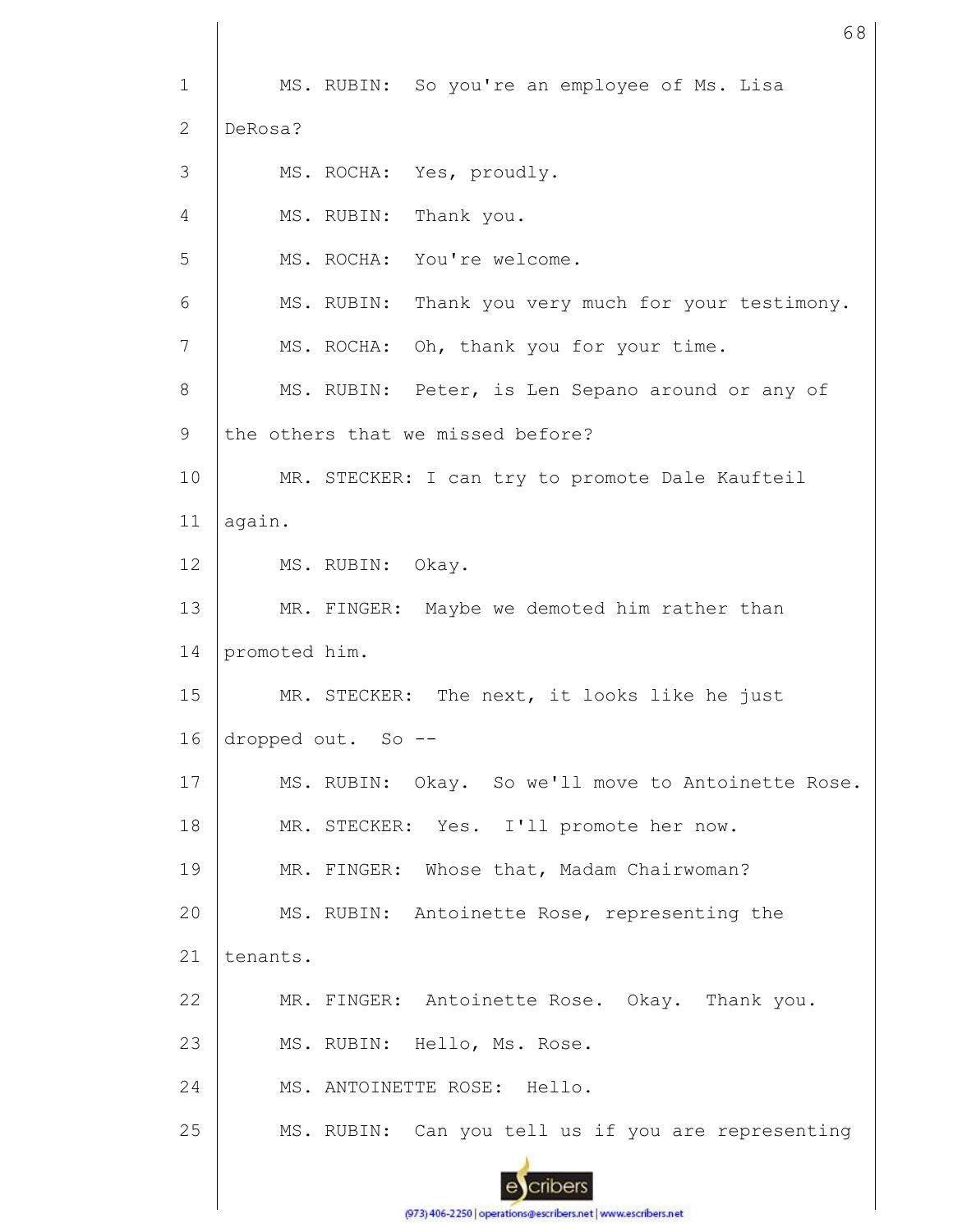MS. RUBIN: So you're an employee of Ms. Lisa DeRosa?

MS. ROCHA: Yes, proudly.

MS. RUBIN: Thank you.

MS. ROCHA: You're welcome.

MS. RUBIN: Thank you very much for your testimony.

MS. ROCHA: Oh, thank you for your time.

MS. RUBIN: Peter, is Len Sepano around or any of the others that we missed before?

MR. STECKER: I can try to promote Dale Kaufteil again.

MS. RUBIN: Okay.

MR. FINGER: Maybe we demoted him rather than promoted him.

MR. STECKER: The next, it looks like he just dropped out. So --

MS. RUBIN: Okay. So we'll move to Antoinette Rose.

MR. STECKER: Yes. I'll promote her now.

MR. FINGER: Whose that, Madam Chairwoman?

MS. RUBIN: Antoinette Rose, representing the tenants.

MR. FINGER: Antoinette Rose. Okay. Thank you.

MS. RUBIN: Hello, Ms. Rose.

MS. ANTOINETTE ROSE: Hello.

MS. RUBIN: Can you tell us if you are representing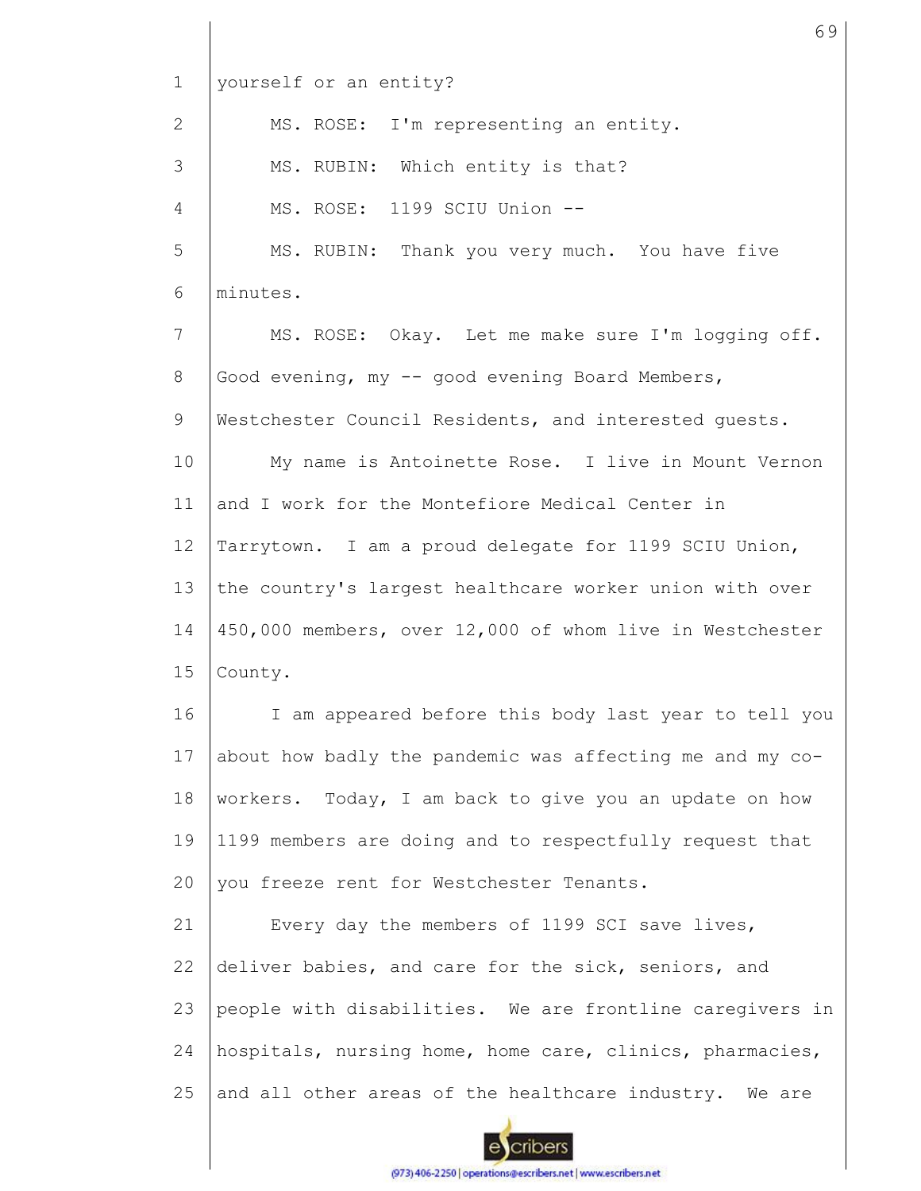yourself or an entity?

MS. ROSE: I'm representing an entity.

MS. RUBIN: Which entity is that?

MS. ROSE: 1199 SCIU Union --

MS. RUBIN: Thank you very much. You have five minutes.

MS. ROSE: Okay. Let me make sure I'm logging off. Good evening, my -- good evening Board Members, Westchester Council Residents, and interested guests.

My name is Antoinette Rose. I live in Mount Vernon and I work for the Montefiore Medical Center in Tarrytown. I am a proud delegate for 1199 SCIU Union, the country's largest healthcare worker union with over 450,000 members, over 12,000 of whom live in Westchester County.

I am appeared before this body last year to tell you about how badly the pandemic was affecting me and my co-workers. Today, I am back to give you an update on how 1199 members are doing and to respectfully request that you freeze rent for Westchester Tenants.

Every day the members of 1199 SCI save lives, deliver babies, and care for the sick, seniors, and people with disabilities. We are frontline caregivers in hospitals, nursing home, home care, clinics, pharmacies, and all other areas of the healthcare industry. We are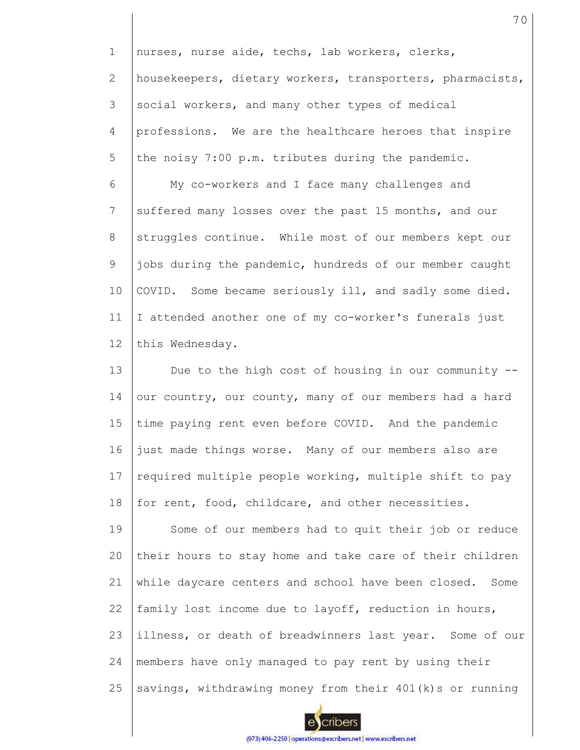nurses, nurse aide, techs, lab workers, clerks, housekeepers, dietary workers, transporters, pharmacists, social workers, and many other types of medical professions. We are the healthcare heroes that inspire the noisy 7:00 p.m. tributes during the pandemic.

My co-workers and I face many challenges and suffered many losses over the past 15 months, and our struggles continue. While most of our members kept our jobs during the pandemic, hundreds of our member caught COVID. Some became seriously ill, and sadly some died. I attended another one of my co-worker's funerals just this Wednesday.

Due to the high cost of housing in our community -- our country, our county, many of our members had a hard time paying rent even before COVID. And the pandemic just made things worse. Many of our members also are required multiple people working, multiple shift to pay for rent, food, childcare, and other necessities.

Some of our members had to quit their job or reduce their hours to stay home and take care of their children while daycare centers and school have been closed. Some family lost income due to layoff, reduction in hours, illness, or death of breadwinners last year. Some of our members have only managed to pay rent by using their savings, withdrawing money from their 401(k)s or running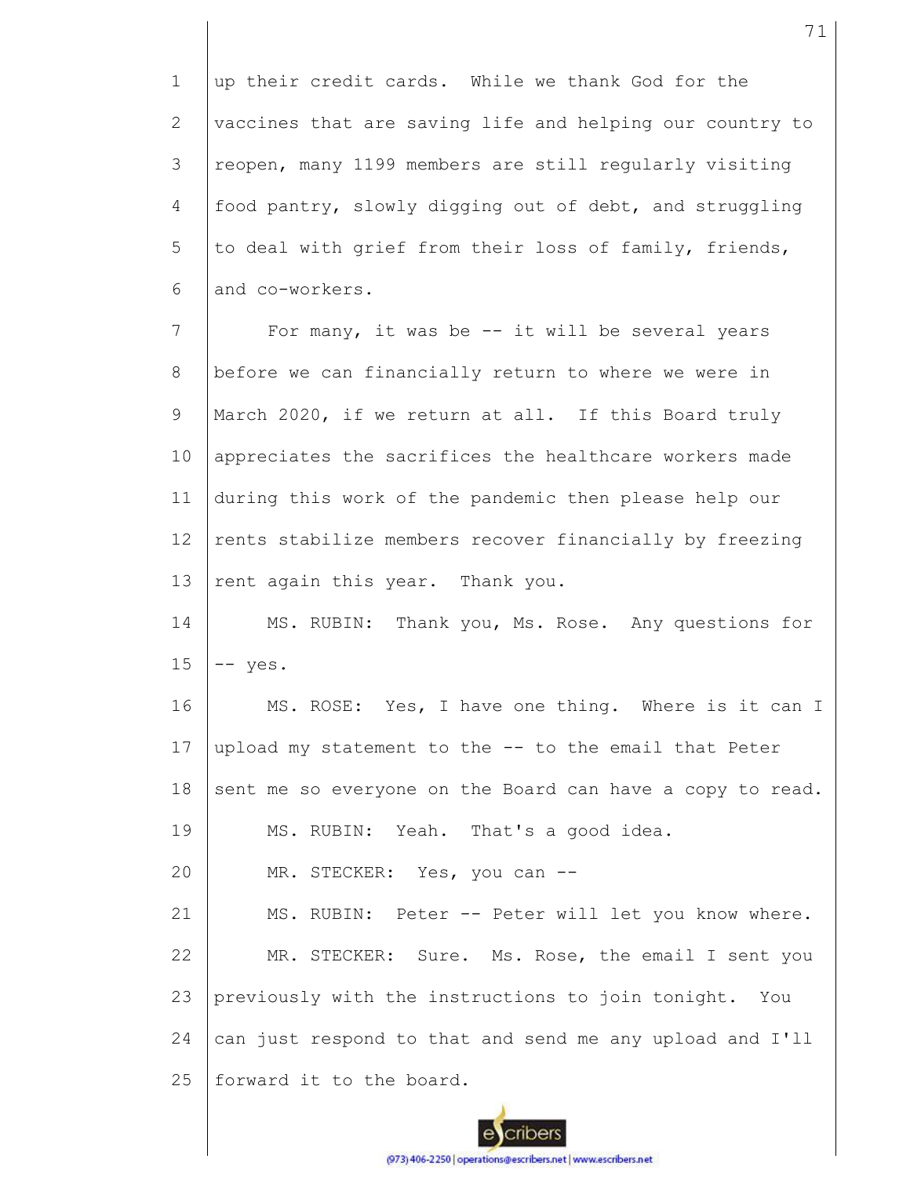up their credit cards. While we thank God for the vaccines that are saving life and helping our country to reopen, many 1199 members are still regularly visiting food pantry, slowly digging out of debt, and struggling to deal with grief from their loss of family, friends, and co-workers.

For many, it was be -- it will be several years before we can financially return to where we were in March 2020, if we return at all. If this Board truly appreciates the sacrifices the healthcare workers made during this work of the pandemic then please help our rents stabilize members recover financially by freezing rent again this year. Thank you.

MS. RUBIN: Thank you, Ms. Rose. Any questions for -- yes.

MS. ROSE: Yes, I have one thing. Where is it can I upload my statement to the -- to the email that Peter sent me so everyone on the Board can have a copy to read.

MS. RUBIN: Yeah. That's a good idea.

MR. STECKER: Yes, you can --

MS. RUBIN: Peter -- Peter will let you know where.

MR. STECKER: Sure. Ms. Rose, the email I sent you previously with the instructions to join tonight. You can just respond to that and send me any upload and I'll forward it to the board.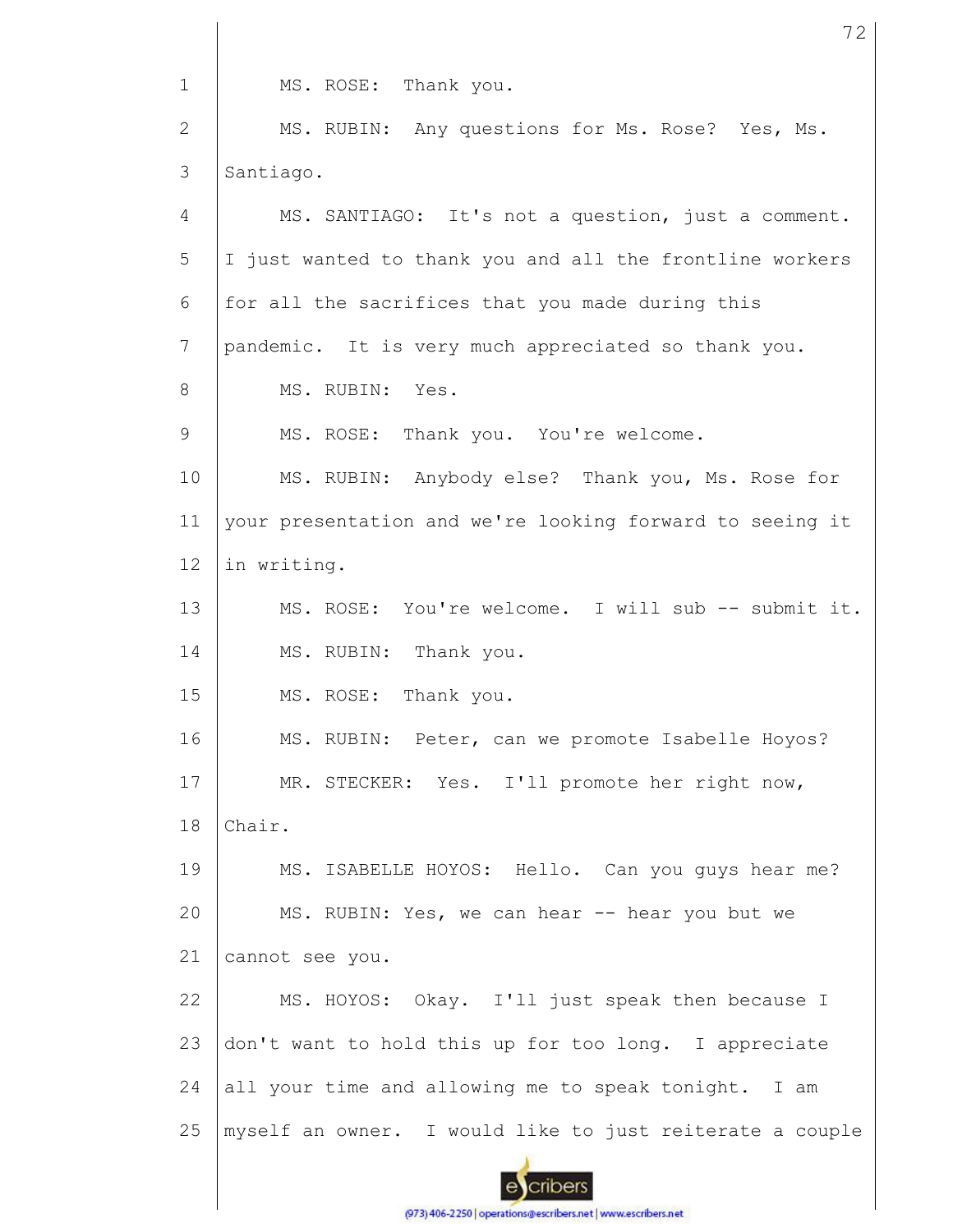MS. ROSE: Thank you.

MS. RUBIN: Any questions for Ms. Rose? Yes, Ms. Santiago.

MS. SANTIAGO: It's not a question, just a comment. I just wanted to thank you and all the frontline workers for all the sacrifices that you made during this pandemic. It is very much appreciated so thank you.

MS. RUBIN: Yes.

MS. ROSE: Thank you. You're welcome.

MS. RUBIN: Anybody else? Thank you, Ms. Rose for your presentation and we're looking forward to seeing it in writing.

MS. ROSE: You're welcome. I will sub -- submit it.

MS. RUBIN: Thank you.

MS. ROSE: Thank you.

MS. RUBIN: Peter, can we promote Isabelle Hoyos?

MR. STECKER: Yes. I'll promote her right now, Chair.

MS. ISABELLE HOYOS: Hello. Can you guys hear me?

MS. RUBIN: Yes, we can hear -- hear you but we cannot see you.

MS. HOYOS: Okay. I'll just speak then because I don't want to hold this up for too long. I appreciate all your time and allowing me to speak tonight. I am myself an owner. I would like to just reiterate a couple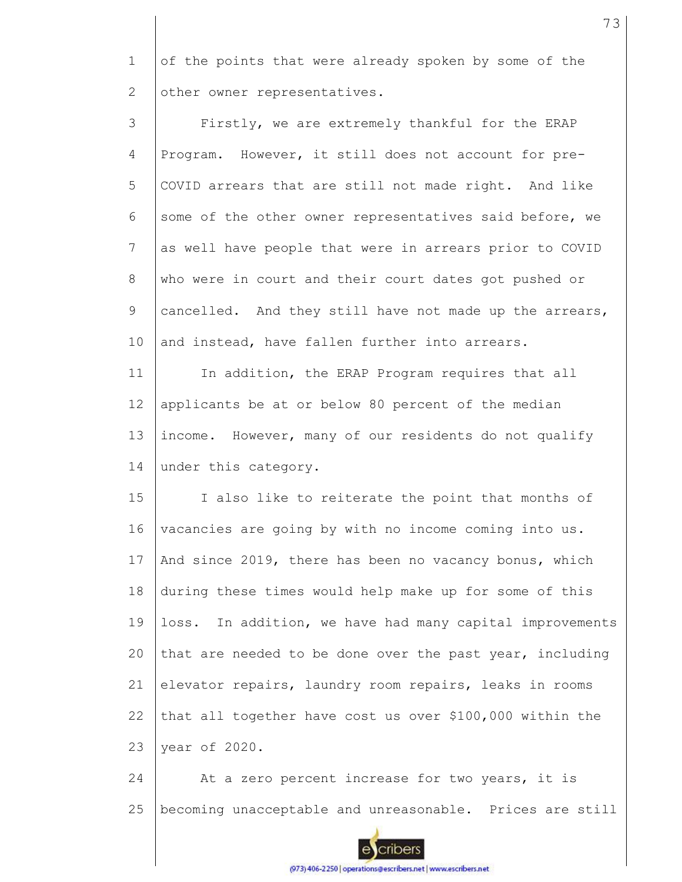of the points that were already spoken by some of the other owner representatives.

Firstly, we are extremely thankful for the ERAP Program. However, it still does not account for pre-COVID arrears that are still not made right. And like some of the other owner representatives said before, we as well have people that were in arrears prior to COVID who were in court and their court dates got pushed or cancelled. And they still have not made up the arrears, and instead, have fallen further into arrears.

In addition, the ERAP Program requires that all applicants be at or below 80 percent of the median income. However, many of our residents do not qualify under this category.

I also like to reiterate the point that months of vacancies are going by with no income coming into us. And since 2019, there has been no vacancy bonus, which during these times would help make up for some of this loss. In addition, we have had many capital improvements that are needed to be done over the past year, including elevator repairs, laundry room repairs, leaks in rooms that all together have cost us over $100,000 within the year of 2020.

At a zero percent increase for two years, it is becoming unacceptable and unreasonable. Prices are still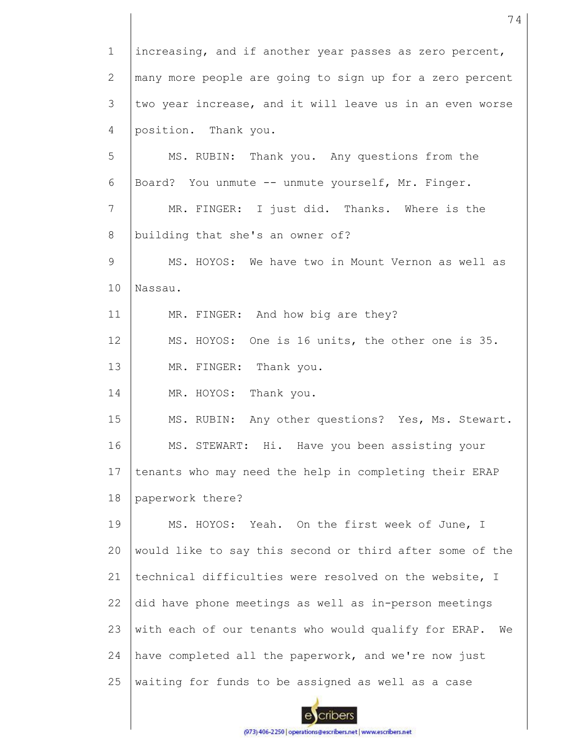increasing, and if another year passes as zero percent, many more people are going to sign up for a zero percent two year increase, and it will leave us in an even worse position. Thank you.

MS. RUBIN: Thank you. Any questions from the Board? You unmute -- unmute yourself, Mr. Finger.

MR. FINGER: I just did. Thanks. Where is the building that she's an owner of?

MS. HOYOS: We have two in Mount Vernon as well as Nassau.

MR. FINGER: And how big are they?

MS. HOYOS: One is 16 units, the other one is 35.

MR. FINGER: Thank you.

MR. HOYOS: Thank you.

MS. RUBIN: Any other questions? Yes, Ms. Stewart.

MS. STEWART: Hi. Have you been assisting your tenants who may need the help in completing their ERAP paperwork there?

MS. HOYOS: Yeah. On the first week of June, I would like to say this second or third after some of the technical difficulties were resolved on the website, I did have phone meetings as well as in-person meetings with each of our tenants who would qualify for ERAP. We have completed all the paperwork, and we're now just waiting for funds to be assigned as well as a case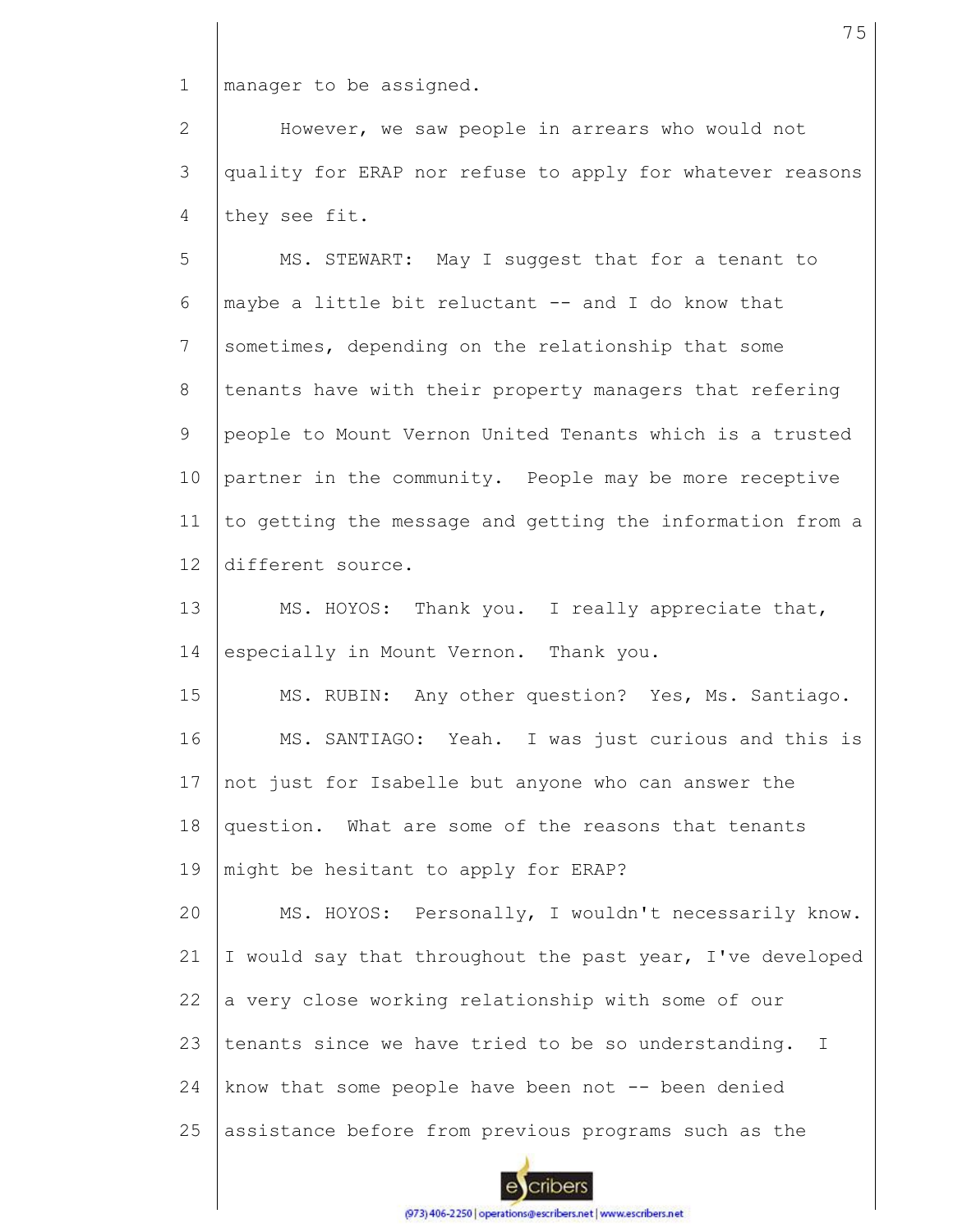manager to be assigned.

However, we saw people in arrears who would not quality for ERAP nor refuse to apply for whatever reasons they see fit.

MS. STEWART: May I suggest that for a tenant to maybe a little bit reluctant -- and I do know that sometimes, depending on the relationship that some tenants have with their property managers that refering people to Mount Vernon United Tenants which is a trusted partner in the community. People may be more receptive to getting the message and getting the information from a different source.

MS. HOYOS: Thank you. I really appreciate that, especially in Mount Vernon. Thank you.

MS. RUBIN: Any other question? Yes, Ms. Santiago.

MS. SANTIAGO: Yeah. I was just curious and this is not just for Isabelle but anyone who can answer the question. What are some of the reasons that tenants might be hesitant to apply for ERAP?

MS. HOYOS: Personally, I wouldn't necessarily know. I would say that throughout the past year, I've developed a very close working relationship with some of our tenants since we have tried to be so understanding. I know that some people have been not -- been denied assistance before from previous programs such as the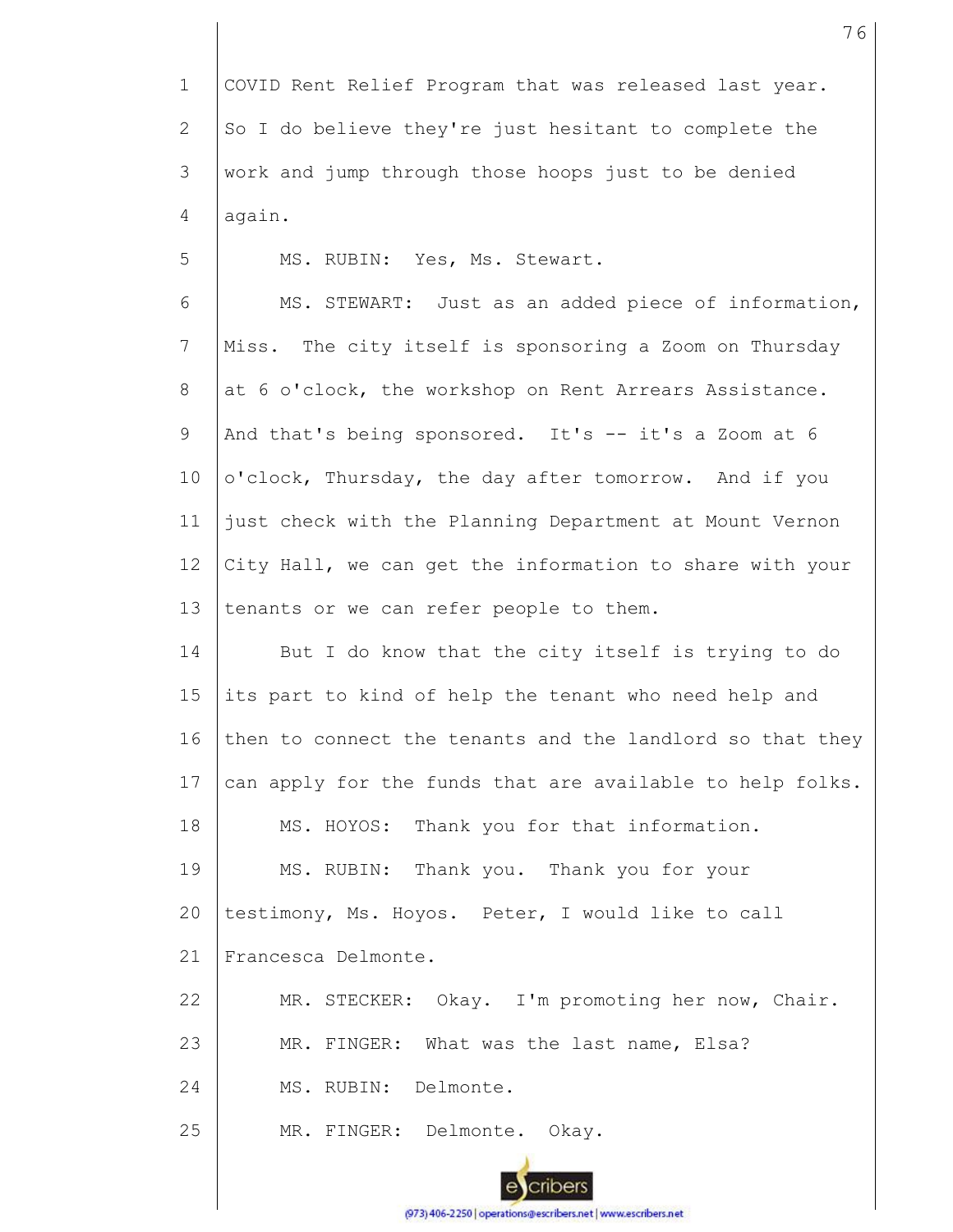COVID Rent Relief Program that was released last year. So I do believe they're just hesitant to complete the work and jump through those hoops just to be denied again.

MS. RUBIN: Yes, Ms. Stewart.

MS. STEWART: Just as an added piece of information, Miss. The city itself is sponsoring a Zoom on Thursday at 6 o'clock, the workshop on Rent Arrears Assistance. And that's being sponsored. It's -- it's a Zoom at 6 o'clock, Thursday, the day after tomorrow. And if you just check with the Planning Department at Mount Vernon City Hall, we can get the information to share with your tenants or we can refer people to them.

But I do know that the city itself is trying to do its part to kind of help the tenant who need help and then to connect the tenants and the landlord so that they can apply for the funds that are available to help folks.

MS. HOYOS: Thank you for that information.

MS. RUBIN: Thank you. Thank you for your testimony, Ms. Hoyos. Peter, I would like to call Francesca Delmonte.

MR. STECKER: Okay. I'm promoting her now, Chair.

MR. FINGER: What was the last name, Elsa?

MS. RUBIN: Delmonte.

MR. FINGER: Delmonte. Okay.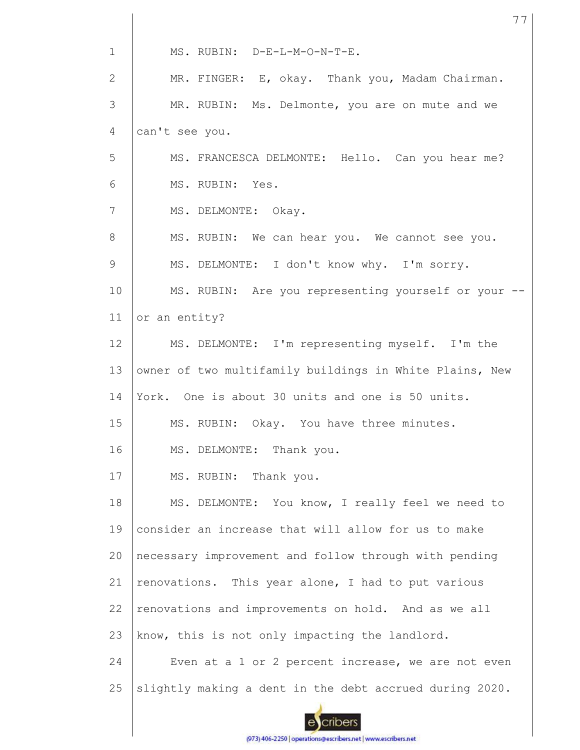MS. RUBIN: D-E-L-M-O-N-T-E.

MR. FINGER: E, okay. Thank you, Madam Chairman.

MR. RUBIN: Ms. Delmonte, you are on mute and we can't see you.

MS. FRANCESCA DELMONTE: Hello. Can you hear me?

MS. RUBIN: Yes.

MS. DELMONTE: Okay.

MS. RUBIN: We can hear you. We cannot see you.

MS. DELMONTE: I don't know why. I'm sorry.

MS. RUBIN: Are you representing yourself or your -- or an entity?

MS. DELMONTE: I'm representing myself. I'm the owner of two multifamily buildings in White Plains, New York. One is about 30 units and one is 50 units.

MS. RUBIN: Okay. You have three minutes.

MS. DELMONTE: Thank you.

MS. RUBIN: Thank you.

MS. DELMONTE: You know, I really feel we need to consider an increase that will allow for us to make necessary improvement and follow through with pending renovations. This year alone, I had to put various renovations and improvements on hold. And as we all know, this is not only impacting the landlord.

Even at a 1 or 2 percent increase, we are not even slightly making a dent in the debt accrued during 2020.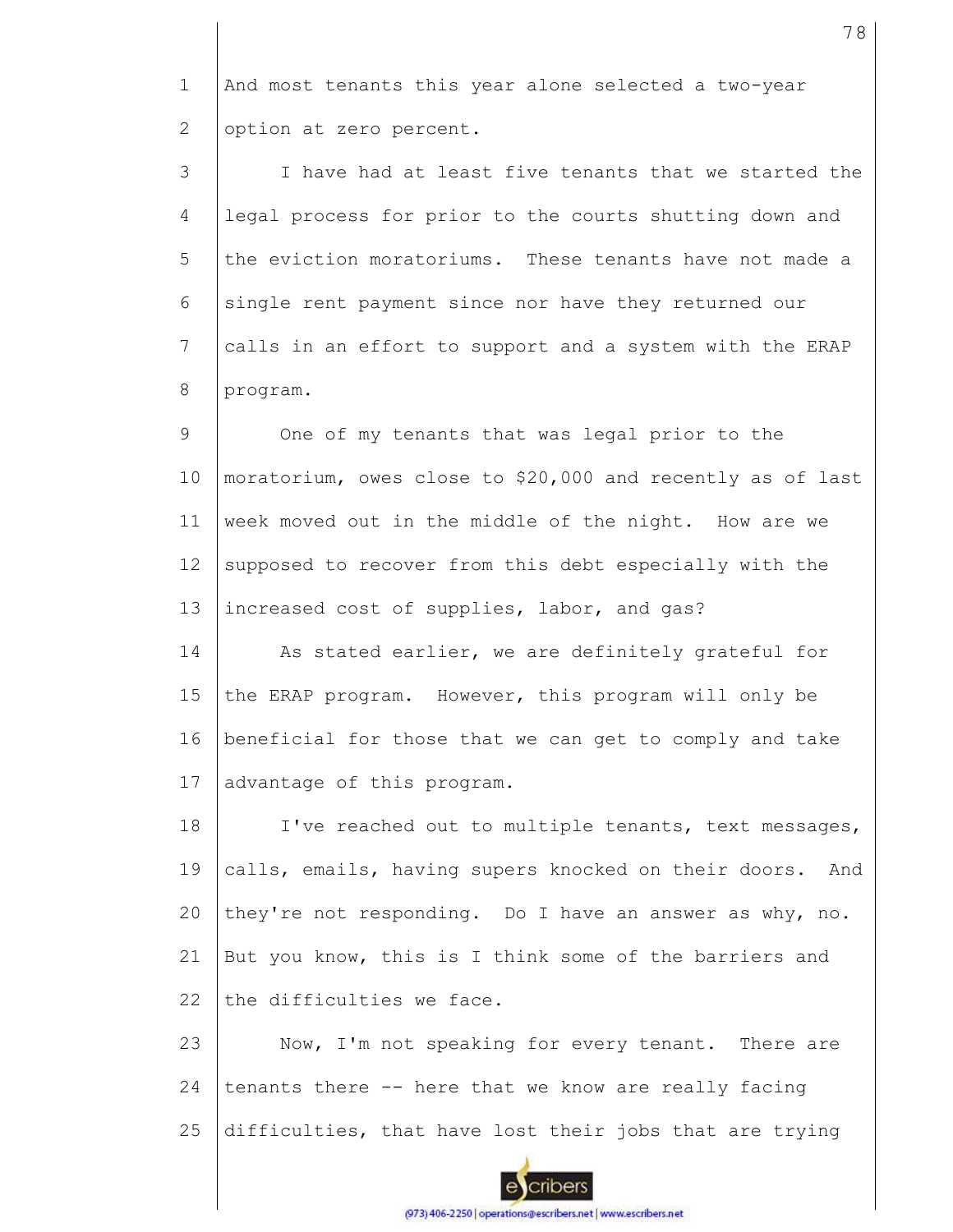And most tenants this year alone selected a two-year option at zero percent.

I have had at least five tenants that we started the legal process for prior to the courts shutting down and the eviction moratoriums. These tenants have not made a single rent payment since nor have they returned our calls in an effort to support and a system with the ERAP program.

One of my tenants that was legal prior to the moratorium, owes close to $20,000 and recently as of last week moved out in the middle of the night. How are we supposed to recover from this debt especially with the increased cost of supplies, labor, and gas?

As stated earlier, we are definitely grateful for the ERAP program. However, this program will only be beneficial for those that we can get to comply and take advantage of this program.

I've reached out to multiple tenants, text messages, calls, emails, having supers knocked on their doors. And they're not responding. Do I have an answer as why, no. But you know, this is I think some of the barriers and the difficulties we face.

Now, I'm not speaking for every tenant. There are tenants there -- here that we know are really facing difficulties, that have lost their jobs that are trying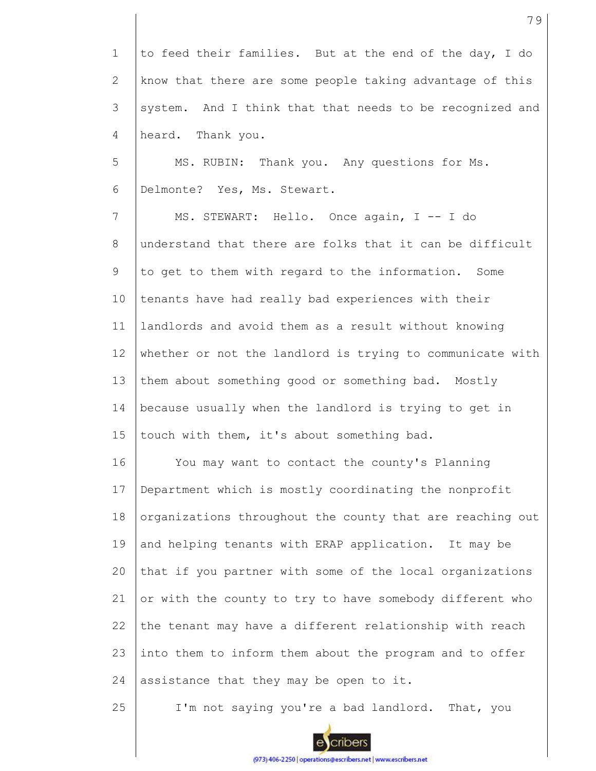to feed their families. But at the end of the day, I do know that there are some people taking advantage of this system. And I think that that needs to be recognized and heard. Thank you.

MS. RUBIN: Thank you. Any questions for Ms. Delmonte? Yes, Ms. Stewart.

MS. STEWART: Hello. Once again, I -- I do understand that there are folks that it can be difficult to get to them with regard to the information. Some tenants have had really bad experiences with their landlords and avoid them as a result without knowing whether or not the landlord is trying to communicate with them about something good or something bad. Mostly because usually when the landlord is trying to get in touch with them, it's about something bad.

You may want to contact the county's Planning Department which is mostly coordinating the nonprofit organizations throughout the county that are reaching out and helping tenants with ERAP application. It may be that if you partner with some of the local organizations or with the county to try to have somebody different who the tenant may have a different relationship with reach into them to inform them about the program and to offer assistance that they may be open to it.

I'm not saying you're a bad landlord. That, you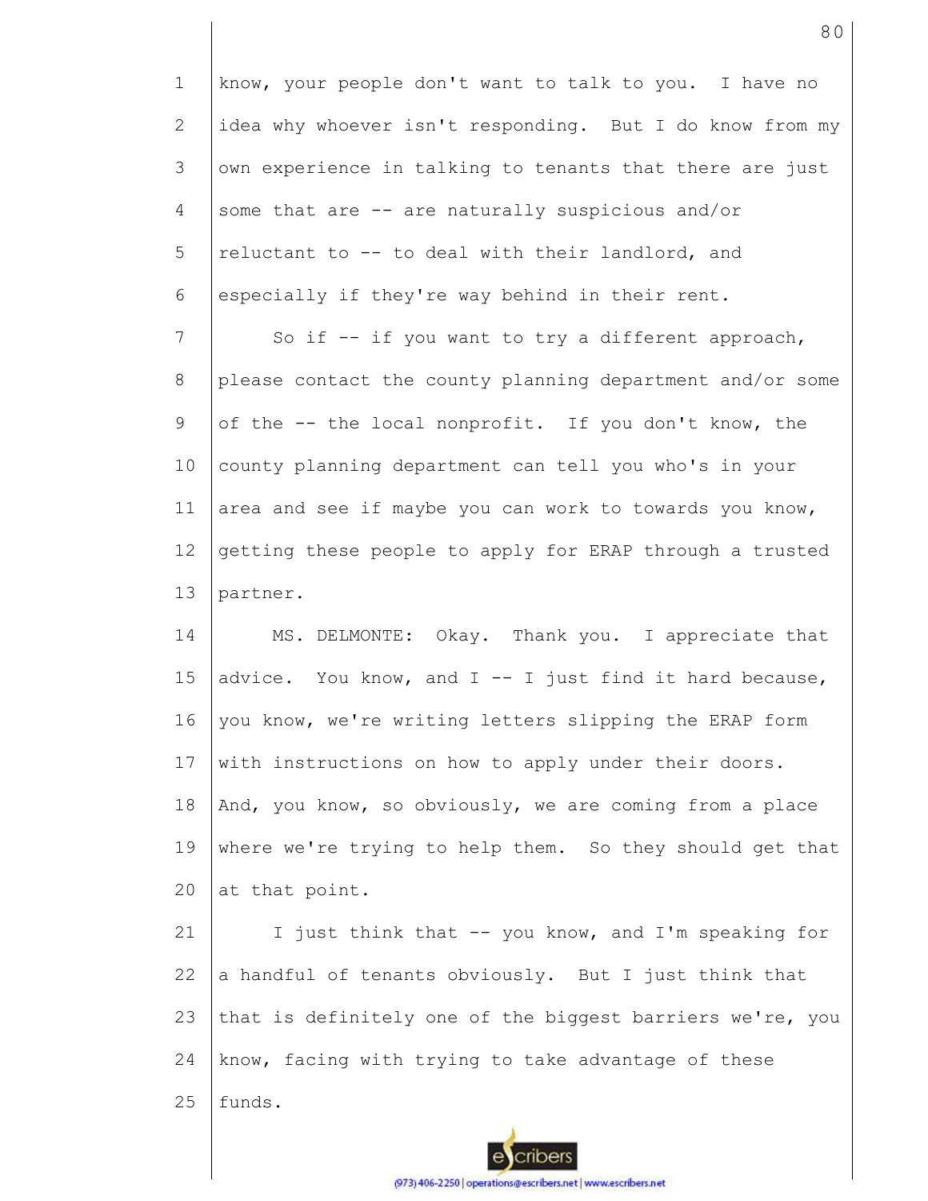know, your people don't want to talk to you. I have no idea why whoever isn't responding. But I do know from my own experience in talking to tenants that there are just some that are -- are naturally suspicious and/or reluctant to -- to deal with their landlord, and especially if they're way behind in their rent.

So if -- if you want to try a different approach, please contact the county planning department and/or some of the -- the local nonprofit. If you don't know, the county planning department can tell you who's in your area and see if maybe you can work to towards you know, getting these people to apply for ERAP through a trusted partner.

MS. DELMONTE: Okay. Thank you. I appreciate that advice. You know, and I -- I just find it hard because, you know, we're writing letters slipping the ERAP form with instructions on how to apply under their doors. And, you know, so obviously, we are coming from a place where we're trying to help them. So they should get that at that point.

I just think that -- you know, and I'm speaking for a handful of tenants obviously. But I just think that that is definitely one of the biggest barriers we're, you know, facing with trying to take advantage of these funds.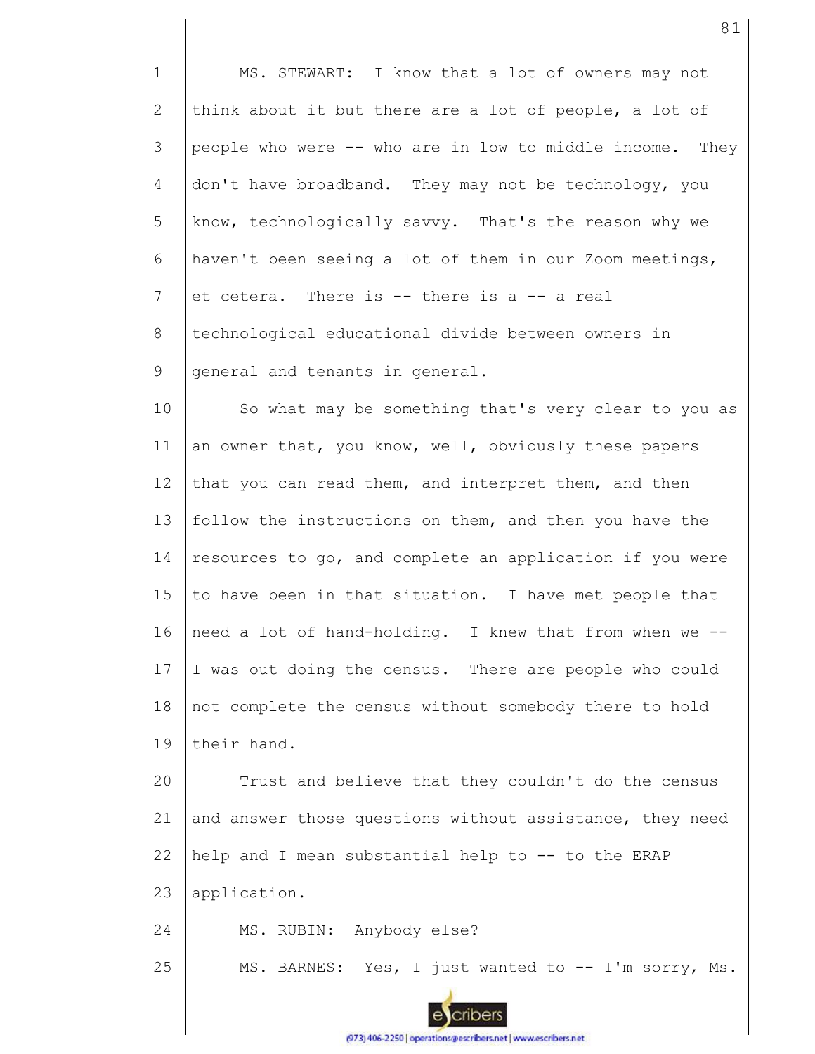MS. STEWART: I know that a lot of owners may not think about it but there are a lot of people, a lot of people who were -- who are in low to middle income. They don't have broadband. They may not be technology, you know, technologically savvy. That's the reason why we haven't been seeing a lot of them in our Zoom meetings, et cetera. There is -- there is a -- a real technological educational divide between owners in general and tenants in general.

So what may be something that's very clear to you as an owner that, you know, well, obviously these papers that you can read them, and interpret them, and then follow the instructions on them, and then you have the resources to go, and complete an application if you were to have been in that situation. I have met people that need a lot of hand-holding. I knew that from when we -- I was out doing the census. There are people who could not complete the census without somebody there to hold their hand.

Trust and believe that they couldn't do the census and answer those questions without assistance, they need help and I mean substantial help to -- to the ERAP application.

MS. RUBIN: Anybody else?

MS. BARNES: Yes, I just wanted to -- I'm sorry, Ms.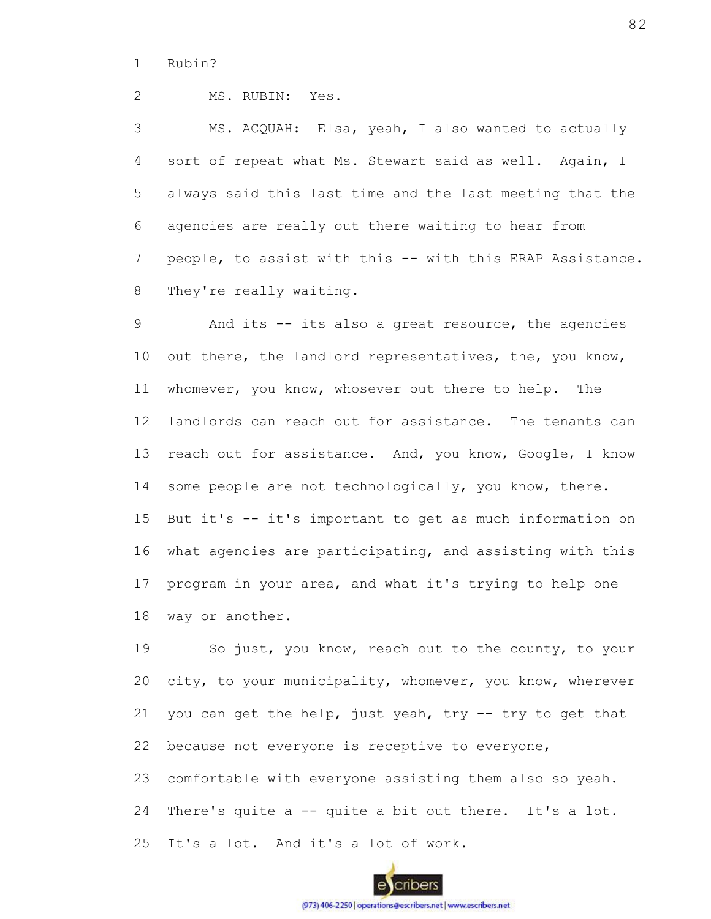Rubin?

MS. RUBIN: Yes.

MS. ACQUAH: Elsa, yeah, I also wanted to actually sort of repeat what Ms. Stewart said as well. Again, I always said this last time and the last meeting that the agencies are really out there waiting to hear from people, to assist with this -- with this ERAP Assistance. They're really waiting.

And its -- its also a great resource, the agencies out there, the landlord representatives, the, you know, whomever, you know, whosever out there to help. The landlords can reach out for assistance. The tenants can reach out for assistance. And, you know, Google, I know some people are not technologically, you know, there. But it's -- it's important to get as much information on what agencies are participating, and assisting with this program in your area, and what it's trying to help one way or another.

So just, you know, reach out to the county, to your city, to your municipality, whomever, you know, wherever you can get the help, just yeah, try -- try to get that because not everyone is receptive to everyone, comfortable with everyone assisting them also so yeah. There's quite a -- quite a bit out there. It's a lot. It's a lot. And it's a lot of work.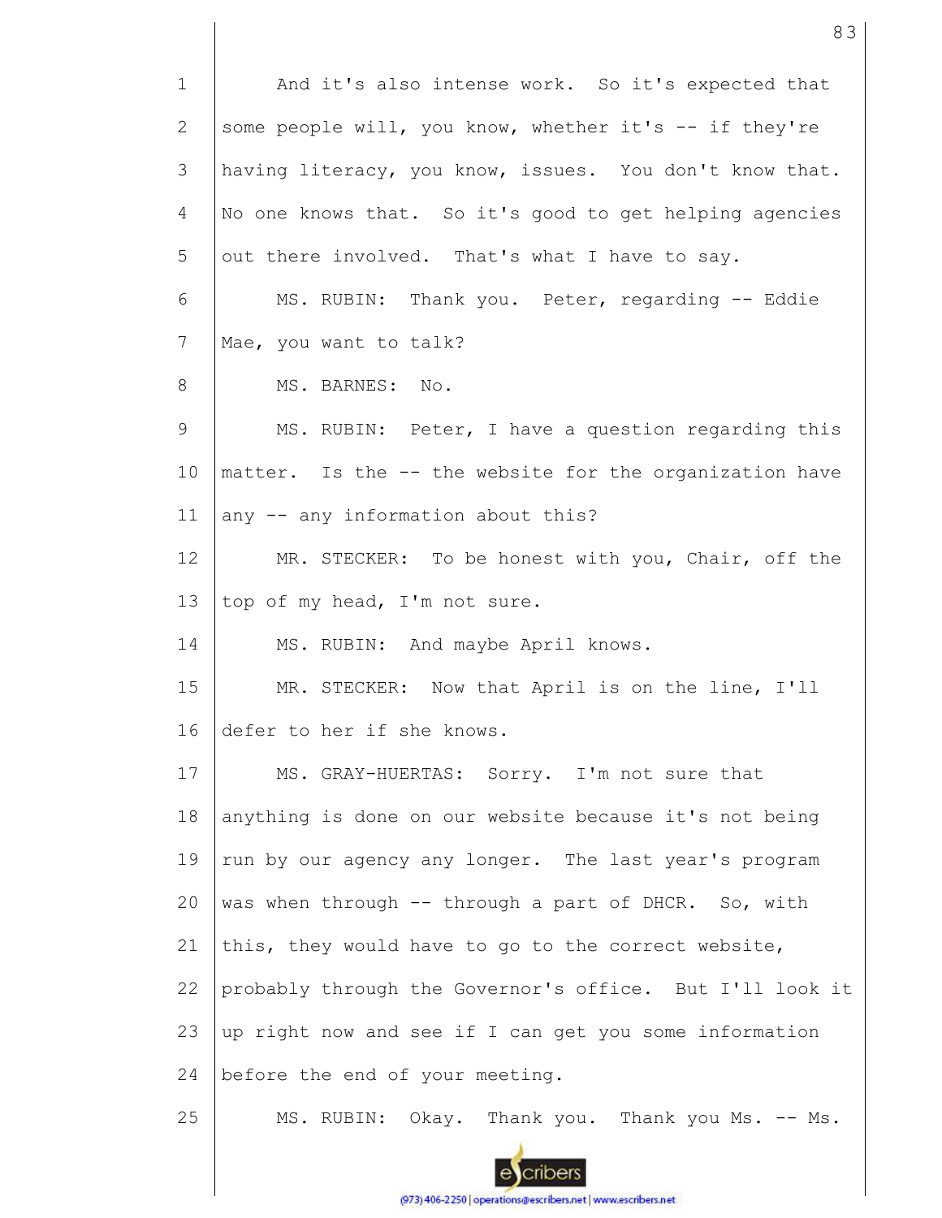And it's also intense work. So it's expected that some people will, you know, whether it's -- if they're having literacy, you know, issues. You don't know that. No one knows that. So it's good to get helping agencies out there involved. That's what I have to say.

MS. RUBIN: Thank you. Peter, regarding -- Eddie Mae, you want to talk?

MS. BARNES: No.

MS. RUBIN: Peter, I have a question regarding this matter. Is the -- the website for the organization have any -- any information about this?

MR. STECKER: To be honest with you, Chair, off the top of my head, I'm not sure.

MS. RUBIN: And maybe April knows.

MR. STECKER: Now that April is on the line, I'll defer to her if she knows.

MS. GRAY-HUERTAS: Sorry. I'm not sure that anything is done on our website because it's not being run by our agency any longer. The last year's program was when through -- through a part of DHCR. So, with this, they would have to go to the correct website, probably through the Governor's office. But I'll look it up right now and see if I can get you some information before the end of your meeting.

MS. RUBIN: Okay. Thank you. Thank you Ms. -- Ms.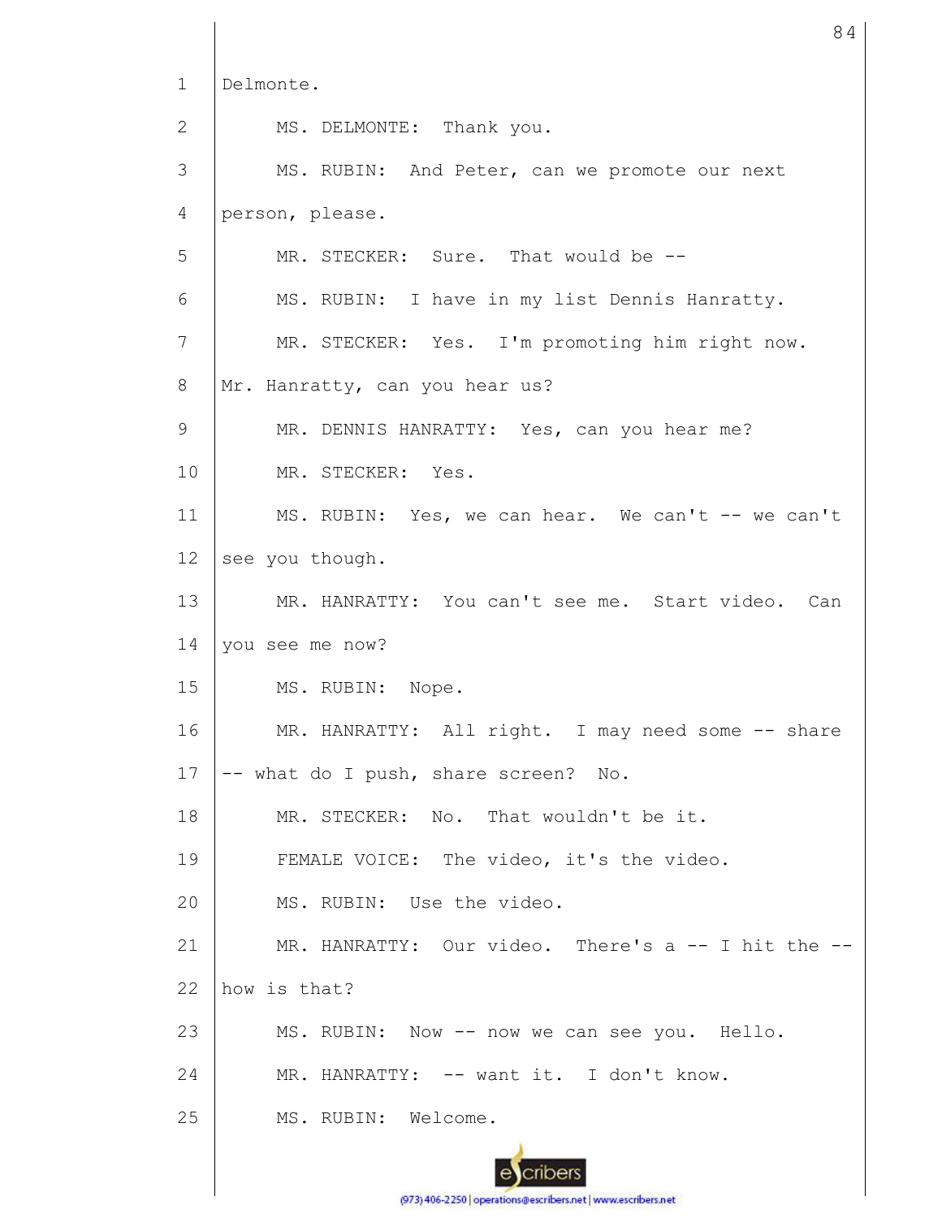Delmonte.

MS. DELMONTE: Thank you.

MS. RUBIN: And Peter, can we promote our next person, please.

MR. STECKER: Sure. That would be --

MS. RUBIN: I have in my list Dennis Hanratty.

MR. STECKER: Yes. I'm promoting him right now. Mr. Hanratty, can you hear us?

MR. DENNIS HANRATTY: Yes, can you hear me?

MR. STECKER: Yes.

MS. RUBIN: Yes, we can hear. We can't -- we can't see you though.

MR. HANRATTY: You can't see me. Start video. Can you see me now?

MS. RUBIN: Nope.

MR. HANRATTY: All right. I may need some -- share -- what do I push, share screen? No.

MR. STECKER: No. That wouldn't be it.

FEMALE VOICE: The video, it's the video.

MS. RUBIN: Use the video.

MR. HANRATTY: Our video. There's a -- I hit the -- how is that?

MS. RUBIN: Now -- now we can see you. Hello.

MR. HANRATTY: -- want it. I don't know.

MS. RUBIN: Welcome.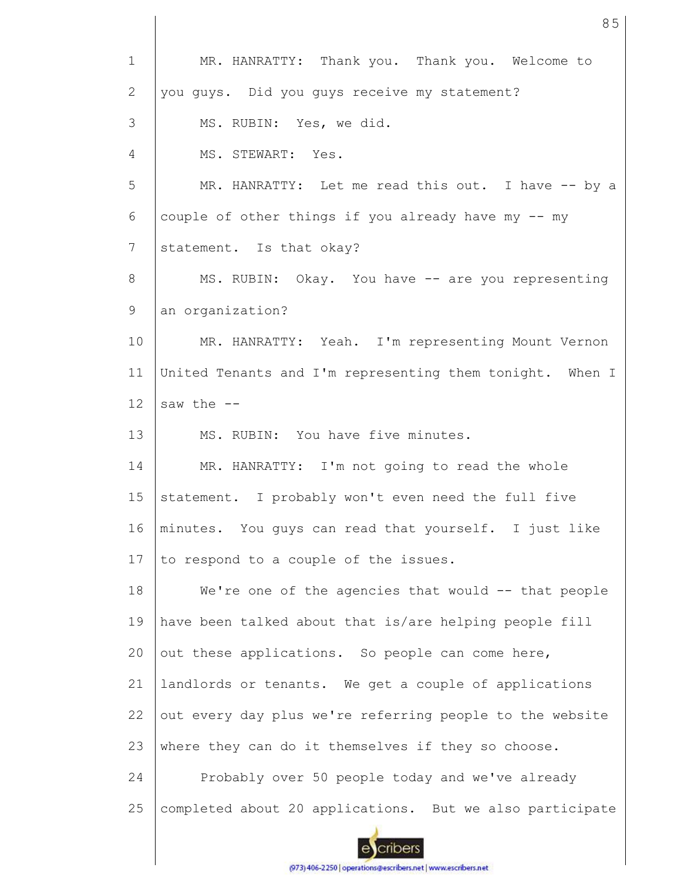MR. HANRATTY: Thank you. Thank you. Welcome to you guys. Did you guys receive my statement?

MS. RUBIN: Yes, we did.

MS. STEWART: Yes.

MR. HANRATTY: Let me read this out. I have -- by a couple of other things if you already have my -- my statement. Is that okay?

MS. RUBIN: Okay. You have -- are you representing an organization?

MR. HANRATTY: Yeah. I'm representing Mount Vernon United Tenants and I'm representing them tonight. When I saw the --

MS. RUBIN: You have five minutes.

MR. HANRATTY: I'm not going to read the whole statement. I probably won't even need the full five minutes. You guys can read that yourself. I just like to respond to a couple of the issues.

We're one of the agencies that would -- that people have been talked about that is/are helping people fill out these applications. So people can come here, landlords or tenants. We get a couple of applications out every day plus we're referring people to the website where they can do it themselves if they so choose.

Probably over 50 people today and we've already completed about 20 applications. But we also participate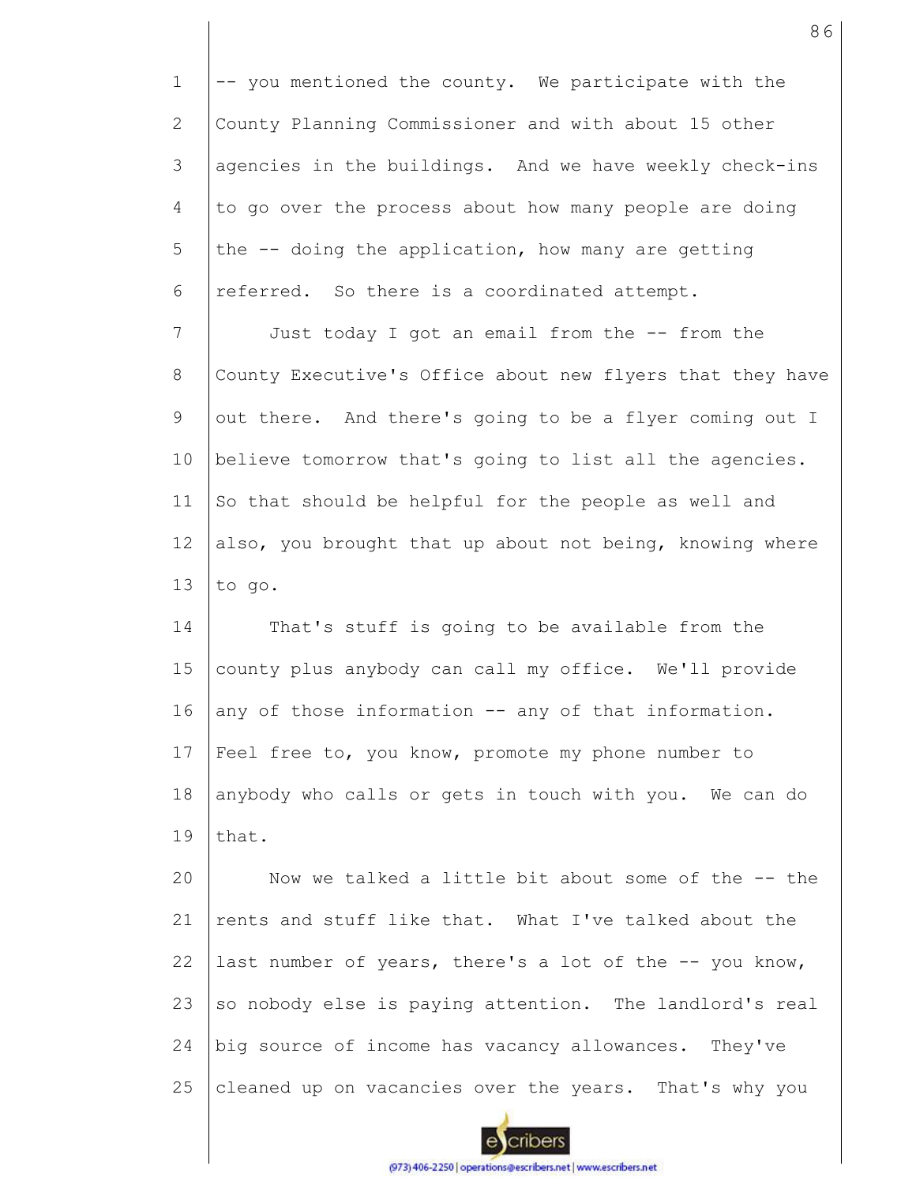-- you mentioned the county. We participate with the County Planning Commissioner and with about 15 other agencies in the buildings. And we have weekly check-ins to go over the process about how many people are doing the -- doing the application, how many are getting referred. So there is a coordinated attempt.

Just today I got an email from the -- from the County Executive's Office about new flyers that they have out there. And there's going to be a flyer coming out I believe tomorrow that's going to list all the agencies. So that should be helpful for the people as well and also, you brought that up about not being, knowing where to go.

That's stuff is going to be available from the county plus anybody can call my office. We'll provide any of those information -- any of that information. Feel free to, you know, promote my phone number to anybody who calls or gets in touch with you. We can do that.

Now we talked a little bit about some of the -- the rents and stuff like that. What I've talked about the last number of years, there's a lot of the -- you know, so nobody else is paying attention. The landlord's real big source of income has vacancy allowances. They've cleaned up on vacancies over the years. That's why you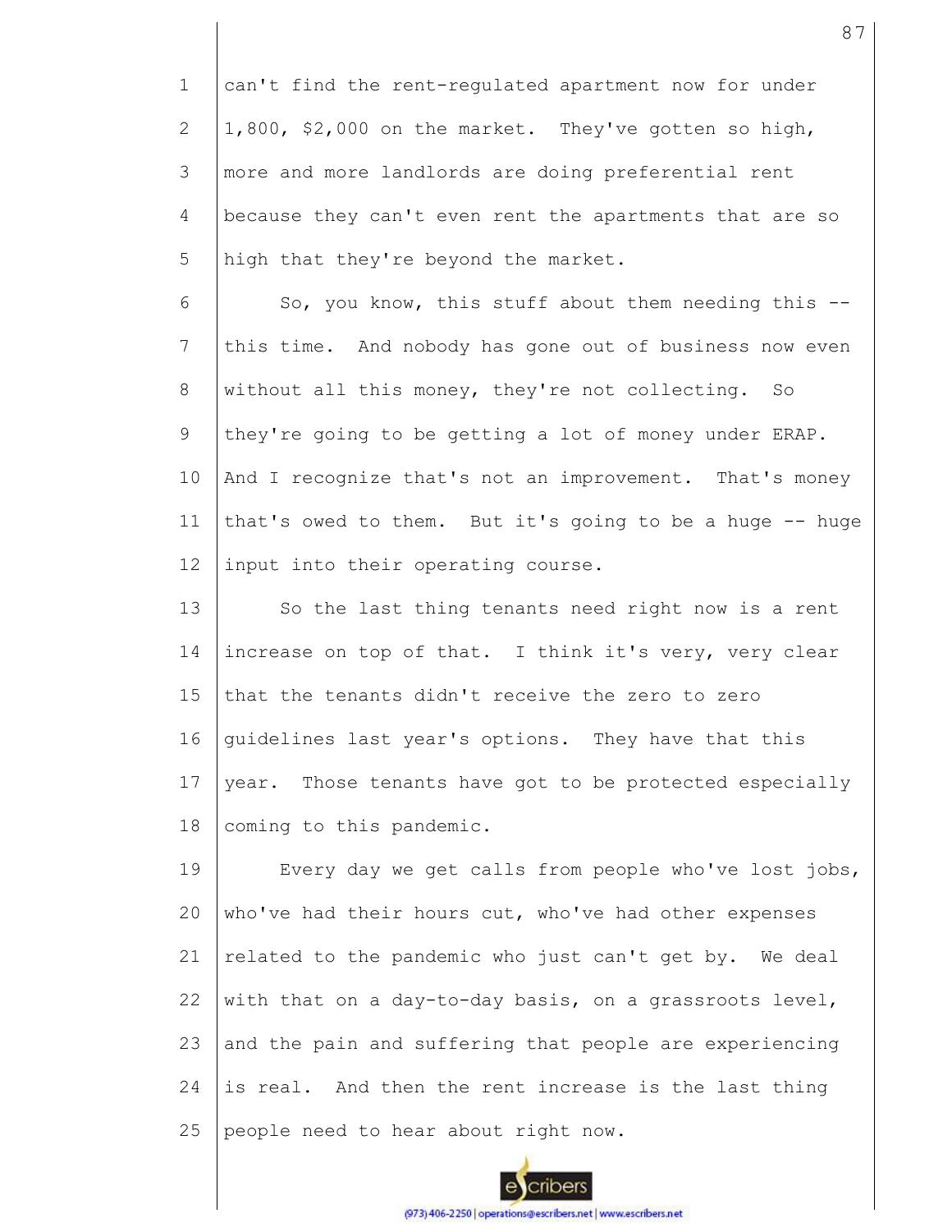can't find the rent-regulated apartment now for under 1,800, $2,000 on the market. They've gotten so high, more and more landlords are doing preferential rent because they can't even rent the apartments that are so high that they're beyond the market.

So, you know, this stuff about them needing this -- this time. And nobody has gone out of business now even without all this money, they're not collecting. So they're going to be getting a lot of money under ERAP. And I recognize that's not an improvement. That's money that's owed to them. But it's going to be a huge -- huge input into their operating course.

So the last thing tenants need right now is a rent increase on top of that. I think it's very, very clear that the tenants didn't receive the zero to zero guidelines last year's options. They have that this year. Those tenants have got to be protected especially coming to this pandemic.

Every day we get calls from people who've lost jobs, who've had their hours cut, who've had other expenses related to the pandemic who just can't get by. We deal with that on a day-to-day basis, on a grassroots level, and the pain and suffering that people are experiencing is real. And then the rent increase is the last thing people need to hear about right now.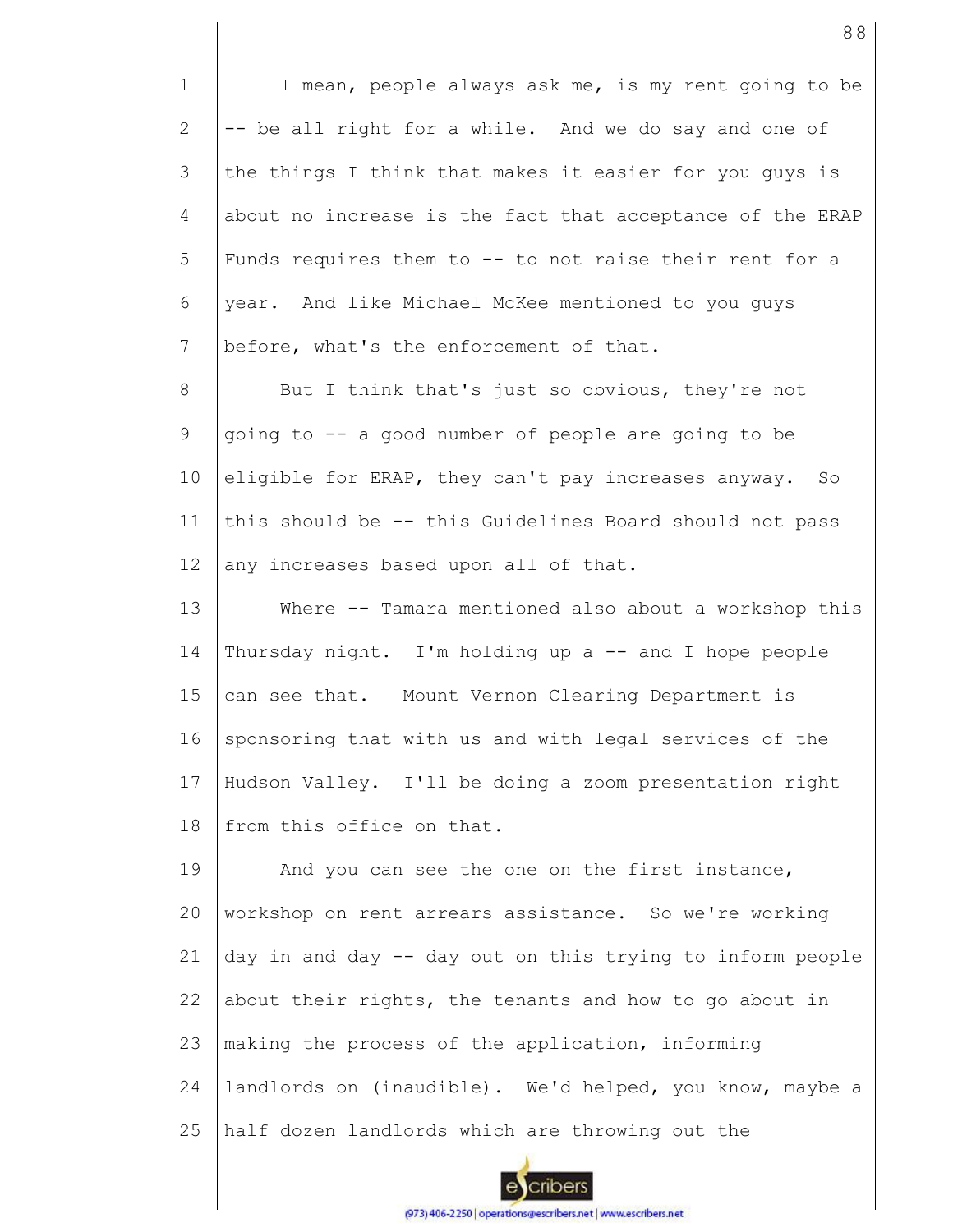I mean, people always ask me, is my rent going to be -- be all right for a while. And we do say and one of the things I think that makes it easier for you guys is about no increase is the fact that acceptance of the ERAP Funds requires them to -- to not raise their rent for a year. And like Michael McKee mentioned to you guys before, what's the enforcement of that.

But I think that's just so obvious, they're not going to -- a good number of people are going to be eligible for ERAP, they can't pay increases anyway. So this should be -- this Guidelines Board should not pass any increases based upon all of that.

Where -- Tamara mentioned also about a workshop this Thursday night. I'm holding up a -- and I hope people can see that. Mount Vernon Clearing Department is sponsoring that with us and with legal services of the Hudson Valley. I'll be doing a zoom presentation right from this office on that.

And you can see the one on the first instance, workshop on rent arrears assistance. So we're working day in and day -- day out on this trying to inform people about their rights, the tenants and how to go about in making the process of the application, informing landlords on (inaudible). We'd helped, you know, maybe a half dozen landlords which are throwing out the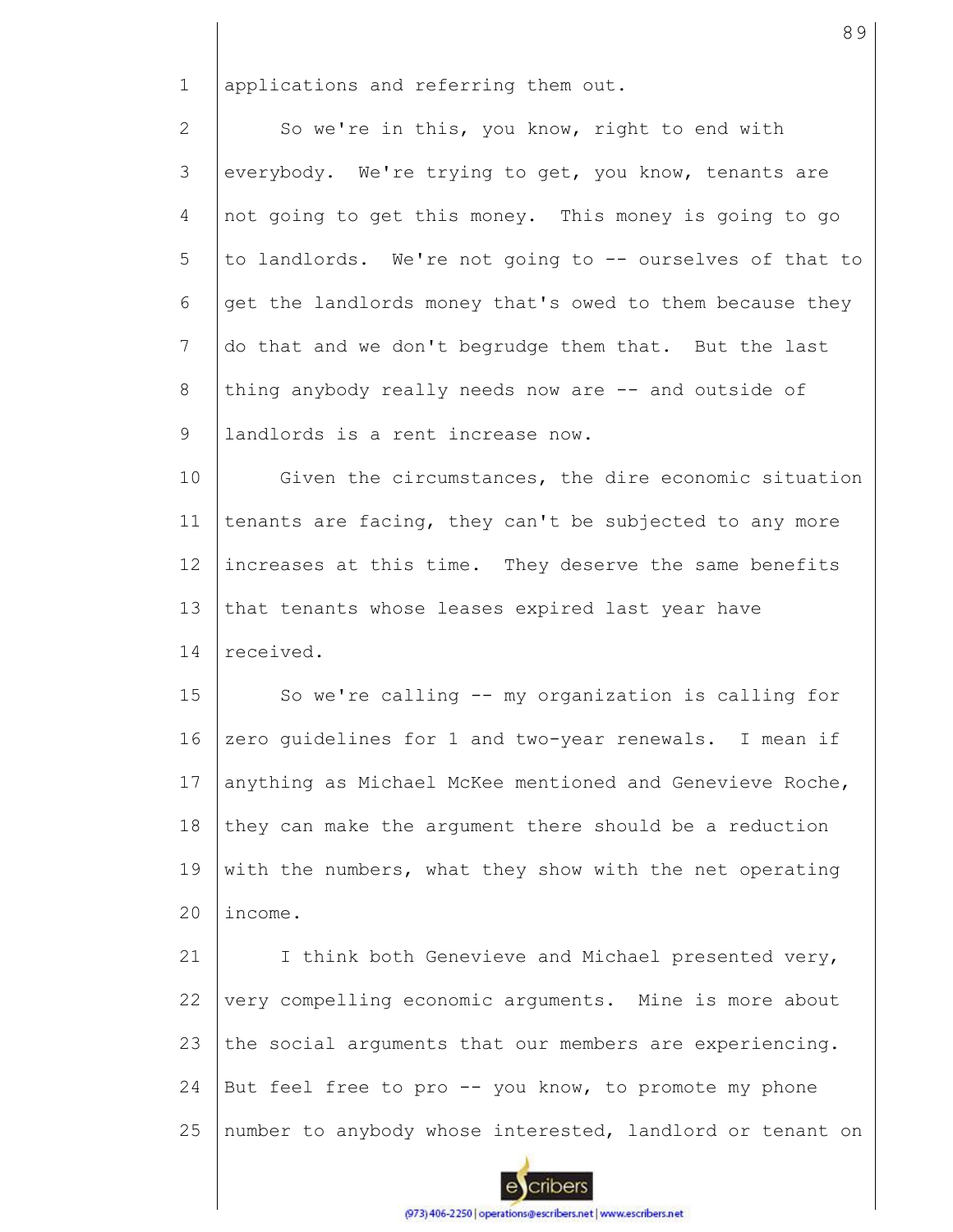applications and referring them out.

So we're in this, you know, right to end with everybody. We're trying to get, you know, tenants are not going to get this money. This money is going to go to landlords. We're not going to -- ourselves of that to get the landlords money that's owed to them because they do that and we don't begrudge them that. But the last thing anybody really needs now are -- and outside of landlords is a rent increase now.

Given the circumstances, the dire economic situation tenants are facing, they can't be subjected to any more increases at this time. They deserve the same benefits that tenants whose leases expired last year have received.

So we're calling -- my organization is calling for zero guidelines for 1 and two-year renewals. I mean if anything as Michael McKee mentioned and Genevieve Roche, they can make the argument there should be a reduction with the numbers, what they show with the net operating income.

I think both Genevieve and Michael presented very, very compelling economic arguments. Mine is more about the social arguments that our members are experiencing. But feel free to pro -- you know, to promote my phone number to anybody whose interested, landlord or tenant on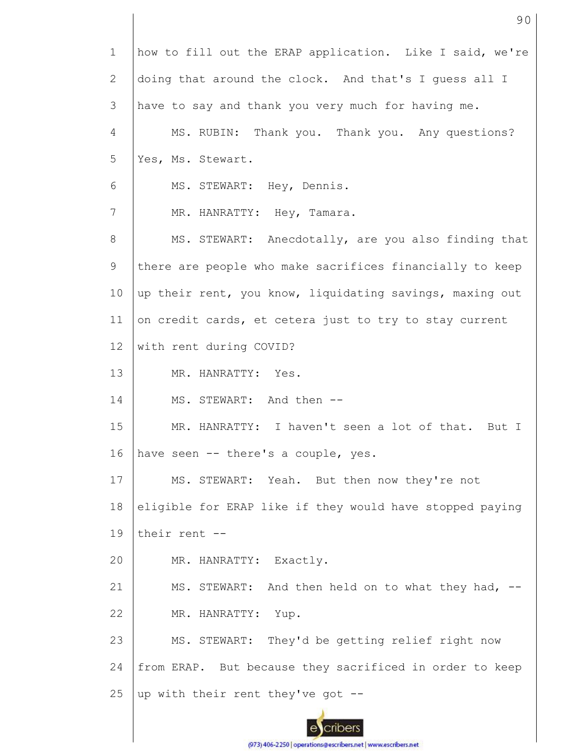how to fill out the ERAP application. Like I said, we're doing that around the clock. And that's I guess all I have to say and thank you very much for having me.

MS. RUBIN: Thank you. Thank you. Any questions? Yes, Ms. Stewart.

MS. STEWART: Hey, Dennis.

MR. HANRATTY: Hey, Tamara.

MS. STEWART: Anecdotally, are you also finding that there are people who make sacrifices financially to keep up their rent, you know, liquidating savings, maxing out on credit cards, et cetera just to try to stay current with rent during COVID?

MR. HANRATTY: Yes.

MS. STEWART: And then --

MR. HANRATTY: I haven't seen a lot of that. But I have seen -- there's a couple, yes.

MS. STEWART: Yeah. But then now they're not eligible for ERAP like if they would have stopped paying their rent --

MR. HANRATTY: Exactly.

MS. STEWART: And then held on to what they had, --

MR. HANRATTY: Yup.

MS. STEWART: They'd be getting relief right now from ERAP. But because they sacrificed in order to keep up with their rent they've got --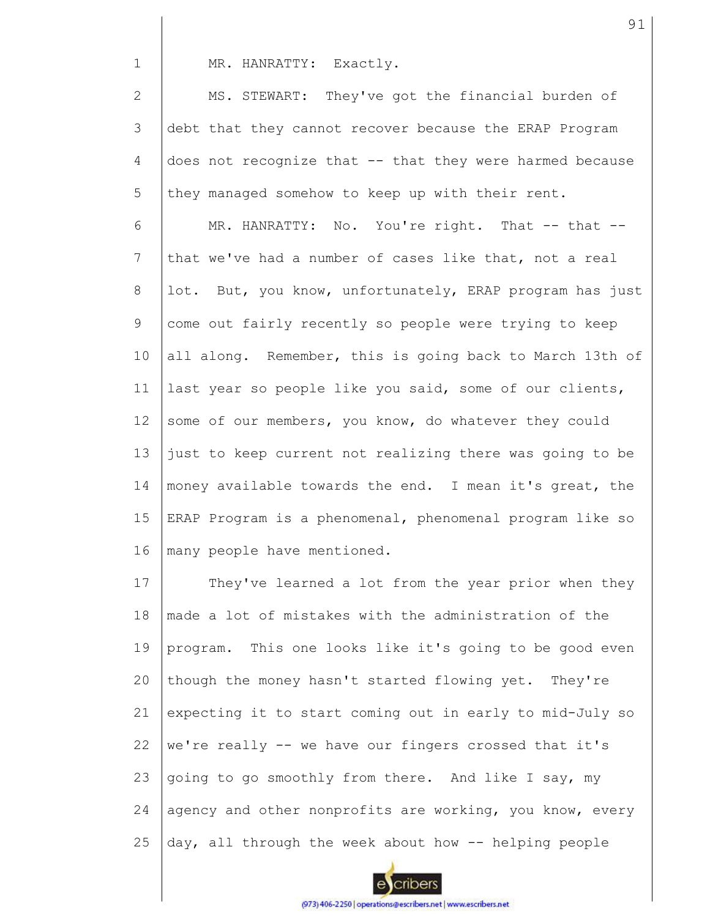MR. HANRATTY: Exactly.

MS. STEWART: They've got the financial burden of debt that they cannot recover because the ERAP Program does not recognize that -- that they were harmed because they managed somehow to keep up with their rent.

MR. HANRATTY: No. You're right. That -- that -- that we've had a number of cases like that, not a real lot. But, you know, unfortunately, ERAP program has just come out fairly recently so people were trying to keep all along. Remember, this is going back to March 13th of last year so people like you said, some of our clients, some of our members, you know, do whatever they could just to keep current not realizing there was going to be money available towards the end. I mean it's great, the ERAP Program is a phenomenal, phenomenal program like so many people have mentioned.

They've learned a lot from the year prior when they made a lot of mistakes with the administration of the program. This one looks like it's going to be good even though the money hasn't started flowing yet. They're expecting it to start coming out in early to mid-July so we're really -- we have our fingers crossed that it's going to go smoothly from there. And like I say, my agency and other nonprofits are working, you know, every day, all through the week about how -- helping people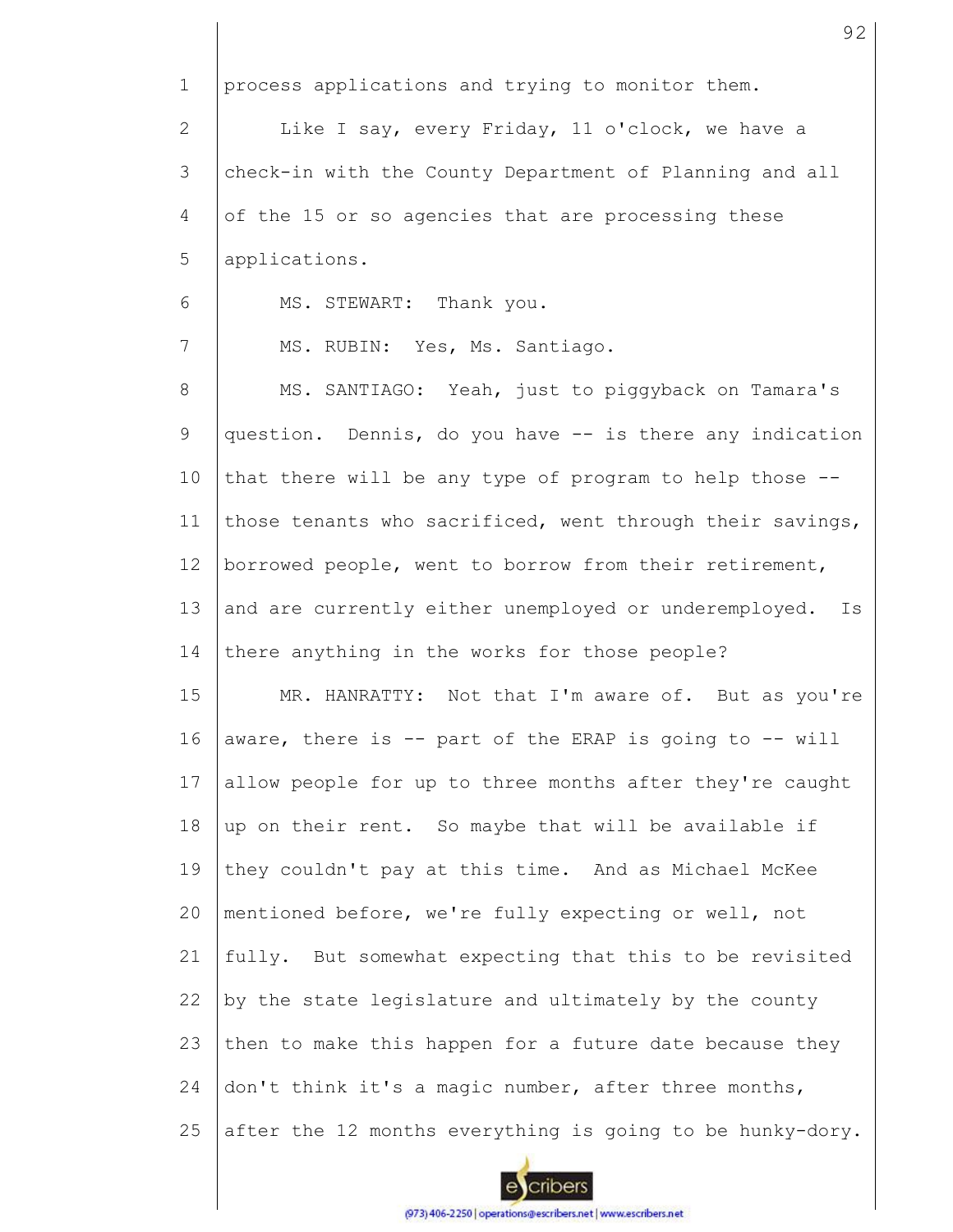process applications and trying to monitor them.

Like I say, every Friday, 11 o'clock, we have a check-in with the County Department of Planning and all of the 15 or so agencies that are processing these applications.

MS. STEWART: Thank you.

MS. RUBIN: Yes, Ms. Santiago.

MS. SANTIAGO: Yeah, just to piggyback on Tamara's question. Dennis, do you have -- is there any indication that there will be any type of program to help those -- those tenants who sacrificed, went through their savings, borrowed people, went to borrow from their retirement, and are currently either unemployed or underemployed. Is there anything in the works for those people?

MR. HANRATTY: Not that I'm aware of. But as you're aware, there is -- part of the ERAP is going to -- will allow people for up to three months after they're caught up on their rent. So maybe that will be available if they couldn't pay at this time. And as Michael McKee mentioned before, we're fully expecting or well, not fully. But somewhat expecting that this to be revisited by the state legislature and ultimately by the county then to make this happen for a future date because they don't think it's a magic number, after three months, after the 12 months everything is going to be hunky-dory.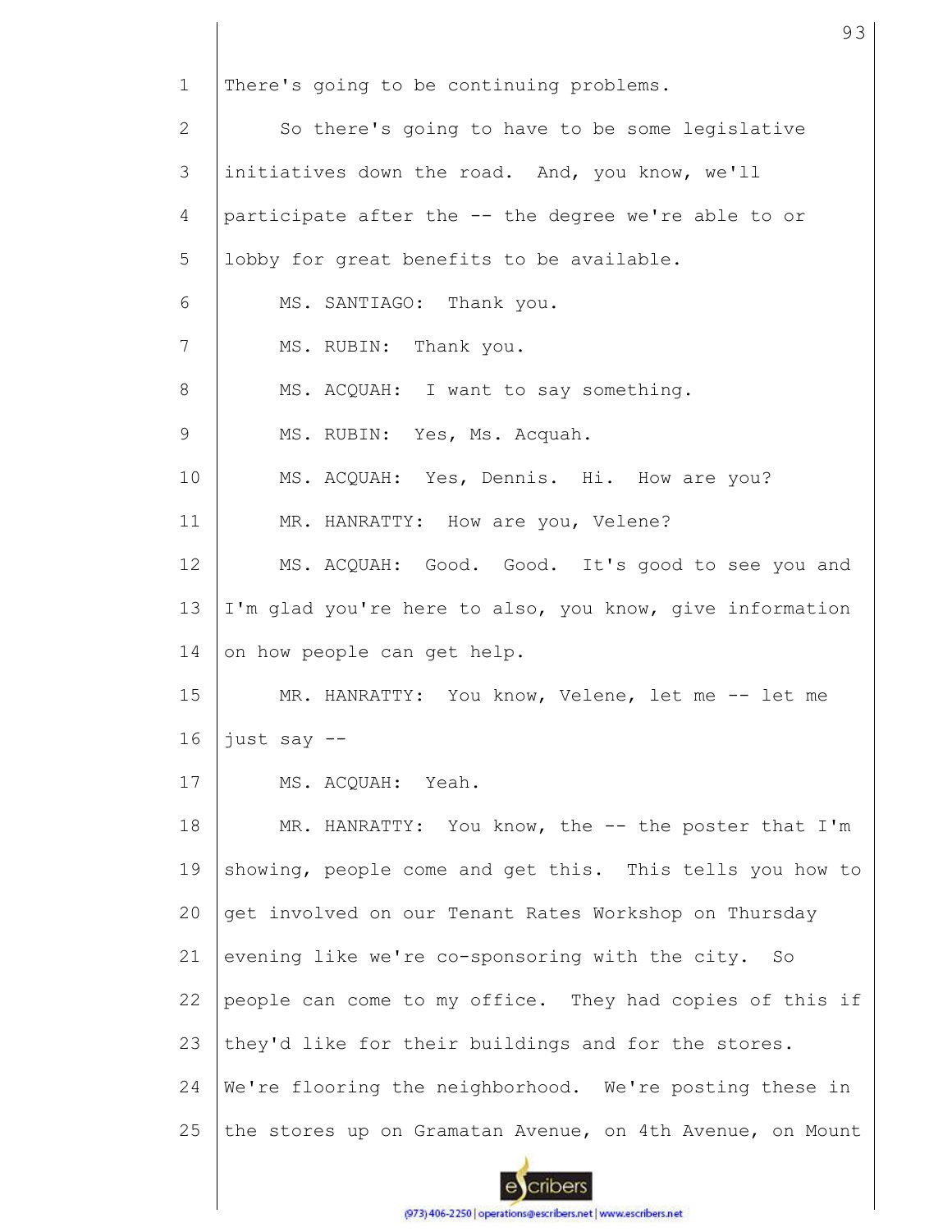1 There's going to be continuing problems.

2 So there's going to have to be some legislative

3 initiatives down the road. And, you know, we'll

4 participate after the -- the degree we're able to or

5 lobby for great benefits to be available.

6 MS. SANTIAGO: Thank you.

7 MS. RUBIN: Thank you.

8 MS. ACQUAH: I want to say something.

9 MS. RUBIN: Yes, Ms. Acquah.

10 MS. ACQUAH: Yes, Dennis. Hi. How are you?

11 MR. HANRATTY: How are you, Velene?

12 MS. ACQUAH: Good. Good. It's good to see you and

13 I'm glad you're here to also, you know, give information

14 on how people can get help.

15 MR. HANRATTY: You know, Velene, let me -- let me

16 just say --

17 MS. ACQUAH: Yeah.

18 MR. HANRATTY: You know, the -- the poster that I'm

19 showing, people come and get this. This tells you how to

20 get involved on our Tenant Rates Workshop on Thursday

21 evening like we're co-sponsoring with the city. So

22 people can come to my office. They had copies of this if

23 they'd like for their buildings and for the stores.

24 We're flooring the neighborhood. We're posting these in

25 the stores up on Gramatan Avenue, on 4th Avenue, on Mount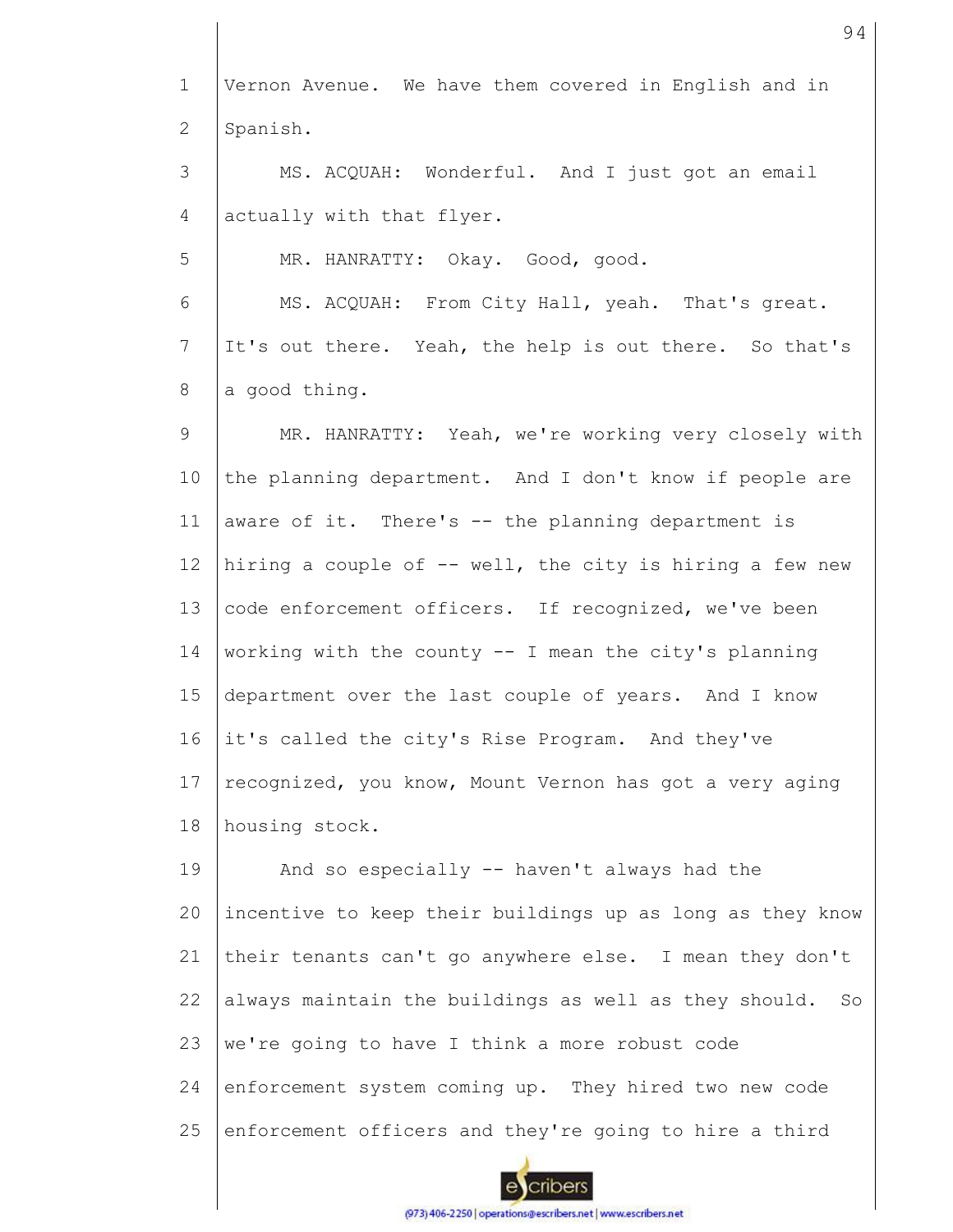Vernon Avenue. We have them covered in English and in Spanish.

MS. ACQUAH: Wonderful. And I just got an email actually with that flyer.

MR. HANRATTY: Okay. Good, good.

MS. ACQUAH: From City Hall, yeah. That's great. It's out there. Yeah, the help is out there. So that's a good thing.

MR. HANRATTY: Yeah, we're working very closely with the planning department. And I don't know if people are aware of it. There's -- the planning department is hiring a couple of -- well, the city is hiring a few new code enforcement officers. If recognized, we've been working with the county -- I mean the city's planning department over the last couple of years. And I know it's called the city's Rise Program. And they've recognized, you know, Mount Vernon has got a very aging housing stock.

And so especially -- haven't always had the incentive to keep their buildings up as long as they know their tenants can't go anywhere else. I mean they don't always maintain the buildings as well as they should. So we're going to have I think a more robust code enforcement system coming up. They hired two new code enforcement officers and they're going to hire a third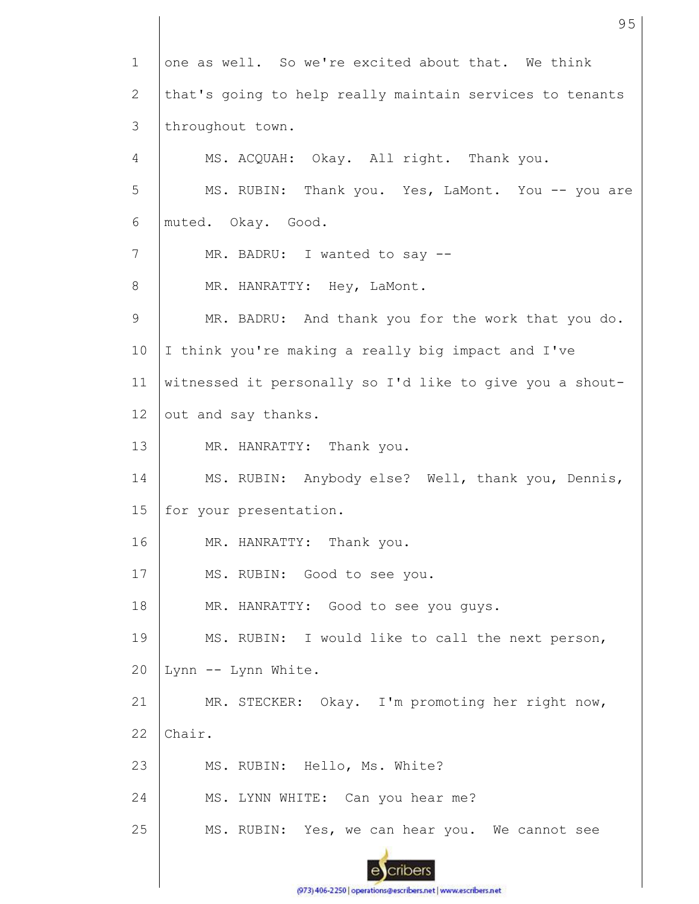one as well. So we're excited about that. We think that's going to help really maintain services to tenants throughout town.

MS. ACQUAH: Okay. All right. Thank you.

MS. RUBIN: Thank you. Yes, LaMont. You -- you are muted. Okay. Good.

MR. BADRU: I wanted to say --

MR. HANRATTY: Hey, LaMont.

MR. BADRU: And thank you for the work that you do. I think you're making a really big impact and I've witnessed it personally so I'd like to give you a shout-out and say thanks.

MR. HANRATTY: Thank you.

MS. RUBIN: Anybody else? Well, thank you, Dennis, for your presentation.

MR. HANRATTY: Thank you.

MS. RUBIN: Good to see you.

MR. HANRATTY: Good to see you guys.

MS. RUBIN: I would like to call the next person, Lynn -- Lynn White.

MR. STECKER: Okay. I'm promoting her right now, Chair.

MS. RUBIN: Hello, Ms. White?

MS. LYNN WHITE: Can you hear me?

MS. RUBIN: Yes, we can hear you. We cannot see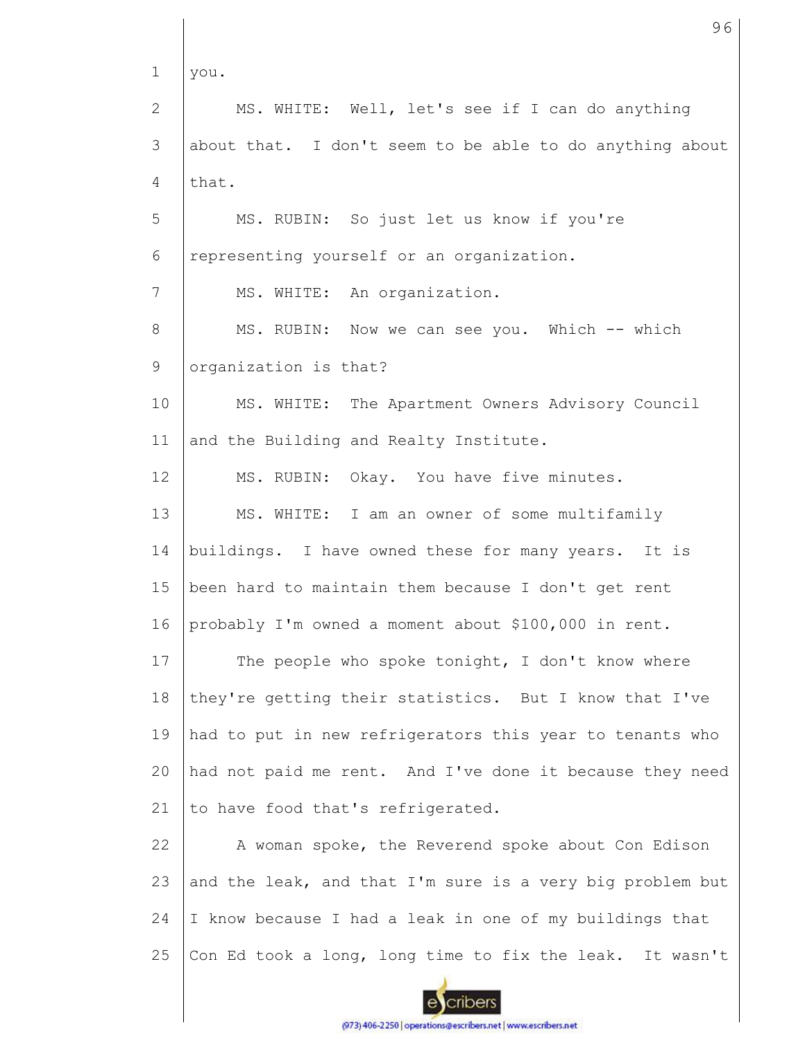you.

MS. WHITE: Well, let's see if I can do anything about that. I don't seem to be able to do anything about that.

MS. RUBIN: So just let us know if you're representing yourself or an organization.

MS. WHITE: An organization.

MS. RUBIN: Now we can see you. Which -- which organization is that?

MS. WHITE: The Apartment Owners Advisory Council and the Building and Realty Institute.

MS. RUBIN: Okay. You have five minutes.

MS. WHITE: I am an owner of some multifamily buildings. I have owned these for many years. It is been hard to maintain them because I don't get rent probably I'm owned a moment about $100,000 in rent.

The people who spoke tonight, I don't know where they're getting their statistics. But I know that I've had to put in new refrigerators this year to tenants who had not paid me rent. And I've done it because they need to have food that's refrigerated.

A woman spoke, the Reverend spoke about Con Edison and the leak, and that I'm sure is a very big problem but I know because I had a leak in one of my buildings that Con Ed took a long, long time to fix the leak. It wasn't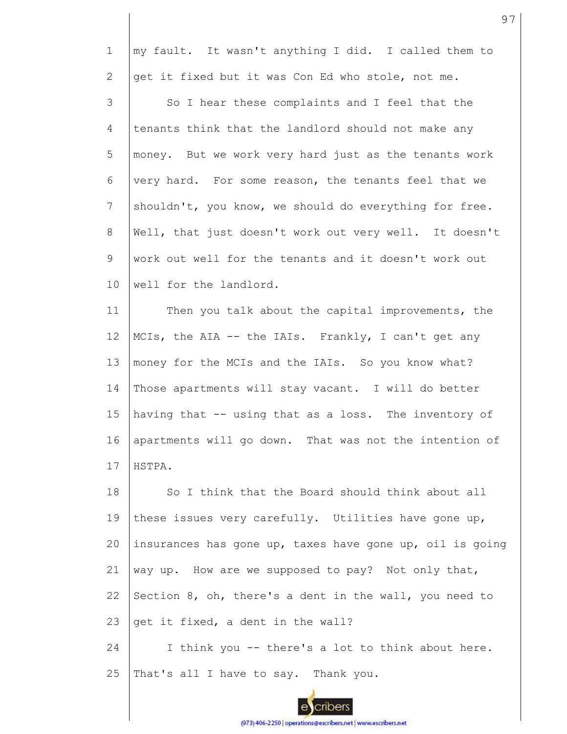my fault. It wasn't anything I did. I called them to get it fixed but it was Con Ed who stole, not me.

So I hear these complaints and I feel that the tenants think that the landlord should not make any money. But we work very hard just as the tenants work very hard. For some reason, the tenants feel that we shouldn't, you know, we should do everything for free. Well, that just doesn't work out very well. It doesn't work out well for the tenants and it doesn't work out well for the landlord.

Then you talk about the capital improvements, the MCIs, the AIA -- the IAIs. Frankly, I can't get any money for the MCIs and the IAIs. So you know what? Those apartments will stay vacant. I will do better having that -- using that as a loss. The inventory of apartments will go down. That was not the intention of HSTPA.

So I think that the Board should think about all these issues very carefully. Utilities have gone up, insurances has gone up, taxes have gone up, oil is going way up. How are we supposed to pay? Not only that, Section 8, oh, there's a dent in the wall, you need to get it fixed, a dent in the wall?

I think you -- there's a lot to think about here. That's all I have to say. Thank you.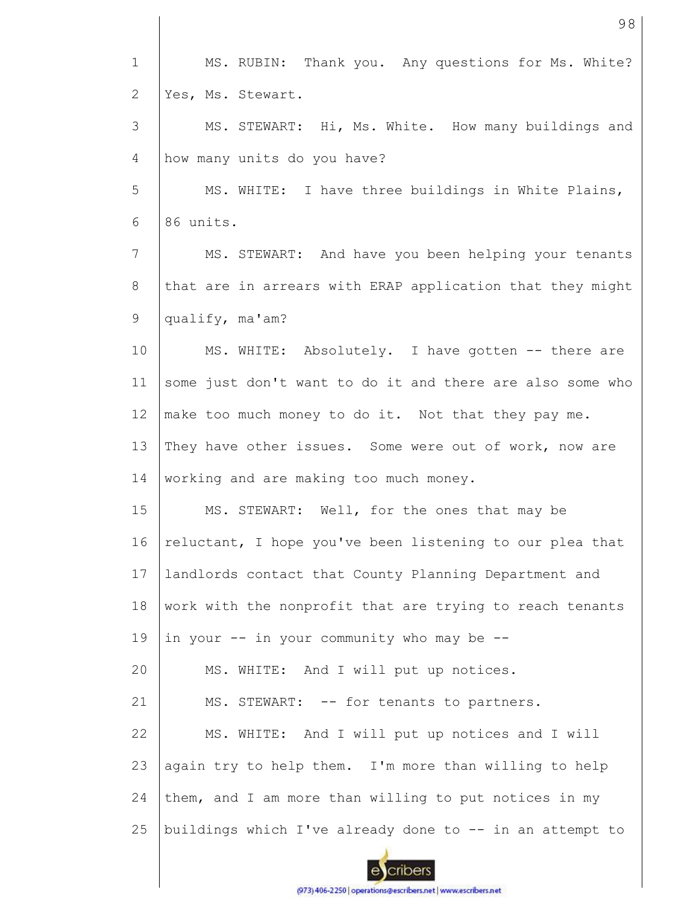MS. RUBIN: Thank you. Any questions for Ms. White? Yes, Ms. Stewart.

MS. STEWART: Hi, Ms. White. How many buildings and how many units do you have?

MS. WHITE: I have three buildings in White Plains, 86 units.

MS. STEWART: And have you been helping your tenants that are in arrears with ERAP application that they might qualify, ma'am?

MS. WHITE: Absolutely. I have gotten -- there are some just don't want to do it and there are also some who make too much money to do it. Not that they pay me. They have other issues. Some were out of work, now are working and are making too much money.

MS. STEWART: Well, for the ones that may be reluctant, I hope you've been listening to our plea that landlords contact that County Planning Department and work with the nonprofit that are trying to reach tenants in your -- in your community who may be --

MS. WHITE: And I will put up notices.

MS. STEWART: -- for tenants to partners.

MS. WHITE: And I will put up notices and I will again try to help them. I'm more than willing to help them, and I am more than willing to put notices in my buildings which I've already done to -- in an attempt to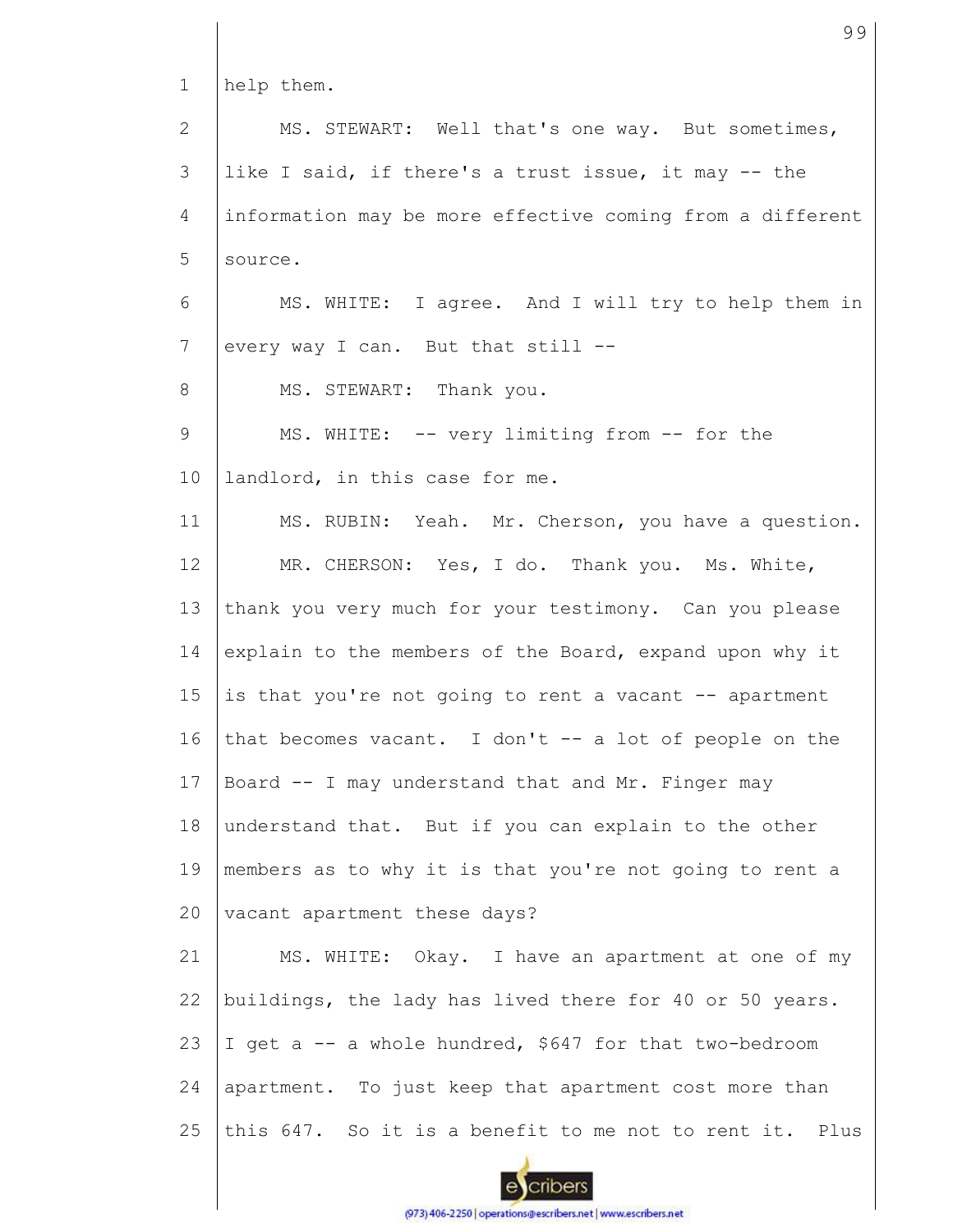help them.

MS. STEWART: Well that's one way. But sometimes, like I said, if there's a trust issue, it may -- the information may be more effective coming from a different source.

MS. WHITE: I agree. And I will try to help them in every way I can. But that still --

MS. STEWART: Thank you.

MS. WHITE: -- very limiting from -- for the landlord, in this case for me.

MS. RUBIN: Yeah. Mr. Cherson, you have a question.

MR. CHERSON: Yes, I do. Thank you. Ms. White, thank you very much for your testimony. Can you please explain to the members of the Board, expand upon why it is that you're not going to rent a vacant -- apartment that becomes vacant. I don't -- a lot of people on the Board -- I may understand that and Mr. Finger may understand that. But if you can explain to the other members as to why it is that you're not going to rent a vacant apartment these days?

MS. WHITE: Okay. I have an apartment at one of my buildings, the lady has lived there for 40 or 50 years. I get a -- a whole hundred, $647 for that two-bedroom apartment. To just keep that apartment cost more than this 647. So it is a benefit to me not to rent it. Plus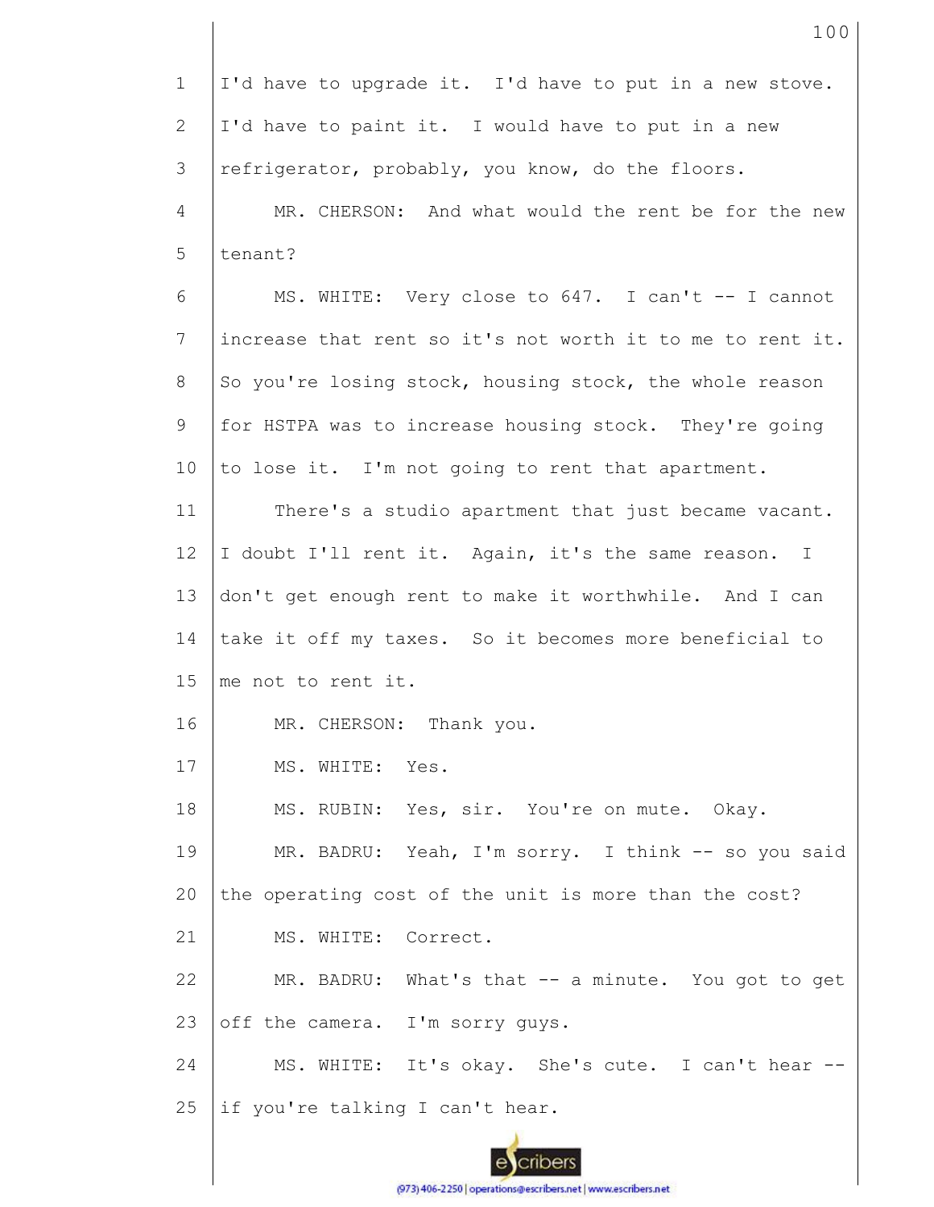I'd have to upgrade it. I'd have to put in a new stove. I'd have to paint it. I would have to put in a new refrigerator, probably, you know, do the floors.

MR. CHERSON: And what would the rent be for the new tenant?

MS. WHITE: Very close to 647. I can't -- I cannot increase that rent so it's not worth it to me to rent it. So you're losing stock, housing stock, the whole reason for HSTPA was to increase housing stock. They're going to lose it. I'm not going to rent that apartment.

There's a studio apartment that just became vacant. I doubt I'll rent it. Again, it's the same reason. I don't get enough rent to make it worthwhile. And I can take it off my taxes. So it becomes more beneficial to me not to rent it.

MR. CHERSON: Thank you.

MS. WHITE: Yes.

MS. RUBIN: Yes, sir. You're on mute. Okay.

MR. BADRU: Yeah, I'm sorry. I think -- so you said the operating cost of the unit is more than the cost?

MS. WHITE: Correct.

MR. BADRU: What's that -- a minute. You got to get off the camera. I'm sorry guys.

MS. WHITE: It's okay. She's cute. I can't hear -- if you're talking I can't hear.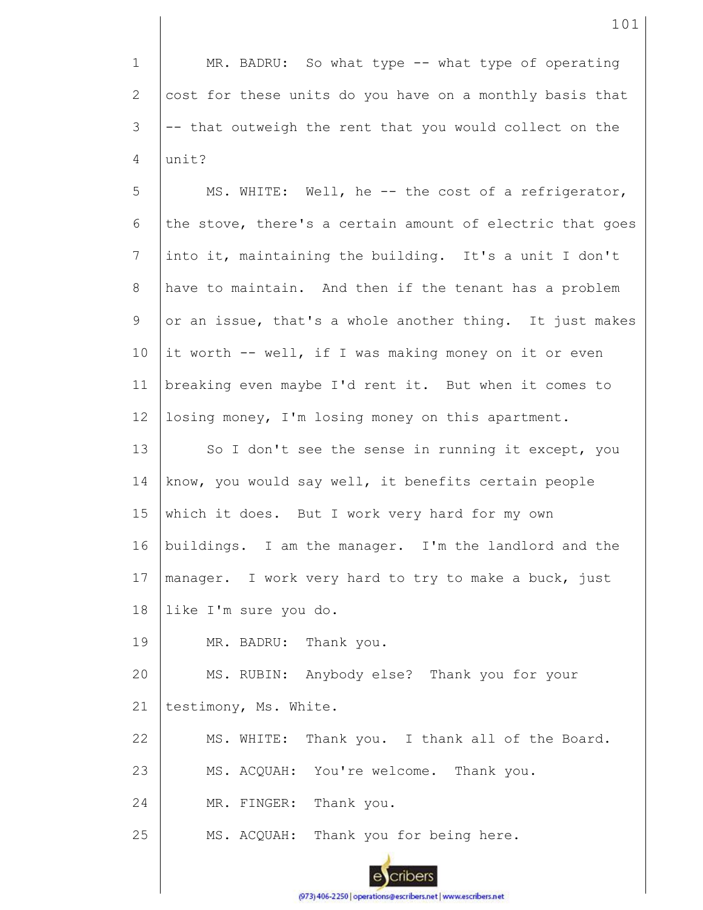MR. BADRU: So what type -- what type of operating cost for these units do you have on a monthly basis that -- that outweigh the rent that you would collect on the unit?

MS. WHITE: Well, he -- the cost of a refrigerator, the stove, there's a certain amount of electric that goes into it, maintaining the building. It's a unit I don't have to maintain. And then if the tenant has a problem or an issue, that's a whole another thing. It just makes it worth -- well, if I was making money on it or even breaking even maybe I'd rent it. But when it comes to losing money, I'm losing money on this apartment.

So I don't see the sense in running it except, you know, you would say well, it benefits certain people which it does. But I work very hard for my own buildings. I am the manager. I'm the landlord and the manager. I work very hard to try to make a buck, just like I'm sure you do.

MR. BADRU: Thank you.

MS. RUBIN: Anybody else? Thank you for your testimony, Ms. White.

MS. WHITE: Thank you. I thank all of the Board.

MS. ACQUAH: You're welcome. Thank you.

MR. FINGER: Thank you.

MS. ACQUAH: Thank you for being here.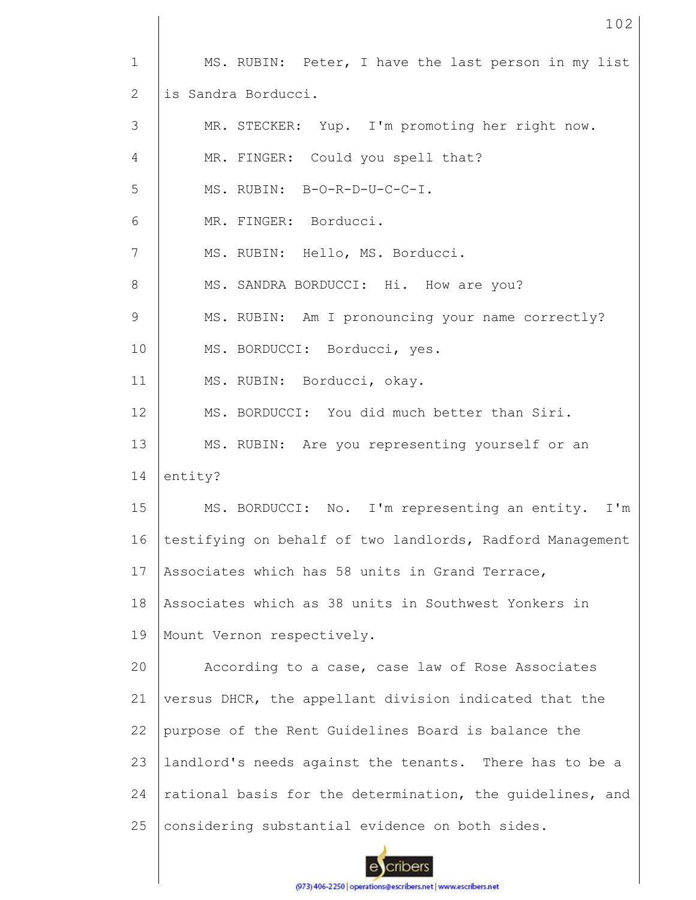MS. RUBIN: Peter, I have the last person in my list is Sandra Borducci.

MR. STECKER: Yup. I'm promoting her right now.

MR. FINGER: Could you spell that?

MS. RUBIN: B-O-R-D-U-C-C-I.

MR. FINGER: Borducci.

MS. RUBIN: Hello, MS. Borducci.

MS. SANDRA BORDUCCI: Hi. How are you?

MS. RUBIN: Am I pronouncing your name correctly?

MS. BORDUCCI: Borducci, yes.

MS. RUBIN: Borducci, okay.

MS. BORDUCCI: You did much better than Siri.

MS. RUBIN: Are you representing yourself or an entity?

MS. BORDUCCI: No. I'm representing an entity. I'm testifying on behalf of two landlords, Radford Management Associates which has 58 units in Grand Terrace, Associates which as 38 units in Southwest Yonkers in Mount Vernon respectively.

According to a case, case law of Rose Associates versus DHCR, the appellant division indicated that the purpose of the Rent Guidelines Board is balance the landlord's needs against the tenants. There has to be a rational basis for the determination, the guidelines, and considering substantial evidence on both sides.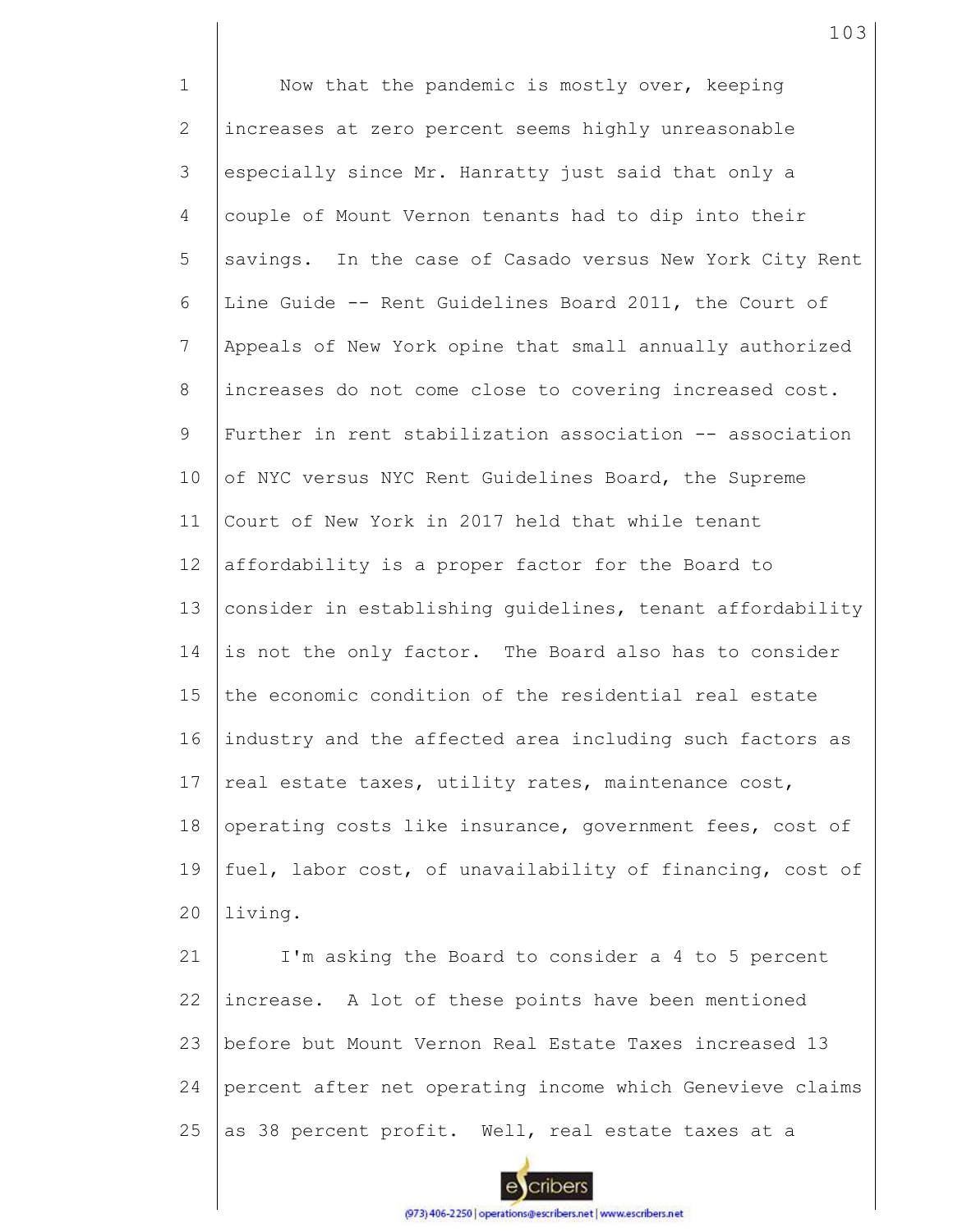Now that the pandemic is mostly over, keeping increases at zero percent seems highly unreasonable especially since Mr. Hanratty just said that only a couple of Mount Vernon tenants had to dip into their savings. In the case of Casado versus New York City Rent Line Guide -- Rent Guidelines Board 2011, the Court of Appeals of New York opine that small annually authorized increases do not come close to covering increased cost. Further in rent stabilization association -- association of NYC versus NYC Rent Guidelines Board, the Supreme Court of New York in 2017 held that while tenant affordability is a proper factor for the Board to consider in establishing guidelines, tenant affordability is not the only factor. The Board also has to consider the economic condition of the residential real estate industry and the affected area including such factors as real estate taxes, utility rates, maintenance cost, operating costs like insurance, government fees, cost of fuel, labor cost, of unavailability of financing, cost of living.

I'm asking the Board to consider a 4 to 5 percent increase. A lot of these points have been mentioned before but Mount Vernon Real Estate Taxes increased 13 percent after net operating income which Genevieve claims as 38 percent profit. Well, real estate taxes at a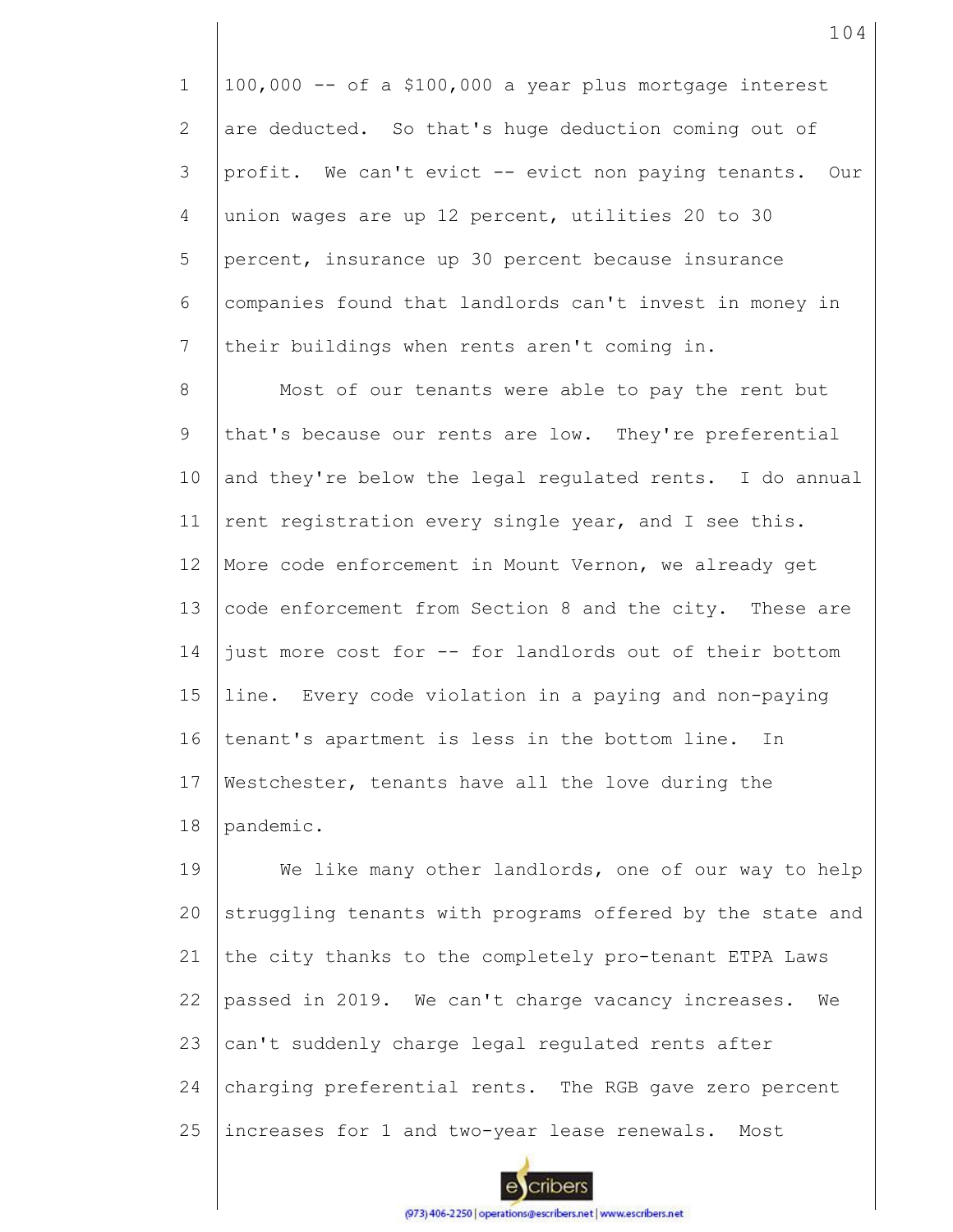100,000 -- of a $100,000 a year plus mortgage interest are deducted. So that's huge deduction coming out of profit. We can't evict -- evict non paying tenants. Our union wages are up 12 percent, utilities 20 to 30 percent, insurance up 30 percent because insurance companies found that landlords can't invest in money in their buildings when rents aren't coming in.

Most of our tenants were able to pay the rent but that's because our rents are low. They're preferential and they're below the legal regulated rents. I do annual rent registration every single year, and I see this. More code enforcement in Mount Vernon, we already get code enforcement from Section 8 and the city. These are just more cost for -- for landlords out of their bottom line. Every code violation in a paying and non-paying tenant's apartment is less in the bottom line. In Westchester, tenants have all the love during the pandemic.

We like many other landlords, one of our way to help struggling tenants with programs offered by the state and the city thanks to the completely pro-tenant ETPA Laws passed in 2019. We can't charge vacancy increases. We can't suddenly charge legal regulated rents after charging preferential rents. The RGB gave zero percent increases for 1 and two-year lease renewals. Most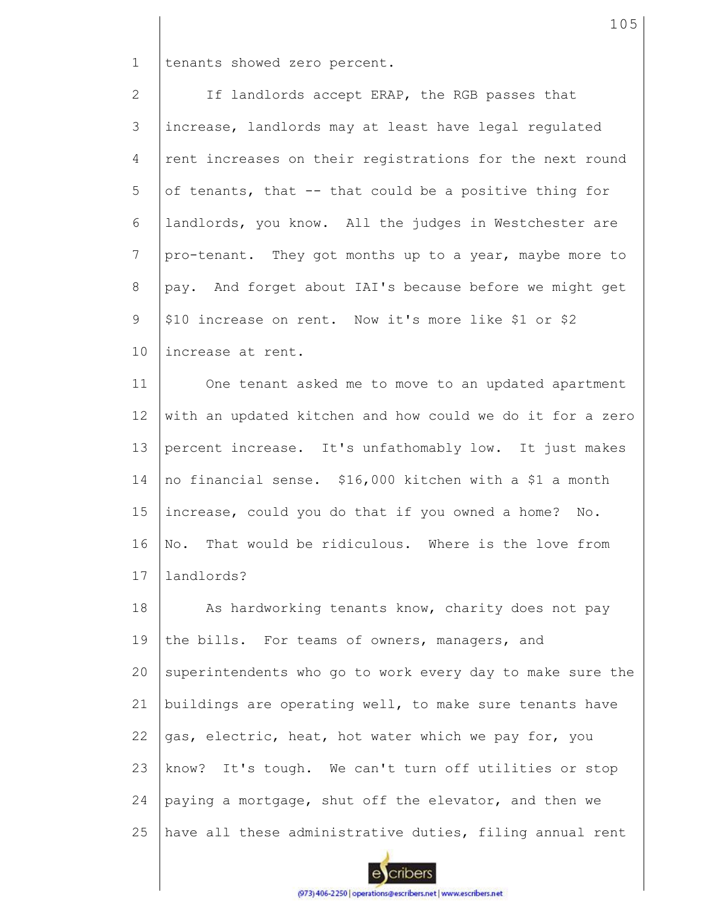tenants showed zero percent.

If landlords accept ERAP, the RGB passes that increase, landlords may at least have legal regulated rent increases on their registrations for the next round of tenants, that -- that could be a positive thing for landlords, you know. All the judges in Westchester are pro-tenant. They got months up to a year, maybe more to pay. And forget about IAI's because before we might get $10 increase on rent. Now it's more like $1 or $2 increase at rent.

One tenant asked me to move to an updated apartment with an updated kitchen and how could we do it for a zero percent increase. It's unfathomably low. It just makes no financial sense. $16,000 kitchen with a $1 a month increase, could you do that if you owned a home? No. No. That would be ridiculous. Where is the love from landlords?

As hardworking tenants know, charity does not pay the bills. For teams of owners, managers, and superintendents who go to work every day to make sure the buildings are operating well, to make sure tenants have gas, electric, heat, hot water which we pay for, you know? It's tough. We can't turn off utilities or stop paying a mortgage, shut off the elevator, and then we have all these administrative duties, filing annual rent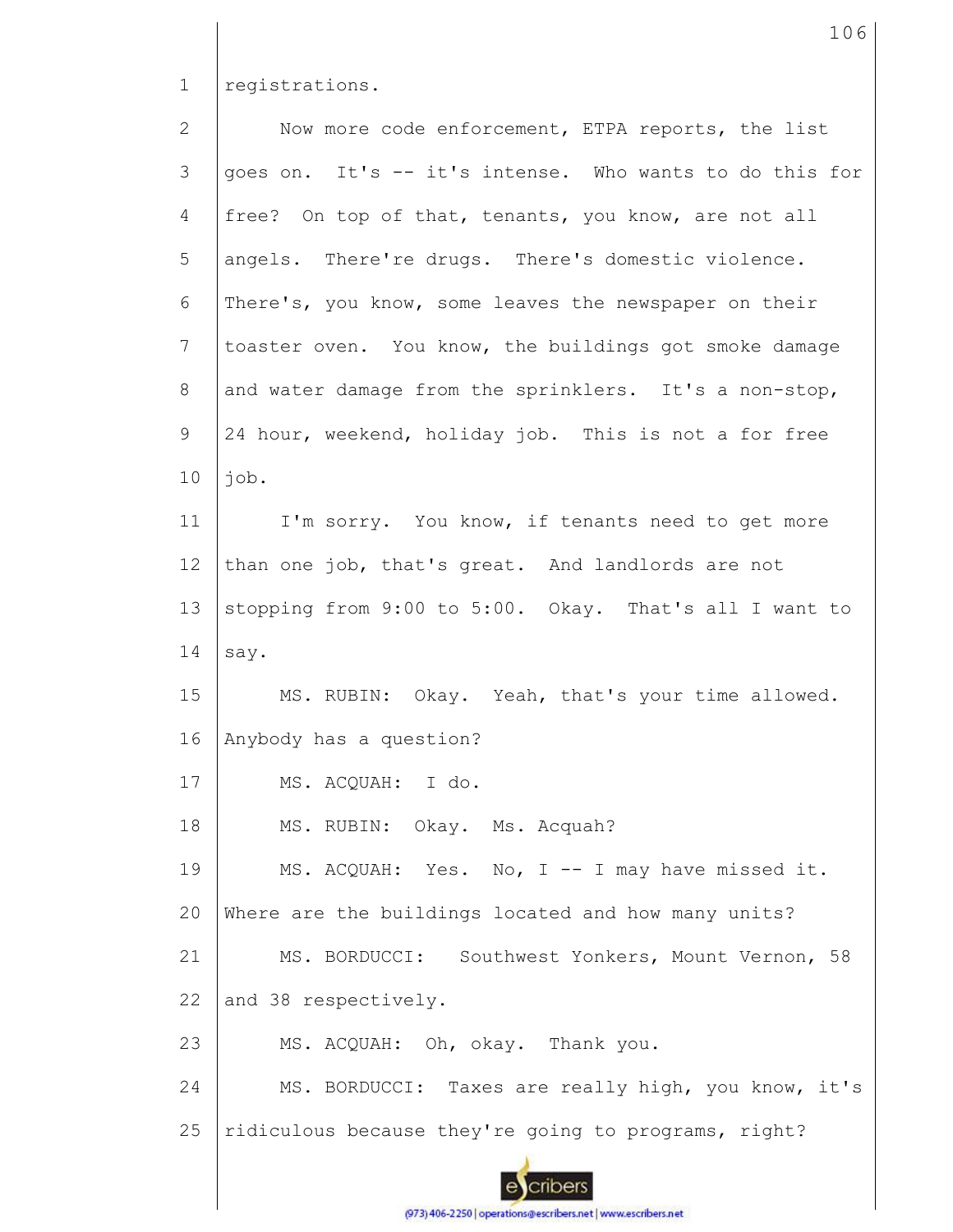registrations.

Now more code enforcement, ETPA reports, the list goes on. It's -- it's intense. Who wants to do this for free? On top of that, tenants, you know, are not all angels. There're drugs. There's domestic violence. There's, you know, some leaves the newspaper on their toaster oven. You know, the buildings got smoke damage and water damage from the sprinklers. It's a non-stop, 24 hour, weekend, holiday job. This is not a for free job.

I'm sorry. You know, if tenants need to get more than one job, that's great. And landlords are not stopping from 9:00 to 5:00. Okay. That's all I want to say.

MS. RUBIN: Okay. Yeah, that's your time allowed. Anybody has a question?

MS. ACQUAH: I do.

MS. RUBIN: Okay. Ms. Acquah?

MS. ACQUAH: Yes. No, I -- I may have missed it. Where are the buildings located and how many units?

MS. BORDUCCI: Southwest Yonkers, Mount Vernon, 58 and 38 respectively.

MS. ACQUAH: Oh, okay. Thank you.

MS. BORDUCCI: Taxes are really high, you know, it's ridiculous because they're going to programs, right?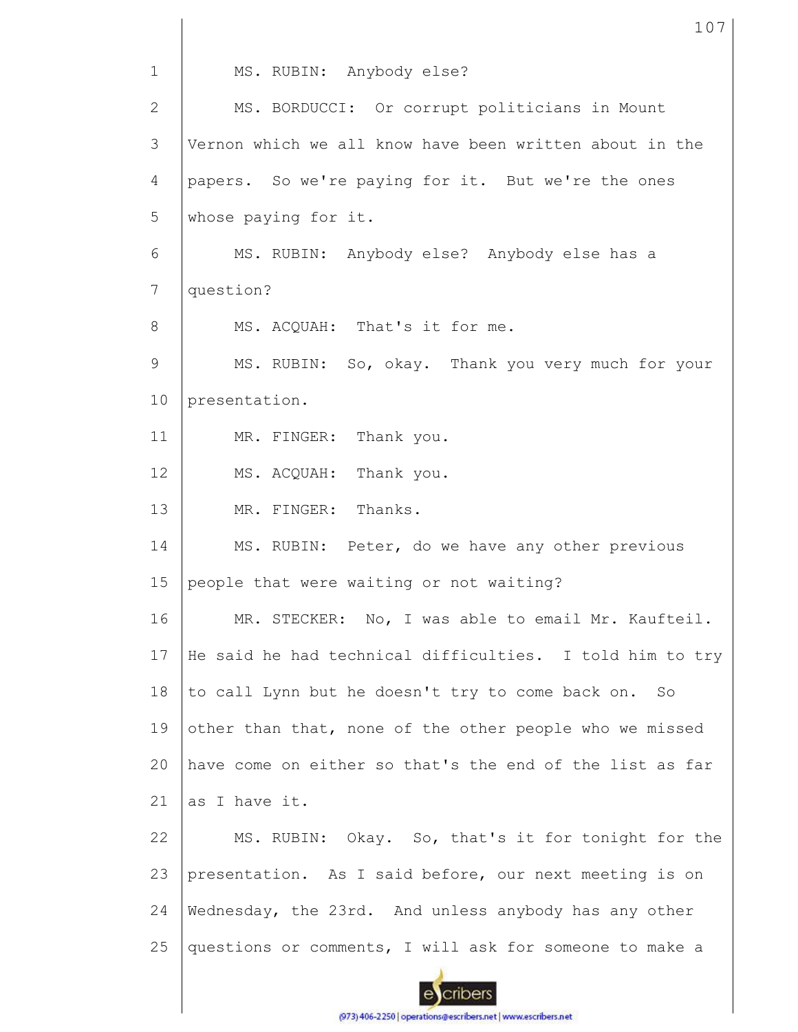MS. RUBIN: Anybody else?

MS. BORDUCCI: Or corrupt politicians in Mount Vernon which we all know have been written about in the papers. So we're paying for it. But we're the ones whose paying for it.

MS. RUBIN: Anybody else? Anybody else has a question?

MS. ACQUAH: That's it for me.

MS. RUBIN: So, okay. Thank you very much for your presentation.

MR. FINGER: Thank you.

MS. ACQUAH: Thank you.

MR. FINGER: Thanks.

MS. RUBIN: Peter, do we have any other previous people that were waiting or not waiting?

MR. STECKER: No, I was able to email Mr. Kaufteil. He said he had technical difficulties. I told him to try to call Lynn but he doesn't try to come back on. So other than that, none of the other people who we missed have come on either so that's the end of the list as far as I have it.

MS. RUBIN: Okay. So, that's it for tonight for the presentation. As I said before, our next meeting is on Wednesday, the 23rd. And unless anybody has any other questions or comments, I will ask for someone to make a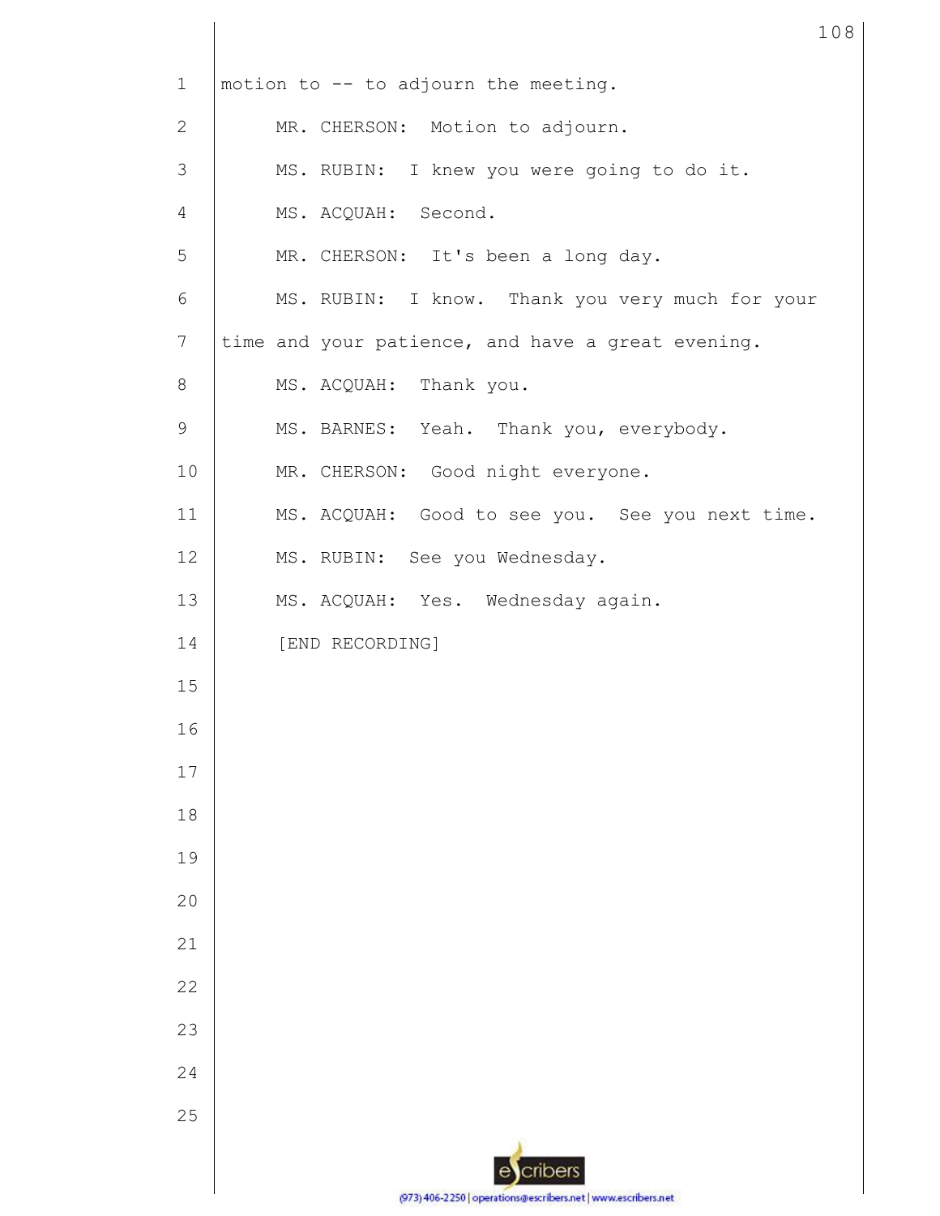motion to -- to adjourn the meeting.

MR. CHERSON: Motion to adjourn.

MS. RUBIN: I knew you were going to do it.

MS. ACQUAH: Second.

MR. CHERSON: It's been a long day.

MS. RUBIN: I know. Thank you very much for your time and your patience, and have a great evening.

MS. ACQUAH: Thank you.

MS. BARNES: Yeah. Thank you, everybody.

MR. CHERSON: Good night everyone.

MS. ACQUAH: Good to see you. See you next time.

MS. RUBIN: See you Wednesday.

MS. ACQUAH: Yes. Wednesday again.

[END RECORDING]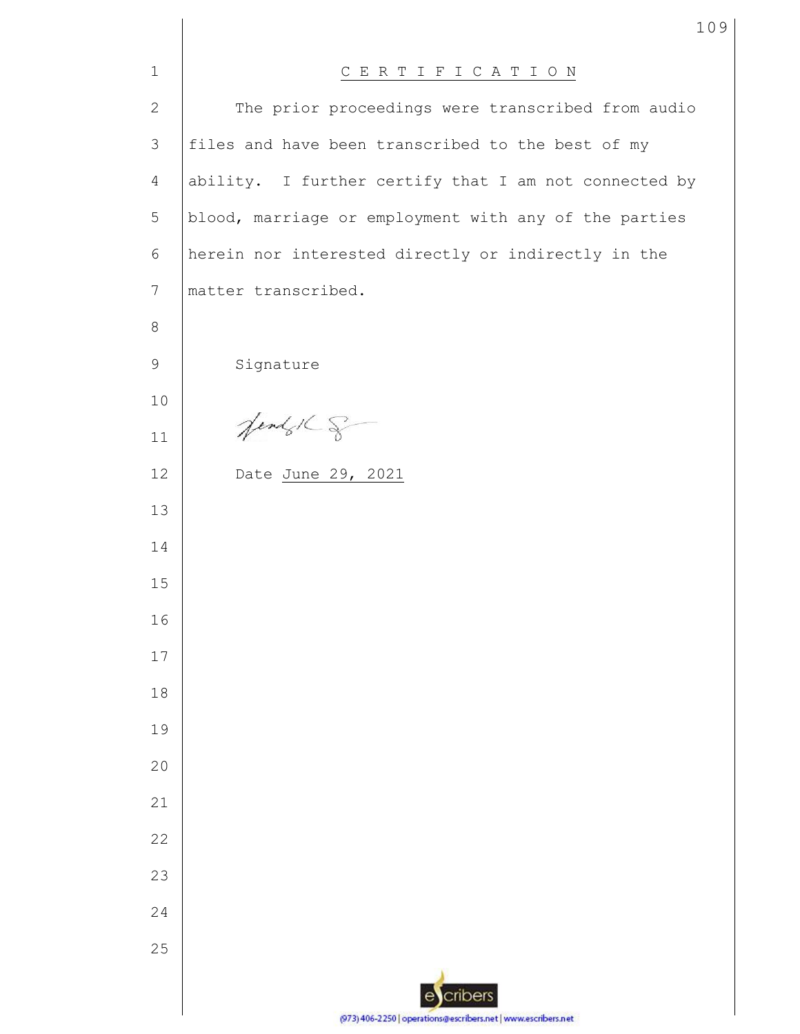# CERTIFICATION

The prior proceedings were transcribed from audio files and have been transcribed to the best of my ability. I further certify that I am not connected by blood, marriage or employment with any of the parties herein nor interested directly or indirectly in the matter transcribed.

Signature

Date June 29, 2021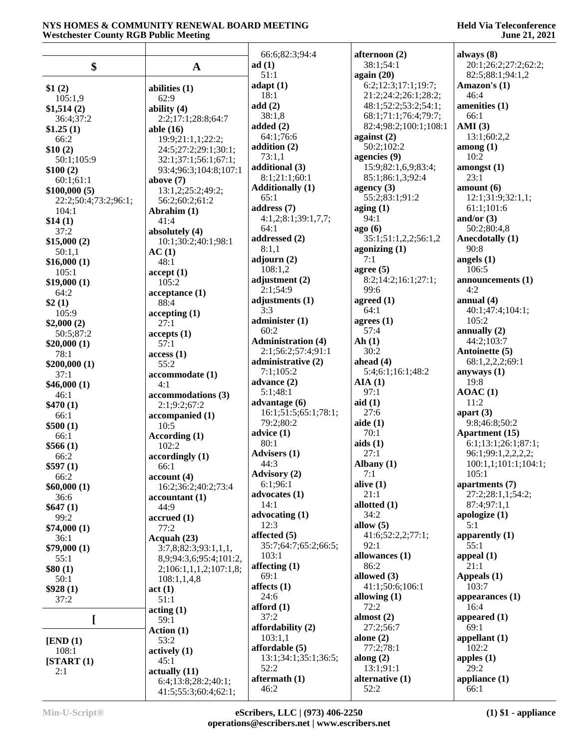## $

**$1 (2)**
105:1,9

**$1,514 (2)**
36:4;37:2

**$1.25 (1)**
66:2

**$10 (2)**
50:1;105:9

**$100 (2)**
60:1;61:1

**$100,000 (5)**
22:2;50:4;73:2;96:1;
104:1

**$14 (1)**
37:2

**$15,000 (2)**
50:1,1

**$16,000 (1)**
105:1

**$19,000 (1)**
64:2

**$2 (1)**
105:9

**$2,000 (2)**
50:5;87:2

**$20,000 (1)**
78:1

**$200,000 (1)**
37:1

**$46,000 (1)**
46:1

**$470 (1)**
66:1

**$500 (1)**
66:1

**$566 (1)**
66:2

**$597 (1)**
66:2

**$60,000 (1)**
36:6

**$647 (1)**
99:2

**$74,000 (1)**
36:1

**$79,000 (1)**
55:1

**$80 (1)**
50:1

**$928 (1)**
37:2

## [

**[END (1)**
108:1

**[START (1)**
2:1

## A

**abilities (1)**
62:9

**ability (4)**
2:2;17:1;28:8;64:7

**able (16)**
19:9;21:1,1;22:2;
24:5;27:2;29:1;30:1;
32:1;37:1;56:1;67:1;
93:4;96:3;104:8;107:1

**above (7)**
13:1,2;25:2;49:2;
56:2;60:2;61:2

**Abrahim (1)**
41:4

**absolutely (4)**
10:1;30:2;40:1;98:1

**AC (1)**
48:1

**accept (1)**
105:2

**acceptance (1)**
88:4

**accepting (1)**
27:1

**accepts (1)**
57:1

**access (1)**
55:2

**accommodate (1)**
4:1

**accommodations (3)**
2:1;9:2;67:2

**accompanied (1)**
10:5

**According (1)**
102:2

**accordingly (1)**
66:1

**account (4)**
16:2;36:2;40:2;73:4

**accountant (1)**
44:9

**accrued (1)**
77:2

**Acquah (23)**
3:7,8;82:3;93:1,1,1,
8,9;94:3,6;95:4;101:2,
2;106:1,1,1,2;107:1,8;
108:1,1,4,8

**act (1)**
51:1

**acting (1)**
59:1

**Action (1)**
53:2

**actively (1)**
45:1

**actually (11)**
6:4;13:8;28:2;40:1;
41:5;55:3;60:4;62:1;
66:6;82:3;94:4

**ad (1)**
51:1

**adapt (1)**
18:1

**add (2)**
38:1,8

**added (2)**
64:1;76:6

**addition (2)**
73:1,1

**additional (3)**
8:1;21:1;60:1

**Additionally (1)**
65:1

**address (7)**
4:1,2;8:1;39:1,7,7;
64:1

**addressed (2)**
8:1,1

**adjourn (2)**
108:1,2

**adjustment (2)**
2:1;54:9

**adjustments (1)**
3:3

**administer (1)**
60:2

**Administration (4)**
2:1;56:2;57:4;91:1

**administrative (2)**
7:1;105:2

**advance (2)**
5:1;48:1

**advantage (6)**
16:1;51:5;65:1;78:1;
79:2;80:2

**advice (1)**
80:1

**Advisers (1)**
44:3

**Advisory (2)**
6:1;96:1

**advocates (1)**
14:1

**advocating (1)**
12:3

**affected (5)**
35:7;64:7;65:2;66:5;
103:1

**affecting (1)**
69:1

**affects (1)**
24:6

**afford (1)**
37:2

**affordability (2)**
103:1,1

**affordable (5)**
13:1;34:1;35:1;36:5;
52:2

**aftermath (1)**
46:2

**afternoon (2)**
38:1;54:1

**again (20)**
6:2;12:3;17:1;19:7;
21:2;24:2;26:1;28:2;
48:1;52:2;53:2;54:1;
68:1;71:1;76:4;79:7;
82:4;98:2;100:1;108:1

**against (2)**
50:2;102:2

**agencies (9)**
15:9;82:1,6,9;83:4;
85:1;86:1,3;92:4

**agency (3)**
55:2;83:1;91:2

**aging (1)**
94:1

**ago (6)**
35:1;51:1,2,2;56:1,2

**agonizing (1)**
7:1

**agree (5)**
8:2;14:2;16:1;27:1;
99:6

**agreed (1)**
64:1

**agrees (1)**
57:4

**Ah (1)**
30:2

**ahead (4)**
5:4;6:1;16:1;48:2

**AIA (1)**
97:1

**aid (1)**
27:6

**aide (1)**
70:1

**aids (1)**
27:1

**Albany (1)**
7:1

**alive (1)**
21:1

**allotted (1)**
34:2

**allow (5)**
41:6;52:2,2;77:1;
92:1

**allowances (1)**
86:2

**allowed (3)**
41:1;50:6;106:1

**allowing (1)**
72:2

**almost (2)**
27:2;56:7

**alone (2)**
77:2;78:1

**along (2)**
13:1;91:1

**alternative (1)**
52:2

**always (8)**
20:1;26:2;27:2;62:2;
82:5;88:1;94:1,2

**Amazon's (1)**
46:4

**amenities (1)**
66:1

**AMI (3)**
13:1;60:2,2

**among (1)**
10:2

**amongst (1)**
23:1

**amount (6)**
12:1;31:9;32:1,1;
61:1;101:6

**and/or (3)**
50:2;80:4,8

**Anecdotally (1)**
90:8

**angels (1)**
106:5

**announcements (1)**
4:2

**annual (4)**
40:1;47:4;104:1;
105:2

**annually (2)**
44:2;103:7

**Antoinette (5)**
68:1,2,2,2;69:1

**anyways (1)**
19:8

**AOAC (1)**
11:2

**apart (3)**
9:8;46:8;50:2

**Apartment (15)**
6:1;13:1;26:1;87:1;
96:1;99:1,2,2,2,2;
100:1,1;101:1;104:1;
105:1

**apartments (7)**
27:2;28:1,1;54:2;
87:4;97:1,1

**apologize (1)**
5:1

**apparently (1)**
55:1

**appeal (1)**
21:1

**Appeals (1)**
103:7

**appearances (1)**
16:4

**appeared (1)**
69:1

**appellant (1)**
102:2

**apples (1)**
29:2

**appliance (1)**
66:1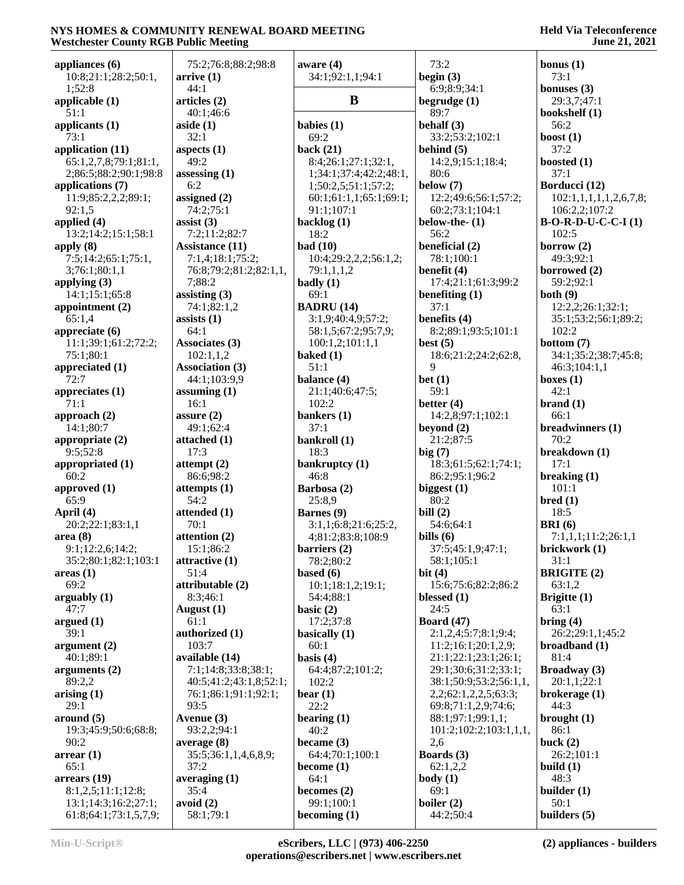**appliances (6)**
10:8;21:1;28:2;50:1,
1;52:8
**applicable (1)**
51:1
**applicants (1)**
73:1
**application (11)**
65:1,2,7,8;79:1;81:1,
2;86:5;88:2;90:1;98:8
**applications (7)**
11:9;85:2,2,2;89:1;
92:1,5
**applied (4)**
13:2;14:2;15:1;58:1
**apply (8)**
7:5;14:2;65:1;75:1,
3;76:1;80:1,1
**applying (3)**
14:1;15:1;65:8
**appointment (2)**
65:1,4
**appreciate (6)**
11:1;39:1;61:2;72:2;
75:1;80:1
**appreciated (1)**
72:7
**appreciates (1)**
71:1
**approach (2)**
14:1;80:7
**appropriate (2)**
9:5;52:8
**appropriated (1)**
60:2
**approved (1)**
65:9
**April (4)**
20:2;22:1;83:1,1
**area (8)**
9:1;12:2,6;14:2;
35:2;80:1;82:1;103:1
**areas (1)**
69:2
**arguably (1)**
47:7
**argued (1)**
39:1
**argument (2)**
40:1;89:1
**arguments (2)**
89:2,2
**arising (1)**
29:1
**around (5)**
19:3;45:9;50:6;68:8;
90:2
**arrear (1)**
65:1
**arrears (19)**
8:1,2,5;11:1;12:8;
13:1;14:3;16:2;27:1;
61:8;64:1;73:1,5,7,9;
75:2;76:8;88:2;98:8
**arrive (1)**
44:1
**articles (2)**
40:1;46:6
**aside (1)**
32:1
**aspects (1)**
49:2
**assessing (1)**
6:2
**assigned (2)**
74:2;75:1
**assist (3)**
7:2;11:2;82:7
**Assistance (11)**
7:1,4;18:1;75:2;
76:8;79:2;81:2;82:1,1,
7;88:2
**assisting (3)**
74:1;82:1,2
**assists (1)**
64:1
**Associates (3)**
102:1,1,2
**Association (3)**
44:1;103:9,9
**assuming (1)**
16:1
**assure (2)**
49:1;62:4
**attached (1)**
17:3
**attempt (2)**
86:6;98:2
**attempts (1)**
54:2
**attended (1)**
70:1
**attention (2)**
15:1;86:2
**attractive (1)**
51:4
**attributable (2)**
8:3;46:1
**August (1)**
61:1
**authorized (1)**
103:7
**available (14)**
7:1;14:8;33:8;38:1;
40:5;41:2;43:1,8;52:1;
76:1;86:1;91:1;92:1;
93:5
**Avenue (3)**
93:2,2;94:1
**average (8)**
35:5;36:1,1,4,6,8,9;
37:2
**averaging (1)**
35:4
**avoid (2)**
58:1;79:1
**aware (4)**
34:1;92:1,1;94:1

**B**

**babies (1)**
69:2
**back (21)**
8:4;26:1;27:1;32:1,
1;34:1;37:4;42:2;48:1,
1;50:2,5;51:1;57:2;
60:1;61:1,1;65:1;69:1;
91:1;107:1
**backlog (1)**
18:2
**bad (10)**
10:4;29:2,2,2;56:1,2;
79:1,1,1,2
**badly (1)**
69:1
**BADRU (14)**
3:1,9;40:4,9;57:2;
58:1,5;67:2;95:7,9;
100:1,2;101:1,1
**baked (1)**
51:1
**balance (4)**
21:1;40:6;47:5;
102:2
**bankers (1)**
37:1
**bankroll (1)**
18:3
**bankruptcy (1)**
46:8
**Barbosa (2)**
25:8,9
**Barnes (9)**
3:1,1;6:8;21:6;25:2,
4;81:2;83:8;108:9
**barriers (2)**
78:2;80:2
**based (6)**
10:1;18:1,2;19:1;
54:4;88:1
**basic (2)**
17:2;37:8
**basically (1)**
60:1
**basis (4)**
64:4;87:2;101:2;
102:2
**bear (1)**
22:2
**bearing (1)**
40:2
**became (3)**
64:4;70:1;100:1
**become (1)**
64:1
**becomes (2)**
99:1;100:1
**becoming (1)**
73:2
**begin (3)**
6:9;8:9;34:1
**begrudge (1)**
89:7
**behalf (3)**
33:2;53:2;102:1
**behind (5)**
14:2,9;15:1;18:4;
80:6
**below (7)**
12:2;49:6;56:1;57:2;
60:2;73:1;104:1
**below-the- (1)**
56:2
**beneficial (2)**
78:1;100:1
**benefit (4)**
17:4;21:1;61:3;99:2
**benefiting (1)**
37:1
**benefits (4)**
8:2;89:1;93:5;101:1
**best (5)**
18:6;21:2;24:2;62:8,
9
**bet (1)**
59:1
**better (4)**
14:2,8;97:1;102:1
**beyond (2)**
21:2;87:5
**big (7)**
18:3;61:5;62:1;74:1;
86:2;95:1;96:2
**biggest (1)**
80:2
**bill (2)**
54:6;64:1
**bills (6)**
37:5;45:1,9;47:1;
58:1;105:1
**bit (4)**
15:6;75:6;82:2;86:2
**blessed (1)**
24:5
**Board (47)**
2:1,2,4;5:7;8:1;9:4;
11:2;16:1;20:1,2,9;
21:1;22:1;23:1;26:1;
29:1;30:6;31:2;33:1;
38:1;50:9;53:2;56:1,1,
2,2;62:1,2,2,5;63:3;
69:8;71:1,2,9;74:6;
88:1;97:1;99:1,1;
101:2;102:2;103:1,1,1,
2,6
**Boards (3)**
62:1,2,2
**body (1)**
69:1
**boiler (2)**
44:2;50:4
**bonus (1)**
73:1
**bonuses (3)**
29:3,7;47:1
**bookshelf (1)**
56:2
**boost (1)**
37:2
**boosted (1)**
37:1
**Borducci (12)**
102:1,1,1,1,1,2,6,7,8;
106:2,2;107:2
**B-O-R-D-U-C-C-I (1)**
102:5
**borrow (2)**
49:3;92:1
**borrowed (2)**
59:2;92:1
**both (9)**
12:2,2;26:1;32:1;
35:1;53:2;56:1;89:2;
102:2
**bottom (7)**
34:1;35:2;38:7;45:8;
46:3;104:1,1
**boxes (1)**
42:1
**brand (1)**
66:1
**breadwinners (1)**
70:2
**breakdown (1)**
17:1
**breaking (1)**
101:1
**bred (1)**
18:5
**BRI (6)**
7:1,1,1;11:2;26:1,1
**brickwork (1)**
31:1
**BRIGITE (2)**
63:1,2
**Brigitte (1)**
63:1
**bring (4)**
26:2;29:1,1;45:2
**broadband (1)**
81:4
**Broadway (3)**
20:1,1;22:1
**brokerage (1)**
44:3
**brought (1)**
86:1
**buck (2)**
26:2;101:1
**build (1)**
48:3
**builder (1)**
50:1
**builders (5)**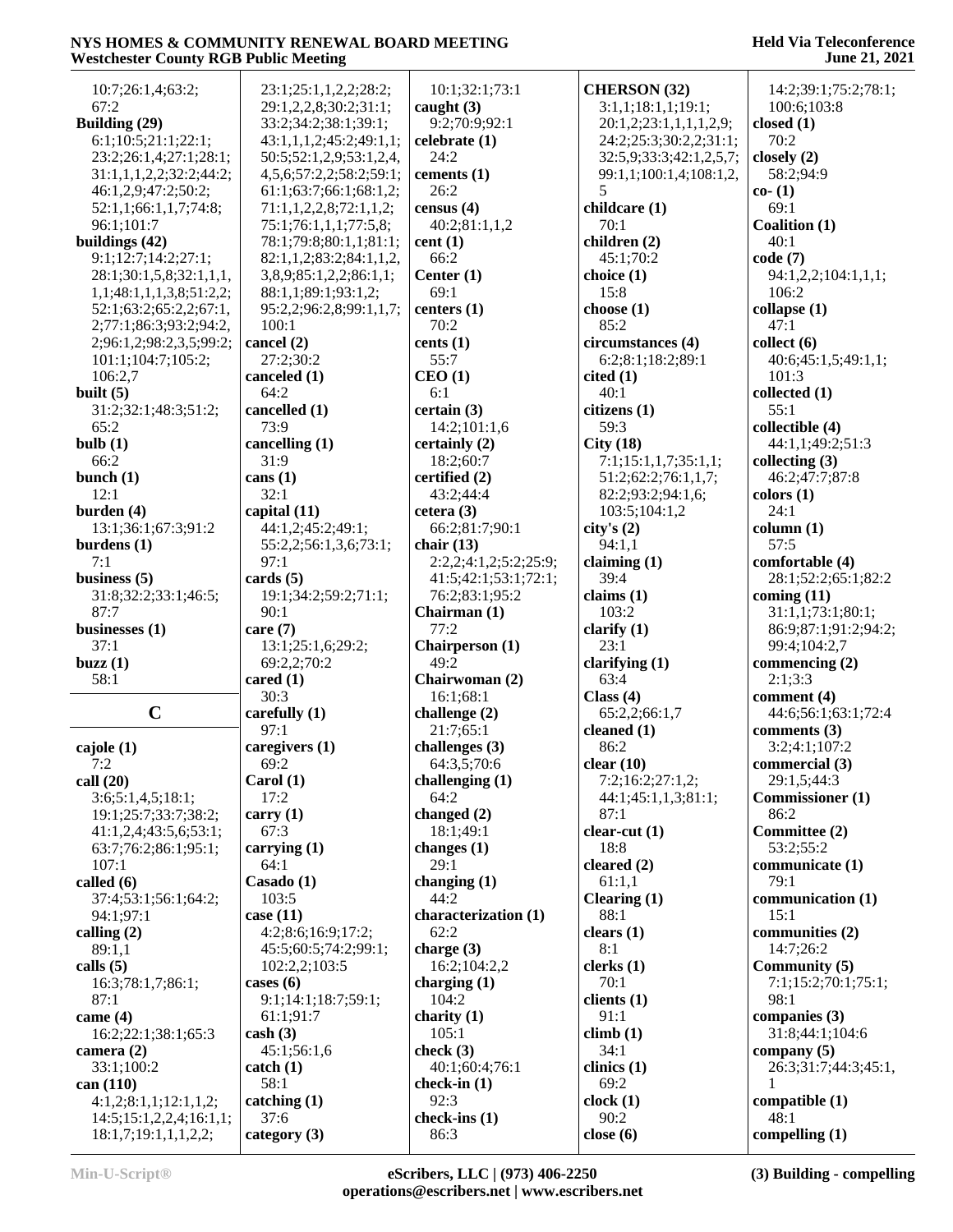10:7;26:1,4;63:2;
67:2

**Building (29)**
6:1;10:5;21:1;22:1;
23:2;26:1,4;27:1;28:1;
31:1,1,1,2,2;32:2;44:2;
46:1,2,9;47:2;50:2;
52:1,1;66:1,1,7;74:8;
96:1;101:7

**buildings (42)**
9:1;12:7;14:2;27:1;
28:1;30:1,5,8;32:1,1,1,
1,1;48:1,1,1,3,8;51:2,2;
52:1;63:2;65:2,2;67:1,
2;77:1;86:3;93:2;94:2,
2;96:1,2;98:2,3,5;99:2;
101:1;104:7;105:2;
106:2,7

**built (5)**
31:2;32:1;48:3;51:2;
65:2

**bulb (1)**
66:2

**bunch (1)**
12:1

**burden (4)**
13:1;36:1;67:3;91:2

**burdens (1)**
7:1

**business (5)**
31:8;32:2;33:1;46:5;
87:7

**businesses (1)**
37:1

**buzz (1)**
58:1

## C

**cajole (1)**
7:2

**call (20)**
3:6;5:1,4,5;18:1;
19:1;25:7;33:7;38:2;
41:1,2,4;43:5,6;53:1;
63:7;76:2;86:1;95:1;
107:1

**called (6)**
37:4;53:1;56:1;64:2;
94:1;97:1

**calling (2)**
89:1,1

**calls (5)**
16:3;78:1,7;86:1;
87:1

**came (4)**
16:2;22:1;38:1;65:3

**camera (2)**
33:1;100:2

**can (110)**
4:1,2;8:1,1;12:1,1,2;
14:5;15:1,2,2,4;16:1,1;
18:1,7;19:1,1,1,2,2;
23:1;25:1,1,2,2;28:2;
29:1,2,2,8;30:2;31:1;
33:2;34:2;38:1;39:1;
43:1,1,1,2;45:2;49:1,1;
50:5;52:1,2,9;53:1,2,4,
4,5,6;57:2,2;58:2;59:1;
61:1;63:7;66:1;68:1,2;
71:1,1,2,2,8;72:1,1,2;
75:1;76:1,1,1;77:5,8;
78:1;79:8;80:1,1;81:1;
82:1,1,2;83:2;84:1,1,2,
3,8,9;85:1,2,2;86:1,1;
88:1,1;89:1;93:1,2;
95:2,2;96:2,8;99:1,1,7;
100:1

**cancel (2)**
27:2;30:2

**canceled (1)**
64:2

**cancelled (1)**
73:9

**cancelling (1)**
31:9

**cans (1)**
32:1

**capital (11)**
44:1,2;45:2;49:1;
55:2,2;56:1,3,6;73:1;
97:1

**cards (5)**
19:1;34:2;59:2;71:1;
90:1

**care (7)**
13:1;25:1,6;29:2;
69:2,2;70:2

**cared (1)**
30:3

**carefully (1)**
97:1

**caregivers (1)**
69:2

**Carol (1)**
17:2

**carry (1)**
67:3

**carrying (1)**
64:1

**Casado (1)**
103:5

**case (11)**
4:2;8:6;16:9;17:2;
45:5;60:5;74:2;99:1;
102:2,2;103:5

**cases (6)**
9:1;14:1;18:7;59:1;
61:1;91:7

**cash (3)**
45:1;56:1,6

**catch (1)**
58:1

**catching (1)**
37:6

**category (3)**
10:1;32:1;73:1

**caught (3)**
9:2;70:9;92:1

**celebrate (1)**
24:2

**cements (1)**
26:2

**census (4)**
40:2;81:1,1,2

**cent (1)**
66:2

**Center (1)**
69:1

**centers (1)**
70:2

**cents (1)**
55:7

**CEO (1)**
6:1

**certain (3)**
14:2;101:1,6

**certainly (2)**
18:2;60:7

**certified (2)**
43:2;44:4

**cetera (3)**
66:2;81:7;90:1

**chair (13)**
2:2,2;4:1,2;5:2;25:9;
41:5;42:1;53:1;72:1;
76:2;83:1;95:2

**Chairman (1)**
77:2

**Chairperson (1)**
49:2

**Chairwoman (2)**
16:1;68:1

**challenge (2)**
21:7;65:1

**challenges (3)**
64:3,5;70:6

**challenging (1)**
64:2

**changed (2)**
18:1;49:1

**changes (1)**
29:1

**changing (1)**
44:2

**characterization (1)**
62:2

**charge (3)**
16:2;104:2,2

**charging (1)**
104:2

**charity (1)**
105:1

**check (3)**
40:1;60:4;76:1

**check-in (1)**
92:3

**check-ins (1)**
86:3

**CHERSON (32)**
3:1,1;18:1,1;19:1;
20:1,2;23:1,1,1,1,2,9;
24:2;25:3;30:2,2;31:1;
32:5,9;33:3;42:1,2,5,7;
99:1,1;100:1,4;108:1,2,
5

**childcare (1)**
70:1

**children (2)**
45:1;70:2

**choice (1)**
15:8

**choose (1)**
85:2

**circumstances (4)**
6:2;8:1;18:2;89:1

**cited (1)**
40:1

**citizens (1)**
59:3

**City (18)**
7:1;15:1,1,7;35:1,1;
51:2;62:2;76:1,1,7;
82:2;93:2;94:1,6;
103:5;104:1,2

**city's (2)**
94:1,1

**claiming (1)**
39:4

**claims (1)**
103:2

**clarify (1)**
23:1

**clarifying (1)**
63:4

**Class (4)**
65:2,2;66:1,7

**cleaned (1)**
86:2

**clear (10)**
7:2;16:2;27:1,2;
44:1;45:1,1,3;81:1;
87:1

**clear-cut (1)**
18:8

**cleared (2)**
61:1,1

**Clearing (1)**
88:1

**clears (1)**
8:1

**clerks (1)**
70:1

**clients (1)**
91:1

**climb (1)**
34:1

**clinics (1)**
69:2

**clock (1)**
90:2

**close (6)**
14:2;39:1;75:2;78:1;
100:6;103:8

**closed (1)**
70:2

**closely (2)**
58:2;94:9

**co- (1)**
69:1

**Coalition (1)**
40:1

**code (7)**
94:1,2,2;104:1,1,1;
106:2

**collapse (1)**
47:1

**collect (6)**
40:6;45:1,5;49:1,1;
101:3

**collected (1)**
55:1

**collectible (4)**
44:1,1;49:2;51:3

**collecting (3)**
46:2;47:7;87:8

**colors (1)**
24:1

**column (1)**
57:5

**comfortable (4)**
28:1;52:2;65:1;82:2

**coming (11)**
31:1,1;73:1;80:1;
86:9;87:1;91:2;94:2;
99:4;104:2,7

**commencing (2)**
2:1;3:3

**comment (4)**
44:6;56:1;63:1;72:4

**comments (3)**
3:2;4:1;107:2

**commercial (3)**
29:1,5;44:3

**Commissioner (1)**
86:2

**Committee (2)**
53:2;55:2

**communicate (1)**
79:1

**communication (1)**
15:1

**communities (2)**
14:7;26:2

**Community (5)**
7:1;15:2;70:1;75:1;
98:1

**companies (3)**
31:8;44:1;104:6

**company (5)**
26:3;31:7;44:3;45:1,
1

**compatible (1)**
48:1

**compelling (1)**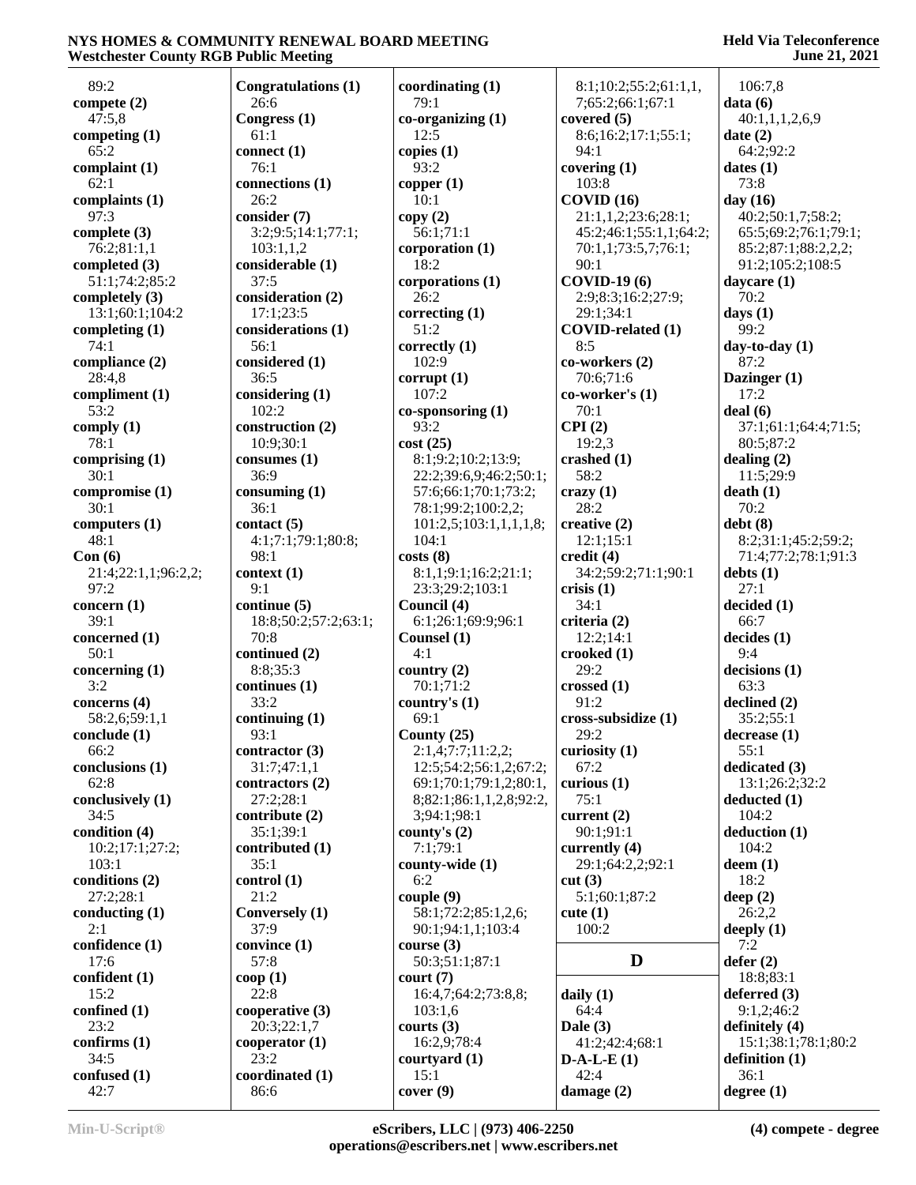89:2
**compete (2)**
47:5,8
**competing (1)**
65:2
**complaint (1)**
62:1
**complaints (1)**
97:3
**complete (3)**
76:2;81:1,1
**completed (3)**
51:1;74:2;85:2
**completely (3)**
13:1;60:1;104:2
**completing (1)**
74:1
**compliance (2)**
28:4,8
**compliment (1)**
53:2
**comply (1)**
78:1
**comprising (1)**
30:1
**compromise (1)**
30:1
**computers (1)**
48:1
**Con (6)**
21:4;22:1,1;96:2,2;
97:2
**concern (1)**
39:1
**concerned (1)**
50:1
**concerning (1)**
3:2
**concerns (4)**
58:2,6;59:1,1
**conclude (1)**
66:2
**conclusions (1)**
62:8
**conclusively (1)**
34:5
**condition (4)**
10:2;17:1;27:2;
103:1
**conditions (2)**
27:2;28:1
**conducting (1)**
2:1
**confidence (1)**
17:6
**confident (1)**
15:2
**confined (1)**
23:2
**confirms (1)**
34:5
**confused (1)**
42:7

**Congratulations (1)**
26:6
**Congress (1)**
61:1
**connect (1)**
76:1
**connections (1)**
26:2
**consider (7)**
3:2;9:5;14:1;77:1;
103:1,1,2
**considerable (1)**
37:5
**consideration (2)**
17:1;23:5
**considerations (1)**
56:1
**considered (1)**
36:5
**considering (1)**
102:2
**construction (2)**
10:9;30:1
**consumes (1)**
36:9
**consuming (1)**
36:1
**contact (5)**
4:1;7:1;79:1;80:8;
98:1
**context (1)**
9:1
**continue (5)**
18:8;50:2;57:2;63:1;
70:8
**continued (2)**
8:8;35:3
**continues (1)**
33:2
**continuing (1)**
93:1
**contractor (3)**
31:7;47:1,1
**contractors (2)**
27:2;28:1
**contribute (2)**
35:1;39:1
**contributed (1)**
35:1
**control (1)**
21:2
**Conversely (1)**
37:9
**convince (1)**
57:8
**coop (1)**
22:8
**cooperative (3)**
20:3;22:1,7
**cooperator (1)**
23:2
**coordinated (1)**
86:6

**coordinating (1)**
79:1
**co-organizing (1)**
12:5
**copies (1)**
93:2
**copper (1)**
10:1
**copy (2)**
56:1;71:1
**corporation (1)**
18:2
**corporations (1)**
26:2
**correcting (1)**
51:2
**correctly (1)**
102:9
**corrupt (1)**
107:2
**co-sponsoring (1)**
93:2
**cost (25)**
8:1;9:2;10:2;13:9;
22:2;39:6,9;46:2;50:1;
57:6;66:1;70:1;73:2;
78:1;99:2;100:2,2;
101:2,5;103:1,1,1,1,8;
104:1
**costs (8)**
8:1,1;9:1;16:2;21:1;
23:3;29:2;103:1
**Council (4)**
6:1;26:1;69:9;96:1
**Counsel (1)**
4:1
**country (2)**
70:1;71:2
**country's (1)**
69:1
**County (25)**
2:1,4;7:7;11:2,2;
12:5;54:2;56:1,2;67:2;
69:1;70:1;79:1,2;80:1,
8;82:1;86:1,1,2,8;92:2,
3;94:1;98:1
**county's (2)**
7:1;79:1
**county-wide (1)**
6:2
**couple (9)**
58:1;72:2;85:1,2,6;
90:1;94:1,1;103:4
**course (3)**
50:3;51:1;87:1
**court (7)**
16:4,7;64:2;73:8,8;
103:1,6
**courts (3)**
16:2,9;78:4
**courtyard (1)**
15:1
**cover (9)**

8:1;10:2;55:2;61:1,1,
7;65:2;66:1;67:1
**covered (5)**
8:6;16:2;17:1;55:1;
94:1
**covering (1)**
103:8
**COVID (16)**
21:1,1,2;23:6;28:1;
45:2;46:1;55:1,1;64:2;
70:1,1;73:5,7;76:1;
90:1
**COVID-19 (6)**
2:9;8:3;16:2;27:9;
29:1;34:1
**COVID-related (1)**
8:5
**co-workers (2)**
70:6;71:6
**co-worker's (1)**
70:1
**CPI (2)**
19:2,3
**crashed (1)**
58:2
**crazy (1)**
28:2
**creative (2)**
12:1;15:1
**credit (4)**
34:2;59:2;71:1;90:1
**crisis (1)**
34:1
**criteria (2)**
12:2;14:1
**crooked (1)**
29:2
**crossed (1)**
91:2
**cross-subsidize (1)**
29:2
**curiosity (1)**
67:2
**curious (1)**
75:1
**current (2)**
90:1;91:1
**currently (4)**
29:1;64:2,2;92:1
**cut (3)**
5:1;60:1;87:2
**cute (1)**
100:2

## D

**daily (1)**
64:4
**Dale (3)**
41:2;42:4;68:1
**D-A-L-E (1)**
42:4
**damage (2)**

106:7,8
**data (6)**
40:1,1,1,2,6,9
**date (2)**
64:2;92:2
**dates (1)**
73:8
**day (16)**
40:2;50:1,7;58:2;
65:5;69:2;76:1;79:1;
85:2;87:1;88:2,2,2;
91:2;105:2;108:5
**daycare (1)**
70:2
**days (1)**
99:2
**day-to-day (1)**
87:2
**Dazinger (1)**
17:2
**deal (6)**
37:1;61:1;64:4;71:5;
80:5;87:2
**dealing (2)**
11:5;29:9
**death (1)**
70:2
**debt (8)**
8:2;31:1;45:2;59:2;
71:4;77:2;78:1;91:3
**debts (1)**
27:1
**decided (1)**
66:7
**decides (1)**
9:4
**decisions (1)**
63:3
**declined (2)**
35:2;55:1
**decrease (1)**
55:1
**dedicated (3)**
13:1;26:2;32:2
**deducted (1)**
104:2
**deduction (1)**
104:2
**deem (1)**
18:2
**deep (2)**
26:2,2
**deeply (1)**
7:2
**defer (2)**
18:8;83:1
**deferred (3)**
9:1,2;46:2
**definitely (4)**
15:1;38:1;78:1;80:2
**definition (1)**
36:1
**degree (1)**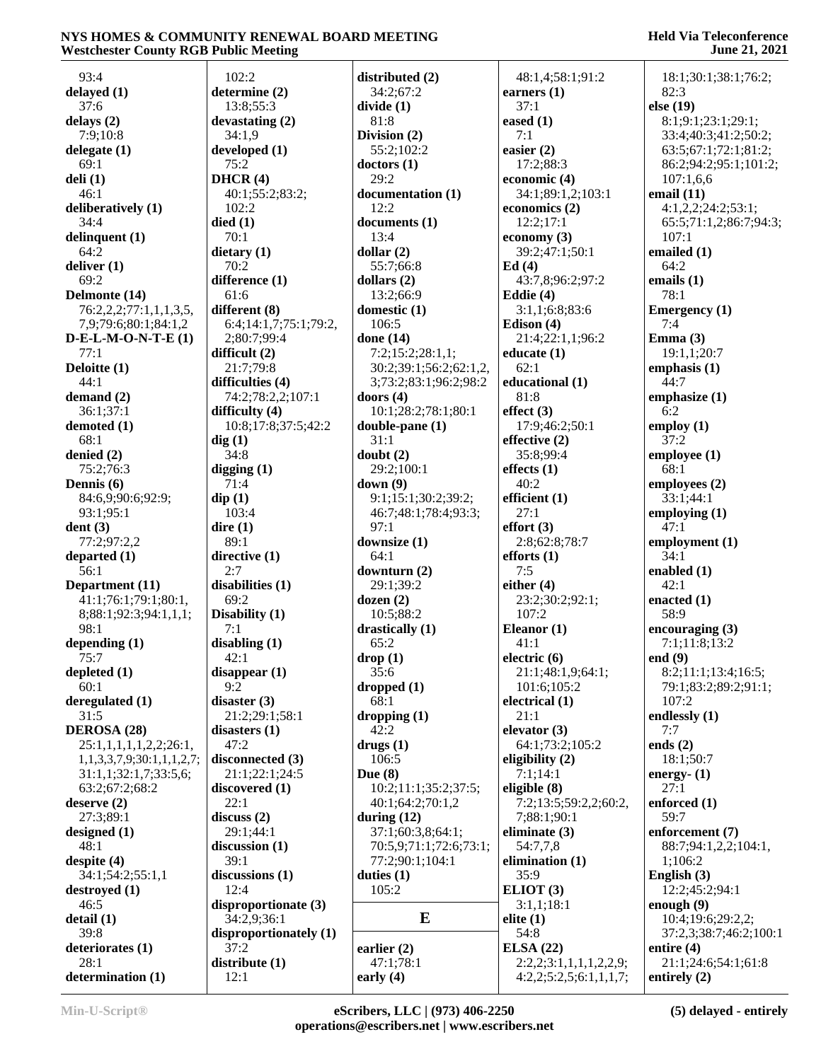93:4
**delayed (1)**
37:6
**delays (2)**
7:9;10:8
**delegate (1)**
69:1
**deli (1)**
46:1
**deliberatively (1)**
34:4
**delinquent (1)**
64:2
**deliver (1)**
69:2
**Delmonte (14)**
76:2,2,2;77:1,1,1,3,5,7,9;79:6;80:1;84:1,2
**D-E-L-M-O-N-T-E (1)**
77:1
**Deloitte (1)**
44:1
**demand (2)**
36:1;37:1
**demoted (1)**
68:1
**denied (2)**
75:2;76:3
**Dennis (6)**
84:6,9;90:6;92:9;93:1;95:1
**dent (3)**
77:2;97:2,2
**departed (1)**
56:1
**Department (11)**
41:1;76:1;79:1;80:1,8;88:1;92:3;94:1,1,1;98:1
**depending (1)**
75:7
**depleted (1)**
60:1
**deregulated (1)**
31:5
**DEROSA (28)**
25:1,1,1,1,2,2;26:1,1,1,3,3,7,9;30:1,1,2,7;31:1,1;32:1,7;33:5,6;63:2;67:2;68:2
**deserve (2)**
27:3;89:1
**designed (1)**
48:1
**despite (4)**
34:1;54:2;55:1,1
**destroyed (1)**
46:5
**detail (1)**
39:8
**deteriorates (1)**
28:1
**determination (1)**
102:2
**determine (2)**
13:8;55:3
**devastating (2)**
34:1,9
**developed (1)**
75:2
**DHCR (4)**
40:1;55:2;83:2;102:2
**died (1)**
70:1
**dietary (1)**
70:2
**difference (1)**
61:6
**different (8)**
6:4;14:1,7;75:1;79:2,2;80:7;99:4
**difficult (2)**
21:7;79:8
**difficulties (4)**
74:2;78:2,2;107:1
**difficulty (4)**
10:8;17:8;37:5;42:2
**dig (1)**
34:8
**digging (1)**
71:4
**dip (1)**
103:4
**dire (1)**
89:1
**directive (1)**
2:7
**disabilities (1)**
69:2
**Disability (1)**
7:1
**disabling (1)**
42:1
**disappear (1)**
9:2
**disaster (3)**
21:2;29:1;58:1
**disasters (1)**
47:2
**disconnected (3)**
21:1;22:1;24:5
**discovered (1)**
22:1
**discuss (2)**
29:1;44:1
**discussion (1)**
39:1
**discussions (1)**
12:4
**disproportionate (3)**
34:2,9;36:1
**disproportionately (1)**
37:2
**distribute (1)**
12:1
**distributed (2)**
34:2;67:2
**divide (1)**
81:8
**Division (2)**
55:2;102:2
**doctors (1)**
29:2
**documentation (1)**
12:2
**documents (1)**
13:4
**dollar (2)**
55:7;66:8
**dollars (2)**
13:2;66:9
**domestic (1)**
106:5
**done (14)**
7:2;15:2;28:1,1;30:2;39:1;56:2;62:1,2,3;73:2;83:1;96:2;98:2
**doors (4)**
10:1;28:2;78:1;80:1
**double-pane (1)**
31:1
**doubt (2)**
29:2;100:1
**down (9)**
9:1;15:1;30:2;39:2;46:7;48:1;78:4;93:3;97:1
**downsize (1)**
64:1
**downturn (2)**
29:1;39:2
**dozen (2)**
10:5;88:2
**drastically (1)**
65:2
**drop (1)**
35:6
**dropped (1)**
68:1
**dropping (1)**
42:2
**drugs (1)**
106:5
**Due (8)**
10:2;11:1;35:2;37:5;40:1;64:2;70:1,2
**during (12)**
37:1;60:3,8;64:1;70:5,9;71:1;72:6;73:1;77:2;90:1;104:1
**duties (1)**
105:2

## E

**earlier (2)**
47:1;78:1
**early (4)**
48:1,4;58:1;91:2
**earners (1)**
37:1
**eased (1)**
7:1
**easier (2)**
17:2;88:3
**economic (4)**
34:1;89:1,2;103:1
**economics (2)**
12:2;17:1
**economy (3)**
39:2;47:1;50:1
**Ed (4)**
43:7,8;96:2;97:2
**Eddie (4)**
3:1,1;6:8;83:6
**Edison (4)**
21:4;22:1,1;96:2
**educate (1)**
62:1
**educational (1)**
81:8
**effect (3)**
17:9;46:2;50:1
**effective (2)**
35:8;99:4
**effects (1)**
40:2
**efficient (1)**
27:1
**effort (3)**
2:8;62:8;78:7
**efforts (1)**
7:5
**either (4)**
23:2;30:2;92:1;107:2
**Eleanor (1)**
41:1
**electric (6)**
21:1;48:1,9;64:1;101:6;105:2
**electrical (1)**
21:1
**elevator (3)**
64:1;73:2;105:2
**eligibility (2)**
7:1;14:1
**eligible (8)**
7:2;13:5;59:2,2;60:2,7;88:1;90:1
**eliminate (3)**
54:7,7,8
**elimination (1)**
35:9
**ELIOT (3)**
3:1,1;18:1
**elite (1)**
54:8
**ELSA (22)**
2:2,2;3:1,1,1,1,2,2,9;4:2,2;5:2,5;6:1,1,1,7;18:1;30:1;38:1;76:2;82:3
**else (19)**
8:1;9:1;23:1;29:1;33:4;40:3;41:2;50:2;63:5;67:1;72:1;81:2;86:2;94:2;95:1;101:2;107:1,6,6
**email (11)**
4:1,2,2;24:2;53:1;65:5;71:1,2;86:7;94:3;107:1
**emailed (1)**
64:2
**emails (1)**
78:1
**Emergency (1)**
7:4
**Emma (3)**
19:1,1;20:7
**emphasis (1)**
44:7
**emphasize (1)**
6:2
**employ (1)**
37:2
**employee (1)**
68:1
**employees (2)**
33:1;44:1
**employing (1)**
47:1
**employment (1)**
34:1
**enabled (1)**
42:1
**enacted (1)**
58:9
**encouraging (3)**
7:1;11:8;13:2
**end (9)**
8:2;11:1;13:4;16:5;79:1;83:2;89:2;91:1;107:2
**endlessly (1)**
7:7
**ends (2)**
18:1;50:7
**energy- (1)**
27:1
**enforced (1)**
59:7
**enforcement (7)**
88:7;94:1,2,2;104:1,1;106:2
**English (3)**
12:2;45:2;94:1
**enough (9)**
10:4;19:6;29:2,2;37:2,3;38:7;46:2;100:1
**entire (4)**
21:1;24:6;54:1;61:8
**entirely (2)**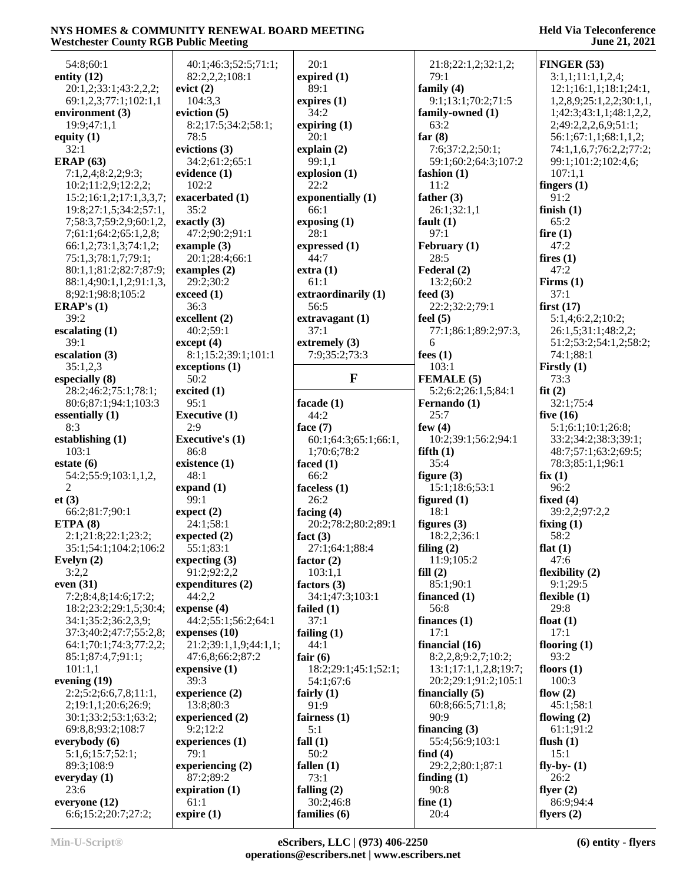54:8;60:1
**entity (12)**
20:1,2;33:1;43:2,2,2;
69:1,2,3;77:1;102:1,1
**environment (3)**
19:9;47:1,1
**equity (1)**
32:1
**ERAP (63)**
7:1,2,4;8:2,2;9:3;
10:2;11:2,9;12:2,2;
15:2;16:1,2;17:1,3,3,7;
19:8;27:1,5;34:2;57:1,
7;58:3,7;59:2,9;60:1,2,
7;61:1;64:2;65:1,2,8;
66:1,2;73:1,3;74:1,2;
75:1,3;78:1,7;79:1;
80:1,1;81:2;82:7;87:9;
88:1,4;90:1,1,2;91:1,3,
8;92:1;98:8;105:2
**ERAP's (1)**
39:2
**escalating (1)**
39:1
**escalation (3)**
35:1,2,3
**especially (8)**
28:2;46:2;75:1;78:1;
80:6;87:1;94:1;103:3
**essentially (1)**
8:3
**establishing (1)**
103:1
**estate (6)**
54:2;55:9;103:1,1,2,
2
**et (3)**
66:2;81:7;90:1
**ETPA (8)**
2:1;21:8;22:1;23:2;
35:1;54:1;104:2;106:2
**Evelyn (2)**
3:2,2
**even (31)**
7:2;8:4,8;14:6;17:2;
18:2;23:2;29:1,5;30:4;
34:1;35:2;36:2,3,9;
37:3;40:2;47:7;55:2,8;
64:1;70:1;74:3;77:2,2;
85:1;87:4,7;91:1;
101:1,1
**evening (19)**
2:2;5:2;6:6,7,8;11:1,
2;19:1,1;20:6;26:9;
30:1;33:2;53:1;63:2;
69:8,8;93:2;108:7
**everybody (6)**
5:1,6;15:7;52:1;
89:3;108:9
**everyday (1)**
23:6
**everyone (12)**
6:6;15:2;20:7;27:2;
40:1;46:3;52:5;71:1;
82:2,2,2;108:1
**evict (2)**
104:3,3
**eviction (5)**
8:2;17:5;34:2;58:1;
78:5
**evictions (3)**
34:2;61:2;65:1
**evidence (1)**
102:2
**exacerbated (1)**
35:2
**exactly (3)**
47:2;90:2;91:1
**example (3)**
20:1;28:4;66:1
**examples (2)**
29:2;30:2
**exceed (1)**
36:3
**excellent (2)**
40:2;59:1
**except (4)**
8:1;15:2;39:1;101:1
**exceptions (1)**
50:2
**excited (1)**
95:1
**Executive (1)**
2:9
**Executive's (1)**
86:8
**existence (1)**
48:1
**expand (1)**
99:1
**expect (2)**
24:1;58:1
**expected (2)**
55:1;83:1
**expecting (3)**
91:2;92:2,2
**expenditures (2)**
44:2,2
**expense (4)**
44:2;55:1;56:2;64:1
**expenses (10)**
21:2;39:1,1,9;44:1,1;
47:6,8;66:2;87:2
**expensive (1)**
39:3
**experience (2)**
13:8;80:3
**experienced (2)**
9:2;12:2
**experiences (1)**
79:1
**experiencing (2)**
87:2;89:2
**expiration (1)**
61:1
**expire (1)**
20:1
**expired (1)**
89:1
**expires (1)**
34:2
**expiring (1)**
20:1
**explain (2)**
99:1,1
**explosion (1)**
22:2
**exponentially (1)**
66:1
**exposing (1)**
28:1
**expressed (1)**
44:7
**extra (1)**
61:1
**extraordinarily (1)**
56:5
**extravagant (1)**
37:1
**extremely (3)**
7:9;35:2;73:3

## F

**facade (1)**
44:2
**face (7)**
60:1;64:3;65:1;66:1,
1;70:6;78:2
**faced (1)**
66:2
**faceless (1)**
26:2
**facing (4)**
20:2;78:2;80:2;89:1
**fact (3)**
27:1;64:1;88:4
**factor (2)**
103:1,1
**factors (3)**
34:1;47:3;103:1
**failed (1)**
37:1
**failing (1)**
44:1
**fair (6)**
18:2;29:1;45:1;52:1;
54:1;67:6
**fairly (1)**
91:9
**fairness (1)**
5:1
**fall (1)**
50:2
**fallen (1)**
73:1
**falling (2)**
30:2;46:8
**families (6)**
21:8;22:1,2;32:1,2;
79:1
**family (4)**
9:1;13:1;70:2;71:5
**family-owned (1)**
63:2
**far (8)**
7:6;37:2,2;50:1;
59:1;60:2;64:3;107:2
**fashion (1)**
11:2
**father (3)**
26:1;32:1,1
**fault (1)**
97:1
**February (1)**
28:5
**Federal (2)**
13:2;60:2
**feed (3)**
22:2;32:2;79:1
**feel (5)**
77:1;86:1;89:2;97:3,
6
**fees (1)**
103:1
**FEMALE (5)**
5:2;6:2;26:1,5;84:1
**Fernando (1)**
25:7
**few (4)**
10:2;39:1;56:2;94:1
**fifth (1)**
35:4
**figure (3)**
15:1;18:6;53:1
**figured (1)**
18:1
**figures (3)**
18:2,2;36:1
**filing (2)**
11:9;105:2
**fill (2)**
85:1;90:1
**financed (1)**
56:8
**finances (1)**
17:1
**financial (16)**
8:2,2,8;9:2,7;10:2;
13:1;17:1,1,2,8;19:7;
20:2;29:1;91:2;105:1
**financially (5)**
60:8;66:5;71:1,8;
90:9
**financing (3)**
55:4;56:9;103:1
**find (4)**
29:2,2;80:1;87:1
**finding (1)**
90:8
**fine (1)**
20:4
**FINGER (53)**
3:1,1;11:1,1,2,4;
12:1;16:1,1;18:1;24:1,
1,2,8,9;25:1,2,2;30:1,1,
1;42:3;43:1,1;48:1,2,2,
2;49:2,2,2,6,9;51:1;
56:1;67:1,1;68:1,1,2;
74:1,1,6,7;76:2,2;77:2;
99:1;101:2;102:4,6;
107:1,1
**fingers (1)**
91:2
**finish (1)**
65:2
**fire (1)**
47:2
**fires (1)**
47:2
**Firms (1)**
37:1
**first (17)**
5:1,4;6:2,2;10:2;
26:1,5;31:1;48:2,2;
51:2;53:2;54:1,2;58:2;
74:1;88:1
**Firstly (1)**
73:3
**fit (2)**
32:1;75:4
**five (16)**
5:1;6:1;10:1;26:8;
33:2;34:2;38:3;39:1;
48:7;57:1;63:2;69:5;
78:3;85:1,1;96:1
**fix (1)**
96:2
**fixed (4)**
39:2,2;97:2,2
**fixing (1)**
58:2
**flat (1)**
47:6
**flexibility (2)**
9:1;29:5
**flexible (1)**
29:8
**float (1)**
17:1
**flooring (1)**
93:2
**floors (1)**
100:3
**flow (2)**
45:1;58:1
**flowing (2)**
61:1;91:2
**flush (1)**
15:1
**fly-by- (1)**
26:2
**flyer (2)**
86:9;94:4
**flyers (2)**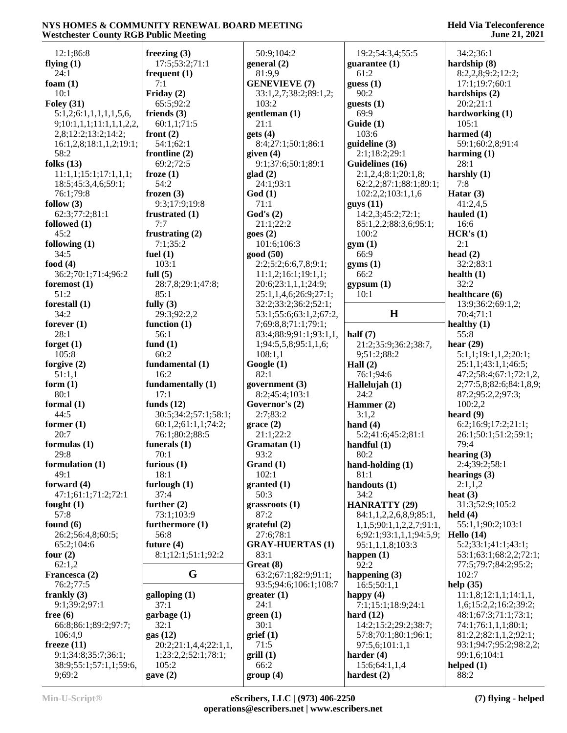12:1;86:8
**flying (1)**
24:1
**foam (1)**
10:1
**Foley (31)**
5:1,2;6:1,1,1,1,5,6,9;10:1,1,1;11:1,1,1,2,2,2,8;12:2;13:2;14:2;16:1,2,8;18:1,1,2;19:1;58:2
**folks (13)**
11:1,1;15:1;17:1,1,1;18:5;45:3,4,6;59:1;76:1;79:8
**follow (3)**
62:3;77:2;81:1
**followed (1)**
45:2
**following (1)**
34:5
**food (4)**
36:2;70:1;71:4;96:2
**foremost (1)**
51:2
**forestall (1)**
34:2
**forever (1)**
28:1
**forget (1)**
105:8
**forgive (2)**
51:1,1
**form (1)**
80:1
**formal (1)**
44:5
**former (1)**
20:7
**formulas (1)**
29:8
**formulation (1)**
49:1
**forward (4)**
47:1;61:1;71:2;72:1
**fought (1)**
57:8
**found (6)**
26:2;56:4,8;60:5;65:2;104:6
**four (2)**
62:1,2
**Francesca (2)**
76:2;77:5
**frankly (3)**
9:1;39:2;97:1
**free (6)**
66:8;86:1;89:2;97:7;106:4,9
**freeze (11)**
9:1;34:8;35:7;36:1;38:9;55:1;57:1,1;59:6,9;69:2
**freezing (3)**
17:5;53:2;71:1
**frequent (1)**
7:1
**Friday (2)**
65:5;92:2
**friends (3)**
60:1,1;71:5
**front (2)**
54:1;62:1
**frontline (2)**
69:2;72:5
**froze (1)**
54:2
**frozen (3)**
9:3;17:9;19:8
**frustrated (1)**
7:7
**frustrating (2)**
7:1;35:2
**fuel (1)**
103:1
**full (5)**
28:7,8;29:1;47:8;85:1
**fully (3)**
29:3;92:2,2
**function (1)**
56:1
**fund (1)**
60:2
**fundamental (1)**
16:2
**fundamentally (1)**
17:1
**funds (12)**
30:5;34:2;57:1;58:1;60:1,2;61:1,1;74:2;76:1;80:2;88:5
**funerals (1)**
70:1
**furious (1)**
18:1
**furlough (1)**
37:4
**further (2)**
73:1;103:9
**furthermore (1)**
56:8
**future (4)**
8:1;12:1;51:1;92:2

## G

**galloping (1)**
37:1
**garbage (1)**
32:1
**gas (12)**
20:2;21:1,4,4;22:1,1,1;23:2,2;52:1;78:1;105:2
**gave (2)**
50:9;104:2
**general (2)**
81:9,9
**GENEVIEVE (7)**
33:1,2,7;38:2;89:1,2;103:2
**gentleman (1)**
21:1
**gets (4)**
8:4;27:1;50:1;86:1
**given (4)**
9:1;37:6;50:1;89:1
**glad (2)**
24:1;93:1
**God (1)**
71:1
**God's (2)**
21:1;22:2
**goes (2)**
101:6;106:3
**good (50)**
2:2;5:2;6:6,7,8;9:1;11:1,2;16:1;19:1,1;20:6;23:1,1,1;24:9;25:1,1,4,6;26:9;27:1;32:2;33:2;36:2;52:1;53:1;55:6;63:1,2;67:2,7;69:8,8;71:1;79:1;83:4;88:9;91:1;93:1,1,1;94:5,5,8;95:1,1,6;108:1,1
**Google (1)**
82:1
**government (3)**
8:2;45:4;103:1
**Governor's (2)**
2:7;83:2
**grace (2)**
21:1;22:2
**Gramatan (1)**
93:2
**Grand (1)**
102:1
**granted (1)**
50:3
**grassroots (1)**
87:2
**grateful (2)**
27:6;78:1
**GRAY-HUERTAS (1)**
83:1
**Great (8)**
63:2;67:1;82:9;91:1;93:5;94:6;106:1;108:7
**greater (1)**
24:1
**green (1)**
30:1
**grief (1)**
71:5
**grill (1)**
66:2
**group (4)**
19:2;54:3,4;55:5
**guarantee (1)**
61:2
**guess (1)**
90:2
**guests (1)**
69:9
**Guide (1)**
103:6
**guideline (3)**
2:1;18:2;29:1
**Guidelines (16)**
2:1,2,4;8:1;20:1,8;62:2,2;87:1;88:1;89:1;102:2,2;103:1,1,6
**guys (11)**
14:2,3;45:2;72:1;85:1,2,2;88:3,6;95:1;100:2
**gym (1)**
66:9
**gyms (1)**
66:2
**gypsum (1)**
10:1

## H

**half (7)**
21:2;35:9;36:2;38:7,9;51:2;88:2
**Hall (2)**
76:1;94:6
**Hallelujah (1)**
24:2
**Hammer (2)**
3:1,2
**hand (4)**
5:2;41:6;45:2;81:1
**handful (1)**
80:2
**hand-holding (1)**
81:1
**handouts (1)**
34:2
**HANRATTY (29)**
84:1,1,2,2,6,8,9;85:1,1,1,5;90:1,1,2,2,7;91:1,6;92:1;93:1,1,1;94:5,9;95:1,1,1,8;103:3
**happen (1)**
92:2
**happening (3)**
16:5;50:1,1
**happy (4)**
7:1;15:1;18:9;24:1
**hard (12)**
14:2;15:2;29:2;38:7;57:8;70:1;80:1;96:1;97:5,6;101:1,1
**harder (4)**
15:6;64:1,1,4
**hardest (2)**
34:2;36:1
**hardship (8)**
8:2,2,8;9:2;12:2;17:1;19:7;60:1
**hardships (2)**
20:2;21:1
**hardworking (1)**
105:1
**harmed (4)**
59:1;60:2,8;91:4
**harming (1)**
28:1
**harshly (1)**
7:8
**Hatar (3)**
41:2,4,5
**hauled (1)**
16:6
**HCR's (1)**
2:1
**head (2)**
32:2;83:1
**health (1)**
32:2
**healthcare (6)**
13:9;36:2;69:1,2;70:4;71:1
**healthy (1)**
55:8
**hear (29)**
5:1,1;19:1,1,2;20:1;25:1,1;43:1,1;46:5;47:2;58:4;67:1;72:1,2,2;77:5,8;82:6;84:1,8,9;87:2;95:2,2;97:3;100:2,2
**heard (9)**
6:2;16:9;17:2;21:1;26:1;50:1;51:2;59:1;79:4
**hearing (3)**
2:4;39:2;58:1
**hearings (3)**
2:1,1,2
**heat (3)**
31:3;52:9;105:2
**held (4)**
55:1,1;90:2;103:1
**Hello (14)**
5:2;33:1;41:1;43:1;53:1;63:1;68:2,2,2;72:1;77:5;79:7;84:2;95:2;102:7
**help (35)**
11:1,8;12:1,1;14:1,1,1,6;15:2,2;16:2;39:2;48:1;67:3;71:1;73:1;74:1;76:1,1,1;80:1;81:2,2;82:1,1,2;92:1;93:1;94:7;95:2;98:2,2;99:1,6;104:1
**helped (1)**
88:2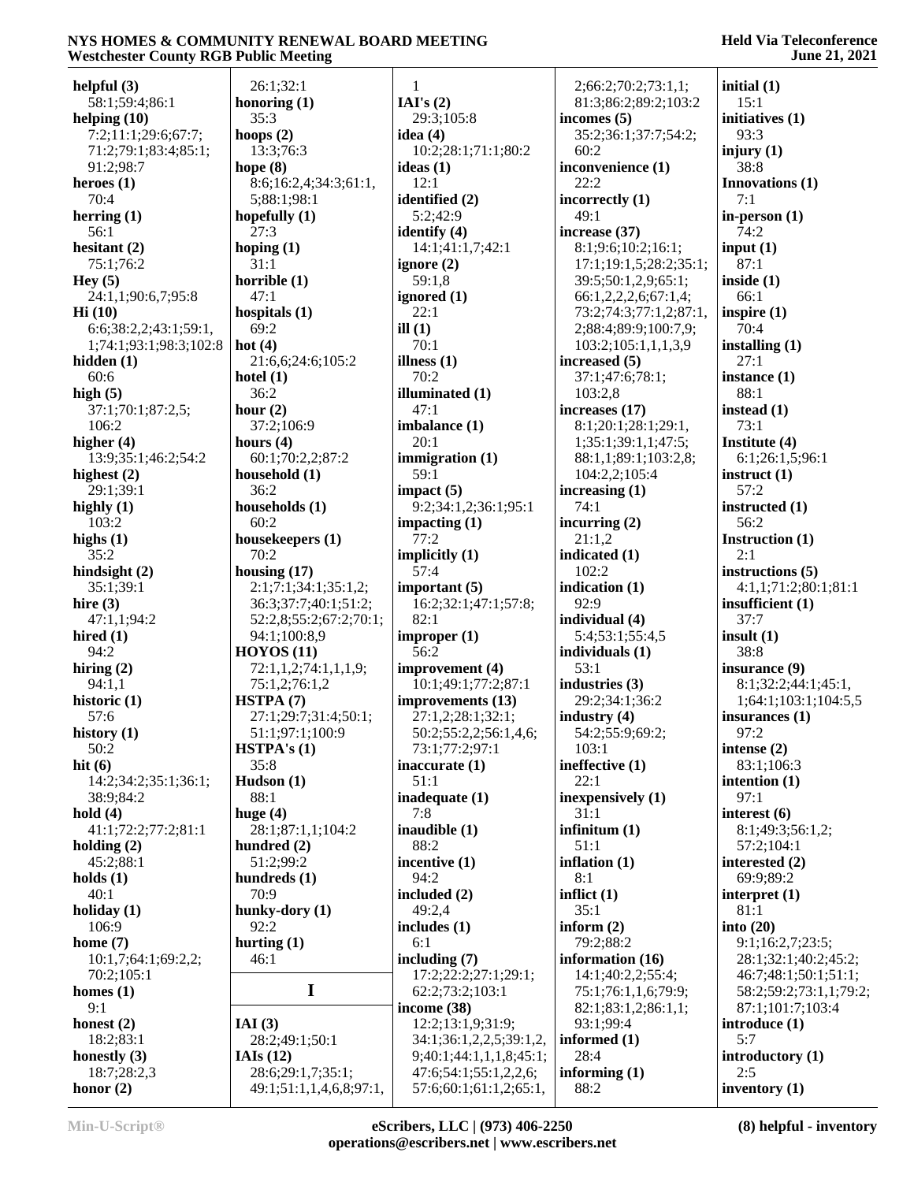**helpful (3)**
58:1;59:4;86:1
**helping (10)**
7:2;11:1;29:6;67:7;
71:2;79:1;83:4;85:1;
91:2;98:7
**heroes (1)**
70:4
**herring (1)**
56:1
**hesitant (2)**
75:1;76:2
**Hey (5)**
24:1,1;90:6,7;95:8
**Hi (10)**
6:6;38:2,2;43:1;59:1,
1;74:1;93:1;98:3;102:8
**hidden (1)**
60:6
**high (5)**
37:1;70:1;87:2,5;
106:2
**higher (4)**
13:9;35:1;46:2;54:2
**highest (2)**
29:1;39:1
**highly (1)**
103:2
**highs (1)**
35:2
**hindsight (2)**
35:1;39:1
**hire (3)**
47:1,1;94:2
**hired (1)**
94:2
**hiring (2)**
94:1,1
**historic (1)**
57:6
**history (1)**
50:2
**hit (6)**
14:2;34:2;35:1;36:1;
38:9;84:2
**hold (4)**
41:1;72:2;77:2;81:1
**holding (2)**
45:2;88:1
**holds (1)**
40:1
**holiday (1)**
106:9
**home (7)**
10:1,7;64:1;69:2,2;
70:2;105:1
**homes (1)**
9:1
**honest (2)**
18:2;83:1
**honestly (3)**
18:7;28:2,3
**honor (2)**
26:1;32:1
**honoring (1)**
35:3
**hoops (2)**
13:3;76:3
**hope (8)**
8:6;16:2,4;34:3;61:1,
5;88:1;98:1
**hopefully (1)**
27:3
**hoping (1)**
31:1
**horrible (1)**
47:1
**hospitals (1)**
69:2
**hot (4)**
21:6,6;24:6;105:2
**hotel (1)**
36:2
**hour (2)**
37:2;106:9
**hours (4)**
60:1;70:2,2;87:2
**household (1)**
36:2
**households (1)**
60:2
**housekeepers (1)**
70:2
**housing (17)**
2:1;7:1;34:1;35:1,2;
36:3;37:7;40:1;51:2;
52:2,8;55:2;67:2;70:1;
94:1;100:8,9
**HOYOS (11)**
72:1,1,2;74:1,1,1,9;
75:1,2;76:1,2
**HSTPA (7)**
27:1;29:7;31:4;50:1;
51:1;97:1;100:9
**HSTPA's (1)**
35:8
**Hudson (1)**
88:1
**huge (4)**
28:1;87:1,1;104:2
**hundred (2)**
51:2;99:2
**hundreds (1)**
70:9
**hunky-dory (1)**
92:2
**hurting (1)**
46:1

## I

**IAI (3)**
28:2;49:1;50:1
**IAIs (12)**
28:6;29:1,7;35:1;
49:1;51:1,1,4,6,8;97:1,
1
**IAI's (2)**
29:3;105:8
**idea (4)**
10:2;28:1;71:1;80:2
**ideas (1)**
12:1
**identified (2)**
5:2;42:9
**identify (4)**
14:1;41:1,7;42:1
**ignore (2)**
59:1,8
**ignored (1)**
22:1
**ill (1)**
70:1
**illness (1)**
70:2
**illuminated (1)**
47:1
**imbalance (1)**
20:1
**immigration (1)**
59:1
**impact (5)**
9:2;34:1,2;36:1;95:1
**impacting (1)**
77:2
**implicitly (1)**
57:4
**important (5)**
16:2;32:1;47:1;57:8;
82:1
**improper (1)**
56:2
**improvement (4)**
10:1;49:1;77:2;87:1
**improvements (13)**
27:1,2;28:1;32:1;
50:2;55:2,2;56:1,4,6;
73:1;77:2;97:1
**inaccurate (1)**
51:1
**inadequate (1)**
7:8
**inaudible (1)**
88:2
**incentive (1)**
94:2
**included (2)**
49:2,4
**includes (1)**
6:1
**including (7)**
17:2;22:2;27:1;29:1;
62:2;73:2;103:1
**income (38)**
12:2;13:1,9;31:9;
34:1;36:1,2,2,5;39:1,2,
9;40:1;44:1,1,1,8;45:1;
47:6;54:1;55:1,2,2,6;
57:6;60:1;61:1,2;65:1,
2;66:2;70:2;73:1,1;
81:3;86:2;89:2;103:2
**incomes (5)**
35:2;36:1;37:7;54:2;
60:2
**inconvenience (1)**
22:2
**incorrectly (1)**
49:1
**increase (37)**
8:1;9:6;10:2;16:1;
17:1;19:1,5;28:2;35:1;
39:5;50:1,2,9;65:1;
66:1,2,2,2,6;67:1,4;
73:2;74:3;77:1,2;87:1,
2;88:4;89:9;100:7,9;
103:2;105:1,1,1,3,9
**increased (5)**
37:1;47:6;78:1;
103:2,8
**increases (17)**
8:1;20:1;28:1;29:1,
1;35:1;39:1,1;47:5;
88:1,1;89:1;103:2,8;
104:2,2;105:4
**increasing (1)**
74:1
**incurring (2)**
21:1,2
**indicated (1)**
102:2
**indication (1)**
92:9
**individual (4)**
5:4;53:1;55:4,5
**individuals (1)**
53:1
**industries (3)**
29:2;34:1;36:2
**industry (4)**
54:2;55:9;69:2;
103:1
**ineffective (1)**
22:1
**inexpensively (1)**
31:1
**infinitum (1)**
51:1
**inflation (1)**
8:1
**inflict (1)**
35:1
**inform (2)**
79:2;88:2
**information (16)**
14:1;40:2,2;55:4;
75:1;76:1,1,6;79:9;
82:1;83:1,2;86:1,1;
93:1;99:4
**informed (1)**
28:4
**informing (1)**
88:2
**initial (1)**
15:1
**initiatives (1)**
93:3
**injury (1)**
38:8
**Innovations (1)**
7:1
**in-person (1)**
74:2
**input (1)**
87:1
**inside (1)**
66:1
**inspire (1)**
70:4
**installing (1)**
27:1
**instance (1)**
88:1
**instead (1)**
73:1
**Institute (4)**
6:1;26:1,5;96:1
**instruct (1)**
57:2
**instructed (1)**
56:2
**Instruction (1)**
2:1
**instructions (5)**
4:1,1;71:2;80:1;81:1
**insufficient (1)**
37:7
**insult (1)**
38:8
**insurance (9)**
8:1;32:2;44:1;45:1,
1;64:1;103:1;104:5,5
**insurances (1)**
97:2
**intense (2)**
83:1;106:3
**intention (1)**
97:1
**interest (6)**
8:1;49:3;56:1,2;
57:2;104:1
**interested (2)**
69:9;89:2
**interpret (1)**
81:1
**into (20)**
9:1;16:2,7;23:5;
28:1;32:1;40:2;45:2;
46:7;48:1;50:1;51:1;
58:2;59:2;73:1,1;79:2;
87:1;101:7;103:4
**introduce (1)**
5:7
**introductory (1)**
2:5
**inventory (1)**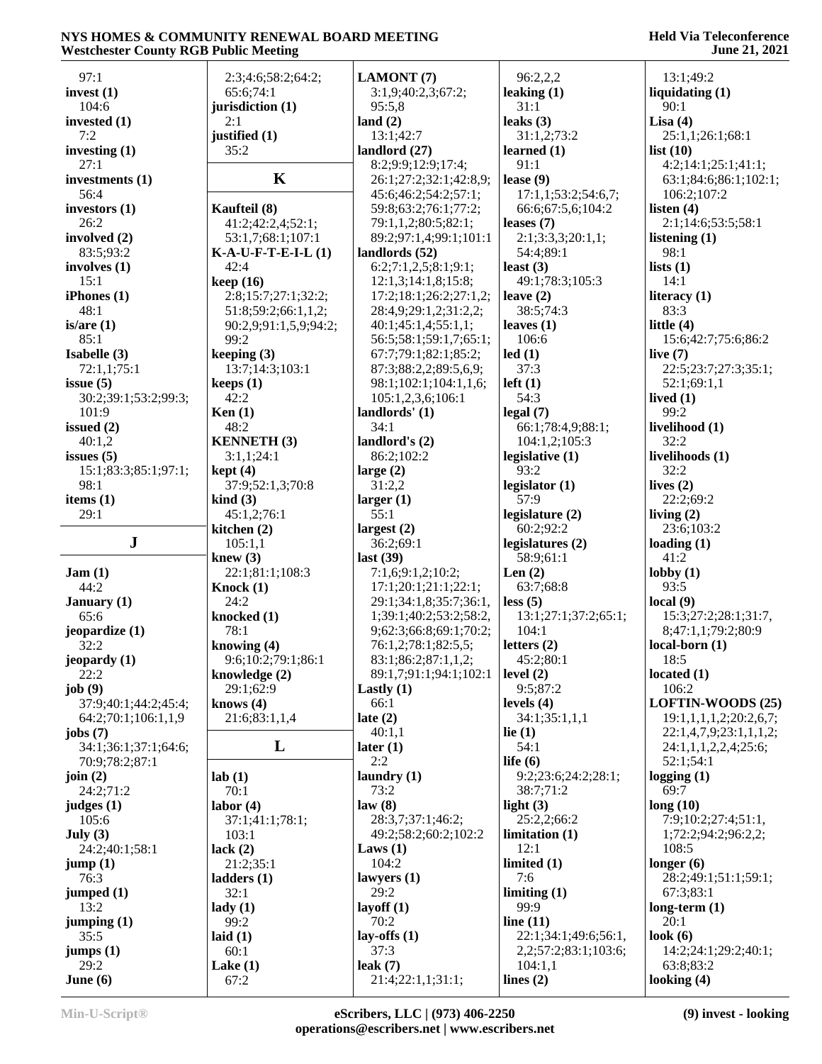97:1
**invest (1)**
104:6
**invested (1)**
7:2
**investing (1)**
27:1
**investments (1)**
56:4
**investors (1)**
26:2
**involved (2)**
83:5;93:2
**involves (1)**
15:1
**iPhones (1)**
48:1
**is/are (1)**
85:1
**Isabelle (3)**
72:1,1;75:1
**issue (5)**
30:2;39:1;53:2;99:3;
101:9
**issued (2)**
40:1,2
**issues (5)**
15:1;83:3;85:1;97:1;
98:1
**items (1)**
29:1

## J

**Jam (1)**
44:2
**January (1)**
65:6
**jeopardize (1)**
32:2
**jeopardy (1)**
22:2
**job (9)**
37:9;40:1;44:2;45:4;
64:2;70:1;106:1,1,9
**jobs (7)**
34:1;36:1;37:1;64:6;
70:9;78:2;87:1
**join (2)**
24:2;71:2
**judges (1)**
105:6
**July (3)**
24:2;40:1;58:1
**jump (1)**
76:3
**jumped (1)**
13:2
**jumping (1)**
35:5
**jumps (1)**
29:2
**June (6)**
2:3;4:6;58:2;64:2;
65:6;74:1
**jurisdiction (1)**
2:1
**justified (1)**
35:2

## K

**Kaufteil (8)**
41:2;42:2,4;52:1;
53:1,7;68:1;107:1
**K-A-U-F-T-E-I-L (1)**
42:4
**keep (16)**
2:8;15:7;27:1;32:2;
51:8;59:2;66:1,1,2;
90:2,9;91:1,5,9;94:2;
99:2
**keeping (3)**
13:7;14:3;103:1
**keeps (1)**
42:2
**Ken (1)**
48:2
**KENNETH (3)**
3:1,1;24:1
**kept (4)**
37:9;52:1,3;70:8
**kind (3)**
45:1,2;76:1
**kitchen (2)**
105:1,1
**knew (3)**
22:1;81:1;108:3
**Knock (1)**
24:2
**knocked (1)**
78:1
**knowing (4)**
9:6;10:2;79:1;86:1
**knowledge (2)**
29:1;62:9
**knows (4)**
21:6;83:1,1,4

## L

**lab (1)**
70:1
**labor (4)**
37:1;41:1;78:1;
103:1
**lack (2)**
21:2;35:1
**ladders (1)**
32:1
**lady (1)**
99:2
**laid (1)**
60:1
**Lake (1)**
67:2
**LAMONT (7)**
3:1,9;40:2,3;67:2;
95:5,8
**land (2)**
13:1;42:7
**landlord (27)**
8:2;9:9;12:9;17:4;
26:1;27:2;32:1;42:8,9;
45:6;46:2;54:2;57:1;
59:8;63:2;76:1;77:2;
79:1,1,2;80:5;82:1;
89:2;97:1,4;99:1;101:1
**landlords (52)**
6:2;7:1,2,5;8:1;9:1;
12:1,3;14:1,8;15:8;
17:2;18:1;26:2;27:1,2;
28:4,9;29:1,2;31:2,2;
40:1;45:1,4;55:1,1;
56:5;58:1;59:1,7;65:1;
67:7;79:1;82:1;85:2;
87:3;88:2,2;89:5,6,9;
98:1;102:1;104:1,1,6;
105:1,2,3,6;106:1
**landlords' (1)**
34:1
**landlord's (2)**
86:2;102:2
**large (2)**
31:2,2
**larger (1)**
55:1
**largest (2)**
36:2;69:1
**last (39)**
7:1,6;9:1,2;10:2;
17:1;20:1;21:1;22:1;
29:1;34:1,8;35:7;36:1,
1;39:1;40:2;53:2;58:2,
9;62:3;66:8;69:1;70:2;
76:1,2;78:1;82:5,5;
83:1;86:2;87:1,1,2;
89:1,7;91:1;94:1;102:1
**Lastly (1)**
66:1
**late (2)**
40:1,1
**later (1)**
2:2
**laundry (1)**
73:2
**law (8)**
28:3,7;37:1;46:2;
49:2;58:2;60:2;102:2
**Laws (1)**
104:2
**lawyers (1)**
29:2
**layoff (1)**
70:2
**lay-offs (1)**
37:3
**leak (7)**
21:4;22:1,1;31:1;
96:2,2,2
**leaking (1)**
31:1
**leaks (3)**
31:1,2;73:2
**learned (1)**
91:1
**lease (9)**
17:1,1;53:2;54:6,7;
66:6;67:5,6;104:2
**leases (7)**
2:1;3:3,3;20:1,1;
54:4;89:1
**least (3)**
49:1;78:3;105:3
**leave (2)**
38:5;74:3
**leaves (1)**
106:6
**led (1)**
37:3
**left (1)**
54:3
**legal (7)**
66:1;78:4,9;88:1;
104:1,2;105:3
**legislative (1)**
93:2
**legislator (1)**
57:9
**legislature (2)**
60:2;92:2
**legislatures (2)**
58:9;61:1
**Len (2)**
63:7;68:8
**less (5)**
13:1;27:1;37:2;65:1;
104:1
**letters (2)**
45:2;80:1
**level (2)**
9:5;87:2
**levels (4)**
34:1;35:1,1,1
**lie (1)**
54:1
**life (6)**
9:2;23:6;24:2;28:1;
38:7;71:2
**light (3)**
25:2,2;66:2
**limitation (1)**
12:1
**limited (1)**
7:6
**limiting (1)**
99:9
**line (11)**
22:1;34:1;49:6;56:1,
2,2;57:2;83:1;103:6;
104:1,1
**lines (2)**
13:1;49:2
**liquidating (1)**
90:1
**Lisa (4)**
25:1,1;26:1;68:1
**list (10)**
4:2;14:1;25:1;41:1;
63:1;84:6;86:1;102:1;
106:2;107:2
**listen (4)**
2:1;14:6;53:5;58:1
**listening (1)**
98:1
**lists (1)**
14:1
**literacy (1)**
83:3
**little (4)**
15:6;42:7;75:6;86:2
**live (7)**
22:5;23:7;27:3;35:1;
52:1;69:1,1
**lived (1)**
99:2
**livelihood (1)**
32:2
**livelihoods (1)**
32:2
**lives (2)**
22:2;69:2
**living (2)**
23:6;103:2
**loading (1)**
41:2
**lobby (1)**
93:5
**local (9)**
15:3;27:2;28:1;31:7,
8;47:1,1;79:2;80:9
**local-born (1)**
18:5
**located (1)**
106:2
**LOFTIN-WOODS (25)**
19:1,1,1,2;20:2,6,7;
22:1,4,7,9;23:1,1,1,2;
24:1,1,1,2,2,4;25:6;
52:1;54:1
**logging (1)**
69:7
**long (10)**
7:9;10:2;27:4;51:1,
1;72:2;94:2;96:2,2;
108:5
**longer (6)**
28:2;49:1;51:1;59:1;
67:3;83:1
**long-term (1)**
20:1
**look (6)**
14:2;24:1;29:2;40:1;
63:8;83:2
**looking (4)**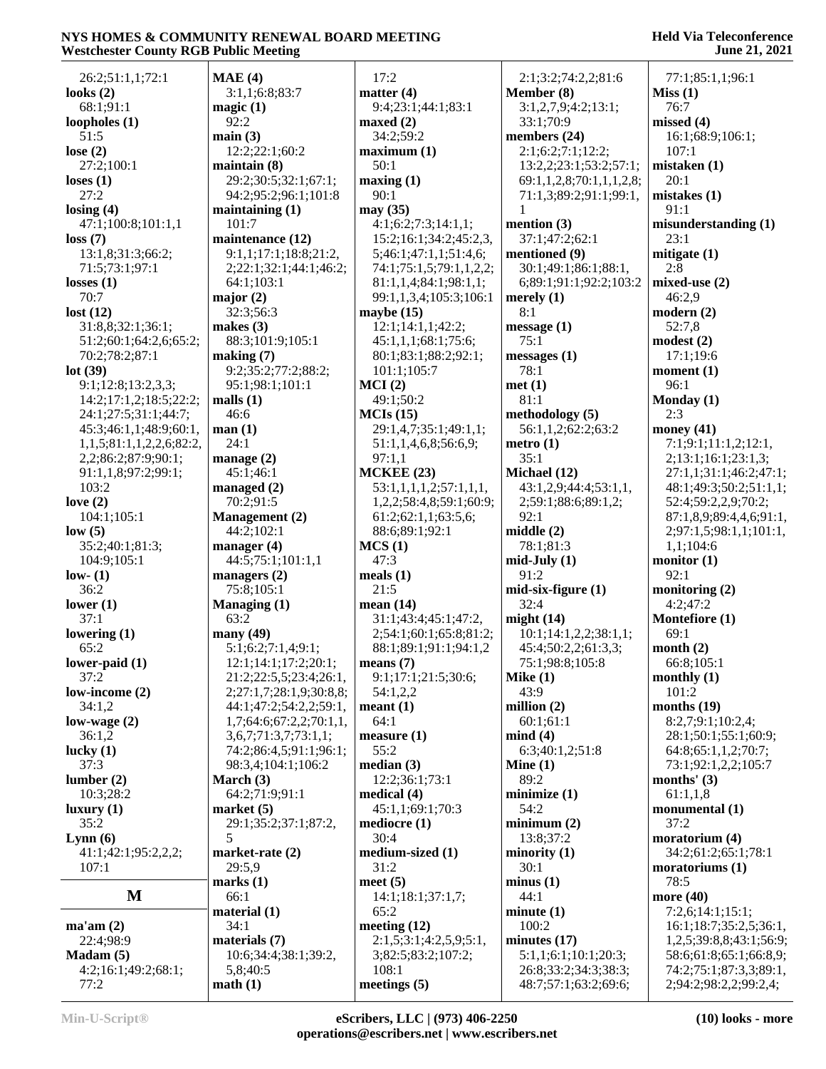26:2;51:1,1;72:1
**looks (2)**
68:1;91:1
**loopholes (1)**
51:5
**lose (2)**
27:2;100:1
**loses (1)**
27:2
**losing (4)**
47:1;100:8;101:1,1
**loss (7)**
13:1,8;31:3;66:2;
71:5;73:1;97:1
**losses (1)**
70:7
**lost (12)**
31:8,8;32:1;36:1;
51:2;60:1;64:2,6;65:2;
70:2;78:2;87:1
**lot (39)**
9:1;12:8;13:2,3,3;
14:2;17:1,2;18:5;22:2;
24:1;27:5;31:1;44:7;
45:3;46:1,1;48:9;60:1,
1,1,5;81:1,1,2,2,6;82:2,
2,2;86:2;87:9;90:1;
91:1,1,8;97:2;99:1;
103:2
**love (2)**
104:1;105:1
**low (5)**
35:2;40:1;81:3;
104:9;105:1
**low- (1)**
36:2
**lower (1)**
37:1
**lowering (1)**
65:2
**lower-paid (1)**
37:2
**low-income (2)**
34:1,2
**low-wage (2)**
36:1,2
**lucky (1)**
37:3
**lumber (2)**
10:3;28:2
**luxury (1)**
35:2
**Lynn (6)**
41:1;42:1;95:2,2,2;
107:1

## M

**ma'am (2)**
22:4;98:9
**Madam (5)**
4:2;16:1;49:2;68:1;
77:2
**MAE (4)**
3:1,1;6:8;83:7
**magic (1)**
92:2
**main (3)**
12:2;22:1;60:2
**maintain (8)**
29:2;30:5;32:1;67:1;
94:2;95:2;96:1;101:8
**maintaining (1)**
101:7
**maintenance (12)**
9:1,1;17:1;18:8;21:2,
2;22:1;32:1;44:1;46:2;
64:1;103:1
**major (2)**
32:3;56:3
**makes (3)**
88:3;101:9;105:1
**making (7)**
9:2;35:2;77:2;88:2;
95:1;98:1;101:1
**malls (1)**
46:6
**man (1)**
24:1
**manage (2)**
45:1;46:1
**managed (2)**
70:2;91:5
**Management (2)**
44:2;102:1
**manager (4)**
44:5;75:1;101:1,1
**managers (2)**
75:8;105:1
**Managing (1)**
63:2
**many (49)**
5:1;6:2;7:1,4;9:1;
12:1;14:1;17:2;20:1;
21:2;22:5,5;23:4;26:1,
2;27:1,7;28:1,9;30:8,8;
44:1;47:2;54:2,2;59:1,
1,7;64:6;67:2,2;70:1,1,
3,6,7;71:3,7;73:1,1;
74:2;86:4,5;91:1;96:1;
98:3,4;104:1;106:2
**March (3)**
64:2;71:9;91:1
**market (5)**
29:1;35:2;37:1;87:2,
5
**market-rate (2)**
29:5,9
**marks (1)**
66:1
**material (1)**
34:1
**materials (7)**
10:6;34:4;38:1;39:2,
5,8;40:5
**math (1)**
17:2
**matter (4)**
9:4;23:1;44:1;83:1
**maxed (2)**
34:2;59:2
**maximum (1)**
50:1
**maxing (1)**
90:1
**may (35)**
4:1;6:2;7:3;14:1,1;
15:2;16:1;34:2;45:2,3,
5;46:1;47:1,1;51:4,6;
74:1;75:1,5;79:1,1,2,2;
81:1,1,4;84:1;98:1,1;
99:1,1,3,4;105:3;106:1
**maybe (15)**
12:1;14:1,1;42:2;
45:1,1,1;68:1;75:6;
80:1;83:1;88:2;92:1;
101:1;105:7
**MCI (2)**
49:1;50:2
**MCIs (15)**
29:1,4,7;35:1;49:1,1;
51:1,1,4,6,8;56:6,9;
97:1,1
**MCKEE (23)**
53:1,1,1,1,2;57:1,1,1,
1,2,2;58:4,8;59:1;60:9;
61:2;62:1,1;63:5,6;
88:6;89:1;92:1
**MCS (1)**
47:3
**meals (1)**
21:5
**mean (14)**
31:1;43:4;45:1;47:2,
2;54:1;60:1;65:8;81:2;
88:1;89:1;91:1;94:1,2
**means (7)**
9:1;17:1;21:5;30:6;
54:1,2,2
**meant (1)**
64:1
**measure (1)**
55:2
**median (3)**
12:2;36:1;73:1
**medical (4)**
45:1,1;69:1;70:3
**mediocre (1)**
30:4
**medium-sized (1)**
31:2
**meet (5)**
14:1;18:1;37:1,7;
65:2
**meeting (12)**
2:1,5;3:1;4:2,5,9;5:1,
3;82:5;83:2;107:2;
108:1
**meetings (5)**
2:1;3:2;74:2,2;81:6
**Member (8)**
3:1,2,7,9;4:2;13:1;
33:1;70:9
**members (24)**
2:1;6:2;7:1;12:2;
13:2,2;23:1;53:2;57:1;
69:1,1,2,8;70:1,1,1,2,8;
71:1,3;89:2;91:1;99:1,
1
**mention (3)**
37:1;47:2;62:1
**mentioned (9)**
30:1;49:1;86:1;88:1,
6;89:1;91:1;92:2;103:2
**merely (1)**
8:1
**message (1)**
75:1
**messages (1)**
78:1
**met (1)**
81:1
**methodology (5)**
56:1,1,2;62:2;63:2
**metro (1)**
35:1
**Michael (12)**
43:1,2,9;44:4;53:1,1,
2;59:1;88:6;89:1,2;
92:1
**middle (2)**
78:1;81:3
**mid-July (1)**
91:2
**mid-six-figure (1)**
32:4
**might (14)**
10:1;14:1,2,2;38:1,1;
45:4;50:2,2;61:3,3;
75:1;98:8;105:8
**Mike (1)**
43:9
**million (2)**
60:1;61:1
**mind (4)**
6:3;40:1,2;51:8
**Mine (1)**
89:2
**minimize (1)**
54:2
**minimum (2)**
13:8;37:2
**minority (1)**
30:1
**minus (1)**
44:1
**minute (1)**
100:2
**minutes (17)**
5:1,1;6:1;10:1;20:3;
26:8;33:2;34:3;38:3;
48:7;57:1;63:2;69:6;
77:1;85:1,1;96:1
**Miss (1)**
76:7
**missed (4)**
16:1;68:9;106:1;
107:1
**mistaken (1)**
20:1
**mistakes (1)**
91:1
**misunderstanding (1)**
23:1
**mitigate (1)**
2:8
**mixed-use (2)**
46:2,9
**modern (2)**
52:7,8
**modest (2)**
17:1;19:6
**moment (1)**
96:1
**Monday (1)**
2:3
**money (41)**
7:1;9:1;11:1,2;12:1,
2;13:1;16:1;23:1,3;
27:1,1;31:1;46:2;47:1;
48:1;49:3;50:2;51:1,1;
52:4;59:2,2,9;70:2;
87:1,8,9;89:4,4,6;91:1,
2;97:1,5;98:1,1;101:1,
1,1;104:6
**monitor (1)**
92:1
**monitoring (2)**
4:2;47:2
**Montefiore (1)**
69:1
**month (2)**
66:8;105:1
**monthly (1)**
101:2
**months (19)**
8:2,7;9:1;10:2,4;
28:1;50:1;55:1;60:9;
64:8;65:1,1,2,2;70:7;
73:1;92:1,2,2;105:7
**months' (3)**
61:1,1,8
**monumental (1)**
37:2
**moratorium (4)**
34:2;61:2;65:1;78:1
**moratoriums (1)**
78:5
**more (40)**
7:2,6;14:1;15:1;
16:1;18:7;35:2,5;36:1,
1,2,5;39:8,8;43:1;56:9;
58:6;61:8;65:1;66:8,9;
74:2;75:1;87:3,3;89:1,
2;94:2;98:2,2;99:2,4;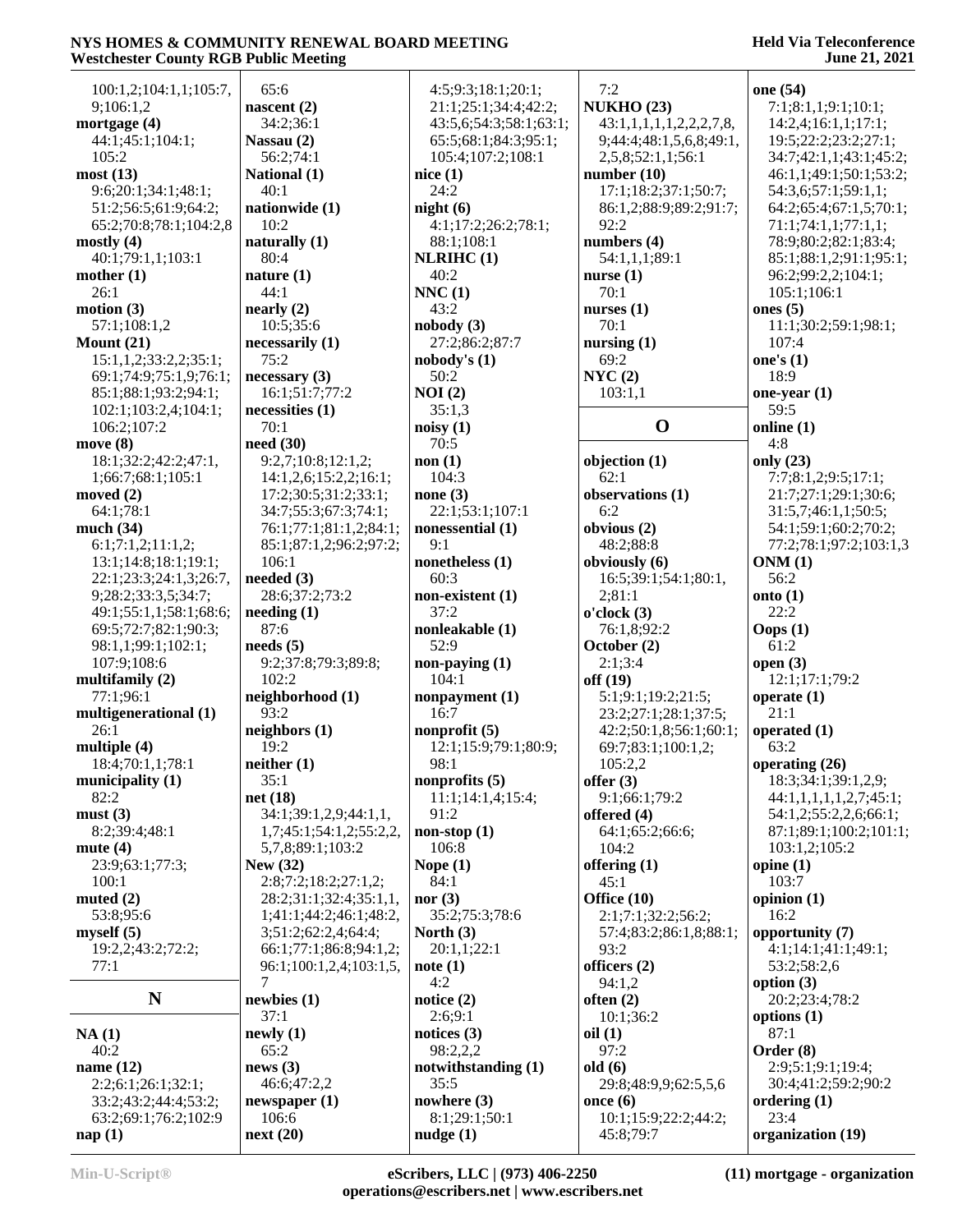100:1,2;104:1,1;105:7, 9;106:1,2
**mortgage (4)**
44:1;45:1;104:1; 105:2
**most (13)**
9:6;20:1;34:1;48:1; 51:2;56:5;61:9;64:2; 65:2;70:8;78:1;104:2,8
**mostly (4)**
40:1;79:1,1;103:1
**mother (1)**
26:1
**motion (3)**
57:1;108:1,2
**Mount (21)**
15:1,1,2;33:2,2;35:1; 69:1;74:9;75:1,9;76:1; 85:1;88:1;93:2;94:1; 102:1;103:2,4;104:1; 106:2;107:2
**move (8)**
18:1;32:2;42:2;47:1, 1;66:7;68:1;105:1
**moved (2)**
64:1;78:1
**much (34)**
6:1;7:1,2;11:1,2; 13:1;14:8;18:1;19:1; 22:1;23:3;24:1,3;26:7, 9;28:2;33:3,5;34:7; 49:1;55:1,1;58:1;68:6; 69:5;72:7;82:1;90:3; 98:1,1;99:1;102:1; 107:9;108:6
**multifamily (2)**
77:1;96:1
**multigenerational (1)**
26:1
**multiple (4)**
18:4;70:1,1;78:1
**municipality (1)**
82:2
**must (3)**
8:2;39:4;48:1
**mute (4)**
23:9;63:1;77:3; 100:1
**muted (2)**
53:8;95:6
**myself (5)**
19:2,2;43:2;72:2; 77:1

## N

**NA (1)**
40:2
**name (12)**
2:2;6:1;26:1;32:1; 33:2;43:2;44:4;53:2; 63:2;69:1;76:2;102:9
**nap (1)**
65:6
**nascent (2)**
34:2;36:1
**Nassau (2)**
56:2;74:1
**National (1)**
40:1
**nationwide (1)**
10:2
**naturally (1)**
80:4
**nature (1)**
44:1
**nearly (2)**
10:5;35:6
**necessarily (1)**
75:2
**necessary (3)**
16:1;51:7;77:2
**necessities (1)**
70:1
**need (30)**
9:2,7;10:8;12:1,2; 14:1,2,6;15:2,2;16:1; 17:2;30:5;31:2;33:1; 34:7;55:3;67:3;74:1; 76:1;77:1;81:1,2;84:1; 85:1;87:1,2;96:2;97:2; 106:1
**needed (3)**
28:6;37:2;73:2
**needing (1)**
87:6
**needs (5)**
9:2;37:8;79:3;89:8; 102:2
**neighborhood (1)**
93:2
**neighbors (1)**
19:2
**neither (1)**
35:1
**net (18)**
34:1;39:1,2,9;44:1,1, 1,7;45:1;54:1,2;55:2,2, 5,7,8;89:1;103:2
**New (32)**
2:8;7:2;18:2;27:1,2; 28:2;31:1;32:4;35:1,1, 1;41:1;44:2;46:1;48:2, 3;51:2;62:2,4;64:4; 66:1;77:1;86:8;94:1,2; 96:1;100:1,2,4;103:1,5, 7
**newbies (1)**
37:1
**newly (1)**
65:2
**news (3)**
46:6;47:2,2
**newspaper (1)**
106:6
**next (20)**
4:5;9:3;18:1;20:1; 21:1;25:1;34:4;42:2; 43:5,6;54:3;58:1;63:1; 65:5;68:1;84:3;95:1; 105:4;107:2;108:1
**nice (1)**
24:2
**night (6)**
4:1;17:2;26:2;78:1; 88:1;108:1
**NLRIHC (1)**
40:2
**NNC (1)**
43:2
**nobody (3)**
27:2;86:2;87:7
**nobody's (1)**
50:2
**NOI (2)**
35:1,3
**noisy (1)**
70:5
**non (1)**
104:3
**none (3)**
22:1;53:1;107:1
**nonessential (1)**
9:1
**nonetheless (1)**
60:3
**non-existent (1)**
37:2
**nonleakable (1)**
52:9
**non-paying (1)**
104:1
**nonpayment (1)**
16:7
**nonprofit (5)**
12:1;15:9;79:1;80:9; 98:1
**nonprofits (5)**
11:1;14:1,4;15:4; 91:2
**non-stop (1)**
106:8
**Nope (1)**
84:1
**nor (3)**
35:2;75:3;78:6
**North (3)**
20:1,1;22:1
**note (1)**
4:2
**notice (2)**
2:6;9:1
**notices (3)**
98:2,2,2
**notwithstanding (1)**
35:5
**nowhere (3)**
8:1;29:1;50:1
**nudge (1)**
7:2
**NUKHO (23)**
43:1,1,1,1,1,2,2,2,7,8, 9;44:4;48:1,5,6,8;49:1, 2,5,8;52:1,1;56:1
**number (10)**
17:1;18:2;37:1;50:7; 86:1,2;88:9;89:2;91:7; 92:2
**numbers (4)**
54:1,1,1;89:1
**nurse (1)**
70:1
**nurses (1)**
70:1
**nursing (1)**
69:2
**NYC (2)**
103:1,1

## O

**objection (1)**
62:1
**observations (1)**
6:2
**obvious (2)**
48:2;88:8
**obviously (6)**
16:5;39:1;54:1;80:1, 2;81:1
**o'clock (3)**
76:1,8;92:2
**October (2)**
2:1;3:4
**off (19)**
5:1;9:1;19:2;21:5; 23:2;27:1;28:1;37:5; 42:2;50:1,8;56:1;60:1; 69:7;83:1;100:1,2; 105:2,2
**offer (3)**
9:1;66:1;79:2
**offered (4)**
64:1;65:2;66:6; 104:2
**offering (1)**
45:1
**Office (10)**
2:1;7:1;32:2;56:2; 57:4;83:2;86:1,8;88:1; 93:2
**officers (2)**
94:1,2
**often (2)**
10:1;36:2
**oil (1)**
97:2
**old (6)**
29:8;48:9,9;62:5,5,6
**once (6)**
10:1;15:9;22:2;44:2; 45:8;79:7
**one (54)**
7:1;8:1,1;9:1;10:1; 14:2,4;16:1,1;17:1; 19:5;22:2;23:2;27:1; 34:7;42:1,1;43:1;45:2; 46:1,1;49:1;50:1;53:2; 54:3,6;57:1;59:1,1; 64:2;65:4;67:1,5;70:1; 71:1;74:1,1;77:1,1; 78:9;80:2;82:1;83:4; 85:1;88:1,2;91:1;95:1; 96:2;99:2,2;104:1; 105:1;106:1
**ones (5)**
11:1;30:2;59:1;98:1; 107:4
**one's (1)**
18:9
**one-year (1)**
59:5
**online (1)**
4:8
**only (23)**
7:7;8:1,2;9:5;17:1; 21:7;27:1;29:1;30:6; 31:5,7;46:1,1;50:5; 54:1;59:1;60:2;70:2; 77:2;78:1;97:2;103:1,3
**ONM (1)**
56:2
**onto (1)**
22:2
**Oops (1)**
61:2
**open (3)**
12:1;17:1;79:2
**operate (1)**
21:1
**operated (1)**
63:2
**operating (26)**
18:3;34:1;39:1,2,9; 44:1,1,1,1,1,2,7;45:1; 54:1,2;55:2,2,6;66:1; 87:1;89:1;100:2;101:1; 103:1,2;105:2
**opine (1)**
103:7
**opinion (1)**
16:2
**opportunity (7)**
4:1;14:1;41:1;49:1; 53:2;58:2,6
**option (3)**
20:2;23:4;78:2
**options (1)**
87:1
**Order (8)**
2:9;5:1;9:1;19:4; 30:4;41:2;59:2;90:2
**ordering (1)**
23:4
**organization (19)**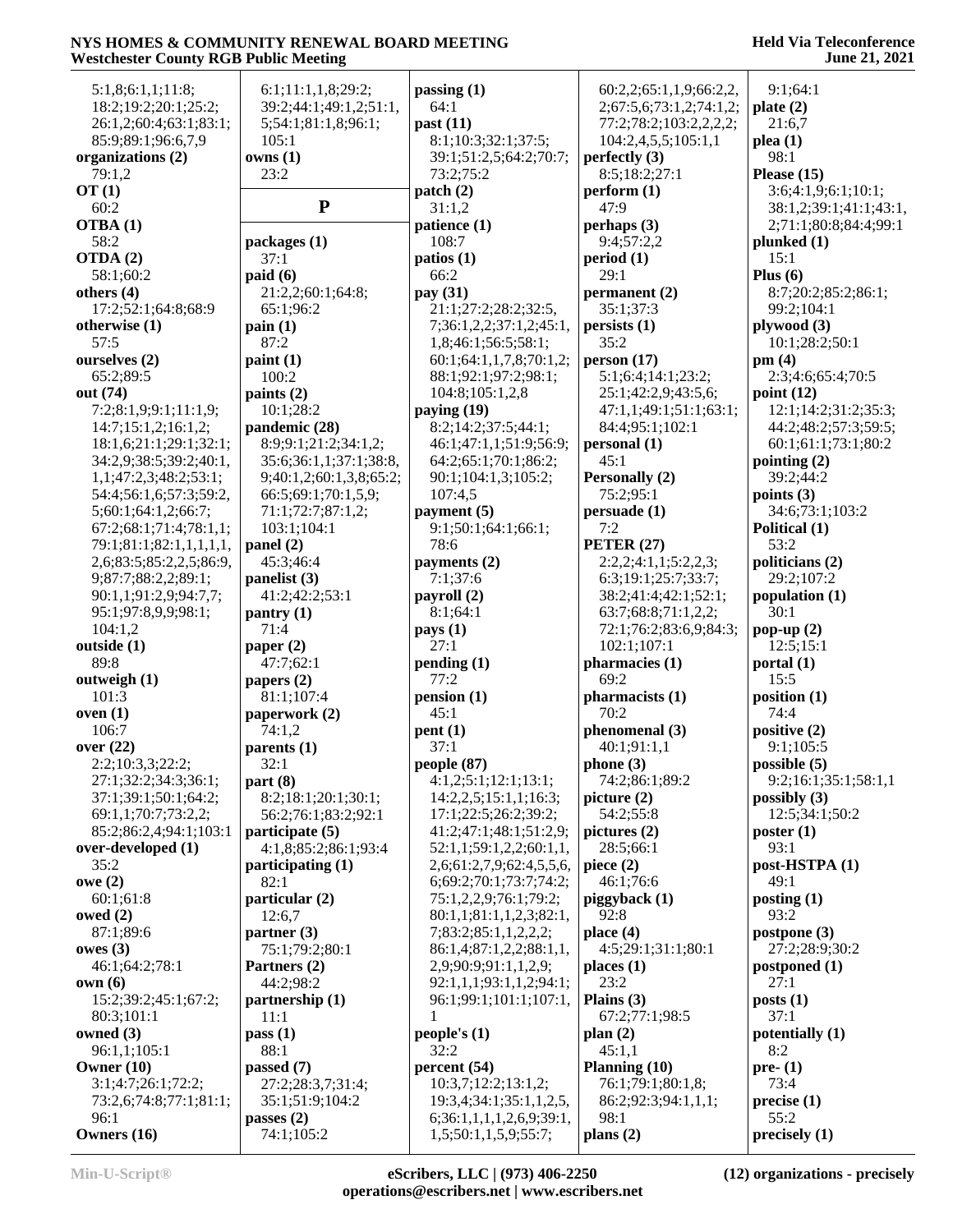5:1,8;6:1,1;11:8;
18:2;19:2;20:1;25:2;
26:1,2;60:4;63:1;83:1;
85:9;89:1;96:6,7,9

**organizations (2)**
79:1,2

**OT (1)**
60:2

**OTBA (1)**
58:2

**OTDA (2)**
58:1;60:2

**others (4)**
17:2;52:1;64:8;68:9

**otherwise (1)**
57:5

**ourselves (2)**
65:2;89:5

**out (74)**
7:2;8:1,9;9:1;11:1,9;
14:7;15:1,2;16:1,2;
18:1,6;21:1;29:1;32:1;
34:2,9;38:5;39:2;40:1,
1,1;47:2,3;48:2;53:1;
54:4;56:1,6;57:3;59:2,
5;60:1;64:1,2;66:7;
67:2;68:1;71:4;78:1,1;
79:1;81:1;82:1,1,1,1,1,
2,6;83:5;85:2,2,5;86:9,
9;87:7;88:2,2;89:1;
90:1,1;91:2,9;94:7,7;
95:1;97:8,9,9;98:1;
104:1,2

**outside (1)**
89:8

**outweigh (1)**
101:3

**oven (1)**
106:7

**over (22)**
2:2;10:3,3;22:2;
27:1;32:2;34:3;36:1;
37:1;39:1;50:1;64:2;
69:1,1;70:7;73:2,2;
85:2;86:2,4;94:1;103:1

**over-developed (1)**
35:2

**owe (2)**
60:1;61:8

**owed (2)**
87:1;89:6

**owes (3)**
46:1;64:2;78:1

**own (6)**
15:2;39:2;45:1;67:2;
80:3;101:1

**owned (3)**
96:1,1;105:1

**Owner (10)**
3:1;4:7;26:1;72:2;
73:2,6;74:8;77:1;81:1;
96:1

**Owners (16)**
6:1;11:1,1,8;29:2;
39:2;44:1;49:1,2;51:1,
5;54:1;81:1,8;96:1;
105:1

**owns (1)**
23:2

## P

**packages (1)**
37:1

**paid (6)**
21:2,2;60:1;64:8;
65:1;96:2

**pain (1)**
87:2

**paint (1)**
100:2

**paints (2)**
10:1;28:2

**pandemic (28)**
8:9;9:1;21:2;34:1,2;
35:6;36:1,1;37:1;38:8,
9;40:1,2;60:1,3,8;65:2;
66:5;69:1;70:1,5,9;
71:1;72:7;87:1,2;
103:1;104:1

**panel (2)**
45:3;46:4

**panelist (3)**
41:2;42:2;53:1

**pantry (1)**
71:4

**paper (2)**
47:7;62:1

**papers (2)**
81:1;107:4

**paperwork (2)**
74:1,2

**parents (1)**
32:1

**part (8)**
8:2;18:1;20:1;30:1;
56:2;76:1;83:2;92:1

**participate (5)**
4:1,8;85:2;86:1;93:4

**participating (1)**
82:1

**particular (2)**
12:6,7

**partner (3)**
75:1;79:2;80:1

**Partners (2)**
44:2;98:2

**partnership (1)**
11:1

**pass (1)**
88:1

**passed (7)**
27:2;28:3,7;31:4;
35:1;51:9;104:2

**passes (2)**
74:1;105:2

**passing (1)**
64:1

**past (11)**
8:1;10:3;32:1;37:5;
39:1;51:2,5;64:2;70:7;
73:2;75:2

**patch (2)**
31:1,2

**patience (1)**
108:7

**patios (1)**
66:2

**pay (31)**
21:1;27:2;28:2;32:5,
7;36:1,2,2;37:1,2;45:1,
1,8;46:1;56:5;58:1;
60:1;64:1,1,7,8;70:1,2;
88:1;92:1;97:2;98:1;
104:8;105:1,2,8

**paying (19)**
8:2;14:2;37:5;44:1;
46:1;47:1,1;51:9;56:9;
64:2;65:1;70:1;86:2;
90:1;104:1,3;105:2;
107:4,5

**payment (5)**
9:1;50:1;64:1;66:1;
78:6

**payments (2)**
7:1;37:6

**payroll (2)**
8:1;64:1

**pays (1)**
27:1

**pending (1)**
77:2

**pension (1)**
45:1

**pent (1)**
37:1

**people (87)**
4:1,2;5:1;12:1;13:1;
14:2,2,5;15:1,1;16:3;
17:1;22:5;26:2;39:2;
41:2;47:1;48:1;51:2,9;
52:1,1;59:1,2,2;60:1,1,
2,6;61:2,7,9;62:4,5,5,6,
6;69:2;70:1;73:7;74:2;
75:1,2,2,9;76:1;79:2;
80:1,1;81:1,1,2,3;82:1,
7;83:2;85:1,1,2,2,2;
86:1,4;87:1,2,2;88:1,1,
2,9;90:9;91:1,1,2,9;
92:1,1,1;93:1,1,2;94:1;
96:1;99:1;101:1;107:1,
1

**people's (1)**
32:2

**percent (54)**
10:3,7;12:2;13:1,2;
19:3,4;34:1;35:1,1,2,5,
6;36:1,1,1,1,2,6,9;39:1,
1,5;50:1,1,5,9;55:7;
60:2,2;65:1,1,9;66:2,2,
2;67:5,6;73:1,2;74:1,2;
77:2;78:2;103:2,2,2,2;
104:2,4,5,5;105:1,1

**perfectly (3)**
8:5;18:2;27:1

**perform (1)**
47:9

**perhaps (3)**
9:4;57:2,2

**period (1)**
29:1

**permanent (2)**
35:1;37:3

**persists (1)**
35:2

**person (17)**
5:1;6:4;14:1;23:2;
25:1;42:2,9;43:5,6;
47:1,1;49:1;51:1;63:1;
84:4;95:1;102:1

**personal (1)**
45:1

**Personally (2)**
75:2;95:1

**persuade (1)**
7:2

**PETER (27)**
2:2,2;4:1,1;5:2,2,3;
6:3;19:1;25:7;33:7;
38:2;41:4;42:1;52:1;
63:7;68:8;71:1,2,2;
72:1;76:2;83:6,9;84:3;
102:1;107:1

**pharmacies (1)**
69:2

**pharmacists (1)**
70:2

**phenomenal (3)**
40:1;91:1,1

**phone (3)**
74:2;86:1;89:2

**picture (2)**
54:2;55:8

**pictures (2)**
28:5;66:1

**piece (2)**
46:1;76:6

**piggyback (1)**
92:8

**place (4)**
4:5;29:1;31:1;80:1

**places (1)**
23:2

**Plains (3)**
67:2;77:1;98:5

**plan (2)**
45:1,1

**Planning (10)**
76:1;79:1;80:1,8;
86:2;92:3;94:1,1,1;
98:1

**plans (2)**
9:1;64:1

**plate (2)**
21:6,7

**plea (1)**
98:1

**Please (15)**
3:6;4:1,9;6:1;10:1;
38:1,2;39:1;41:1;43:1,
2;71:1;80:8;84:4;99:1

**plunked (1)**
15:1

**Plus (6)**
8:7;20:2;85:2;86:1;
99:2;104:1

**plywood (3)**
10:1;28:2;50:1

**pm (4)**
2:3;4:6;65:4;70:5

**point (12)**
12:1;14:2;31:2;35:3;
44:2;48:2;57:3;59:5;
60:1;61:1;73:1;80:2

**pointing (2)**
39:2;44:2

**points (3)**
34:6;73:1;103:2

**Political (1)**
53:2

**politicians (2)**
29:2;107:2

**population (1)**
30:1

**pop-up (2)**
12:5;15:1

**portal (1)**
15:5

**position (1)**
74:4

**positive (2)**
9:1;105:5

**possible (5)**
9:2;16:1;35:1;58:1,1

**possibly (3)**
12:5;34:1;50:2

**poster (1)**
93:1

**post-HSTPA (1)**
49:1

**posting (1)**
93:2

**postpone (3)**
27:2;28:9;30:2

**postponed (1)**
27:1

**posts (1)**
37:1

**potentially (1)**
8:2

**pre- (1)**
73:4

**precise (1)**
55:2

**precisely (1)**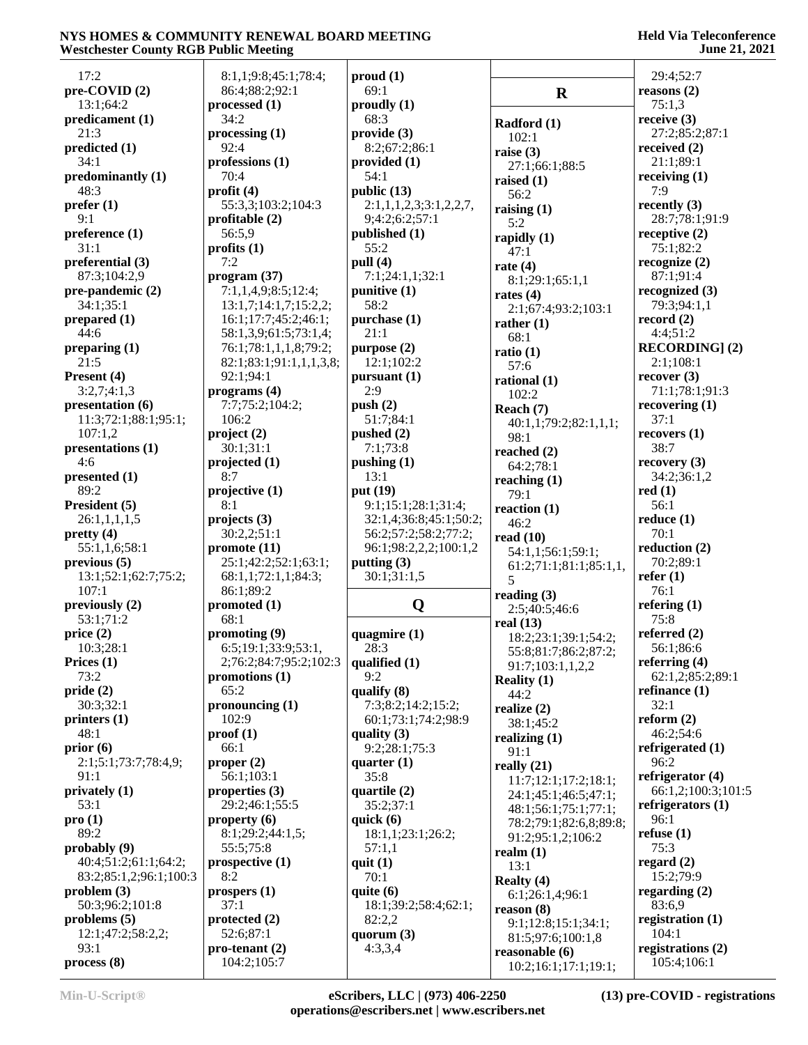17:2
**pre-COVID (2)**
13:1;64:2
**predicament (1)**
21:3
**predicted (1)**
34:1
**predominantly (1)**
48:3
**prefer (1)**
9:1
**preference (1)**
31:1
**preferential (3)**
87:3;104:2,9
**pre-pandemic (2)**
34:1;35:1
**prepared (1)**
44:6
**preparing (1)**
21:5
**Present (4)**
3:2,7;4:1,3
**presentation (6)**
11:3;72:1;88:1;95:1;
107:1,2
**presentations (1)**
4:6
**presented (1)**
89:2
**President (5)**
26:1,1,1,1,5
**pretty (4)**
55:1,1,6;58:1
**previous (5)**
13:1;52:1;62:7;75:2;
107:1
**previously (2)**
53:1;71:2
**price (2)**
10:3;28:1
**Prices (1)**
73:2
**pride (2)**
30:3;32:1
**printers (1)**
48:1
**prior (6)**
2:1;5:1;73:7;78:4,9;
91:1
**privately (1)**
53:1
**pro (1)**
89:2
**probably (9)**
40:4;51:2;61:1;64:2;
83:2;85:1,2;96:1;100:3
**problem (3)**
50:3;96:2;101:8
**problems (5)**
12:1;47:2;58:2,2;
93:1
**process (8)**
8:1,1;9:8;45:1;78:4;
86:4;88:2;92:1
**processed (1)**
34:2
**processing (1)**
92:4
**professions (1)**
70:4
**profit (4)**
55:3,3;103:2;104:3
**profitable (2)**
56:5,9
**profits (1)**
7:2
**program (37)**
7:1,1,4,9;8:5;12:4;
13:1,7;14:1,7;15:2,2;
16:1;17:7;45:2;46:1;
58:1,3,9;61:5;73:1,4;
76:1;78:1,1,1,8;79:2;
82:1;83:1;91:1,1,1,3,8;
92:1;94:1
**programs (4)**
7:7;75:2;104:2;
106:2
**project (2)**
30:1;31:1
**projected (1)**
8:7
**projective (1)**
8:1
**projects (3)**
30:2,2;51:1
**promote (11)**
25:1;42:2;52:1;63:1;
68:1,1;72:1,1;84:3;
86:1;89:2
**promoted (1)**
68:1
**promoting (9)**
6:5;19:1;33:9;53:1,
2;76:2;84:7;95:2;102:3
**promotions (1)**
65:2
**pronouncing (1)**
102:9
**proof (1)**
66:1
**proper (2)**
56:1;103:1
**properties (3)**
29:2;46:1;55:5
**property (6)**
8:1;29:2;44:1,5;
55:5;75:8
**prospective (1)**
8:2
**prospers (1)**
37:1
**protected (2)**
52:6;87:1
**pro-tenant (2)**
104:2;105:7
**proud (1)**
69:1
**proudly (1)**
68:3
**provide (3)**
8:2;67:2;86:1
**provided (1)**
54:1
**public (13)**
2:1,1,1,2,3;3:1,2,2,7,
9;4:2;6:2;57:1
**published (1)**
55:2
**pull (4)**
7:1;24:1,1;32:1
**punitive (1)**
58:2
**purchase (1)**
21:1
**purpose (2)**
12:1;102:2
**pursuant (1)**
2:9
**push (2)**
51:7;84:1
**pushed (2)**
7:1;73:8
**pushing (1)**
13:1
**put (19)**
9:1;15:1;28:1;31:4;
32:1,4;36:8;45:1;50:2;
56:2;57:2;58:2;77:2;
96:1;98:2,2,2;100:1,2
**putting (3)**
30:1;31:1,5

## Q

**quagmire (1)**
28:3
**qualified (1)**
9:2
**qualify (8)**
7:3;8:2;14:2;15:2;
60:1;73:1;74:2;98:9
**quality (3)**
9:2;28:1;75:3
**quarter (1)**
35:8
**quartile (2)**
35:2;37:1
**quick (6)**
18:1,1;23:1;26:2;
57:1,1
**quit (1)**
70:1
**quite (6)**
18:1;39:2;58:4;62:1;
82:2,2
**quorum (3)**
4:3,3,4

## R

**Radford (1)**
102:1
**raise (3)**
27:1;66:1;88:5
**raised (1)**
56:2
**raising (1)**
5:2
**rapidly (1)**
47:1
**rate (4)**
8:1;29:1;65:1,1
**rates (4)**
2:1;67:4;93:2;103:1
**rather (1)**
68:1
**ratio (1)**
57:6
**rational (1)**
102:2
**Reach (7)**
40:1,1;79:2;82:1,1,1;
98:1
**reached (2)**
64:2;78:1
**reaching (1)**
79:1
**reaction (1)**
46:2
**read (10)**
54:1,1;56:1;59:1;
61:2;71:1;81:1;85:1,1,
5
**reading (3)**
2:5;40:5;46:6
**real (13)**
18:2;23:1;39:1;54:2;
55:8;81:7;86:2;87:2;
91:7;103:1,1,2,2
**Reality (1)**
44:2
**realize (2)**
38:1;45:2
**realizing (1)**
91:1
**really (21)**
11:7;12:1;17:2;18:1;
24:1;45:1;46:5;47:1;
48:1;56:1;75:1;77:1;
78:2;79:1;82:6,8;89:8;
91:2;95:1,2;106:2
**realm (1)**
13:1
**Realty (4)**
6:1;26:1,4;96:1
**reason (8)**
9:1;12:8;15:1;34:1;
81:5;97:6;100:1,8
**reasonable (6)**
10:2;16:1;17:1;19:1;
29:4;52:7
**reasons (2)**
75:1,3
**receive (3)**
27:2;85:2;87:1
**received (2)**
21:1;89:1
**receiving (1)**
7:9
**recently (3)**
28:7;78:1;91:9
**receptive (2)**
75:1;82:2
**recognize (2)**
87:1;91:4
**recognized (3)**
79:3;94:1,1
**record (2)**
4:4;51:2
**RECORDING] (2)**
2:1;108:1
**recover (3)**
71:1;78:1;91:3
**recovering (1)**
37:1
**recovers (1)**
38:7
**recovery (3)**
34:2;36:1,2
**red (1)**
56:1
**reduce (1)**
70:1
**reduction (2)**
70:2;89:1
**refer (1)**
76:1
**refering (1)**
75:8
**referred (2)**
56:1;86:6
**referring (4)**
62:1,2;85:2;89:1
**refinance (1)**
32:1
**reform (2)**
46:2;54:6
**refrigerated (1)**
96:2
**refrigerator (4)**
66:1,2;100:3;101:5
**refrigerators (1)**
96:1
**refuse (1)**
75:3
**regard (2)**
15:2;79:9
**regarding (2)**
83:6,9
**registration (1)**
104:1
**registrations (2)**
105:4;106:1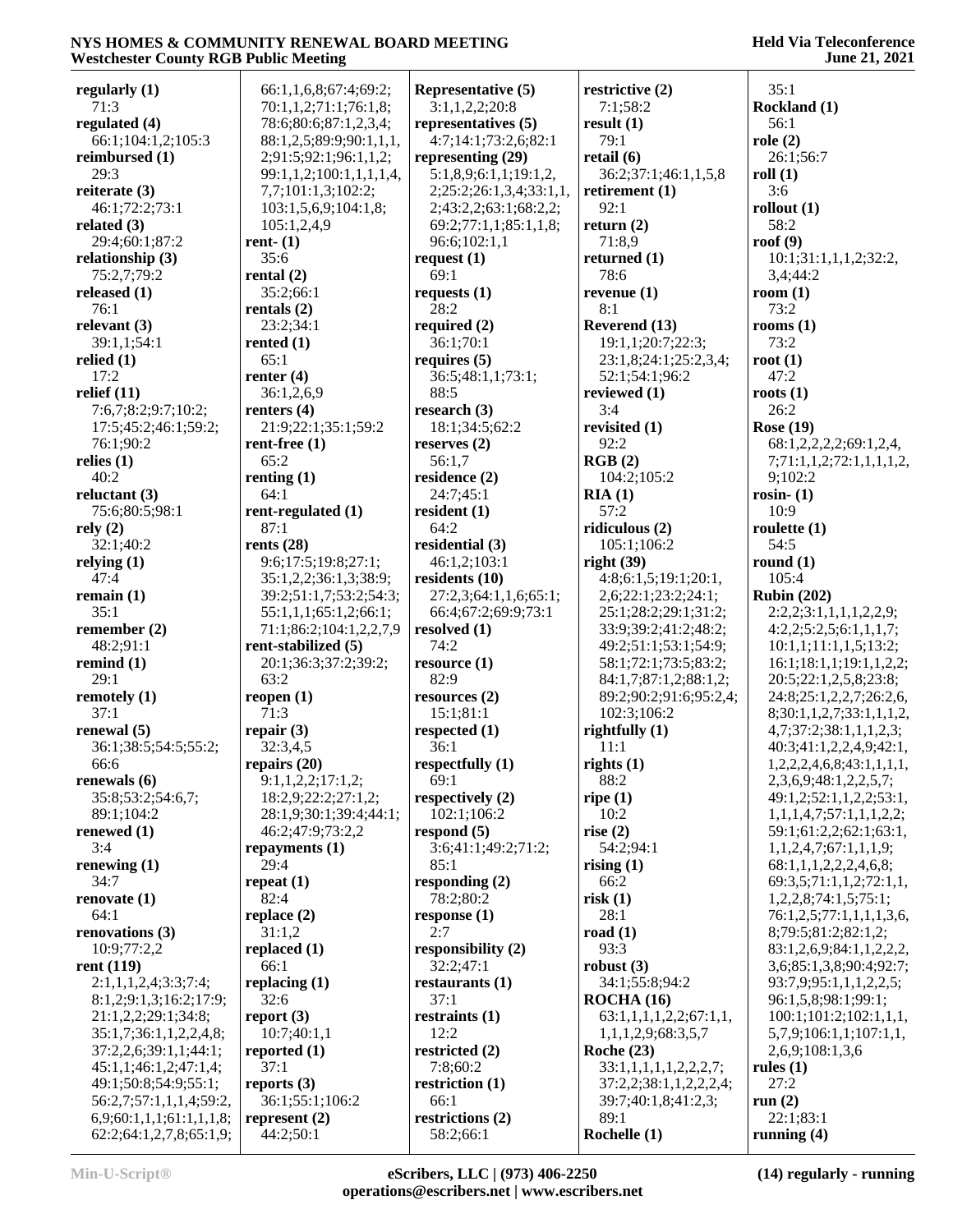**regularly (1)**
71:3
**regulated (4)**
66:1;104:1,2;105:3
**reimbursed (1)**
29:3
**reiterate (3)**
46:1;72:2;73:1
**related (3)**
29:4;60:1;87:2
**relationship (3)**
75:2,7;79:2
**released (1)**
76:1
**relevant (3)**
39:1,1;54:1
**relied (1)**
17:2
**relief (11)**
7:6,7;8:2;9:7;10:2;
17:5;45:2;46:1;59:2;
76:1;90:2
**relies (1)**
40:2
**reluctant (3)**
75:6;80:5;98:1
**rely (2)**
32:1;40:2
**relying (1)**
47:4
**remain (1)**
35:1
**remember (2)**
48:2;91:1
**remind (1)**
29:1
**remotely (1)**
37:1
**renewal (5)**
36:1;38:5;54:5;55:2;
66:6
**renewals (6)**
35:8;53:2;54:6,7;
89:1;104:2
**renewed (1)**
3:4
**renewing (1)**
34:7
**renovate (1)**
64:1
**renovations (3)**
10:9;77:2,2
**rent (119)**
2:1,1,1,2,4;3:3;7:4;
8:1,2;9:1,3;16:2;17:9;
21:1,2,2;29:1;34:8;
35:1,7;36:1,1,2,2,4,8;
37:2,2,6;39:1,1;44:1;
45:1,1;46:1,2;47:1,4;
49:1;50:8;54:9;55:1;
56:2,7;57:1,1,1,4;59:2,
6,9;60:1,1,1;61:1,1,1,8;
62:2;64:1,2,7,8;65:1,9;
66:1,1,6,8;67:4;69:2;
70:1,1,2;71:1;76:1,8;
78:6;80:6;87:1,2,3,4;
88:1,2,5;89:9;90:1,1,1,
2;91:5;92:1;96:1,1,2;
99:1,1,2;100:1,1,1,1,4,
7,7;101:1,3;102:2;
103:1,5,6,9;104:1,8;
105:1,2,4,9
**rent- (1)**
35:6
**rental (2)**
35:2;66:1
**rentals (2)**
23:2;34:1
**rented (1)**
65:1
**renter (4)**
36:1,2,6,9
**renters (4)**
21:9;22:1;35:1;59:2
**rent-free (1)**
65:2
**renting (1)**
64:1
**rent-regulated (1)**
87:1
**rents (28)**
9:6;17:5;19:8;27:1;
35:1,2,2;36:1,3;38:9;
39:2;51:1,7;53:2;54:3;
55:1,1,1;65:1,2;66:1;
71:1;86:2;104:1,2,2,7,9
**rent-stabilized (5)**
20:1;36:3;37:2;39:2;
63:2
**reopen (1)**
71:3
**repair (3)**
32:3,4,5
**repairs (20)**
9:1,1,2,2;17:1,2;
18:2,9;22:2;27:1,2;
28:1,9;30:1;39:4;44:1;
46:2;47:9;73:2,2
**repayments (1)**
29:4
**repeat (1)**
82:4
**replace (2)**
31:1,2
**replaced (1)**
66:1
**replacing (1)**
32:6
**report (3)**
10:7;40:1,1
**reported (1)**
37:1
**reports (3)**
36:1;55:1;106:2
**represent (2)**
44:2;50:1
**Representative (5)**
3:1,1,2,2;20:8
**representatives (5)**
4:7;14:1;73:2,6;82:1
**representing (29)**
5:1,8,9;6:1,1;19:1,2,
2;25:2;26:1,3,4;33:1,1,
2;43:2,2;63:1;68:2,2;
69:2;77:1,1;85:1,1,8;
96:6;102:1,1
**request (1)**
69:1
**requests (1)**
28:2
**required (2)**
36:1;70:1
**requires (5)**
36:5;48:1,1;73:1;
88:5
**research (3)**
18:1;34:5;62:2
**reserves (2)**
56:1,7
**residence (2)**
24:7;45:1
**resident (1)**
64:2
**residential (3)**
46:1,2;103:1
**residents (10)**
27:2,3;64:1,1,6;65:1;
66:4;67:2;69:9;73:1
**resolved (1)**
74:2
**resource (1)**
82:9
**resources (2)**
15:1;81:1
**respected (1)**
36:1
**respectfully (1)**
69:1
**respectively (2)**
102:1;106:2
**respond (5)**
3:6;41:1;49:2;71:2;
85:1
**responding (2)**
78:2;80:2
**response (1)**
2:7
**responsibility (2)**
32:2;47:1
**restaurants (1)**
37:1
**restraints (1)**
12:2
**restricted (2)**
7:8;60:2
**restriction (1)**
66:1
**restrictions (2)**
58:2;66:1
**restrictive (2)**
7:1;58:2
**result (1)**
79:1
**retail (6)**
36:2;37:1;46:1,1,5,8
**retirement (1)**
92:1
**return (2)**
71:8,9
**returned (1)**
78:6
**revenue (1)**
8:1
**Reverend (13)**
19:1,1;20:7;22:3;
23:1,8;24:1;25:2,3,4;
52:1;54:1;96:2
**reviewed (1)**
3:4
**revisited (1)**
92:2
**RGB (2)**
104:2;105:2
**RIA (1)**
57:2
**ridiculous (2)**
105:1;106:2
**right (39)**
4:8;6:1,5;19:1;20:1,
2,6;22:1;23:2;24:1;
25:1;28:2;29:1;31:2;
33:9;39:2;41:2;48:2;
49:2;51:1;53:1;54:9;
58:1;72:1;73:5;83:2;
84:1,7;87:1,2;88:1,2;
89:2;90:2;91:6;95:2,4;
102:3;106:2
**rightfully (1)**
11:1
**rights (1)**
88:2
**ripe (1)**
10:2
**rise (2)**
54:2;94:1
**rising (1)**
66:2
**risk (1)**
28:1
**road (1)**
93:3
**robust (3)**
34:1;55:8;94:2
**ROCHA (16)**
63:1,1,1,1,2,2;67:1,1,
1,1,1,2,9;68:3,5,7
**Roche (23)**
33:1,1,1,1,1,2,2,2,7;
37:2,2;38:1,1,2,2,2,4;
39:7;40:1,8;41:2,3;
89:1
**Rochelle (1)**
35:1
**Rockland (1)**
56:1
**role (2)**
26:1;56:7
**roll (1)**
3:6
**rollout (1)**
58:2
**roof (9)**
10:1;31:1,1,1,2;32:2,
3,4;44:2
**room (1)**
73:2
**rooms (1)**
73:2
**root (1)**
47:2
**roots (1)**
26:2
**Rose (19)**
68:1,2,2,2,2;69:1,2,4,
7;71:1,1,2;72:1,1,1,1,2,
9;102:2
**rosin- (1)**
10:9
**roulette (1)**
54:5
**round (1)**
105:4
**Rubin (202)**
2:2,2;3:1,1,1,1,2,2,9;
4:2,2;5:2,5;6:1,1,1,7;
10:1,1;11:1,1,5;13:2;
16:1;18:1,1;19:1,1,2,2;
20:5;22:1,2,5,8;23:8;
24:8;25:1,2,2,7;26:2,6,
8;30:1,1,2,7;33:1,1,1,2,
4,7;37:2;38:1,1,1,2,3;
40:3;41:1,2,2,4,9;42:1,
1,2,2,2,4,6,8;43:1,1,1,1,
2,3,6,9;48:1,2,2,5,7;
49:1,2;52:1,1,2,2;53:1,
1,1,1,4,7;57:1,1,1,2,2;
59:1;61:2,2;62:1;63:1,
1,1,2,4,7;67:1,1,1,9;
68:1,1,1,2,2,2,4,6,8;
69:3,5;71:1,1,2;72:1,1,
1,2,2,8;74:1,5;75:1;
76:1,2,5;77:1,1,1,1,3,6,
8;79:5;81:2;82:1,2;
83:1,2,6,9;84:1,1,2,2,2,
3,6;85:1,3,8;90:4;92:7;
93:7,9;95:1,1,1,2,2,5;
96:1,5,8;98:1;99:1;
100:1;101:2;102:1,1,1,
5,7,9;106:1,1;107:1,1,
2,6,9;108:1,3,6
**rules (1)**
27:2
**run (2)**
22:1;83:1
**running (4)**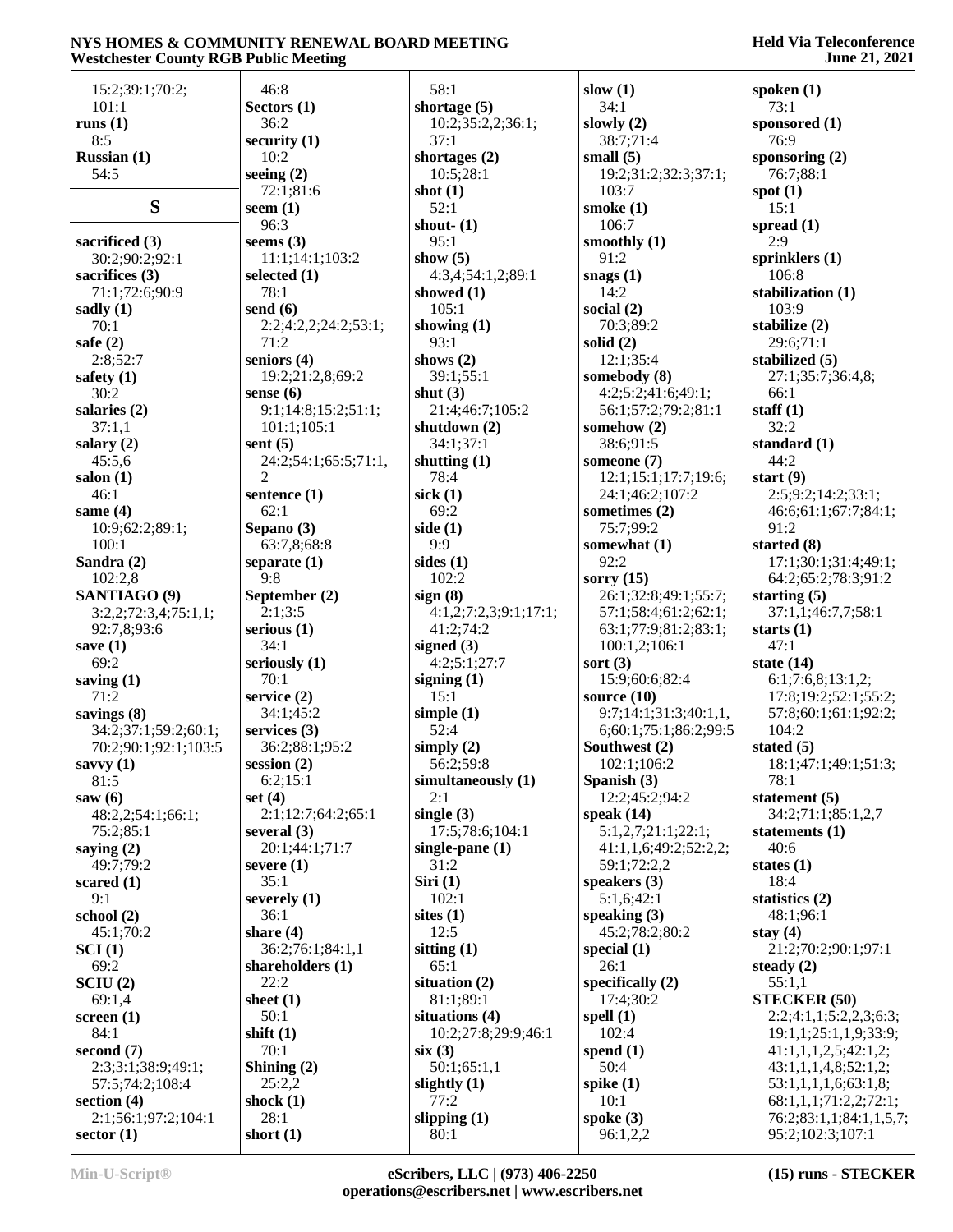15:2;39:1;70:2;
101:1
**runs (1)**
8:5
**Russian (1)**
54:5

## S

**sacrificed (3)**
30:2;90:2;92:1
**sacrifices (3)**
71:1;72:6;90:9
**sadly (1)**
70:1
**safe (2)**
2:8;52:7
**safety (1)**
30:2
**salaries (2)**
37:1,1
**salary (2)**
45:5,6
**salon (1)**
46:1
**same (4)**
10:9;62:2;89:1;
100:1
**Sandra (2)**
102:2,8
**SANTIAGO (9)**
3:2,2;72:3,4;75:1,1;
92:7,8;93:6
**save (1)**
69:2
**saving (1)**
71:2
**savings (8)**
34:2;37:1;59:2;60:1;
70:2;90:1;92:1;103:5
**savvy (1)**
81:5
**saw (6)**
48:2,2;54:1;66:1;
75:2;85:1
**saying (2)**
49:7;79:2
**scared (1)**
9:1
**school (2)**
45:1;70:2
**SCI (1)**
69:2
**SCIU (2)**
69:1,4
**screen (1)**
84:1
**second (7)**
2:3;3:1;38:9;49:1;
57:5;74:2;108:4
**section (4)**
2:1;56:1;97:2;104:1
**sector (1)**
46:8
**Sectors (1)**
36:2
**security (1)**
10:2
**seeing (2)**
72:1;81:6
**seem (1)**
96:3
**seems (3)**
11:1;14:1;103:2
**selected (1)**
78:1
**send (6)**
2:2;4:2,2;24:2;53:1;
71:2
**seniors (4)**
19:2;21:2,8;69:2
**sense (6)**
9:1;14:8;15:2;51:1;
101:1;105:1
**sent (5)**
24:2;54:1;65:5;71:1,
2
**sentence (1)**
62:1
**Sepano (3)**
63:7,8;68:8
**separate (1)**
9:8
**September (2)**
2:1;3:5
**serious (1)**
34:1
**seriously (1)**
70:1
**service (2)**
34:1;45:2
**services (3)**
36:2;88:1;95:2
**session (2)**
6:2;15:1
**set (4)**
2:1;12:7;64:2;65:1
**several (3)**
20:1;44:1;71:7
**severe (1)**
35:1
**severely (1)**
36:1
**share (4)**
36:2;76:1;84:1,1
**shareholders (1)**
22:2
**sheet (1)**
50:1
**shift (1)**
70:1
**Shining (2)**
25:2,2
**shock (1)**
28:1
**short (1)**
58:1
**shortage (5)**
10:2;35:2,2;36:1;
37:1
**shortages (2)**
10:5;28:1
**shot (1)**
52:1
**shout- (1)**
95:1
**show (5)**
4:3,4;54:1,2;89:1
**showed (1)**
105:1
**showing (1)**
93:1
**shows (2)**
39:1;55:1
**shut (3)**
21:4;46:7;105:2
**shutdown (2)**
34:1;37:1
**shutting (1)**
78:4
**sick (1)**
69:2
**side (1)**
9:9
**sides (1)**
102:2
**sign (8)**
4:1,2;7:2,3;9:1;17:1;
41:2;74:2
**signed (3)**
4:2;5:1;27:7
**signing (1)**
15:1
**simple (1)**
52:4
**simply (2)**
56:2;59:8
**simultaneously (1)**
2:1
**single (3)**
17:5;78:6;104:1
**single-pane (1)**
31:2
**Siri (1)**
102:1
**sites (1)**
12:5
**sitting (1)**
65:1
**situation (2)**
81:1;89:1
**situations (4)**
10:2;27:8;29:9;46:1
**six (3)**
50:1;65:1,1
**slightly (1)**
77:2
**slipping (1)**
80:1
**slow (1)**
34:1
**slowly (2)**
38:7;71:4
**small (5)**
19:2;31:2;32:3;37:1;
103:7
**smoke (1)**
106:7
**smoothly (1)**
91:2
**snags (1)**
14:2
**social (2)**
70:3;89:2
**solid (2)**
12:1;35:4
**somebody (8)**
4:2;5:2;41:6;49:1;
56:1;57:2;79:2;81:1
**somehow (2)**
38:6;91:5
**someone (7)**
12:1;15:1;17:7;19:6;
24:1;46:2;107:2
**sometimes (2)**
75:7;99:2
**somewhat (1)**
92:2
**sorry (15)**
26:1;32:8;49:1;55:7;
57:1;58:4;61:2;62:1;
63:1;77:9;81:2;83:1;
100:1,2;106:1
**sort (3)**
15:9;60:6;82:4
**source (10)**
9:7;14:1;31:3;40:1,1,
6;60:1;75:1;86:2;99:5
**Southwest (2)**
102:1;106:2
**Spanish (3)**
12:2;45:2;94:2
**speak (14)**
5:1,2,7;21:1;22:1;
41:1,1,6;49:2;52:2,2;
59:1;72:2,2
**speakers (3)**
5:1,6;42:1
**speaking (3)**
45:2;78:2;80:2
**special (1)**
26:1
**specifically (2)**
17:4;30:2
**spell (1)**
102:4
**spend (1)**
50:4
**spike (1)**
10:1
**spoke (3)**
96:1,2,2
**spoken (1)**
73:1
**sponsored (1)**
76:9
**sponsoring (2)**
76:7;88:1
**spot (1)**
15:1
**spread (1)**
2:9
**sprinklers (1)**
106:8
**stabilization (1)**
103:9
**stabilize (2)**
29:6;71:1
**stabilized (5)**
27:1;35:7;36:4,8;
66:1
**staff (1)**
32:2
**standard (1)**
44:2
**start (9)**
2:5;9:2;14:2;33:1;
46:6;61:1;67:7;84:1;
91:2
**started (8)**
17:1;30:1;31:4;49:1;
64:2;65:2;78:3;91:2
**starting (5)**
37:1,1;46:7,7;58:1
**starts (1)**
47:1
**state (14)**
6:1;7:6,8;13:1,2;
17:8;19:2;52:1;55:2;
57:8;60:1;61:1;92:1;
104:2
**stated (5)**
18:1;47:1;49:1;51:3;
78:1
**statement (5)**
34:2;71:1;85:1,2,7
**statements (1)**
40:6
**states (1)**
18:4
**statistics (2)**
48:1;96:1
**stay (4)**
21:2;70:2;90:1;97:1
**steady (2)**
55:1,1
**STECKER (50)**
2:2;4:1,1;5:2,2,3;6:3;
19:1,1;25:1,1,9;33:9;
41:1,1,1,2,5;42:1,2;
43:1,1,1,4,8;52:1,2;
53:1,1,1,1,6;63:1,8;
68:1,1,1;71:2,2;72:1;
76:2;83:1,1;84:1,1,5,7;
95:2;102:3;107:1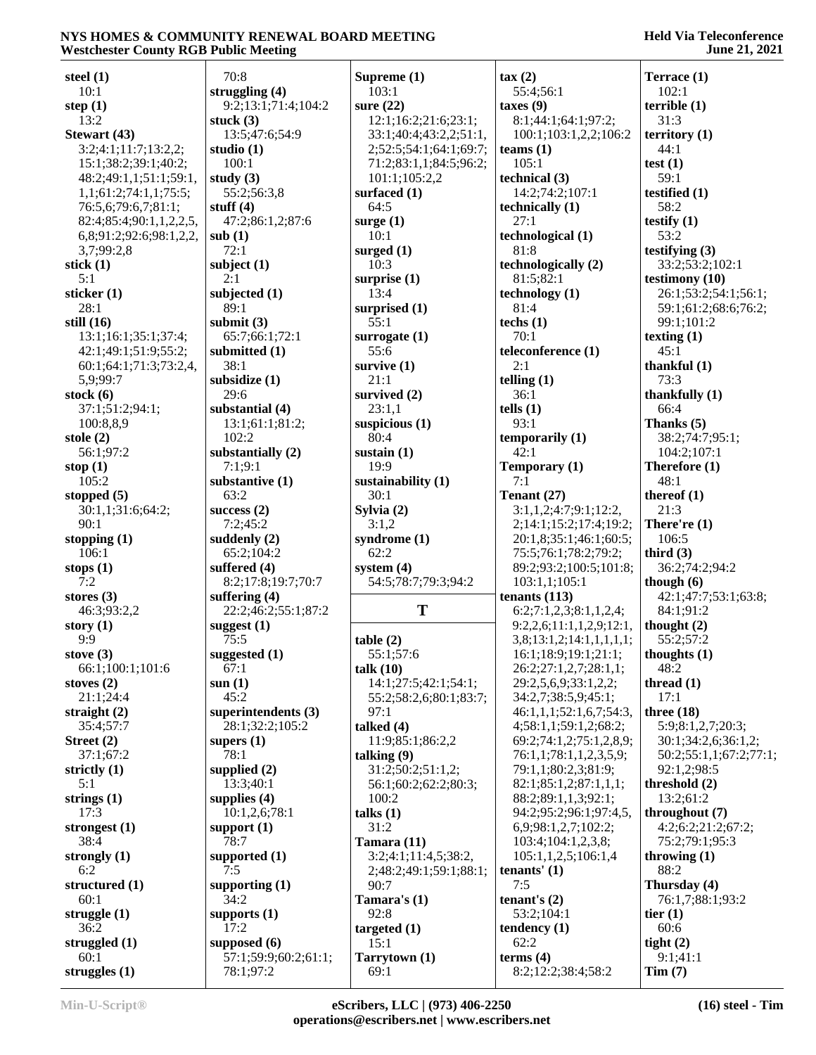**steel (1)**
10:1
**step (1)**
13:2
**Stewart (43)**
3:2;4:1;11:7;13:2,2;
15:1;38:2;39:1;40:2;
48:2;49:1,1;51:1;59:1,
1,1;61:2;74:1,1;75:5;
76:5,6;79:6,7;81:1;
82:4;85:4;90:1,1,2,2,5,
6,8;91:2;92:6;98:1,2,2,
3,7;99:2,8
**stick (1)**
5:1
**sticker (1)**
28:1
**still (16)**
13:1;16:1;35:1;37:4;
42:1;49:1;51:9;55:2;
60:1;64:1;71:3;73:2,4,
5,9;99:7
**stock (6)**
37:1;51:2;94:1;
100:8,8,9
**stole (2)**
56:1;97:2
**stop (1)**
105:2
**stopped (5)**
30:1,1;31:6;64:2;
90:1
**stopping (1)**
106:1
**stops (1)**
7:2
**stores (3)**
46:3;93:2,2
**story (1)**
9:9
**stove (3)**
66:1;100:1;101:6
**stoves (2)**
21:1;24:4
**straight (2)**
35:4;57:7
**Street (2)**
37:1;67:2
**strictly (1)**
5:1
**strings (1)**
17:3
**strongest (1)**
38:4
**strongly (1)**
6:2
**structured (1)**
60:1
**struggle (1)**
36:2
**struggled (1)**
60:1
**struggles (1)**
70:8
**struggling (4)**
9:2;13:1;71:4;104:2
**stuck (3)**
13:5;47:6;54:9
**studio (1)**
100:1
**study (3)**
55:2;56:3,8
**stuff (4)**
47:2;86:1,2;87:6
**sub (1)**
72:1
**subject (1)**
2:1
**subjected (1)**
89:1
**submit (3)**
65:7;66:1;72:1
**submitted (1)**
38:1
**subsidize (1)**
29:6
**substantial (4)**
13:1;61:1;81:2;
102:2
**substantially (2)**
7:1;9:1
**substantive (1)**
63:2
**success (2)**
7:2;45:2
**suddenly (2)**
65:2;104:2
**suffered (4)**
8:2;17:8;19:7;70:7
**suffering (4)**
22:2;46:2;55:1;87:2
**suggest (1)**
75:5
**suggested (1)**
67:1
**sun (1)**
45:2
**superintendents (3)**
28:1;32:2;105:2
**supers (1)**
78:1
**supplied (2)**
13:3;40:1
**supplies (4)**
10:1,2,6;78:1
**support (1)**
78:7
**supported (1)**
7:5
**supporting (1)**
34:2
**supports (1)**
17:2
**supposed (6)**
57:1;59:9;60:2;61:1;
78:1;97:2
**Supreme (1)**
103:1
**sure (22)**
12:1;16:2;21:6;23:1;
33:1;40:4;43:2,2;51:1,
2;52:5;54:1;64:1;69:7;
71:2;83:1,1;84:5;96:2;
101:1;105:2,2
**surfaced (1)**
64:5
**surge (1)**
10:1
**surged (1)**
10:3
**surprise (1)**
13:4
**surprised (1)**
55:1
**surrogate (1)**
55:6
**survive (1)**
21:1
**survived (2)**
23:1,1
**suspicious (1)**
80:4
**sustain (1)**
19:9
**sustainability (1)**
30:1
**Sylvia (2)**
3:1,2
**syndrome (1)**
62:2
**system (4)**
54:5;78:7;79:3;94:2

## T

**table (2)**
55:1;57:6
**talk (10)**
14:1;27:5;42:1;54:1;
55:2;58:2,6;80:1;83:7;
97:1
**talked (4)**
11:9;85:1;86:2,2
**talking (9)**
31:2;50:2;51:1,2;
56:1;60:2;62:2;80:3;
100:2
**talks (1)**
31:2
**Tamara (11)**
3:2;4:1;11:4,5;38:2,
2;48:2;49:1;59:1;88:1;
90:7
**Tamara's (1)**
92:8
**targeted (1)**
15:1
**Tarrytown (1)**
69:1
**tax (2)**
55:4;56:1
**taxes (9)**
8:1;44:1;64:1;97:2;
100:1;103:1,2,2;106:2
**teams (1)**
105:1
**technical (3)**
14:2;74:2;107:1
**technically (1)**
27:1
**technological (1)**
81:8
**technologically (2)**
81:5;82:1
**technology (1)**
81:4
**techs (1)**
70:1
**teleconference (1)**
2:1
**telling (1)**
36:1
**tells (1)**
93:1
**temporarily (1)**
42:1
**Temporary (1)**
7:1
**Tenant (27)**
3:1,1,2;4:7;9:1;12:2,
2;14:1;15:2;17:4;19:2;
20:1,8;35:1;46:1;60:5;
75:5;76:1;78:2;79:2;
89:2;93:2;100:5;101:8;
103:1,1;105:1
**tenants (113)**
6:2;7:1,2,3;8:1,1,2,4;
9:2,2,6;11:1,1,2,9;12:1,
3,8;13:1,2;14:1,1,1,1,1;
16:1;18:9;19:1;21:1;
26:2;27:1,2,7;28:1,1;
29:2,5,6,9;33:1,2,2;
34:2,7;38:5,9;45:1;
46:1,1,1;52:1,6,7;54:3,
4;58:1,1;59:1,2;68:2;
69:2;74:1,2;75:1,2,8,9;
76:1,1;78:1,1,2,3,5,9;
79:1,1;80:2,3;81:9;
82:1;85:1,2;87:1,1,1;
88:2;89:1,1,3;92:1;
94:2;95:2;96:1;97:4,5,
6,9;98:1,2,7;102:2;
103:4;104:1,2,3,8;
105:1,1,2,5;106:1,4
**tenants' (1)**
7:5
**tenant's (2)**
53:2;104:1
**tendency (1)**
62:2
**terms (4)**
8:2;12:2;38:4;58:2
**Terrace (1)**
102:1
**terrible (1)**
31:3
**territory (1)**
44:1
**test (1)**
59:1
**testified (1)**
58:2
**testify (1)**
53:2
**testifying (3)**
33:2;53:2;102:1
**testimony (10)**
26:1;53:2;54:1;56:1;
59:1;61:2;68:6;76:2;
99:1;101:2
**texting (1)**
45:1
**thankful (1)**
73:3
**thankfully (1)**
66:4
**Thanks (5)**
38:2;74:7;95:1;
104:2;107:1
**Therefore (1)**
48:1
**thereof (1)**
21:3
**There're (1)**
106:5
**third (3)**
36:2;74:2;94:2
**though (6)**
42:1;47:7;53:1;63:8;
84:1;91:2
**thought (2)**
55:2;57:2
**thoughts (1)**
48:2
**thread (1)**
17:1
**three (18)**
5:9;8:1,2,7;20:3;
30:1;34:2,6;36:1,2;
50:2;55:1,1;67:2;77:1;
92:1,2;98:5
**threshold (2)**
13:2;61:2
**throughout (7)**
4:2;6:2;21:2;67:2;
75:2;79:1;95:3
**throwing (1)**
88:2
**Thursday (4)**
76:1,7;88:1;93:2
**tier (1)**
60:6
**tight (2)**
9:1;41:1
**Tim (7)**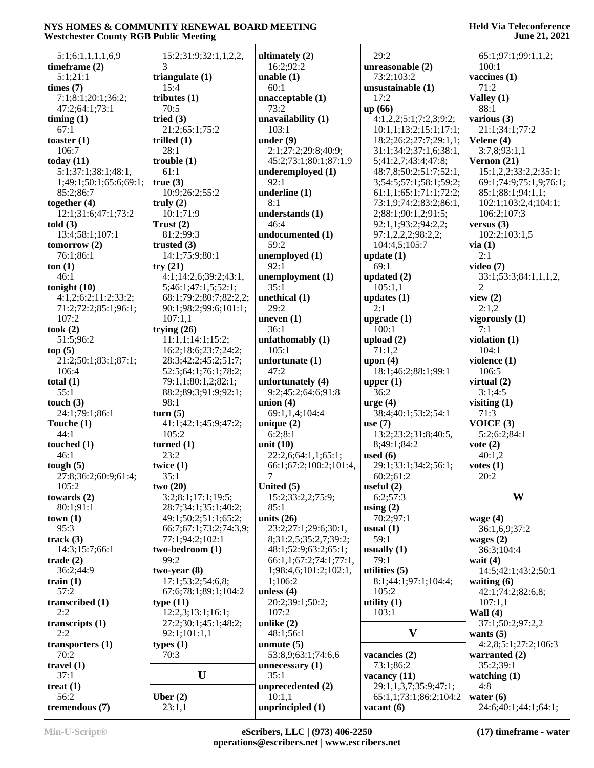5:1;6:1,1,1,1,6,9
**timeframe (2)**
5:1;21:1
**times (7)**
7:1;8:1;20:1;36:2;
47:2;64:1;73:1
**timing (1)**
67:1
**toaster (1)**
106:7
**today (11)**
5:1;37:1;38:1;48:1,
1;49:1;50:1;65:6;69:1;
85:2;86:7
**together (4)**
12:1;31:6;47:1;73:2
**told (3)**
13:4;58:1;107:1
**tomorrow (2)**
76:1;86:1
**ton (1)**
46:1
**tonight (10)**
4:1,2;6:2;11:2;33:2;
71:2;72:2;85:1;96:1;
107:2
**took (2)**
51:5;96:2
**top (5)**
21:2;50:1;83:1;87:1;
106:4
**total (1)**
55:1
**touch (3)**
24:1;79:1;86:1
**Touche (1)**
44:1
**touched (1)**
46:1
**tough (5)**
27:8;36:2;60:9;61:4;
105:2
**towards (2)**
80:1;91:1
**town (1)**
95:3
**track (3)**
14:3;15:7;66:1
**trade (2)**
36:2;44:9
**train (1)**
57:2
**transcribed (1)**
2:2
**transcripts (1)**
2:2
**transporters (1)**
70:2
**travel (1)**
37:1
**treat (1)**
56:2
**tremendous (7)**
15:2;31:9;32:1,1,2,2,
3
**triangulate (1)**
15:4
**tributes (1)**
70:5
**tried (3)**
21:2;65:1;75:2
**trilled (1)**
28:1
**trouble (1)**
61:1
**true (3)**
10:9;26:2;55:2
**truly (2)**
10:1;71:9
**Trust (2)**
81:2;99:3
**trusted (3)**
14:1;75:9;80:1
**try (21)**
4:1;14:2,6;39:2;43:1,
5;46:1;47:1,5;52:1;
68:1;79:2;80:7;82:2,2;
90:1;98:2;99:6;101:1;
107:1,1
**trying (26)**
11:1,1;14:1;15:2;
16:2;18:6;23:7;24:2;
28:3;42:2;45:2;51:7;
52:5;64:1;76:1;78:2;
79:1,1;80:1,2;82:1;
88:2;89:3;91:9;92:1;
98:1
**turn (5)**
41:1;42:1;45:9;47:2;
105:2
**turned (1)**
23:2
**twice (1)**
35:1
**two (20)**
3:2;8:1;17:1;19:5;
28:7;34:1;35:1;40:2;
49:1;50:2;51:1;65:2;
66:7;67:1;73:2;74:3,9;
77:1;94:2;102:1
**two-bedroom (1)**
99:2
**two-year (8)**
17:1;53:2;54:6,8;
67:6;78:1;89:1;104:2
**type (11)**
12:2,3;13:1;16:1;
27:2;30:1;45:1;48:2;
92:1;101:1,1
**types (1)**
70:3

## U

**Uber (2)**
23:1,1
**ultimately (2)**
16:2;92:2
**unable (1)**
60:1
**unacceptable (1)**
73:2
**unavailability (1)**
103:1
**under (9)**
2:1;27:2;29:8;40:9;
45:2;73:1;80:1;87:1,9
**underemployed (1)**
92:1
**underline (1)**
8:1
**understands (1)**
46:4
**undocumented (1)**
59:2
**unemployed (1)**
92:1
**unemployment (1)**
35:1
**unethical (1)**
29:2
**uneven (1)**
36:1
**unfathomably (1)**
105:1
**unfortunate (1)**
47:2
**unfortunately (4)**
9:2;45:2;64:6;91:8
**union (4)**
69:1,1,4;104:4
**unique (2)**
6:2;8:1
**unit (10)**
22:2,6;64:1,1;65:1;
66:1;67:2;100:2;101:4,
7
**United (5)**
15:2;33:2,2;75:9;
85:1
**units (26)**
23:2;27:1;29:6;30:1,
8;31:2,5;35:2,7;39:2;
48:1;52:9;63:2;65:1;
66:1,1;67:2;74:1;77:1,
1;98:4,6;101:2;102:1,
1;106:2
**unless (4)**
20:2;39:1;50:2;
107:2
**unlike (2)**
48:1;56:1
**unmute (5)**
53:8,9;63:1;74:6,6
**unnecessary (1)**
35:1
**unprecedented (2)**
10:1,1
**unprincipled (1)**
29:2
**unreasonable (2)**
73:2;103:2
**unsustainable (1)**
17:2
**up (66)**
4:1,2,2;5:1;7:2,3;9:2;
10:1,1;13:2;15:1;17:1;
18:2;26:2;27:7;29:1,1;
31:1;34:2;37:1,6;38:1,
5;41:2,7;43:4;47:8;
48:7,8;50:2;51:7;52:1,
3;54:5;57:1;58:1;59:2;
61:1,1;65:1;71:1;72:2;
73:1,9;74:2;83:2;86:1,
2;88:1;90:1,2;91:5;
92:1,1;93:2;94:2,2;
97:1,2,2,2;98:2,2;
104:4,5;105:7
**update (1)**
69:1
**updated (2)**
105:1,1
**updates (1)**
2:1
**upgrade (1)**
100:1
**upload (2)**
71:1,2
**upon (4)**
18:1;46:2;88:1;99:1
**upper (1)**
36:2
**urge (4)**
38:4;40:1;53:2;54:1
**use (7)**
13:2;23:2;31:8;40:5,
8;49:1;84:2
**used (6)**
29:1;33:1;34:2;56:1;
60:2;61:2
**useful (2)**
6:2;57:3
**using (2)**
70:2;97:1
**usual (1)**
59:1
**usually (1)**
79:1
**utilities (5)**
8:1;44:1;97:1;104:4;
105:2
**utility (1)**
103:1

## V

**vacancies (2)**
73:1;86:2
**vacancy (11)**
29:1,1,3,7;35:9;47:1;
65:1,1;73:1;86:2;104:2
**vacant (6)**
65:1;97:1;99:1,1,2;
100:1
**vaccines (1)**
71:2
**Valley (1)**
88:1
**various (3)**
21:1;34:1;77:2
**Velene (4)**
3:7,8;93:1,1
**Vernon (21)**
15:1,2,2;33:2,2;35:1;
69:1;74:9;75:1,9;76:1;
85:1;88:1;94:1,1;
102:1;103:2,4;104:1;
106:2;107:3
**versus (3)**
102:2;103:1,5
**via (1)**
2:1
**video (7)**
33:1;53:3;84:1,1,1,2,
2
**view (2)**
2:1,2
**vigorously (1)**
7:1
**violation (1)**
104:1
**violence (1)**
106:5
**virtual (2)**
3:1;4:5
**visiting (1)**
71:3
**VOICE (3)**
5:2;6:2;84:1
**vote (2)**
40:1,2
**votes (1)**
20:2

## W

**wage (4)**
36:1,6,9;37:2
**wages (2)**
36:3;104:4
**wait (4)**
14:5;42:1;43:2;50:1
**waiting (6)**
42:1;74:2;82:6,8;
107:1,1
**Wall (4)**
37:1;50:2;97:2,2
**wants (5)**
4:2,8;5:1;27:2;106:3
**warranted (2)**
35:2;39:1
**watching (1)**
4:8
**water (6)**
24:6;40:1;44:1;64:1;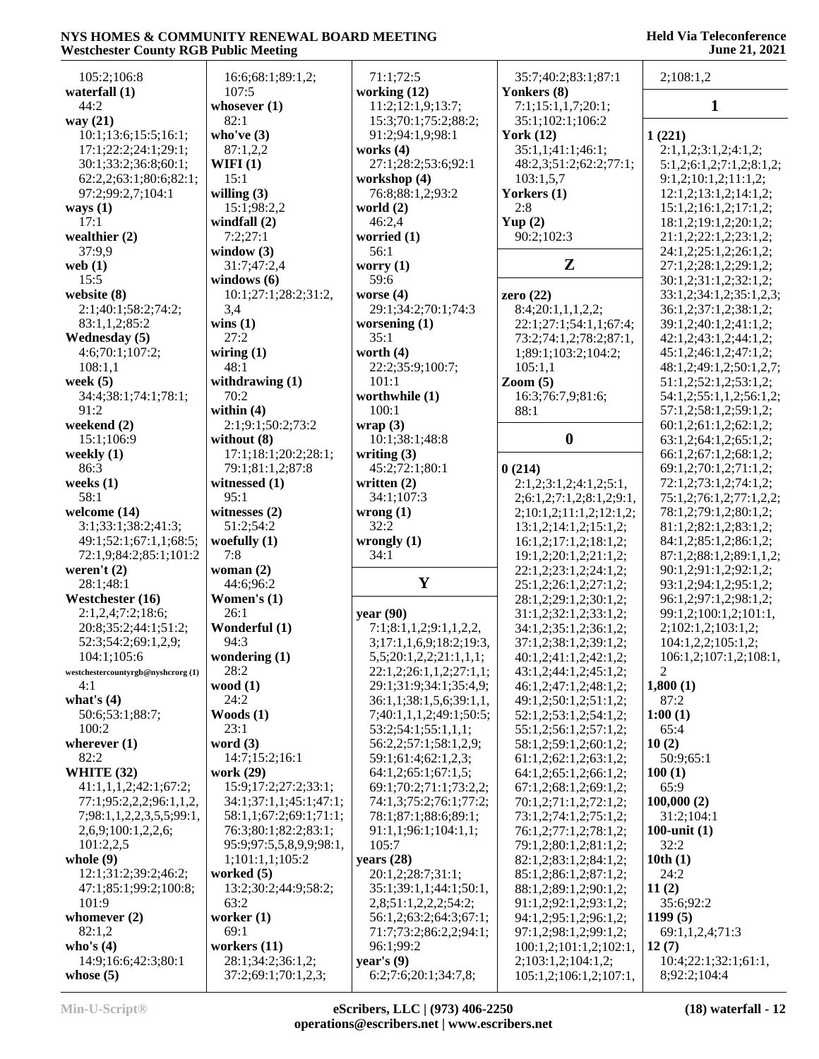105:2;106:8
**waterfall (1)**
44:2
**way (21)**
10:1;13:6;15:5;16:1;
17:1;22:2;24:1;29:1;
30:1;33:2;36:8;60:1;
62:2,2;63:1;80:6;82:1;
97:2;99:2,7;104:1
**ways (1)**
17:1
**wealthier (2)**
37:9,9
**web (1)**
15:5
**website (8)**
2:1;40:1;58:2;74:2;
83:1,1,2;85:2
**Wednesday (5)**
4:6;70:1;107:2;
108:1,1
**week (5)**
34:4;38:1;74:1;78:1;
91:2
**weekend (2)**
15:1;106:9
**weekly (1)**
86:3
**weeks (1)**
58:1
**welcome (14)**
3:1;33:1;38:2;41:3;
49:1;52:1;67:1,1;68:5;
72:1,9;84:2;85:1;101:2
**weren't (2)**
28:1;48:1
**Westchester (16)**
2:1,2,4;7:2;18:6;
20:8;35:2;44:1;51:2;
52:3;54:2;69:1,2,9;
104:1;105:6
**westchestercountyrgb@nyshcrorg (1)**
4:1
**what's (4)**
50:6;53:1;88:7;
100:2
**wherever (1)**
82:2
**WHITE (32)**
41:1,1,1,2;42:1;67:2;
77:1;95:2,2,2;96:1,1,2,
7;98:1,1,2,2,3,5,5;99:1,
2,6,9;100:1,2,2,6;
101:2,2,5
**whole (9)**
12:1;31:2;39:2;46:2;
47:1;85:1;99:2;100:8;
101:9
**whomever (2)**
82:1,2
**who's (4)**
14:9;16:6;42:3;80:1
**whose (5)**
16:6;68:1;89:1,2;
107:5
**whosever (1)**
82:1
**who've (3)**
87:1,2,2
**WIFI (1)**
15:1
**willing (3)**
15:1;98:2,2
**windfall (2)**
7:2;27:1
**window (3)**
31:7;47:2,4
**windows (6)**
10:1;27:1;28:2;31:2,
3,4
**wins (1)**
27:2
**wiring (1)**
48:1
**withdrawing (1)**
70:2
**within (4)**
2:1;9:1;50:2;73:2
**without (8)**
17:1;18:1;20:2;28:1;
79:1;81:1,2;87:8
**witnessed (1)**
95:1
**witnesses (2)**
51:2;54:2
**woefully (1)**
7:8
**woman (2)**
44:6;96:2
**Women's (1)**
26:1
**Wonderful (1)**
94:3
**wondering (1)**
28:2
**wood (1)**
24:2
**Woods (1)**
23:1
**word (3)**
14:7;15:2;16:1
**work (29)**
15:9;17:2;27:2;33:1;
34:1;37:1,1;45:1;47:1;
58:1,1;67:2;69:1;71:1;
76:3;80:1;82:3;83:1;
95:9;97:5,5,8,9,9,9;98:1,
1;101:1,1;105:2
**worked (5)**
13:2;30:2;44:9;58:2;
63:2
**worker (1)**
69:1
**workers (11)**
28:1;34:2;36:1,2;
37:2;69:1;70:1,2,3;
71:1;72:5
**working (12)**
11:2;12:1,9;13:7;
15:3;70:1;75:2;88:2;
91:2;94:1,9;98:1
**works (4)**
27:1;28:2;53:6;92:1
**workshop (4)**
76:8;88:1,2;93:2
**world (2)**
46:2,4
**worried (1)**
56:1
**worry (1)**
59:6
**worse (4)**
29:1;34:2;70:1;74:3
**worsening (1)**
35:1
**worth (4)**
22:2;35:9;100:7;
101:1
**worthwhile (1)**
100:1
**wrap (3)**
10:1;38:1;48:8
**writing (3)**
45:2;72:1;80:1
**written (2)**
34:1;107:3
**wrong (1)**
32:2
**wrongly (1)**
34:1

## Y

**year (90)**
7:1;8:1,1,2;9:1,1,2,2,
3;17:1,1,6,9;18:2;19:3,
5,5;20:1,2,2;21:1,1,1;
22:1,2;26:1,1,2;27:1,1;
29:1;31:9;34:1;35:4,9;
36:1,1;38:1,5,6;39:1,1,
7;40:1,1,1,2;49:1;50:5;
53:2;54:1;55:1,1,1;
56:2,2;57:1;58:1,2,9;
59:1;61:4;62:1,2,3;
64:1,2;65:1;67:1,5;
69:1;70:2;71:1;73:2,2;
74:1,3;75:2;76:1;77:2;
78:1;87:1;88:6;89:1;
91:1,1;96:1;104:1,1;
105:7
**years (28)**
20:1,2;28:7;31:1;
35:1;39:1,1;44:1;50:1,
2,8;51:1,2,2,2;54:2;
56:1,2;63:2;64:3;67:1;
71:7;73:2;86:2,2;94:1;
96:1;99:2
**year's (9)**
6:2;7:6;20:1;34:7,8;
35:7;40:2;83:1;87:1
**Yonkers (8)**
7:1;15:1,1,7;20:1;
35:1;102:1;106:2
**York (12)**
35:1,1;41:1;46:1;
48:2,3;51:2;62:2;77:1;
103:1,5,7
**Yorkers (1)**
2:8
**Yup (2)**
90:2;102:3

## Z

**zero (22)**
8:4;20:1,1,1,2,2;
22:1;27:1;54:1,1;67:4;
73:2;74:1,2;78:2;87:1,
1;89:1;103:2;104:2;
105:1,1
**Zoom (5)**
16:3;76:7,9;81:6;
88:1

## 0

**0 (214)**
2:1,2;3:1,2;4:1,2;5:1,
2;6:1,2;7:1,2;8:1,2;9:1,
2;10:1,2;11:1,2;12:1,2;
13:1,2;14:1,2;15:1,2;
16:1,2;17:1,2;18:1,2;
19:1,2;20:1,2;21:1,2;
22:1,2;23:1,2;24:1,2;
25:1,2;26:1,2;27:1,2;
28:1,2;29:1,2;30:1,2;
31:1,2;32:1,2;33:1,2;
34:1,2;35:1,2;36:1,2;
37:1,2;38:1,2;39:1,2;
40:1,2;41:1,2;42:1,2;
43:1,2;44:1,2;45:1,2;
46:1,2;47:1,2;48:1,2;
49:1,2;50:1,2;51:1,2;
52:1,2;53:1,2;54:1,2;
55:1,2;56:1,2;57:1,2;
58:1,2;59:1,2;60:1,2;
61:1,2;62:1,2;63:1,2;
64:1,2;65:1,2;66:1,2;
67:1,2;68:1,2;69:1,2;
70:1,2;71:1,2;72:1,2;
73:1,2;74:1,2;75:1,2;
76:1,2;77:1,2;78:1,2;
79:1,2;80:1,2;81:1,2;
82:1,2;83:1,2;84:1,2;
85:1,2;86:1,2;87:1,2;
88:1,2;89:1,2;90:1,2;
91:1,2;92:1,2;93:1,2;
94:1,2;95:1,2;96:1,2;
97:1,2;98:1,2;99:1,2;
100:1,2;101:1,2;102:1,
2;103:1,2;104:1,2;
105:1,2;106:1,2;107:1,
2;108:1,2

## 1

**1 (221)**
2:1,1,2;3:1,2;4:1,2;
5:1,2;6:1,2;7:1,2;8:1,2;
9:1,2;10:1,2;11:1,2;
12:1,2;13:1,2;14:1,2;
15:1,2;16:1,2;17:1,2;
18:1,2;19:1,2;20:1,2;
21:1,2;22:1,2;23:1,2;
24:1,2;25:1,2;26:1,2;
27:1,2;28:1,2;29:1,2;
30:1,2;31:1,2;32:1,2;
33:1,2;34:1,2;35:1,2,3;
36:1,2;37:1,2;38:1,2;
39:1,2;40:1,2;41:1,2;
42:1,2;43:1,2;44:1,2;
45:1,2;46:1,2;47:1,2;
48:1,2;49:1,2;50:1,2,7;
51:1,2;52:1,2;53:1,2;
54:1,2;55:1,1,2;56:1,2;
57:1,2;58:1,2;59:1,2;
60:1,2;61:1,2;62:1,2;
63:1,2;64:1,2;65:1,2;
66:1,2;67:1,2;68:1,2;
69:1,2;70:1,2;71:1,2;
72:1,2;73:1,2;74:1,2;
75:1,2;76:1,2;77:1,2;
78:1,2;79:1,2;80:1,2;
81:1,2;82:1,2;83:1,2;
84:1,2;85:1,2;86:1,2;
87:1,2;88:1,2;89:1,1,2;
90:1,2;91:1,2;92:1,2;
93:1,2;94:1,2;95:1,2;
96:1,2;97:1,2;98:1,2;
99:1,2;100:1,2;101:1,
2;102:1,2;103:1,2;
104:1,2,2;105:1,2;
106:1,2;107:1,2;108:1,
2
**1,800 (1)**
87:2
**1:00 (1)**
65:4
**10 (2)**
50:9;65:1
**100 (1)**
65:9
**100,000 (2)**
31:2;104:1
**100-unit (1)**
32:2
**10th (1)**
24:2
**11 (2)**
35:6;92:2
**1199 (5)**
69:1,1,2,4;71:3
**12 (7)**
10:4;22:1;32:1;61:1,
8;92:2;104:4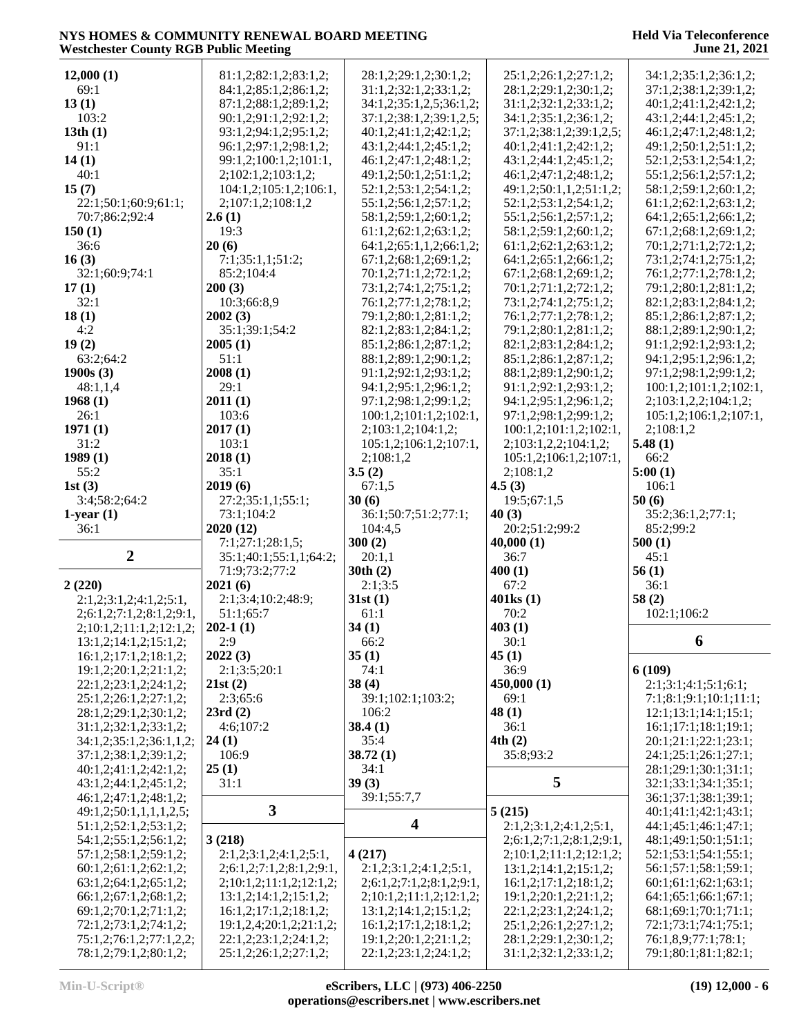**12,000 (1)**
69:1
**13 (1)**
103:2
**13th (1)**
91:1
**14 (1)**
40:1
**15 (7)**
22:1;50:1;60:9;61:1;70:7;86:2;92:4
**150 (1)**
36:6
**16 (3)**
32:1;60:9;74:1
**17 (1)**
32:1
**18 (1)**
4:2
**19 (2)**
63:2;64:2
**1900s (3)**
48:1,1,4
**1968 (1)**
26:1
**1971 (1)**
31:2
**1989 (1)**
55:2
**1st (3)**
3:4;58:2;64:2
**1-year (1)**
36:1

## 2

**2 (220)**
2:1,2;3:1,2;4:1,2;5:1,2;6:1,2;7:1,2;8:1,2;9:1,2;10:1,2;11:1,2;12:1,2;13:1,2;14:1,2;15:1,2;16:1,2;17:1,2;18:1,2;19:1,2;20:1,2;21:1,2;22:1,2;23:1,2;24:1,2;25:1,2;26:1,2;27:1,2;28:1,2;29:1,2;30:1,2;31:1,2;32:1,2;33:1,2;34:1,2;35:1,2;36:1,1,2;37:1,2;38:1,2;39:1,2;40:1,2;41:1,2;42:1,2;43:1,2;44:1,2;45:1,2;46:1,2;47:1,2;48:1,2;49:1,2;50:1,1,1,1,2,5;51:1,2;52:1,2;53:1,2;54:1,2;55:1,2;56:1,2;57:1,2;58:1,2;59:1,2;60:1,2;61:1,2;62:1,2;63:1,2;64:1,2;65:1,2;66:1,2;67:1,2;68:1,2;69:1,2;70:1,2;71:1,2;72:1,2;73:1,2;74:1,2;75:1,2;76:1,2;77:1,2,2;78:1,2;79:1,2;80:1,2;81:1,2;82:1,2;83:1,2;84:1,2;85:1,2;86:1,2;87:1,2;88:1,2;89:1,2;90:1,2;91:1,2;92:1,2;93:1,2;94:1,2;95:1,2;96:1,2;97:1,2;98:1,2;99:1,2;100:1,2;101:1,2;102:1,2;103:1,2;104:1,2;105:1,2;106:1,2;107:1,2;108:1,2
**2.6 (1)**
19:3
**20 (6)**
7:1;35:1,1;51:2;85:2;104:4
**200 (3)**
10:3;66:8,9
**2002 (3)**
35:1;39:1;54:2
**2005 (1)**
51:1
**2008 (1)**
29:1
**2011 (1)**
103:6
**2017 (1)**
103:1
**2018 (1)**
35:1
**2019 (6)**
27:2;35:1,1;55:1;73:1;104:2
**2020 (12)**
7:1;27:1;28:1,5;35:1;40:1;55:1,1;64:2;71:9;73:2;77:2
**2021 (6)**
2:1;3:4;10:2;48:9;51:1;65:7
**202-1 (1)**
2:9
**2022 (3)**
2:1;3:5;20:1
**21st (2)**
2:3;65:6
**23rd (2)**
4:6;107:2
**24 (1)**
106:9
**25 (1)**
31:1

## 3

**3 (218)**
2:1,2;3:1,2;4:1,2;5:1,2;6:1,2;7:1,2;8:1,2;9:1,2;10:1,2;11:1,2;12:1,2;13:1,2;14:1,2;15:1,2;16:1,2;17:1,2;18:1,2;19:1,2,4;20:1,2;21:1,2;22:1,2;23:1,2;24:1,2;25:1,2;26:1,2;27:1,2;28:1,2;29:1,2;30:1,2;31:1,2;32:1,2;33:1,2;34:1,2;35:1,2,5;36:1,2;37:1,2;38:1,2;39:1,2,5;40:1,2;41:1,2;42:1,2;43:1,2;44:1,2;45:1,2;46:1,2;47:1,2;48:1,2;49:1,2;50:1,2;51:1,2;52:1,2;53:1,2;54:1,2;55:1,2;56:1,2;57:1,2;58:1,2;59:1,2;60:1,2;61:1,2;62:1,2;63:1,2;64:1,2;65:1,1,2;66:1,2;67:1,2;68:1,2;69:1,2;70:1,2;71:1,2;72:1,2;73:1,2;74:1,2;75:1,2;76:1,2;77:1,2;78:1,2;79:1,2;80:1,2;81:1,2;82:1,2;83:1,2;84:1,2;85:1,2;86:1,2;87:1,2;88:1,2;89:1,2;90:1,2;91:1,2;92:1,2;93:1,2;94:1,2;95:1,2;96:1,2;97:1,2;98:1,2;99:1,2;100:1,2;101:1,2;102:1,2;103:1,2;104:1,2;105:1,2;106:1,2;107:1,2;108:1,2
**3.5 (2)**
67:1,5
**30 (6)**
36:1;50:7;51:2;77:1;104:4,5
**300 (2)**
20:1,1
**30th (2)**
2:1;3:5
**31st (1)**
61:1
**34 (1)**
66:2
**35 (1)**
74:1
**38 (4)**
39:1;102:1;103:2;106:2
**38.4 (1)**
35:4
**38.72 (1)**
34:1
**39 (3)**
39:1;55:7,7

## 4

**4 (217)**
2:1,2;3:1,2;4:1,2;5:1,2;6:1,2;7:1,2;8:1,2;9:1,2;10:1,2;11:1,2;12:1,2;13:1,2;14:1,2;15:1,2;16:1,2;17:1,2;18:1,2;19:1,2;20:1,2;21:1,2;22:1,2;23:1,2;24:1,2;25:1,2;26:1,2;27:1,2;28:1,2;29:1,2;30:1,2;31:1,2;32:1,2;33:1,2;34:1,2;35:1,2;36:1,2;37:1,2;38:1,2;39:1,2,5;40:1,2;41:1,2;42:1,2;43:1,2;44:1,2;45:1,2;46:1,2;47:1,2;48:1,2;49:1,2;50:1,1,2;51:1,2;52:1,2;53:1,2;54:1,2;55:1,2;56:1,2;57:1,2;58:1,2;59:1,2;60:1,2;61:1,2;62:1,2;63:1,2;64:1,2;65:1,2;66:1,2;67:1,2;68:1,2;69:1,2;70:1,2;71:1,2;72:1,2;73:1,2;74:1,2;75:1,2;76:1,2;77:1,2;78:1,2;79:1,2;80:1,2;81:1,2;82:1,2;83:1,2;84:1,2;85:1,2;86:1,2;87:1,2;88:1,2;89:1,2;90:1,2;91:1,2;92:1,2;93:1,2;94:1,2;95:1,2;96:1,2;97:1,2;98:1,2;99:1,2;100:1,2;101:1,2;102:1,2;103:1,2,2;104:1,2;105:1,2;106:1,2;107:1,2;108:1,2
**4.5 (3)**
19:5;67:1,5
**40 (3)**
20:2;51:2;99:2
**40,000 (1)**
36:7
**400 (1)**
67:2
**401ks (1)**
70:2
**403 (1)**
30:1
**45 (1)**
36:9
**450,000 (1)**
69:1
**48 (1)**
36:1
**4th (2)**
35:8;93:2

## 5

**5 (215)**
2:1,2;3:1,2;4:1,2;5:1,2;6:1,2;7:1,2;8:1,2;9:1,2;10:1,2;11:1,2;12:1,2;13:1,2;14:1,2;15:1,2;16:1,2;17:1,2;18:1,2;19:1,2;20:1,2;21:1,2;22:1,2;23:1,2;24:1,2;25:1,2;26:1,2;27:1,2;28:1,2;29:1,2;30:1,2;31:1,2;32:1,2;33:1,2;34:1,2;35:1,2;36:1,2;37:1,2;38:1,2;39:1,2;40:1,2;41:1,2;42:1,2;43:1,2;44:1,2;45:1,2;46:1,2;47:1,2;48:1,2;49:1,2;50:1,2;51:1,2;52:1,2;53:1,2;54:1,2;55:1,2;56:1,2;57:1,2;58:1,2;59:1,2;60:1,2;61:1,2;62:1,2;63:1,2;64:1,2;65:1,2;66:1,2;67:1,2;68:1,2;69:1,2;70:1,2;71:1,2;72:1,2;73:1,2;74:1,2;75:1,2;76:1,2;77:1,2;78:1,2;79:1,2;80:1,2;81:1,2;82:1,2;83:1,2;84:1,2;85:1,2;86:1,2;87:1,2;88:1,2;89:1,2;90:1,2;91:1,2;92:1,2;93:1,2;94:1,2;95:1,2;96:1,2;97:1,2;98:1,2;99:1,2;100:1,2;101:1,2;102:1,2;103:1,2;104:1,2;105:1,2;106:1,2;107:1,2;108:1,2
**5.48 (1)**
66:2
**5:00 (1)**
106:1
**50 (6)**
35:2;36:1,2;77:1;85:2;99:2
**500 (1)**
45:1
**56 (1)**
36:1
**58 (2)**
102:1;106:2

## 6

**6 (109)**
2:1;3:1;4:1;5:1;6:1;7:1;8:1;9:1;10:1;11:1;12:1;13:1;14:1;15:1;16:1;17:1;18:1;19:1;20:1;21:1;22:1;23:1;24:1;25:1;26:1;27:1;28:1;29:1;30:1;31:1;32:1;33:1;34:1;35:1;36:1;37:1;38:1;39:1;40:1;41:1;42:1;43:1;44:1;45:1;46:1;47:1;48:1;49:1;50:1;51:1;52:1;53:1;54:1;55:1;56:1;57:1;58:1;59:1;60:1;61:1;62:1;63:1;64:1;65:1;66:1;67:1;68:1;69:1;70:1;71:1;72:1;73:1;74:1;75:1;76:1,8,9;77:1;78:1;79:1;80:1;81:1;82:1;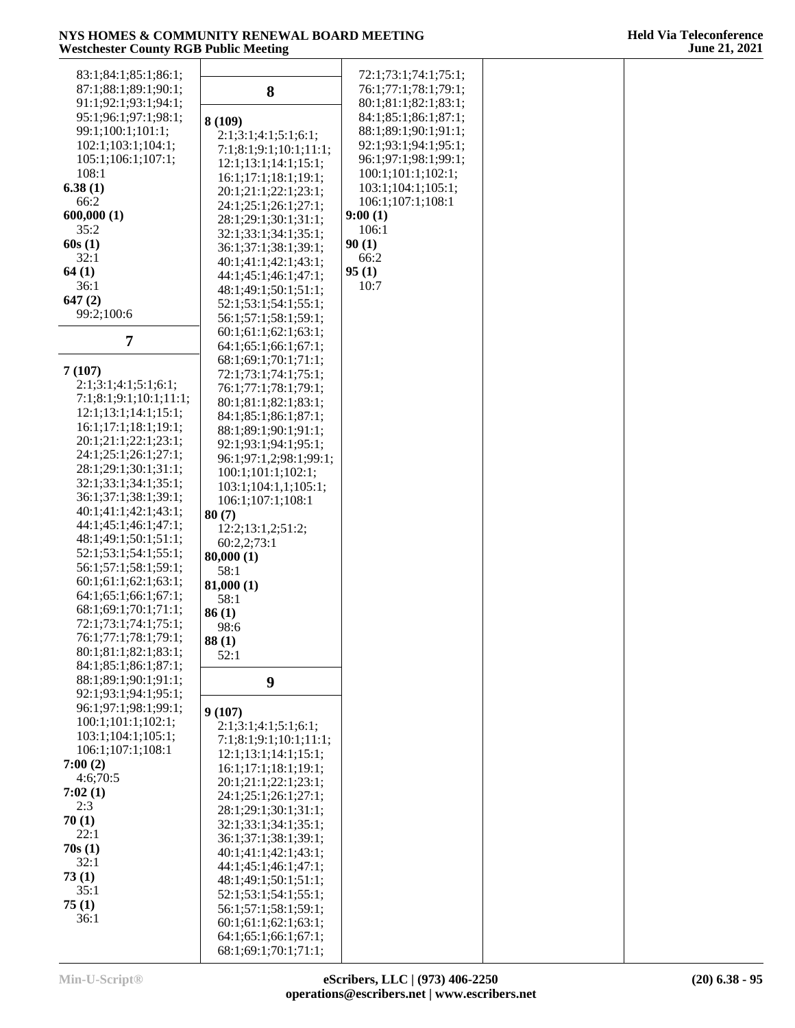83:1;84:1;85:1;86:1;
87:1;88:1;89:1;90:1;
91:1;92:1;93:1;94:1;
95:1;96:1;97:1;98:1;
99:1;100:1;101:1;
102:1;103:1;104:1;
105:1;106:1;107:1;
108:1

**6.38 (1)**
66:2

**600,000 (1)**
35:2

**60s (1)**
32:1

**64 (1)**
36:1

**647 (2)**
99:2;100:6

## 7

**7 (107)**
2:1;3:1;4:1;5:1;6:1;
7:1;8:1;9:1;10:1;11:1;
12:1;13:1;14:1;15:1;
16:1;17:1;18:1;19:1;
20:1;21:1;22:1;23:1;
24:1;25:1;26:1;27:1;
28:1;29:1;30:1;31:1;
32:1;33:1;34:1;35:1;
36:1;37:1;38:1;39:1;
40:1;41:1;42:1;43:1;
44:1;45:1;46:1;47:1;
48:1;49:1;50:1;51:1;
52:1;53:1;54:1;55:1;
56:1;57:1;58:1;59:1;
60:1;61:1;62:1;63:1;
64:1;65:1;66:1;67:1;
68:1;69:1;70:1;71:1;
72:1;73:1;74:1;75:1;
76:1;77:1;78:1;79:1;
80:1;81:1;82:1;83:1;
84:1;85:1;86:1;87:1;
88:1;89:1;90:1;91:1;
92:1;93:1;94:1;95:1;
96:1;97:1;98:1;99:1;
100:1;101:1;102:1;
103:1;104:1;105:1;
106:1;107:1;108:1

**7:00 (2)**
4:6;70:5

**7:02 (1)**
2:3

**70 (1)**
22:1

**70s (1)**
32:1

**73 (1)**
35:1

**75 (1)**
36:1

## 8

**8 (109)**
2:1;3:1;4:1;5:1;6:1;
7:1;8:1;9:1;10:1;11:1;
12:1;13:1;14:1;15:1;
16:1;17:1;18:1;19:1;
20:1;21:1;22:1;23:1;
24:1;25:1;26:1;27:1;
28:1;29:1;30:1;31:1;
32:1;33:1;34:1;35:1;
36:1;37:1;38:1;39:1;
40:1;41:1;42:1;43:1;
44:1;45:1;46:1;47:1;
48:1;49:1;50:1;51:1;
52:1;53:1;54:1;55:1;
56:1;57:1;58:1;59:1;
60:1;61:1;62:1;63:1;
64:1;65:1;66:1;67:1;
68:1;69:1;70:1;71:1;
72:1;73:1;74:1;75:1;
76:1;77:1;78:1;79:1;
80:1;81:1;82:1;83:1;
84:1;85:1;86:1;87:1;
88:1;89:1;90:1;91:1;
92:1;93:1;94:1;95:1;
96:1;97:1,2;98:1;99:1;
100:1;101:1;102:1;
103:1;104:1,1;105:1;
106:1;107:1;108:1

**80 (7)**
12:2;13:1,2;51:2;
60:2,2;73:1

**80,000 (1)**
58:1

**81,000 (1)**
58:1

**86 (1)**
98:6

**88 (1)**
52:1

## 9

**9 (107)**
2:1;3:1;4:1;5:1;6:1;
7:1;8:1;9:1;10:1;11:1;
12:1;13:1;14:1;15:1;
16:1;17:1;18:1;19:1;
20:1;21:1;22:1;23:1;
24:1;25:1;26:1;27:1;
28:1;29:1;30:1;31:1;
32:1;33:1;34:1;35:1;
36:1;37:1;38:1;39:1;
40:1;41:1;42:1;43:1;
44:1;45:1;46:1;47:1;
48:1;49:1;50:1;51:1;
52:1;53:1;54:1;55:1;
56:1;57:1;58:1;59:1;
60:1;61:1;62:1;63:1;
64:1;65:1;66:1;67:1;
68:1;69:1;70:1;71:1;
72:1;73:1;74:1;75:1;
76:1;77:1;78:1;79:1;
80:1;81:1;82:1;83:1;
84:1;85:1;86:1;87:1;
88:1;89:1;90:1;91:1;
92:1;93:1;94:1;95:1;
96:1;97:1;98:1;99:1;
100:1;101:1;102:1;
103:1;104:1;105:1;
106:1;107:1;108:1

**9:00 (1)**
106:1

**90 (1)**
66:2

**95 (1)**
10:7